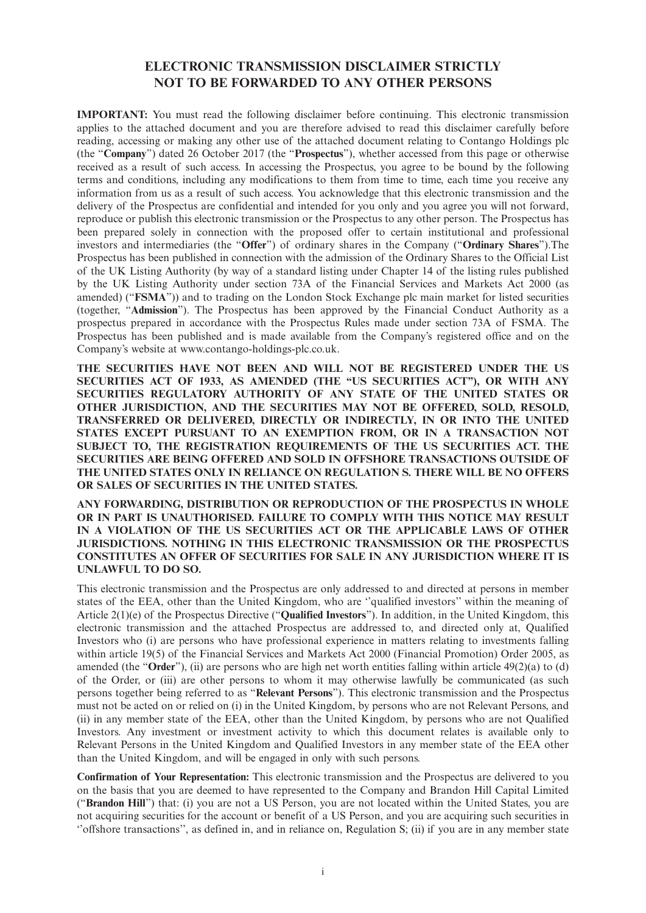# ELECTRONIC TRANSMISSION DISCLAIMER STRICTLY NOT TO BE FORWARDED TO ANY OTHER PERSONS

**IMPORTANT:** You must read the following disclaimer before continuing. This electronic transmission applies to the attached document and you are therefore advised to read this disclaimer carefully before reading, accessing or making any other use of the attached document relating to Contango Holdings plc (the "**Company**") dated 26 October 2017 (the "**Prospectus**"), whether accessed from this page or otherwise received as a result of such access. In accessing the Prospectus, you agree to be bound by the following terms and conditions, including any modifications to them from time to time, each time you receive any information from us as a result of such access. You acknowledge that this electronic transmission and the delivery of the Prospectus are confidential and intended for you only and you agree you will not forward, reproduce or publish this electronic transmission or the Prospectus to any other person. The Prospectus has been prepared solely in connection with the proposed offer to certain institutional and professional investors and intermediaries (the "**Offer**") of ordinary shares in the Company ("**Ordinary Shares**").The Prospectus has been published in connection with the admission of the Ordinary Shares to the Official List of the UK Listing Authority (by way of a standard listing under Chapter 14 of the listing rules published by the UK Listing Authority under section 73A of the Financial Services and Markets Act 2000 (as amended) ("**FSMA**")) and to trading on the London Stock Exchange plc main market for listed securities (together, "**Admission**"). The Prospectus has been approved by the Financial Conduct Authority as a prospectus prepared in accordance with the Prospectus Rules made under section 73A of FSMA. The Prospectus has been published and is made available from the Company's registered office and on the Company's website at www.contango-holdings-plc.co.uk.

**THE SECURITIES HAVE NOT BEEN AND WILL NOT BE REGISTERED UNDER THE US SECURITIES ACT OF 1933, AS AMENDED (THE "US SECURITIES ACT"), OR WITH ANY SECURITIES REGULATORY AUTHORITY OF ANY STATE OF THE UNITED STATES OR OTHER JURISDICTION, AND THE SECURITIES MAY NOT BE OFFERED, SOLD, RESOLD, TRANSFERRED OR DELIVERED, DIRECTLY OR INDIRECTLY, IN OR INTO THE UNITED STATES EXCEPT PURSUANT TO AN EXEMPTION FROM, OR IN A TRANSACTION NOT SUBJECT TO, THE REGISTRATION REQUIREMENTS OF THE US SECURITIES ACT. THE SECURITIES ARE BEING OFFERED AND SOLD IN OFFSHORE TRANSACTIONS OUTSIDE OF THE UNITED STATES ONLY IN RELIANCE ON REGULATION S. THERE WILL BE NO OFFERS OR SALES OF SECURITIES IN THE UNITED STATES.**

**ANY FORWARDING, DISTRIBUTION OR REPRODUCTION OF THE PROSPECTUS IN WHOLE OR IN PART IS UNAUTHORISED. FAILURE TO COMPLY WITH THIS NOTICE MAY RESULT IN A VIOLATION OF THE US SECURITIES ACT OR THE APPLICABLE LAWS OF OTHER JURISDICTIONS. NOTHING IN THIS ELECTRONIC TRANSMISSION OR THE PROSPECTUS CONSTITUTES AN OFFER OF SECURITIES FOR SALE IN ANY JURISDICTION WHERE IT IS UNLAWFUL TO DO SO.**

This electronic transmission and the Prospectus are only addressed to and directed at persons in member states of the EEA, other than the United Kingdom, who are ''qualified investors'' within the meaning of Article 2(1)(e) of the Prospectus Directive ("**Qualified Investors**"). In addition, in the United Kingdom, this electronic transmission and the attached Prospectus are addressed to, and directed only at, Qualified Investors who (i) are persons who have professional experience in matters relating to investments falling within article 19(5) of the Financial Services and Markets Act 2000 (Financial Promotion) Order 2005, as amended (the "**Order**"), (ii) are persons who are high net worth entities falling within article 49(2)(a) to (d) of the Order, or (iii) are other persons to whom it may otherwise lawfully be communicated (as such persons together being referred to as "**Relevant Persons**"). This electronic transmission and the Prospectus must not be acted on or relied on (i) in the United Kingdom, by persons who are not Relevant Persons, and (ii) in any member state of the EEA, other than the United Kingdom, by persons who are not Qualified Investors. Any investment or investment activity to which this document relates is available only to Relevant Persons in the United Kingdom and Qualified Investors in any member state of the EEA other than the United Kingdom, and will be engaged in only with such persons.

**Confirmation of Your Representation:** This electronic transmission and the Prospectus are delivered to you on the basis that you are deemed to have represented to the Company and Brandon Hill Capital Limited ("**Brandon Hill**") that: (i) you are not a US Person, you are not located within the United States, you are not acquiring securities for the account or benefit of a US Person, and you are acquiring such securities in ''offshore transactions'', as defined in, and in reliance on, Regulation S; (ii) if you are in any member state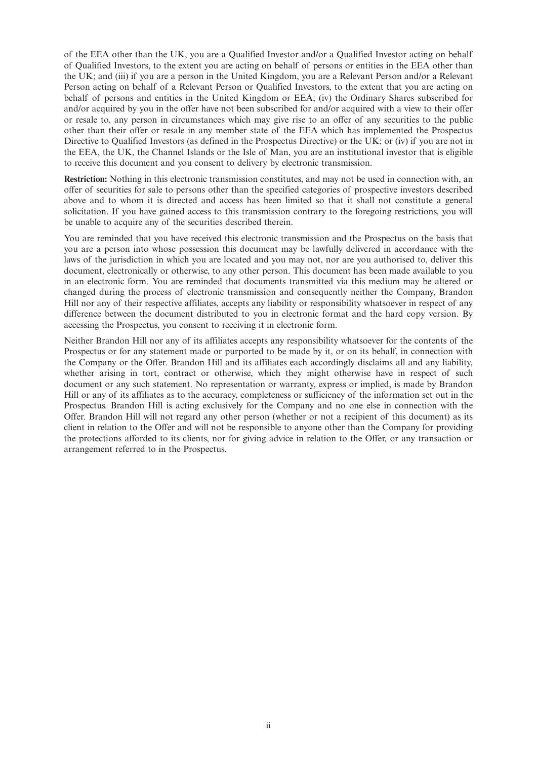of the EEA other than the UK, you are a Qualified Investor and/or a Qualified Investor acting on behalf of Qualified Investors, to the extent you are acting on behalf of persons or entities in the EEA other than the UK; and (iii) if you are a person in the United Kingdom, you are a Relevant Person and/or a Relevant Person acting on behalf of a Relevant Person or Qualified Investors, to the extent that you are acting on behalf of persons and entities in the United Kingdom or EEA; (iv) the Ordinary Shares subscribed for and/or acquired by you in the offer have not been subscribed for and/or acquired with a view to their offer or resale to, any person in circumstances which may give rise to an offer of any securities to the public other than their offer or resale in any member state of the EEA which has implemented the Prospectus Directive to Qualified Investors (as defined in the Prospectus Directive) or the UK; or (iv) if you are not in the EEA, the UK, the Channel Islands or the Isle of Man, you are an institutional investor that is eligible to receive this document and you consent to delivery by electronic transmission.

**Restriction:** Nothing in this electronic transmission constitutes, and may not be used in connection with, an offer of securities for sale to persons other than the specified categories of prospective investors described above and to whom it is directed and access has been limited so that it shall not constitute a general solicitation. If you have gained access to this transmission contrary to the foregoing restrictions, you will be unable to acquire any of the securities described therein.

You are reminded that you have received this electronic transmission and the Prospectus on the basis that you are a person into whose possession this document may be lawfully delivered in accordance with the laws of the jurisdiction in which you are located and you may not, nor are you authorised to, deliver this document, electronically or otherwise, to any other person. This document has been made available to you in an electronic form. You are reminded that documents transmitted via this medium may be altered or changed during the process of electronic transmission and consequently neither the Company, Brandon Hill nor any of their respective affiliates, accepts any liability or responsibility whatsoever in respect of any difference between the document distributed to you in electronic format and the hard copy version. By accessing the Prospectus, you consent to receiving it in electronic form.

Neither Brandon Hill nor any of its affiliates accepts any responsibility whatsoever for the contents of the Prospectus or for any statement made or purported to be made by it, or on its behalf, in connection with the Company or the Offer. Brandon Hill and its affiliates each accordingly disclaims all and any liability, whether arising in tort, contract or otherwise, which they might otherwise have in respect of such document or any such statement. No representation or warranty, express or implied, is made by Brandon Hill or any of its affiliates as to the accuracy, completeness or sufficiency of the information set out in the Prospectus. Brandon Hill is acting exclusively for the Company and no one else in connection with the Offer. Brandon Hill will not regard any other person (whether or not a recipient of this document) as its client in relation to the Offer and will not be responsible to anyone other than the Company for providing the protections afforded to its clients, nor for giving advice in relation to the Offer, or any transaction or arrangement referred to in the Prospectus.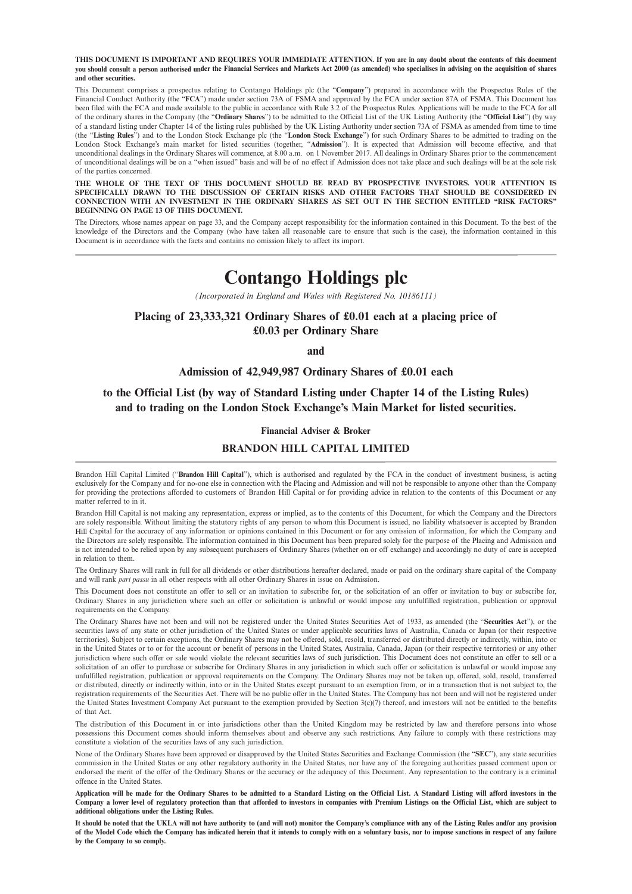**THIS DOCUMENT IS IMPORTANT AND REQUIRES YOUR IMMEDIATE ATTENTION. If you are in any doubt about the contents of this document you should consult a person authorised under the Financial Services and Markets Act 2000 (as amended) who specialises in advising on the acquisition of shares and other securities.**

This Document comprises a prospectus relating to Contango Holdings plc (the "**Company**") prepared in accordance with the Prospectus Rules of the Financial Conduct Authority (the "**FCA**") made under section 73A of FSMA and approved by the FCA under section 87A of FSMA. This Document has been filed with the FCA and made available to the public in accordance with Rule 3.2 of the Prospectus Rules. Applications will be made to the FCA for all of the ordinary shares in the Company (the "**Ordinary Shares**") to be admitted to the Official List of the UK Listing Authority (the "**Official List**") by way of a standard listing under Chapter 14 of the listing rules published by the UK Listing Authority under section 73A of FSMA as amended from time to time (the "**Listing Rules**") and to the London Stock Exchange plc (the "**London Stock Exchange**") for such Ordinary Shares to be admitted to trading on the London Stock Exchange's main market for listed securities (together, "**Admission**"). It is expected that Admission will become effective, and that unconditional dealings in the Ordinary Shares will commence, at 8.00 a.m. on 1 November 2017. All dealings in Ordinary Shares prior to the commencement of unconditional dealings will be on a "when issued" basis and will be of no effect if Admission does not take place and such dealings will be at the sole risk of the parties concerned.

**THE WHOLE OF THE TEXT OF THIS DOCUMENT SHOULD BE READ BY PROSPECTIVE INVESTORS. YOUR ATTENTION IS SPECIFICALLY DRAWN TO THE DISCUSSION OF CERTAIN RISKS AND OTHER FACTORS THAT SHOULD BE CONSIDERED IN CONNECTION WITH AN INVESTMENT IN THE ORDINARY SHARES AS SET OUT IN THE SECTION ENTITLED "RISK FACTORS" BEGINNING ON PAGE 13 OF THIS DOCUMENT.**

The Directors, whose names appear on page 33, and the Company accept responsibility for the information contained in this Document. To the best of the knowledge of the Directors and the Company (who have taken all reasonable care to ensure that such is the case), the information contained in this Document is in accordance with the facts and contains no omission likely to affect its import.

# Contango Holdings plc

*(Incorporated in England and Wales with Registered No. 10186111)*

## Placing of 23,333,321 Ordinary Shares of £0.01 each at a placing price of £0.03 per Ordinary Share

**and**

## Admission of 42,949,987 Ordinary Shares of £0.01 each

## to the Official List (by way of Standard Listing under Chapter 14 of the Listing Rules) and to trading on the London Stock Exchange's Main Market for listed securities.

**Financial Adviser & Broker**

**BRANDON HILL CAPITAL LIMITED**

Brandon Hill Capital Limited ("**Brandon Hill Capital**"), which is authorised and regulated by the FCA in the conduct of investment business, is acting exclusively for the Company and for no-one else in connection with the Placing and Admission and will not be responsible to anyone other than the Company for providing the protections afforded to customers of Brandon Hill Capital or for providing advice in relation to the contents of this Document or any matter referred to in it.

Brandon Hill Capital is not making any representation, express or implied, as to the contents of this Document, for which the Company and the Directors are solely responsible. Without limiting the statutory rights of any person to whom this Document is issued, no liability whatsoever is accepted by Brandon Hill Capital for the accuracy of any information or opinions contained in this Document or for any omission of information, for which the Company and the Directors are solely responsible. The information contained in this Document has been prepared solely for the purpose of the Placing and Admission and is not intended to be relied upon by any subsequent purchasers of Ordinary Shares (whether on or off exchange) and accordingly no duty of care is accepted in relation to them.

The Ordinary Shares will rank in full for all dividends or other distributions hereafter declared, made or paid on the ordinary share capital of the Company and will rank *pari passu* in all other respects with all other Ordinary Shares in issue on Admission.

This Document does not constitute an offer to sell or an invitation to subscribe for, or the solicitation of an offer or invitation to buy or subscribe for, Ordinary Shares in any jurisdiction where such an offer or solicitation is unlawful or would impose any unfulfilled registration, publication or approval requirements on the Company.

The Ordinary Shares have not been and will not be registered under the United States Securities Act of 1933, as amended (the "**Securities Act**"), or the securities laws of any state or other jurisdiction of the United States or under applicable securities laws of Australia, Canada or Japan (or their respective territories). Subject to certain exceptions, the Ordinary Shares may not be offered, sold, resold, transferred or distributed directly or indirectly, within, into or in the United States or to or for the account or benefit of persons in the United States, Australia, Canada, Japan (or their respective territories) or any other jurisdiction where such offer or sale would violate the relevant securities laws of such jurisdiction. This Document does not constitute an offer to sell or a solicitation of an offer to purchase or subscribe for Ordinary Shares in any jurisdiction in which such offer or solicitation is unlawful or would impose any unfulfilled registration, publication or approval requirements on the Company. The Ordinary Shares may not be taken up, offered, sold, resold, transferred or distributed, directly or indirectly within, into or in the United States except pursuant to an exemption from, or in a transaction that is not subject to, the registration requirements of the Securities Act. There will be no public offer in the United States. The Company has not been and will not be registered under the United States Investment Company Act pursuant to the exemption provided by Section 3(c)(7) thereof, and investors will not be entitled to the benefits of that Act.

The distribution of this Document in or into jurisdictions other than the United Kingdom may be restricted by law and therefore persons into whose possessions this Document comes should inform themselves about and observe any such restrictions. Any failure to comply with these restrictions may constitute a violation of the securities laws of any such jurisdiction.

None of the Ordinary Shares have been approved or disapproved by the United States Securities and Exchange Commission (the "**SEC**"), any state securities commission in the United States or any other regulatory authority in the United States, nor have any of the foregoing authorities passed comment upon or endorsed the merit of the offer of the Ordinary Shares or the accuracy or the adequacy of this Document. Any representation to the contrary is a criminal offence in the United States.

**Application will be made for the Ordinary Shares to be admitted to a Standard Listing on the Official List. A Standard Listing will afford investors in the Company a lower level of regulatory protection than that afforded to investors in companies with Premium Listings on the Official List, which are subject to additional obligations under the Listing Rules.**

**It should be noted that the UKLA will not have authority to (and will not) monitor the Company's compliance with any of the Listing Rules and/or any provision of the Model Code which the Company has indicated herein that it intends to comply with on a voluntary basis, nor to impose sanctions in respect of any failure by the Company to so comply.**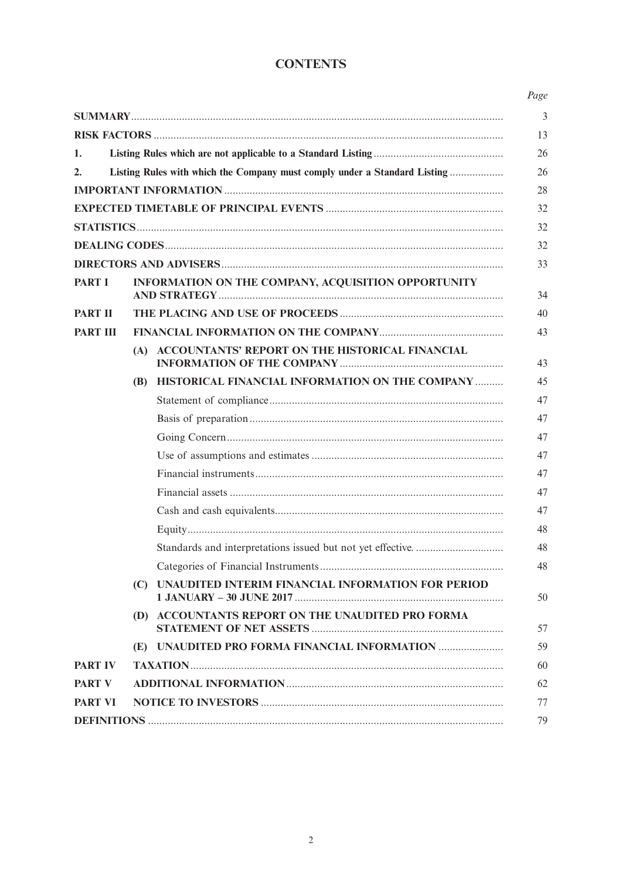# CONTENTS

| | | Page |
|---|---|---|
| **SUMMARY** | | 3 |
| **RISK FACTORS** | | 13 |
| **1.** | **Listing Rules which are not applicable to a Standard Listing** | 26 |
| **2.** | **Listing Rules with which the Company must comply under a Standard Listing** | 26 |
| **IMPORTANT INFORMATION** | | 28 |
| **EXPECTED TIMETABLE OF PRINCIPAL EVENTS** | | 32 |
| **STATISTICS** | | 32 |
| **DEALING CODES** | | 32 |
| **DIRECTORS AND ADVISERS** | | 33 |
| **PART I** | **INFORMATION ON THE COMPANY, ACQUISITION OPPORTUNITY AND STRATEGY** | 34 |
| **PART II** | **THE PLACING AND USE OF PROCEEDS** | 40 |
| **PART III** | **FINANCIAL INFORMATION ON THE COMPANY** | 43 |
| | **(A) ACCOUNTANTS' REPORT ON THE HISTORICAL FINANCIAL INFORMATION OF THE COMPANY** | 43 |
| | **(B) HISTORICAL FINANCIAL INFORMATION ON THE COMPANY** | 45 |
| | Statement of compliance | 47 |
| | Basis of preparation | 47 |
| | Going Concern | 47 |
| | Use of assumptions and estimates | 47 |
| | Financial instruments | 47 |
| | Financial assets | 47 |
| | Cash and cash equivalents | 47 |
| | Equity | 48 |
| | Standards and interpretations issued but not yet effective. | 48 |
| | Categories of Financial Instruments | 48 |
| | **(C) UNAUDITED INTERIM FINANCIAL INFORMATION FOR PERIOD 1 JANUARY – 30 JUNE 2017** | 50 |
| | **(D) ACCOUNTANTS REPORT ON THE UNAUDITED PRO FORMA STATEMENT OF NET ASSETS** | 57 |
| | **(E) UNAUDITED PRO FORMA FINANCIAL INFORMATION** | 59 |
| **PART IV** | **TAXATION** | 60 |
| **PART V** | **ADDITIONAL INFORMATION** | 62 |
| **PART VI** | **NOTICE TO INVESTORS** | 77 |
| **DEFINITIONS** | | 79 |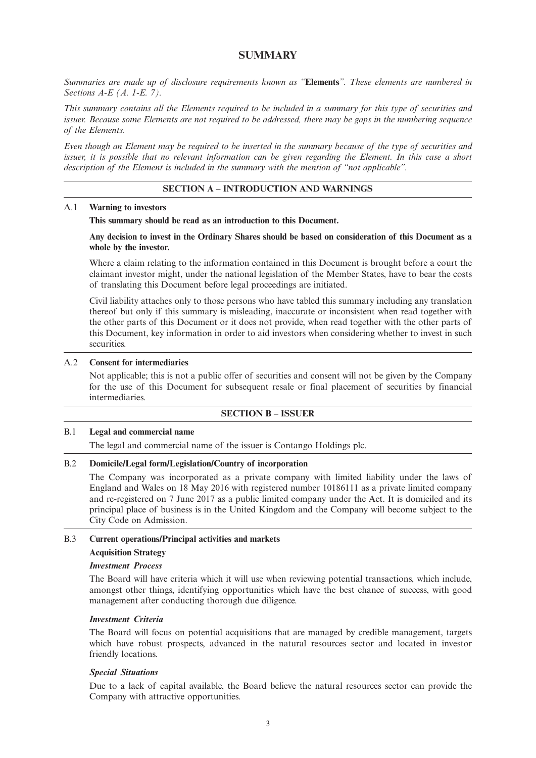# SUMMARY

*Summaries are made up of disclosure requirements known as "**Elements**". These elements are numbered in Sections A-E (A. 1-E. 7).*

*This summary contains all the Elements required to be included in a summary for this type of securities and issuer. Because some Elements are not required to be addressed, there may be gaps in the numbering sequence of the Elements.*

*Even though an Element may be required to be inserted in the summary because of the type of securities and issuer, it is possible that no relevant information can be given regarding the Element. In this case a short description of the Element is included in the summary with the mention of "not applicable".*

## SECTION A – INTRODUCTION AND WARNINGS

### A.1 Warning to investors

**This summary should be read as an introduction to this Document.**

**Any decision to invest in the Ordinary Shares should be based on consideration of this Document as a whole by the investor.**

Where a claim relating to the information contained in this Document is brought before a court the claimant investor might, under the national legislation of the Member States, have to bear the costs of translating this Document before legal proceedings are initiated.

Civil liability attaches only to those persons who have tabled this summary including any translation thereof but only if this summary is misleading, inaccurate or inconsistent when read together with the other parts of this Document or it does not provide, when read together with the other parts of this Document, key information in order to aid investors when considering whether to invest in such securities.

### A.2 Consent for intermediaries

Not applicable; this is not a public offer of securities and consent will not be given by the Company for the use of this Document for subsequent resale or final placement of securities by financial intermediaries.

## SECTION B – ISSUER

### B.1 Legal and commercial name

The legal and commercial name of the issuer is Contango Holdings plc.

### B.2 Domicile/Legal form/Legislation/Country of incorporation

The Company was incorporated as a private company with limited liability under the laws of England and Wales on 18 May 2016 with registered number 10186111 as a private limited company and re-registered on 7 June 2017 as a public limited company under the Act. It is domiciled and its principal place of business is in the United Kingdom and the Company will become subject to the City Code on Admission.

### B.3 Current operations/Principal activities and markets

**Acquisition Strategy**

***Investment Process***

The Board will have criteria which it will use when reviewing potential transactions, which include, amongst other things, identifying opportunities which have the best chance of success, with good management after conducting thorough due diligence.

***Investment Criteria***

The Board will focus on potential acquisitions that are managed by credible management, targets which have robust prospects, advanced in the natural resources sector and located in investor friendly locations.

***Special Situations***

Due to a lack of capital available, the Board believe the natural resources sector can provide the Company with attractive opportunities.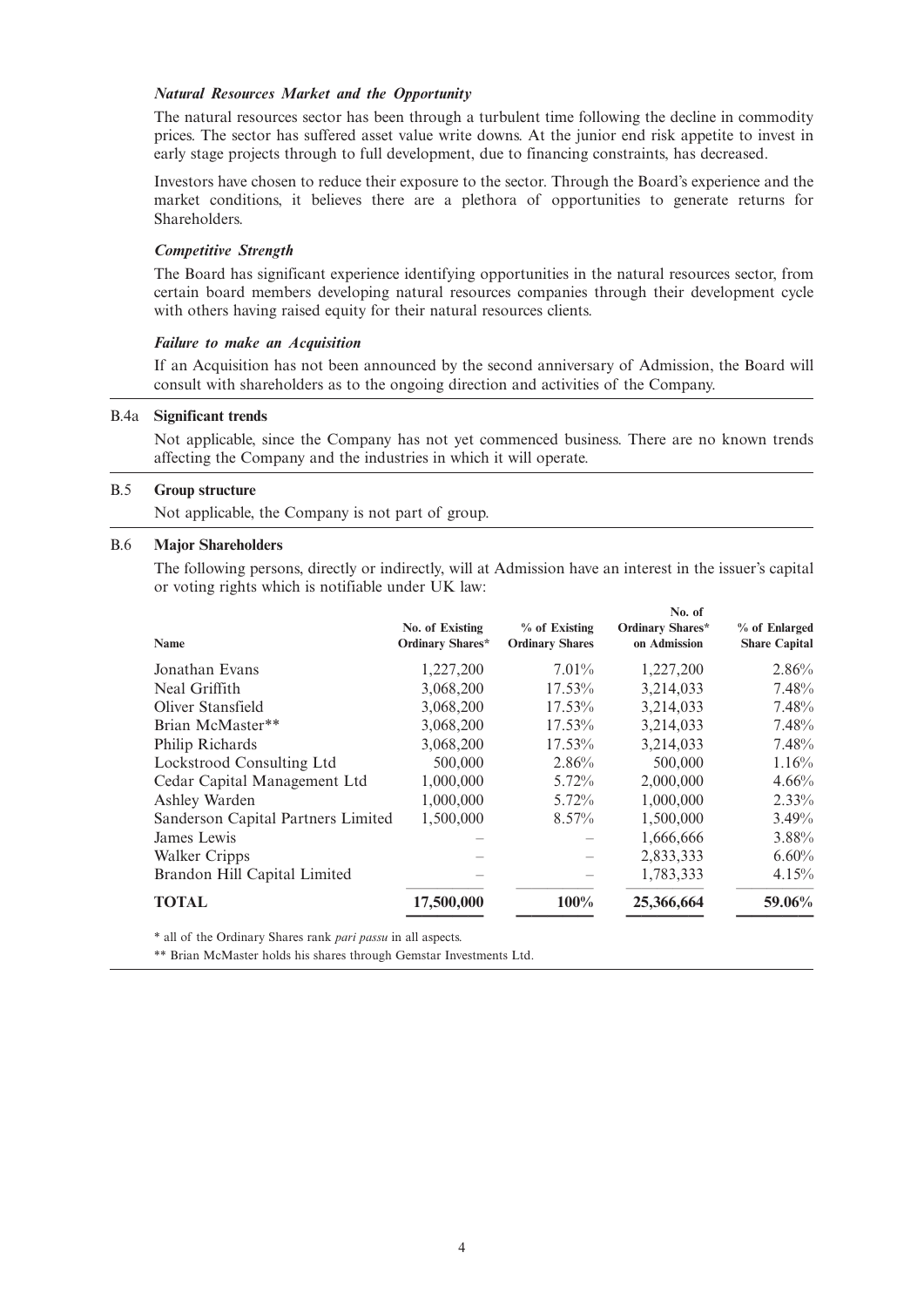***Natural Resources Market and the Opportunity***

The natural resources sector has been through a turbulent time following the decline in commodity prices. The sector has suffered asset value write downs. At the junior end risk appetite to invest in early stage projects through to full development, due to financing constraints, has decreased.

Investors have chosen to reduce their exposure to the sector. Through the Board's experience and the market conditions, it believes there are a plethora of opportunities to generate returns for Shareholders.

***Competitive Strength***

The Board has significant experience identifying opportunities in the natural resources sector, from certain board members developing natural resources companies through their development cycle with others having raised equity for their natural resources clients.

***Failure to make an Acquisition***

If an Acquisition has not been announced by the second anniversary of Admission, the Board will consult with shareholders as to the ongoing direction and activities of the Company.

**B.4a Significant trends**

Not applicable, since the Company has not yet commenced business. There are no known trends affecting the Company and the industries in which it will operate.

**B.5 Group structure**

Not applicable, the Company is not part of group.

**B.6 Major Shareholders**

The following persons, directly or indirectly, will at Admission have an interest in the issuer's capital or voting rights which is notifiable under UK law:

| Name | No. of Existing Ordinary Shares* | % of Existing Ordinary Shares | No. of Ordinary Shares* on Admission | % of Enlarged Share Capital |
|---|---|---|---|---|
| Jonathan Evans | 1,227,200 | 7.01% | 1,227,200 | 2.86% |
| Neal Griffith | 3,068,200 | 17.53% | 3,214,033 | 7.48% |
| Oliver Stansfield | 3,068,200 | 17.53% | 3,214,033 | 7.48% |
| Brian McMaster** | 3,068,200 | 17.53% | 3,214,033 | 7.48% |
| Philip Richards | 3,068,200 | 17.53% | 3,214,033 | 7.48% |
| Lockstrood Consulting Ltd | 500,000 | 2.86% | 500,000 | 1.16% |
| Cedar Capital Management Ltd | 1,000,000 | 5.72% | 2,000,000 | 4.66% |
| Ashley Warden | 1,000,000 | 5.72% | 1,000,000 | 2.33% |
| Sanderson Capital Partners Limited | 1,500,000 | 8.57% | 1,500,000 | 3.49% |
| James Lewis | – | – | 1,666,666 | 3.88% |
| Walker Cripps | – | – | 2,833,333 | 6.60% |
| Brandon Hill Capital Limited | – | – | 1,783,333 | 4.15% |
| **TOTAL** | **17,500,000** | **100%** | **25,366,664** | **59.06%** |

\* all of the Ordinary Shares rank *pari passu* in all aspects.

\*\* Brian McMaster holds his shares through Gemstar Investments Ltd.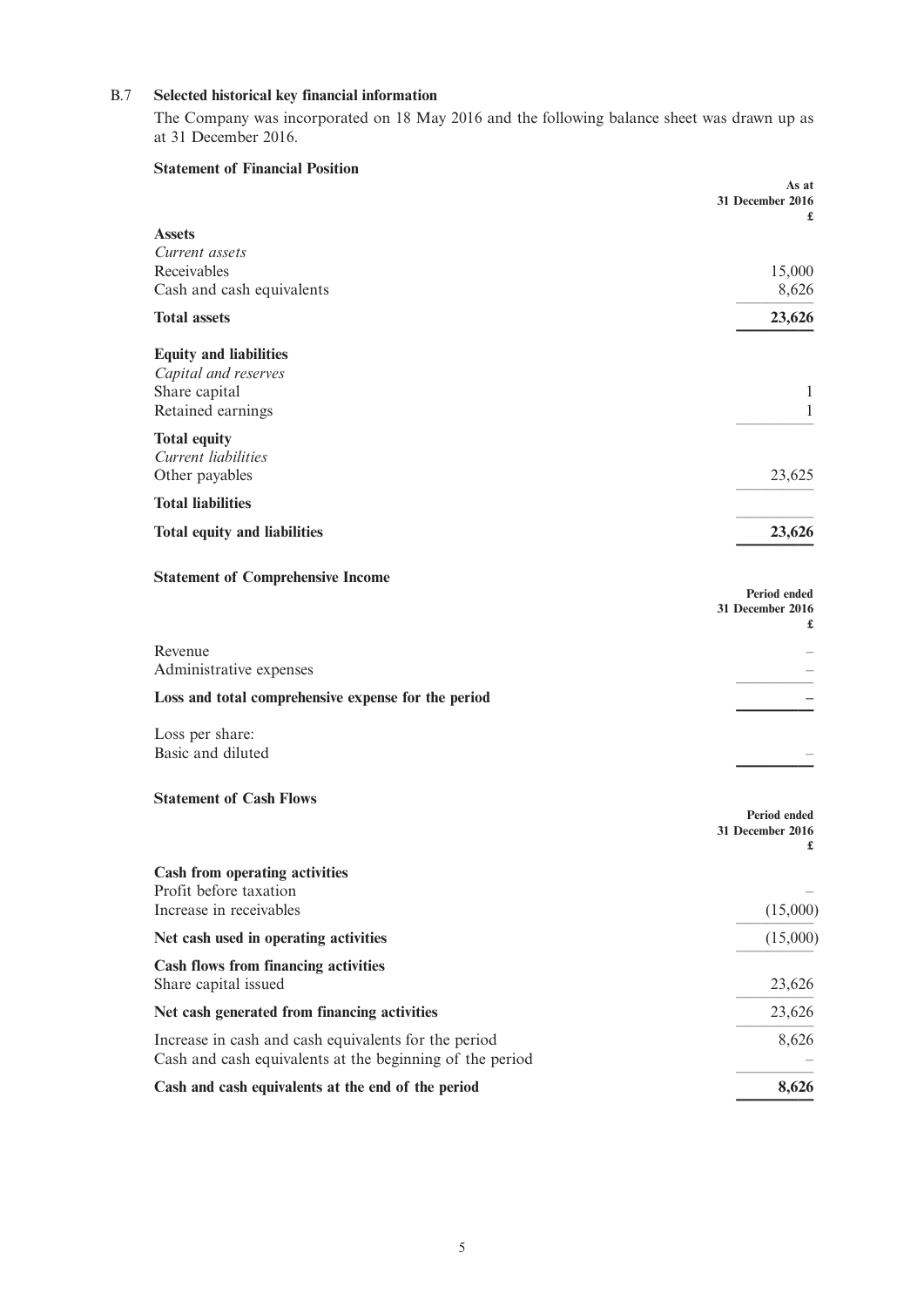### B.7 Selected historical key financial information

The Company was incorporated on 18 May 2016 and the following balance sheet was drawn up as at 31 December 2016.

**Statement of Financial Position**

| | As at 31 December 2016 £ |
|---|---|
| **Assets** | |
| *Current assets* | |
| Receivables | 15,000 |
| Cash and cash equivalents | 8,626 |
| **Total assets** | **23,626** |
| **Equity and liabilities** | |
| *Capital and reserves* | |
| Share capital | 1 |
| Retained earnings | 1 |
| **Total equity** | |
| *Current liabilities* | |
| Other payables | 23,625 |
| **Total liabilities** | |
| **Total equity and liabilities** | **23,626** |

**Statement of Comprehensive Income**

| | Period ended 31 December 2016 £ |
|---|---|
| Revenue | – |
| Administrative expenses | – |
| **Loss and total comprehensive expense for the period** | **–** |
| Loss per share: | |
| Basic and diluted | – |

**Statement of Cash Flows**

| | Period ended 31 December 2016 £ |
|---|---|
| **Cash from operating activities** | |
| Profit before taxation | – |
| Increase in receivables | (15,000) |
| **Net cash used in operating activities** | (15,000) |
| **Cash flows from financing activities** | |
| Share capital issued | 23,626 |
| **Net cash generated from financing activities** | 23,626 |
| Increase in cash and cash equivalents for the period | 8,626 |
| Cash and cash equivalents at the beginning of the period | – |
| **Cash and cash equivalents at the end of the period** | **8,626** |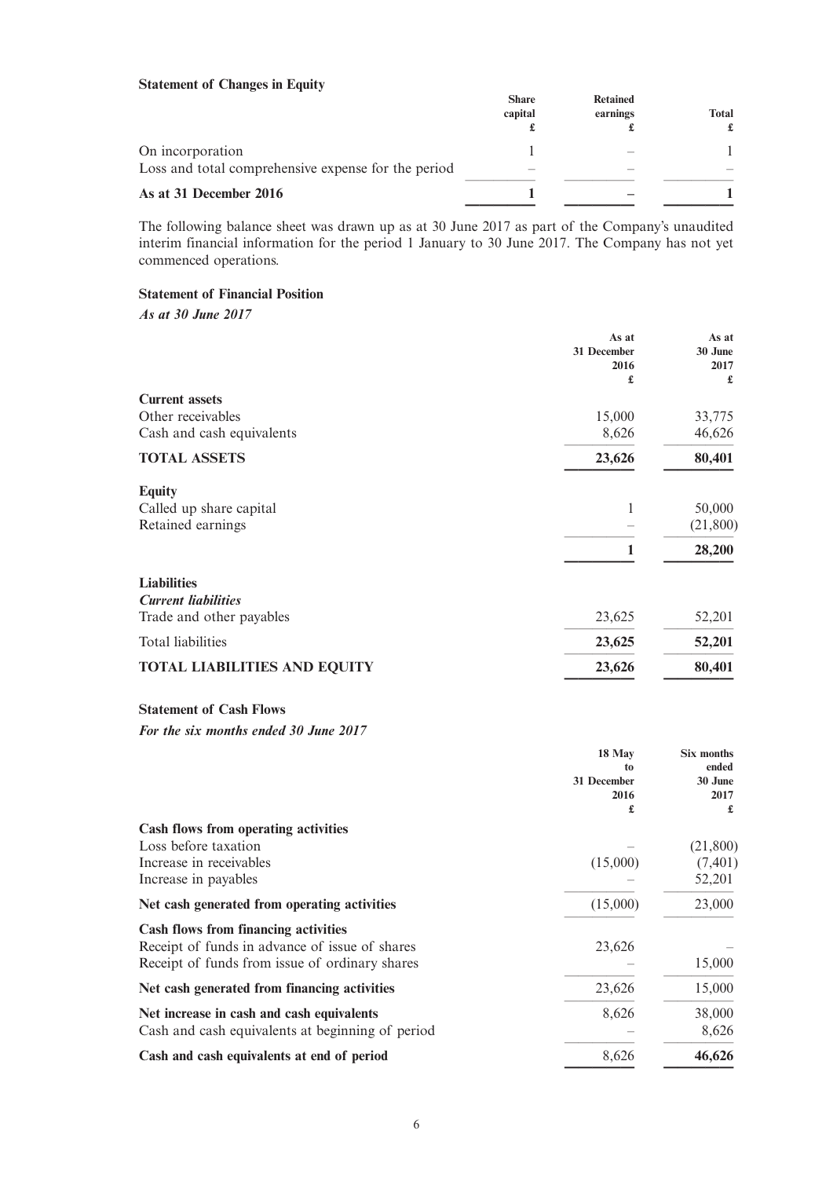**Statement of Changes in Equity**

| | Share capital £ | Retained earnings £ | Total £ |
|---|---|---|---|
| On incorporation | 1 | – | 1 |
| Loss and total comprehensive expense for the period | – | – | – |
| **As at 31 December 2016** | **1** | **–** | **1** |

The following balance sheet was drawn up as at 30 June 2017 as part of the Company's unaudited interim financial information for the period 1 January to 30 June 2017. The Company has not yet commenced operations.

**Statement of Financial Position**

***As at 30 June 2017***

| | As at 31 December 2016 £ | As at 30 June 2017 £ |
|---|---|---|
| **Current assets** | | |
| Other receivables | 15,000 | 33,775 |
| Cash and cash equivalents | 8,626 | 46,626 |
| **TOTAL ASSETS** | **23,626** | **80,401** |
| **Equity** | | |
| Called up share capital | 1 | 50,000 |
| Retained earnings | – | (21,800) |
| | **1** | **28,200** |
| **Liabilities** | | |
| ***Current liabilities*** | | |
| Trade and other payables | 23,625 | 52,201 |
| Total liabilities | **23,625** | **52,201** |
| **TOTAL LIABILITIES AND EQUITY** | **23,626** | **80,401** |

**Statement of Cash Flows**

***For the six months ended 30 June 2017***

| | 18 May to 31 December 2016 £ | Six months ended 30 June 2017 £ |
|---|---|---|
| **Cash flows from operating activities** | | |
| Loss before taxation | – | (21,800) |
| Increase in receivables | (15,000) | (7,401) |
| Increase in payables | – | 52,201 |
| **Net cash generated from operating activities** | (15,000) | 23,000 |
| **Cash flows from financing activities** | | |
| Receipt of funds in advance of issue of shares | 23,626 | – |
| Receipt of funds from issue of ordinary shares | – | 15,000 |
| **Net cash generated from financing activities** | 23,626 | 15,000 |
| **Net increase in cash and cash equivalents** | 8,626 | 38,000 |
| Cash and cash equivalents at beginning of period | – | 8,626 |
| **Cash and cash equivalents at end of period** | 8,626 | **46,626** |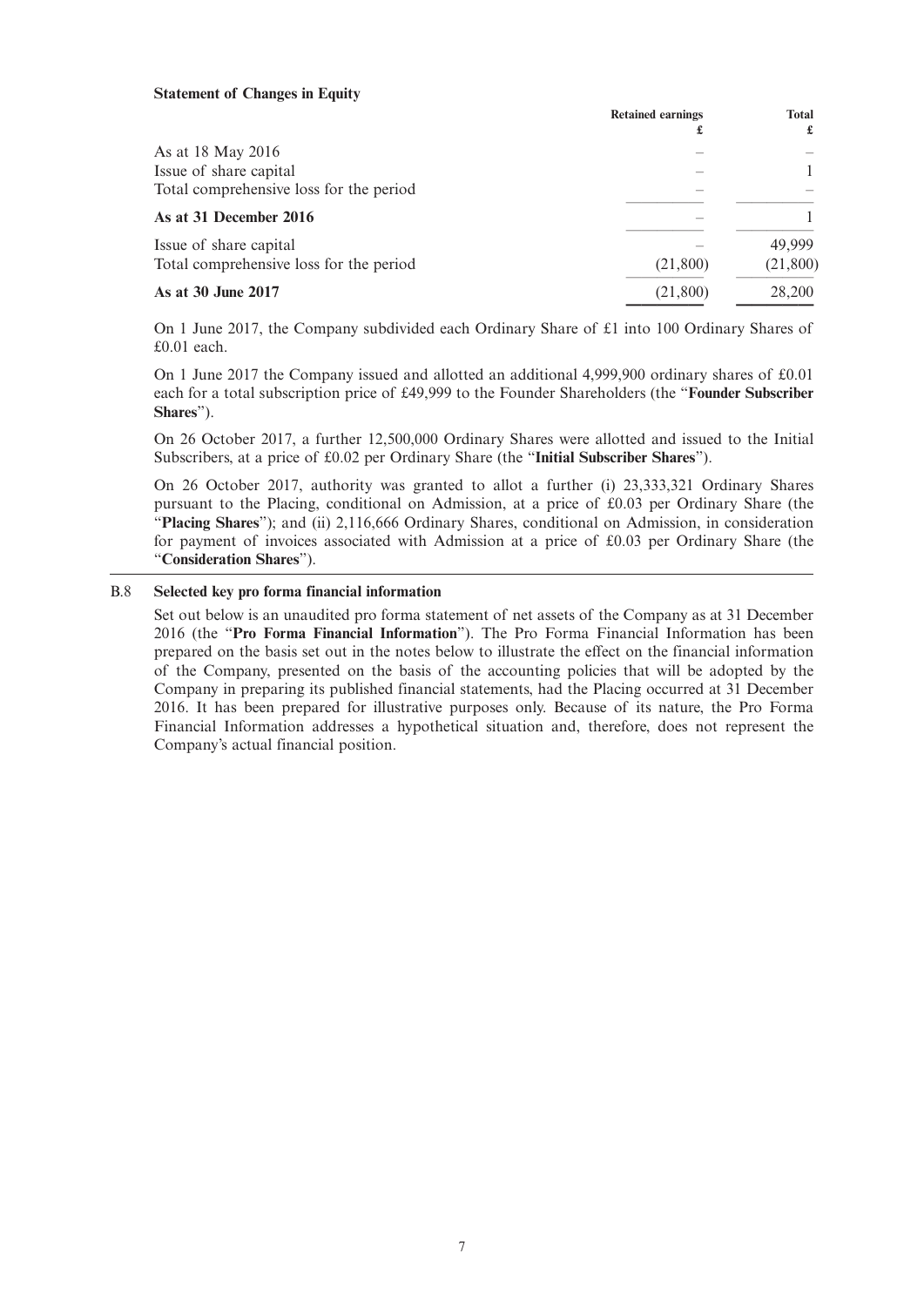**Statement of Changes in Equity**

| | Retained earnings £ | Total £ |
|---|---|---|
| As at 18 May 2016 | – | – |
| Issue of share capital | – | 1 |
| Total comprehensive loss for the period | – | – |
| **As at 31 December 2016** | – | 1 |
| Issue of share capital | – | 49,999 |
| Total comprehensive loss for the period | (21,800) | (21,800) |
| **As at 30 June 2017** | (21,800) | 28,200 |

On 1 June 2017, the Company subdivided each Ordinary Share of £1 into 100 Ordinary Shares of £0.01 each.

On 1 June 2017 the Company issued and allotted an additional 4,999,900 ordinary shares of £0.01 each for a total subscription price of £49,999 to the Founder Shareholders (the "**Founder Subscriber Shares**").

On 26 October 2017, a further 12,500,000 Ordinary Shares were allotted and issued to the Initial Subscribers, at a price of £0.02 per Ordinary Share (the "**Initial Subscriber Shares**").

On 26 October 2017, authority was granted to allot a further (i) 23,333,321 Ordinary Shares pursuant to the Placing, conditional on Admission, at a price of £0.03 per Ordinary Share (the "**Placing Shares**"); and (ii) 2,116,666 Ordinary Shares, conditional on Admission, in consideration for payment of invoices associated with Admission at a price of £0.03 per Ordinary Share (the "**Consideration Shares**").

**B.8 Selected key pro forma financial information**

Set out below is an unaudited pro forma statement of net assets of the Company as at 31 December 2016 (the "**Pro Forma Financial Information**"). The Pro Forma Financial Information has been prepared on the basis set out in the notes below to illustrate the effect on the financial information of the Company, presented on the basis of the accounting policies that will be adopted by the Company in preparing its published financial statements, had the Placing occurred at 31 December 2016. It has been prepared for illustrative purposes only. Because of its nature, the Pro Forma Financial Information addresses a hypothetical situation and, therefore, does not represent the Company's actual financial position.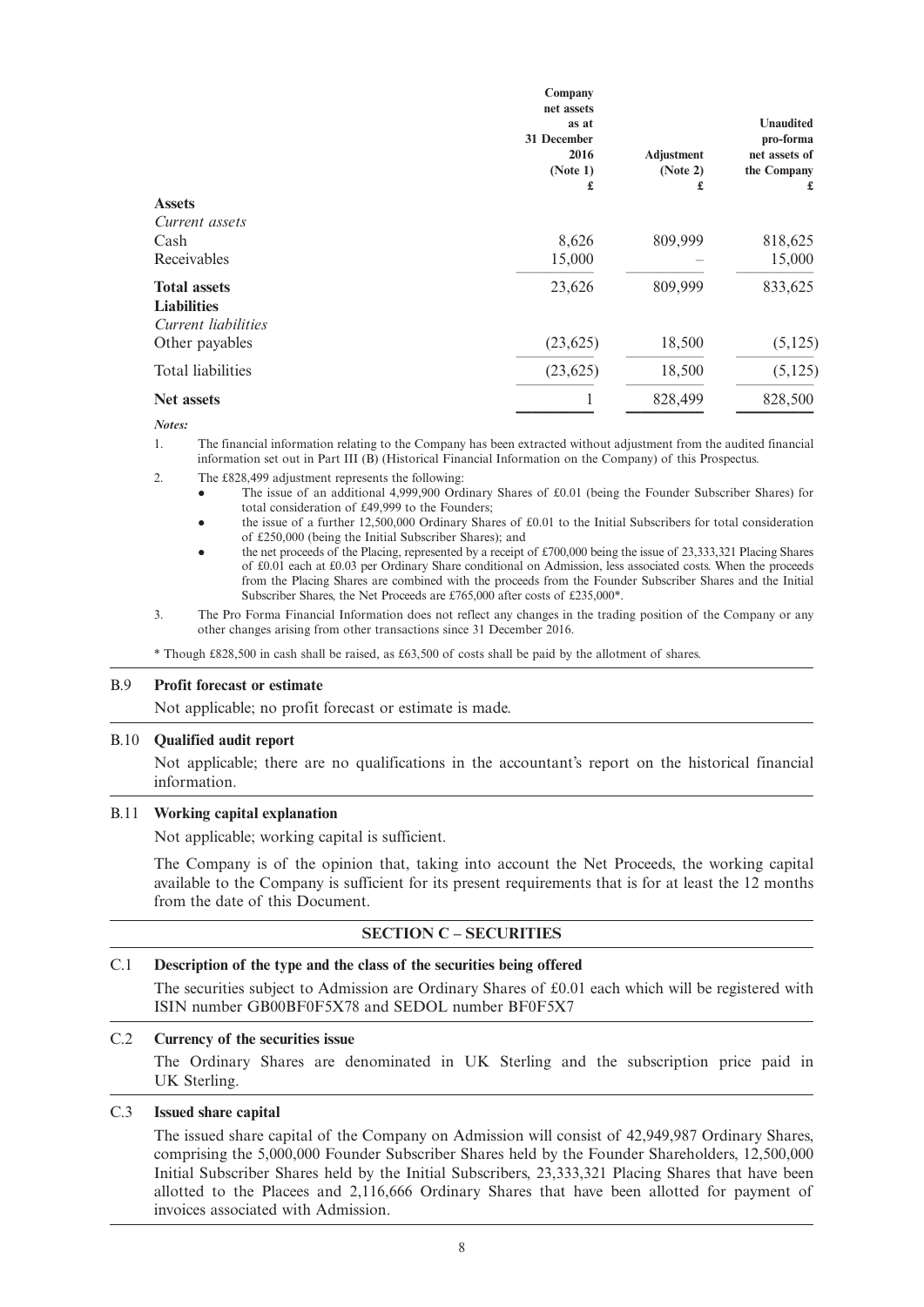| | Company net assets as at 31 December 2016 (Note 1) £ | Adjustment (Note 2) £ | Unaudited pro-forma net assets of the Company £ |
|---|---|---|---|
| **Assets** | | | |
| *Current assets* | | | |
| Cash | 8,626 | 809,999 | 818,625 |
| Receivables | 15,000 | – | 15,000 |
| **Total assets** | 23,626 | 809,999 | 833,625 |
| **Liabilities** | | | |
| *Current liabilities* | | | |
| Other payables | (23,625) | 18,500 | (5,125) |
| Total liabilities | (23,625) | 18,500 | (5,125) |
| **Net assets** | 1 | 828,499 | 828,500 |

***Notes:***

1. The financial information relating to the Company has been extracted without adjustment from the audited financial information set out in Part III (B) (Historical Financial Information on the Company) of this Prospectus.
2. The £828,499 adjustment represents the following:
   - The issue of an additional 4,999,900 Ordinary Shares of £0.01 (being the Founder Subscriber Shares) for total consideration of £49,999 to the Founders;
   - the issue of a further 12,500,000 Ordinary Shares of £0.01 to the Initial Subscribers for total consideration of £250,000 (being the Initial Subscriber Shares); and
   - the net proceeds of the Placing, represented by a receipt of £700,000 being the issue of 23,333,321 Placing Shares of £0.01 each at £0.03 per Ordinary Share conditional on Admission, less associated costs. When the proceeds from the Placing Shares are combined with the proceeds from the Founder Subscriber Shares and the Initial Subscriber Shares, the Net Proceeds are £765,000 after costs of £235,000*.
3. The Pro Forma Financial Information does not reflect any changes in the trading position of the Company or any other changes arising from other transactions since 31 December 2016.

\* Though £828,500 in cash shall be raised, as £63,500 of costs shall be paid by the allotment of shares.

**B.9 Profit forecast or estimate**

Not applicable; no profit forecast or estimate is made.

**B.10 Qualified audit report**

Not applicable; there are no qualifications in the accountant's report on the historical financial information.

**B.11 Working capital explanation**

Not applicable; working capital is sufficient.

The Company is of the opinion that, taking into account the Net Proceeds, the working capital available to the Company is sufficient for its present requirements that is for at least the 12 months from the date of this Document.

## SECTION C – SECURITIES

**C.1 Description of the type and the class of the securities being offered**

The securities subject to Admission are Ordinary Shares of £0.01 each which will be registered with ISIN number GB00BF0F5X78 and SEDOL number BF0F5X7

**C.2 Currency of the securities issue**

The Ordinary Shares are denominated in UK Sterling and the subscription price paid in UK Sterling.

**C.3 Issued share capital**

The issued share capital of the Company on Admission will consist of 42,949,987 Ordinary Shares, comprising the 5,000,000 Founder Subscriber Shares held by the Founder Shareholders, 12,500,000 Initial Subscriber Shares held by the Initial Subscribers, 23,333,321 Placing Shares that have been allotted to the Placees and 2,116,666 Ordinary Shares that have been allotted for payment of invoices associated with Admission.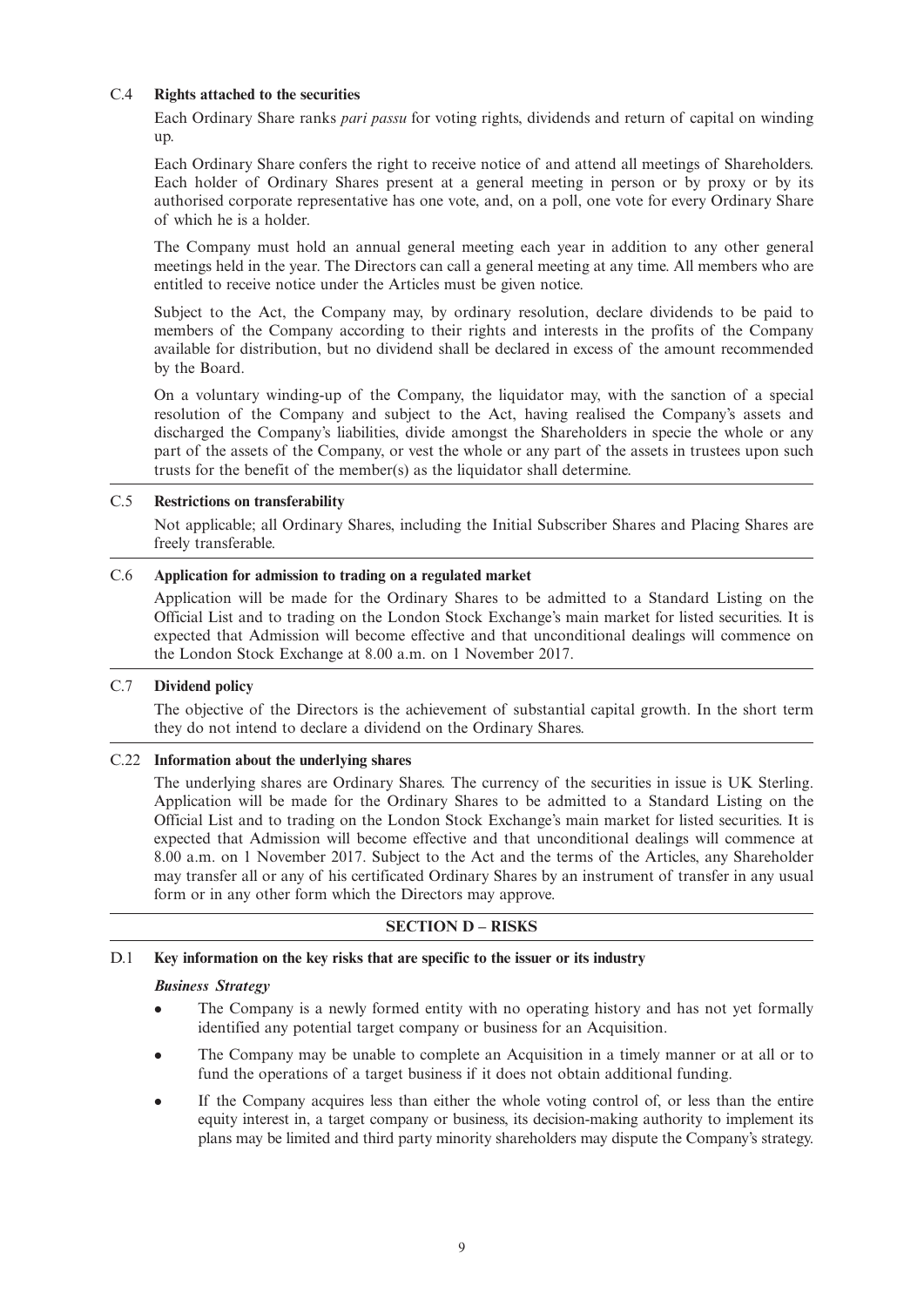## C.4 Rights attached to the securities

Each Ordinary Share ranks *pari passu* for voting rights, dividends and return of capital on winding up.

Each Ordinary Share confers the right to receive notice of and attend all meetings of Shareholders. Each holder of Ordinary Shares present at a general meeting in person or by proxy or by its authorised corporate representative has one vote, and, on a poll, one vote for every Ordinary Share of which he is a holder.

The Company must hold an annual general meeting each year in addition to any other general meetings held in the year. The Directors can call a general meeting at any time. All members who are entitled to receive notice under the Articles must be given notice.

Subject to the Act, the Company may, by ordinary resolution, declare dividends to be paid to members of the Company according to their rights and interests in the profits of the Company available for distribution, but no dividend shall be declared in excess of the amount recommended by the Board.

On a voluntary winding-up of the Company, the liquidator may, with the sanction of a special resolution of the Company and subject to the Act, having realised the Company's assets and discharged the Company's liabilities, divide amongst the Shareholders in specie the whole or any part of the assets of the Company, or vest the whole or any part of the assets in trustees upon such trusts for the benefit of the member(s) as the liquidator shall determine.

## C.5 Restrictions on transferability

Not applicable; all Ordinary Shares, including the Initial Subscriber Shares and Placing Shares are freely transferable.

## C.6 Application for admission to trading on a regulated market

Application will be made for the Ordinary Shares to be admitted to a Standard Listing on the Official List and to trading on the London Stock Exchange's main market for listed securities. It is expected that Admission will become effective and that unconditional dealings will commence on the London Stock Exchange at 8.00 a.m. on 1 November 2017.

## C.7 Dividend policy

The objective of the Directors is the achievement of substantial capital growth. In the short term they do not intend to declare a dividend on the Ordinary Shares.

## C.22 Information about the underlying shares

The underlying shares are Ordinary Shares. The currency of the securities in issue is UK Sterling. Application will be made for the Ordinary Shares to be admitted to a Standard Listing on the Official List and to trading on the London Stock Exchange's main market for listed securities. It is expected that Admission will become effective and that unconditional dealings will commence at 8.00 a.m. on 1 November 2017. Subject to the Act and the terms of the Articles, any Shareholder may transfer all or any of his certificated Ordinary Shares by an instrument of transfer in any usual form or in any other form which the Directors may approve.

# SECTION D – RISKS

## D.1 Key information on the key risks that are specific to the issuer or its industry

***Business Strategy***

- The Company is a newly formed entity with no operating history and has not yet formally identified any potential target company or business for an Acquisition.
- The Company may be unable to complete an Acquisition in a timely manner or at all or to fund the operations of a target business if it does not obtain additional funding.
- If the Company acquires less than either the whole voting control of, or less than the entire equity interest in, a target company or business, its decision-making authority to implement its plans may be limited and third party minority shareholders may dispute the Company's strategy.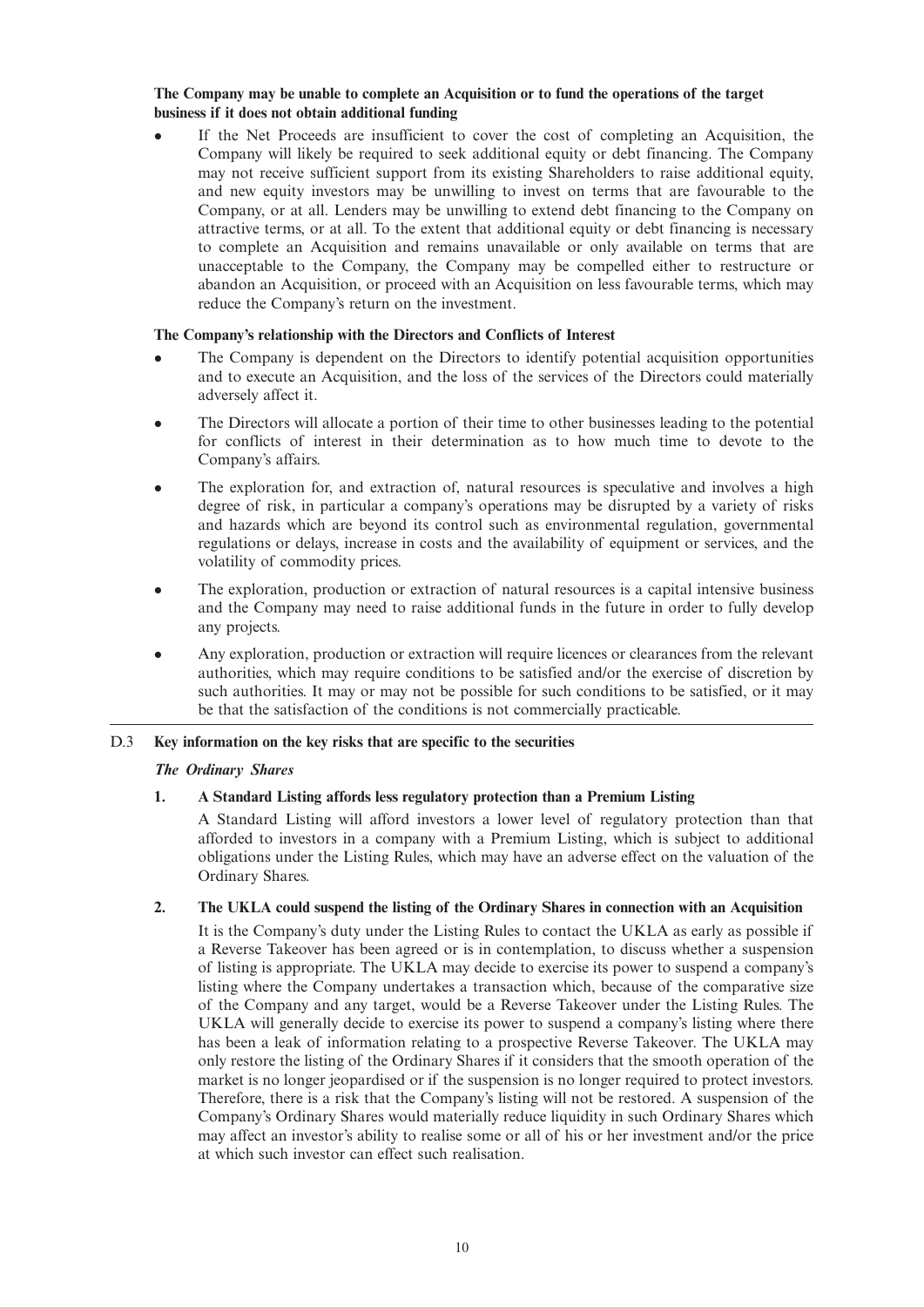**The Company may be unable to complete an Acquisition or to fund the operations of the target business if it does not obtain additional funding**

- If the Net Proceeds are insufficient to cover the cost of completing an Acquisition, the Company will likely be required to seek additional equity or debt financing. The Company may not receive sufficient support from its existing Shareholders to raise additional equity, and new equity investors may be unwilling to invest on terms that are favourable to the Company, or at all. Lenders may be unwilling to extend debt financing to the Company on attractive terms, or at all. To the extent that additional equity or debt financing is necessary to complete an Acquisition and remains unavailable or only available on terms that are unacceptable to the Company, the Company may be compelled either to restructure or abandon an Acquisition, or proceed with an Acquisition on less favourable terms, which may reduce the Company's return on the investment.

**The Company's relationship with the Directors and Conflicts of Interest**

- The Company is dependent on the Directors to identify potential acquisition opportunities and to execute an Acquisition, and the loss of the services of the Directors could materially adversely affect it.
- The Directors will allocate a portion of their time to other businesses leading to the potential for conflicts of interest in their determination as to how much time to devote to the Company's affairs.
- The exploration for, and extraction of, natural resources is speculative and involves a high degree of risk, in particular a company's operations may be disrupted by a variety of risks and hazards which are beyond its control such as environmental regulation, governmental regulations or delays, increase in costs and the availability of equipment or services, and the volatility of commodity prices.
- The exploration, production or extraction of natural resources is a capital intensive business and the Company may need to raise additional funds in the future in order to fully develop any projects.
- Any exploration, production or extraction will require licences or clearances from the relevant authorities, which may require conditions to be satisfied and/or the exercise of discretion by such authorities. It may or may not be possible for such conditions to be satisfied, or it may be that the satisfaction of the conditions is not commercially practicable.

D.3 **Key information on the key risks that are specific to the securities**

***The Ordinary Shares***

**1. A Standard Listing affords less regulatory protection than a Premium Listing**

A Standard Listing will afford investors a lower level of regulatory protection than that afforded to investors in a company with a Premium Listing, which is subject to additional obligations under the Listing Rules, which may have an adverse effect on the valuation of the Ordinary Shares.

**2. The UKLA could suspend the listing of the Ordinary Shares in connection with an Acquisition**

It is the Company's duty under the Listing Rules to contact the UKLA as early as possible if a Reverse Takeover has been agreed or is in contemplation, to discuss whether a suspension of listing is appropriate. The UKLA may decide to exercise its power to suspend a company's listing where the Company undertakes a transaction which, because of the comparative size of the Company and any target, would be a Reverse Takeover under the Listing Rules. The UKLA will generally decide to exercise its power to suspend a company's listing where there has been a leak of information relating to a prospective Reverse Takeover. The UKLA may only restore the listing of the Ordinary Shares if it considers that the smooth operation of the market is no longer jeopardised or if the suspension is no longer required to protect investors. Therefore, there is a risk that the Company's listing will not be restored. A suspension of the Company's Ordinary Shares would materially reduce liquidity in such Ordinary Shares which may affect an investor's ability to realise some or all of his or her investment and/or the price at which such investor can effect such realisation.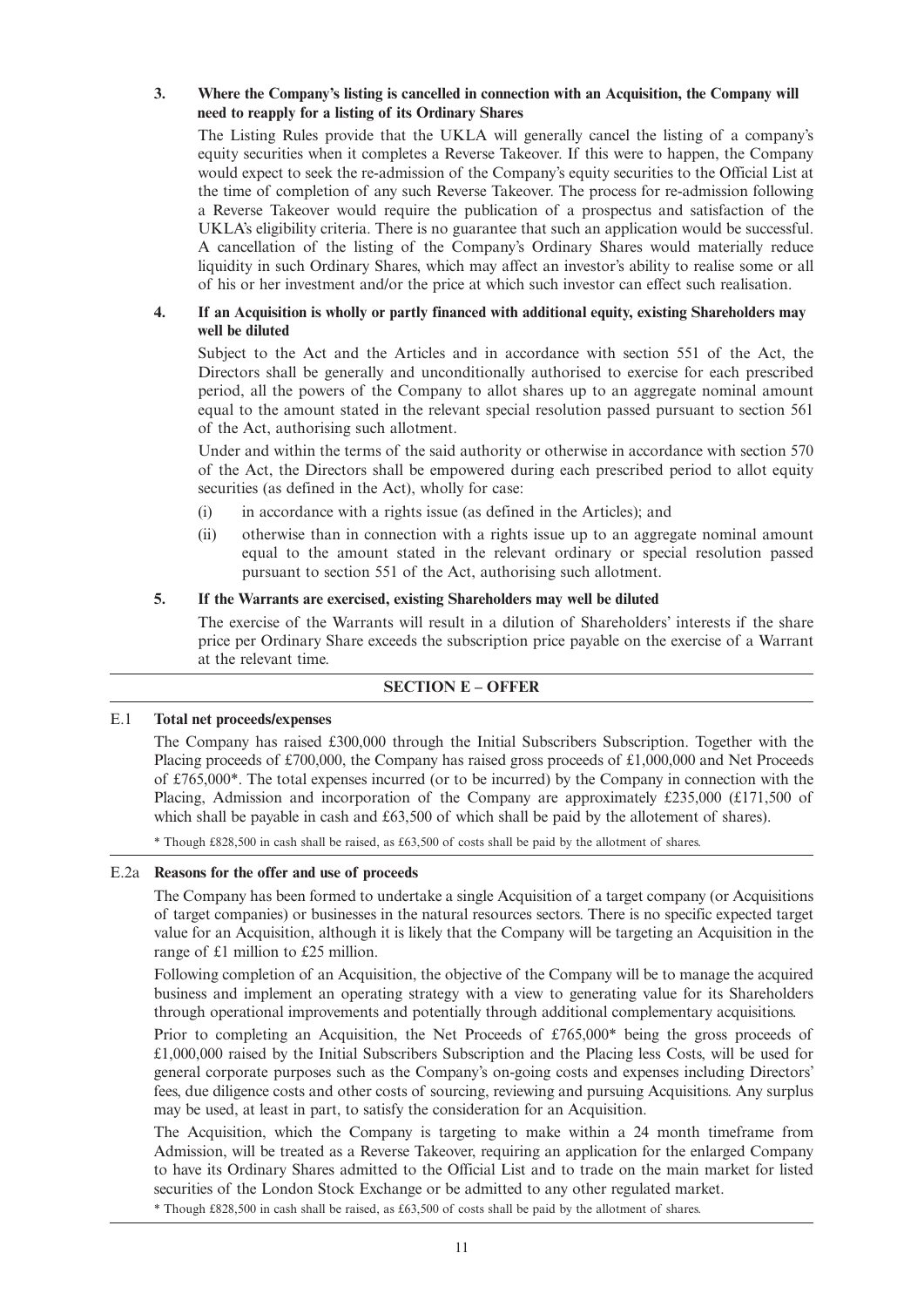**3. Where the Company's listing is cancelled in connection with an Acquisition, the Company will need to reapply for a listing of its Ordinary Shares**

The Listing Rules provide that the UKLA will generally cancel the listing of a company's equity securities when it completes a Reverse Takeover. If this were to happen, the Company would expect to seek the re-admission of the Company's equity securities to the Official List at the time of completion of any such Reverse Takeover. The process for re-admission following a Reverse Takeover would require the publication of a prospectus and satisfaction of the UKLA's eligibility criteria. There is no guarantee that such an application would be successful. A cancellation of the listing of the Company's Ordinary Shares would materially reduce liquidity in such Ordinary Shares, which may affect an investor's ability to realise some or all of his or her investment and/or the price at which such investor can effect such realisation.

**4. If an Acquisition is wholly or partly financed with additional equity, existing Shareholders may well be diluted**

Subject to the Act and the Articles and in accordance with section 551 of the Act, the Directors shall be generally and unconditionally authorised to exercise for each prescribed period, all the powers of the Company to allot shares up to an aggregate nominal amount equal to the amount stated in the relevant special resolution passed pursuant to section 561 of the Act, authorising such allotment.

Under and within the terms of the said authority or otherwise in accordance with section 570 of the Act, the Directors shall be empowered during each prescribed period to allot equity securities (as defined in the Act), wholly for case:

(i) in accordance with a rights issue (as defined in the Articles); and

(ii) otherwise than in connection with a rights issue up to an aggregate nominal amount equal to the amount stated in the relevant ordinary or special resolution passed pursuant to section 551 of the Act, authorising such allotment.

**5. If the Warrants are exercised, existing Shareholders may well be diluted**

The exercise of the Warrants will result in a dilution of Shareholders' interests if the share price per Ordinary Share exceeds the subscription price payable on the exercise of a Warrant at the relevant time.

## SECTION E – OFFER

**E.1 Total net proceeds/expenses**

The Company has raised £300,000 through the Initial Subscribers Subscription. Together with the Placing proceeds of £700,000, the Company has raised gross proceeds of £1,000,000 and Net Proceeds of £765,000*. The total expenses incurred (or to be incurred) by the Company in connection with the Placing, Admission and incorporation of the Company are approximately £235,000 (£171,500 of which shall be payable in cash and £63,500 of which shall be paid by the allotement of shares).

\* Though £828,500 in cash shall be raised, as £63,500 of costs shall be paid by the allotment of shares.

**E.2a Reasons for the offer and use of proceeds**

The Company has been formed to undertake a single Acquisition of a target company (or Acquisitions of target companies) or businesses in the natural resources sectors. There is no specific expected target value for an Acquisition, although it is likely that the Company will be targeting an Acquisition in the range of £1 million to £25 million.

Following completion of an Acquisition, the objective of the Company will be to manage the acquired business and implement an operating strategy with a view to generating value for its Shareholders through operational improvements and potentially through additional complementary acquisitions.

Prior to completing an Acquisition, the Net Proceeds of £765,000* being the gross proceeds of £1,000,000 raised by the Initial Subscribers Subscription and the Placing less Costs, will be used for general corporate purposes such as the Company's on-going costs and expenses including Directors' fees, due diligence costs and other costs of sourcing, reviewing and pursuing Acquisitions. Any surplus may be used, at least in part, to satisfy the consideration for an Acquisition.

The Acquisition, which the Company is targeting to make within a 24 month timeframe from Admission, will be treated as a Reverse Takeover, requiring an application for the enlarged Company to have its Ordinary Shares admitted to the Official List and to trade on the main market for listed securities of the London Stock Exchange or be admitted to any other regulated market.

\* Though £828,500 in cash shall be raised, as £63,500 of costs shall be paid by the allotment of shares.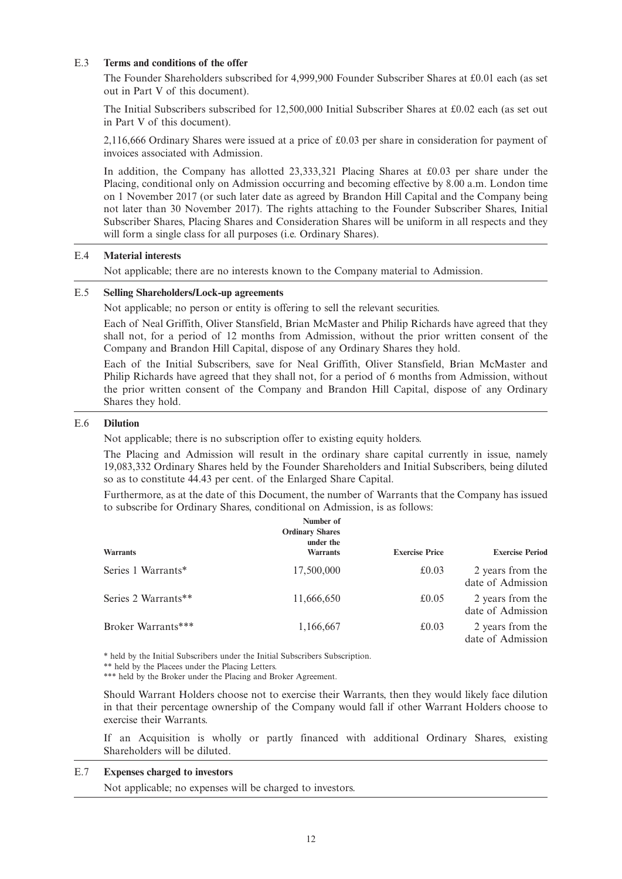### E.3 Terms and conditions of the offer

The Founder Shareholders subscribed for 4,999,900 Founder Subscriber Shares at £0.01 each (as set out in Part V of this document).

The Initial Subscribers subscribed for 12,500,000 Initial Subscriber Shares at £0.02 each (as set out in Part V of this document).

2,116,666 Ordinary Shares were issued at a price of £0.03 per share in consideration for payment of invoices associated with Admission.

In addition, the Company has allotted 23,333,321 Placing Shares at £0.03 per share under the Placing, conditional only on Admission occurring and becoming effective by 8.00 a.m. London time on 1 November 2017 (or such later date as agreed by Brandon Hill Capital and the Company being not later than 30 November 2017). The rights attaching to the Founder Subscriber Shares, Initial Subscriber Shares, Placing Shares and Consideration Shares will be uniform in all respects and they will form a single class for all purposes (i.e. Ordinary Shares).

### E.4 Material interests

Not applicable; there are no interests known to the Company material to Admission.

### E.5 Selling Shareholders/Lock-up agreements

Not applicable; no person or entity is offering to sell the relevant securities.

Each of Neal Griffith, Oliver Stansfield, Brian McMaster and Philip Richards have agreed that they shall not, for a period of 12 months from Admission, without the prior written consent of the Company and Brandon Hill Capital, dispose of any Ordinary Shares they hold.

Each of the Initial Subscribers, save for Neal Griffith, Oliver Stansfield, Brian McMaster and Philip Richards have agreed that they shall not, for a period of 6 months from Admission, without the prior written consent of the Company and Brandon Hill Capital, dispose of any Ordinary Shares they hold.

### E.6 Dilution

Not applicable; there is no subscription offer to existing equity holders.

The Placing and Admission will result in the ordinary share capital currently in issue, namely 19,083,332 Ordinary Shares held by the Founder Shareholders and Initial Subscribers, being diluted so as to constitute 44.43 per cent. of the Enlarged Share Capital.

Furthermore, as at the date of this Document, the number of Warrants that the Company has issued to subscribe for Ordinary Shares, conditional on Admission, is as follows:

| Warrants | Number of Ordinary Shares under the Warrants | Exercise Price | Exercise Period |
|---|---|---|---|
| Series 1 Warrants* | 17,500,000 | £0.03 | 2 years from the date of Admission |
| Series 2 Warrants** | 11,666,650 | £0.05 | 2 years from the date of Admission |
| Broker Warrants*** | 1,166,667 | £0.03 | 2 years from the date of Admission |

\* held by the Initial Subscribers under the Initial Subscribers Subscription.

\** held by the Placees under the Placing Letters.

\*** held by the Broker under the Placing and Broker Agreement.

Should Warrant Holders choose not to exercise their Warrants, then they would likely face dilution in that their percentage ownership of the Company would fall if other Warrant Holders choose to exercise their Warrants.

If an Acquisition is wholly or partly financed with additional Ordinary Shares, existing Shareholders will be diluted.

### E.7 Expenses charged to investors

Not applicable; no expenses will be charged to investors.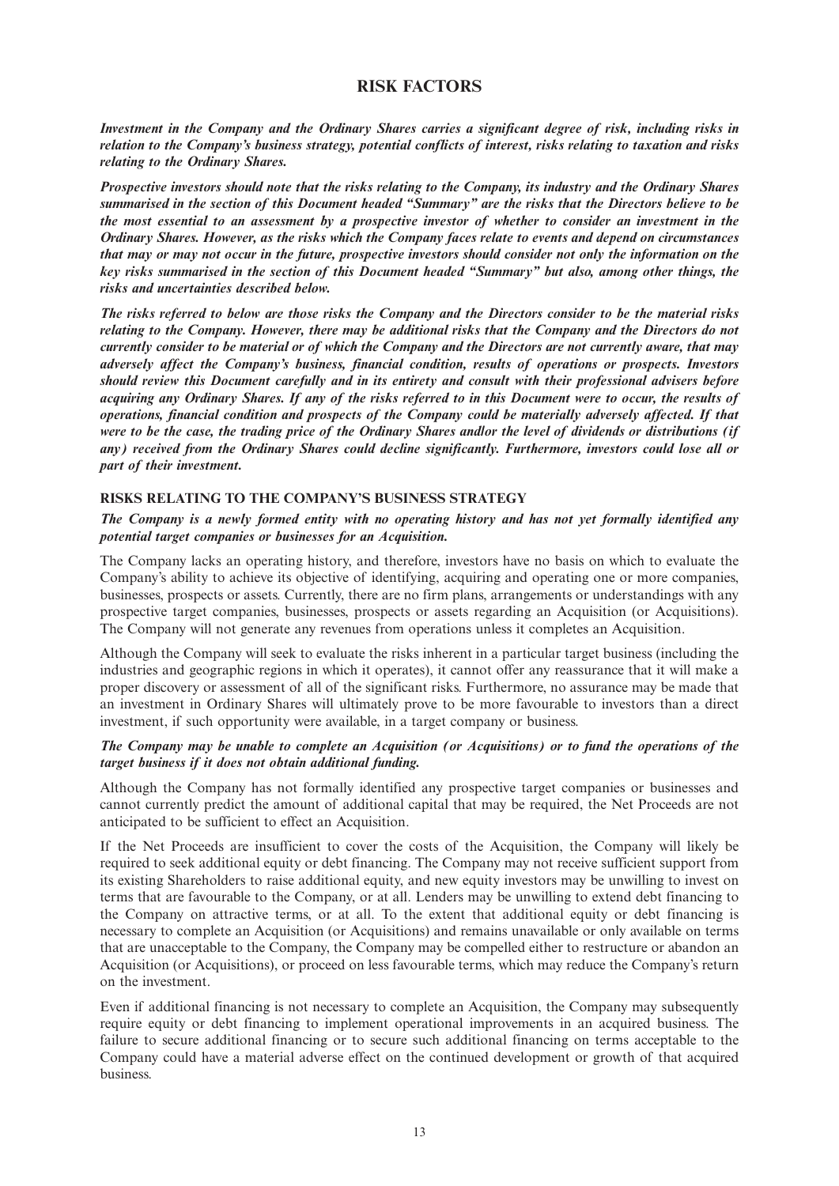# RISK FACTORS

***Investment in the Company and the Ordinary Shares carries a significant degree of risk, including risks in relation to the Company's business strategy, potential conflicts of interest, risks relating to taxation and risks relating to the Ordinary Shares.***

***Prospective investors should note that the risks relating to the Company, its industry and the Ordinary Shares summarised in the section of this Document headed "Summary" are the risks that the Directors believe to be the most essential to an assessment by a prospective investor of whether to consider an investment in the Ordinary Shares. However, as the risks which the Company faces relate to events and depend on circumstances that may or may not occur in the future, prospective investors should consider not only the information on the key risks summarised in the section of this Document headed "Summary" but also, among other things, the risks and uncertainties described below.***

***The risks referred to below are those risks the Company and the Directors consider to be the material risks relating to the Company. However, there may be additional risks that the Company and the Directors do not currently consider to be material or of which the Company and the Directors are not currently aware, that may adversely affect the Company's business, financial condition, results of operations or prospects. Investors should review this Document carefully and in its entirety and consult with their professional advisers before acquiring any Ordinary Shares. If any of the risks referred to in this Document were to occur, the results of operations, financial condition and prospects of the Company could be materially adversely affected. If that were to be the case, the trading price of the Ordinary Shares and/or the level of dividends or distributions (if any) received from the Ordinary Shares could decline significantly. Furthermore, investors could lose all or part of their investment.***

## RISKS RELATING TO THE COMPANY'S BUSINESS STRATEGY

***The Company is a newly formed entity with no operating history and has not yet formally identified any potential target companies or businesses for an Acquisition.***

The Company lacks an operating history, and therefore, investors have no basis on which to evaluate the Company's ability to achieve its objective of identifying, acquiring and operating one or more companies, businesses, prospects or assets. Currently, there are no firm plans, arrangements or understandings with any prospective target companies, businesses, prospects or assets regarding an Acquisition (or Acquisitions). The Company will not generate any revenues from operations unless it completes an Acquisition.

Although the Company will seek to evaluate the risks inherent in a particular target business (including the industries and geographic regions in which it operates), it cannot offer any reassurance that it will make a proper discovery or assessment of all of the significant risks. Furthermore, no assurance may be made that an investment in Ordinary Shares will ultimately prove to be more favourable to investors than a direct investment, if such opportunity were available, in a target company or business.

***The Company may be unable to complete an Acquisition (or Acquisitions) or to fund the operations of the target business if it does not obtain additional funding.***

Although the Company has not formally identified any prospective target companies or businesses and cannot currently predict the amount of additional capital that may be required, the Net Proceeds are not anticipated to be sufficient to effect an Acquisition.

If the Net Proceeds are insufficient to cover the costs of the Acquisition, the Company will likely be required to seek additional equity or debt financing. The Company may not receive sufficient support from its existing Shareholders to raise additional equity, and new equity investors may be unwilling to invest on terms that are favourable to the Company, or at all. Lenders may be unwilling to extend debt financing to the Company on attractive terms, or at all. To the extent that additional equity or debt financing is necessary to complete an Acquisition (or Acquisitions) and remains unavailable or only available on terms that are unacceptable to the Company, the Company may be compelled either to restructure or abandon an Acquisition (or Acquisitions), or proceed on less favourable terms, which may reduce the Company's return on the investment.

Even if additional financing is not necessary to complete an Acquisition, the Company may subsequently require equity or debt financing to implement operational improvements in an acquired business. The failure to secure additional financing or to secure such additional financing on terms acceptable to the Company could have a material adverse effect on the continued development or growth of that acquired business.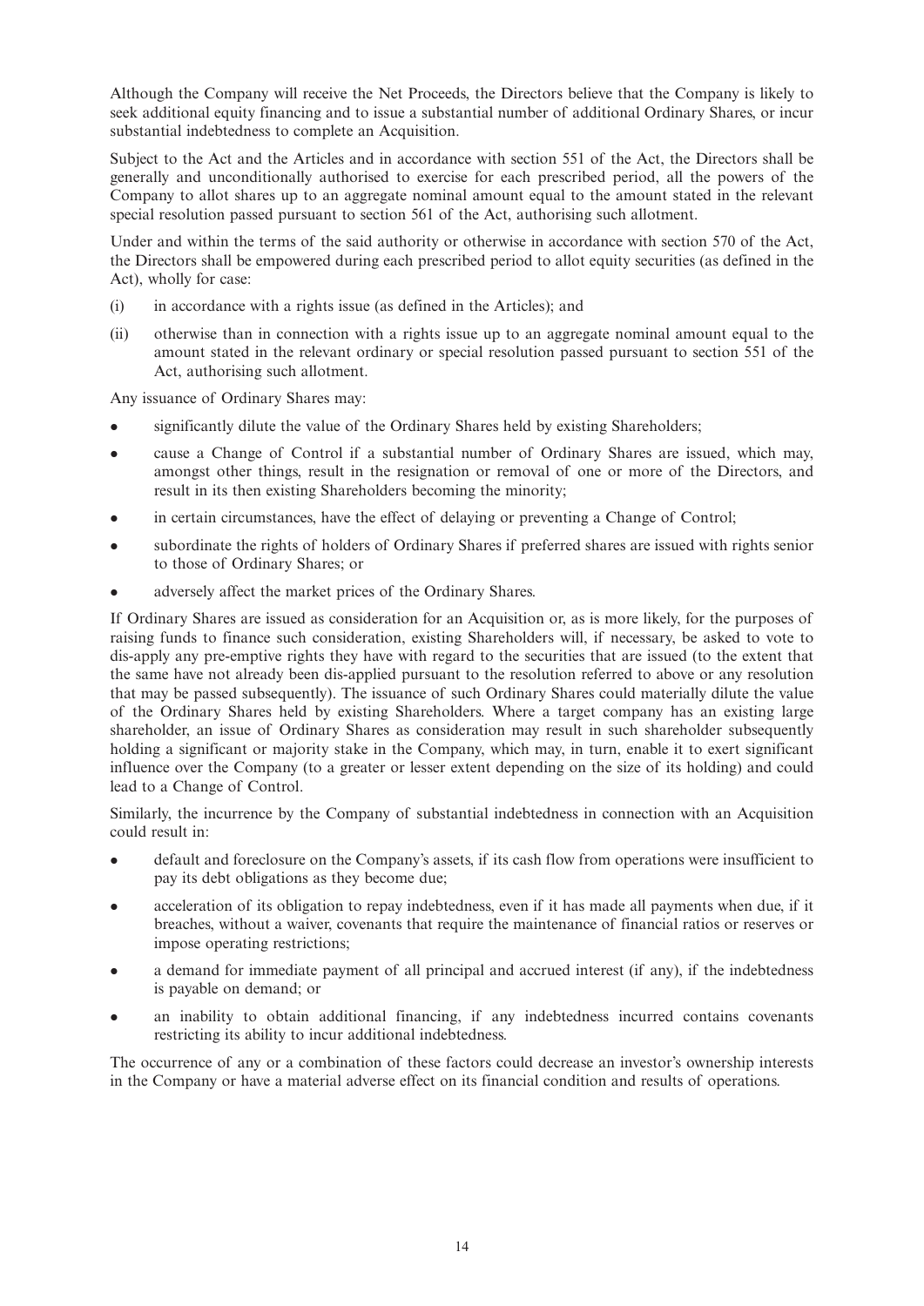Although the Company will receive the Net Proceeds, the Directors believe that the Company is likely to seek additional equity financing and to issue a substantial number of additional Ordinary Shares, or incur substantial indebtedness to complete an Acquisition.

Subject to the Act and the Articles and in accordance with section 551 of the Act, the Directors shall be generally and unconditionally authorised to exercise for each prescribed period, all the powers of the Company to allot shares up to an aggregate nominal amount equal to the amount stated in the relevant special resolution passed pursuant to section 561 of the Act, authorising such allotment.

Under and within the terms of the said authority or otherwise in accordance with section 570 of the Act, the Directors shall be empowered during each prescribed period to allot equity securities (as defined in the Act), wholly for case:

(i) in accordance with a rights issue (as defined in the Articles); and

(ii) otherwise than in connection with a rights issue up to an aggregate nominal amount equal to the amount stated in the relevant ordinary or special resolution passed pursuant to section 551 of the Act, authorising such allotment.

Any issuance of Ordinary Shares may:

- significantly dilute the value of the Ordinary Shares held by existing Shareholders;
- cause a Change of Control if a substantial number of Ordinary Shares are issued, which may, amongst other things, result in the resignation or removal of one or more of the Directors, and result in its then existing Shareholders becoming the minority;
- in certain circumstances, have the effect of delaying or preventing a Change of Control;
- subordinate the rights of holders of Ordinary Shares if preferred shares are issued with rights senior to those of Ordinary Shares; or
- adversely affect the market prices of the Ordinary Shares.

If Ordinary Shares are issued as consideration for an Acquisition or, as is more likely, for the purposes of raising funds to finance such consideration, existing Shareholders will, if necessary, be asked to vote to dis-apply any pre-emptive rights they have with regard to the securities that are issued (to the extent that the same have not already been dis-applied pursuant to the resolution referred to above or any resolution that may be passed subsequently). The issuance of such Ordinary Shares could materially dilute the value of the Ordinary Shares held by existing Shareholders. Where a target company has an existing large shareholder, an issue of Ordinary Shares as consideration may result in such shareholder subsequently holding a significant or majority stake in the Company, which may, in turn, enable it to exert significant influence over the Company (to a greater or lesser extent depending on the size of its holding) and could lead to a Change of Control.

Similarly, the incurrence by the Company of substantial indebtedness in connection with an Acquisition could result in:

- default and foreclosure on the Company's assets, if its cash flow from operations were insufficient to pay its debt obligations as they become due;
- acceleration of its obligation to repay indebtedness, even if it has made all payments when due, if it breaches, without a waiver, covenants that require the maintenance of financial ratios or reserves or impose operating restrictions;
- a demand for immediate payment of all principal and accrued interest (if any), if the indebtedness is payable on demand; or
- an inability to obtain additional financing, if any indebtedness incurred contains covenants restricting its ability to incur additional indebtedness.

The occurrence of any or a combination of these factors could decrease an investor's ownership interests in the Company or have a material adverse effect on its financial condition and results of operations.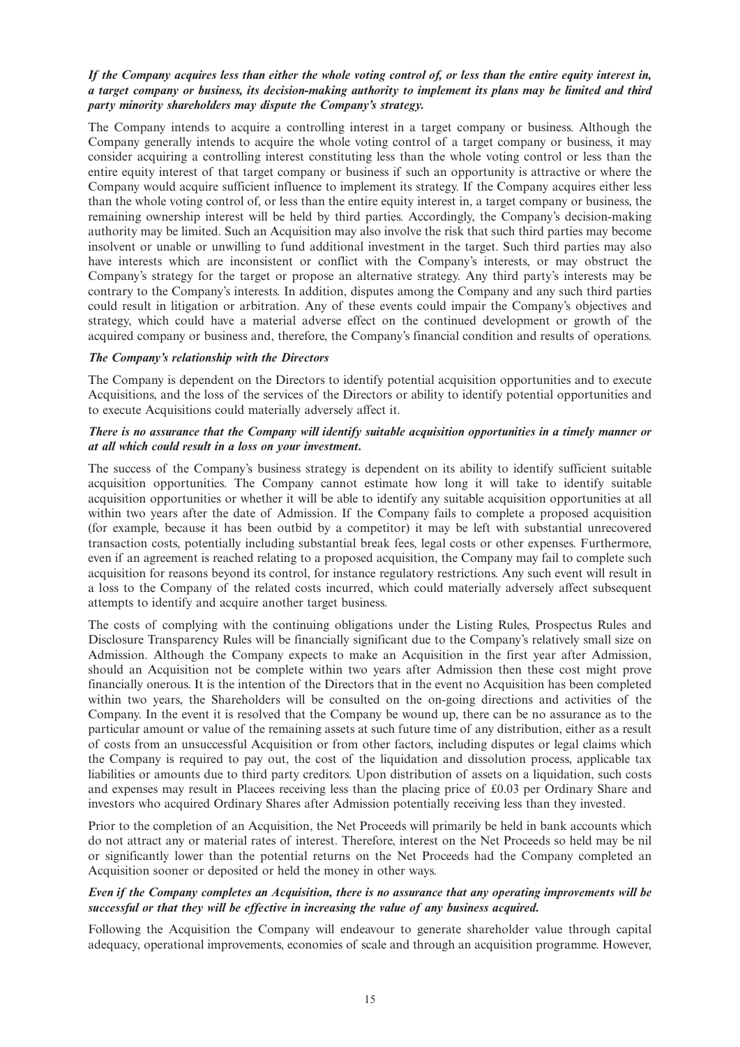***If the Company acquires less than either the whole voting control of, or less than the entire equity interest in, a target company or business, its decision-making authority to implement its plans may be limited and third party minority shareholders may dispute the Company's strategy.***

The Company intends to acquire a controlling interest in a target company or business. Although the Company generally intends to acquire the whole voting control of a target company or business, it may consider acquiring a controlling interest constituting less than the whole voting control or less than the entire equity interest of that target company or business if such an opportunity is attractive or where the Company would acquire sufficient influence to implement its strategy. If the Company acquires either less than the whole voting control of, or less than the entire equity interest in, a target company or business, the remaining ownership interest will be held by third parties. Accordingly, the Company's decision-making authority may be limited. Such an Acquisition may also involve the risk that such third parties may become insolvent or unable or unwilling to fund additional investment in the target. Such third parties may also have interests which are inconsistent or conflict with the Company's interests, or may obstruct the Company's strategy for the target or propose an alternative strategy. Any third party's interests may be contrary to the Company's interests. In addition, disputes among the Company and any such third parties could result in litigation or arbitration. Any of these events could impair the Company's objectives and strategy, which could have a material adverse effect on the continued development or growth of the acquired company or business and, therefore, the Company's financial condition and results of operations.

***The Company's relationship with the Directors***

The Company is dependent on the Directors to identify potential acquisition opportunities and to execute Acquisitions, and the loss of the services of the Directors or ability to identify potential opportunities and to execute Acquisitions could materially adversely affect it.

***There is no assurance that the Company will identify suitable acquisition opportunities in a timely manner or at all which could result in a loss on your investment.***

The success of the Company's business strategy is dependent on its ability to identify sufficient suitable acquisition opportunities. The Company cannot estimate how long it will take to identify suitable acquisition opportunities or whether it will be able to identify any suitable acquisition opportunities at all within two years after the date of Admission. If the Company fails to complete a proposed acquisition (for example, because it has been outbid by a competitor) it may be left with substantial unrecovered transaction costs, potentially including substantial break fees, legal costs or other expenses. Furthermore, even if an agreement is reached relating to a proposed acquisition, the Company may fail to complete such acquisition for reasons beyond its control, for instance regulatory restrictions. Any such event will result in a loss to the Company of the related costs incurred, which could materially adversely affect subsequent attempts to identify and acquire another target business.

The costs of complying with the continuing obligations under the Listing Rules, Prospectus Rules and Disclosure Transparency Rules will be financially significant due to the Company's relatively small size on Admission. Although the Company expects to make an Acquisition in the first year after Admission, should an Acquisition not be complete within two years after Admission then these cost might prove financially onerous. It is the intention of the Directors that in the event no Acquisition has been completed within two years, the Shareholders will be consulted on the on-going directions and activities of the Company. In the event it is resolved that the Company be wound up, there can be no assurance as to the particular amount or value of the remaining assets at such future time of any distribution, either as a result of costs from an unsuccessful Acquisition or from other factors, including disputes or legal claims which the Company is required to pay out, the cost of the liquidation and dissolution process, applicable tax liabilities or amounts due to third party creditors. Upon distribution of assets on a liquidation, such costs and expenses may result in Placees receiving less than the placing price of £0.03 per Ordinary Share and investors who acquired Ordinary Shares after Admission potentially receiving less than they invested.

Prior to the completion of an Acquisition, the Net Proceeds will primarily be held in bank accounts which do not attract any or material rates of interest. Therefore, interest on the Net Proceeds so held may be nil or significantly lower than the potential returns on the Net Proceeds had the Company completed an Acquisition sooner or deposited or held the money in other ways.

***Even if the Company completes an Acquisition, there is no assurance that any operating improvements will be successful or that they will be effective in increasing the value of any business acquired.***

Following the Acquisition the Company will endeavour to generate shareholder value through capital adequacy, operational improvements, economies of scale and through an acquisition programme. However,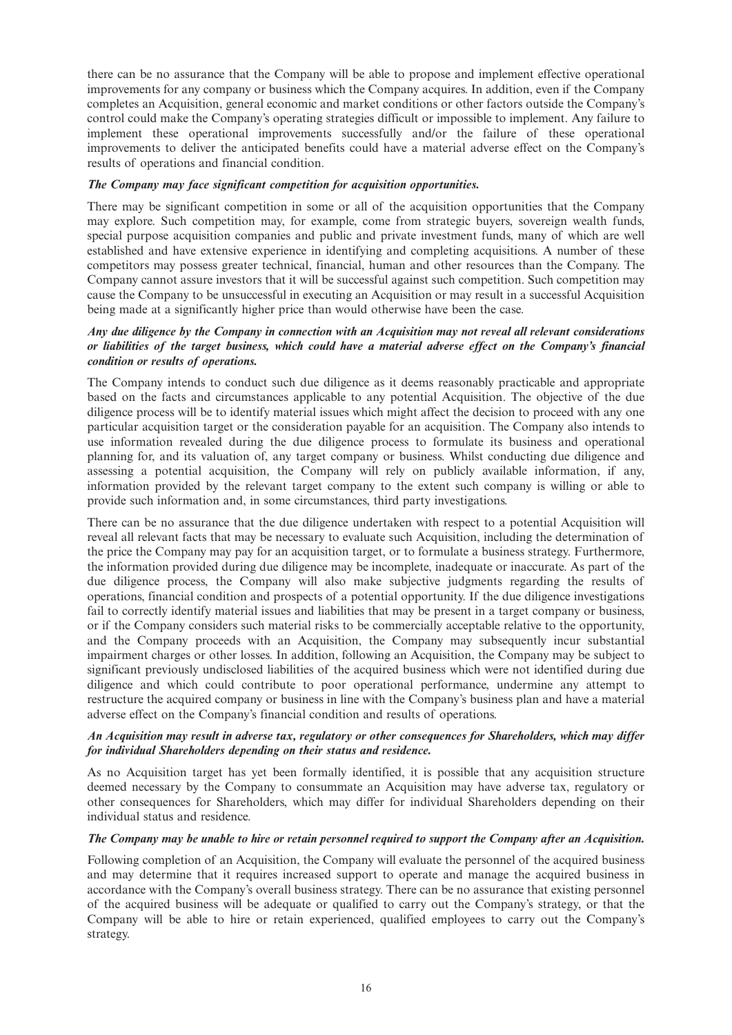there can be no assurance that the Company will be able to propose and implement effective operational improvements for any company or business which the Company acquires. In addition, even if the Company completes an Acquisition, general economic and market conditions or other factors outside the Company's control could make the Company's operating strategies difficult or impossible to implement. Any failure to implement these operational improvements successfully and/or the failure of these operational improvements to deliver the anticipated benefits could have a material adverse effect on the Company's results of operations and financial condition.

***The Company may face significant competition for acquisition opportunities.***

There may be significant competition in some or all of the acquisition opportunities that the Company may explore. Such competition may, for example, come from strategic buyers, sovereign wealth funds, special purpose acquisition companies and public and private investment funds, many of which are well established and have extensive experience in identifying and completing acquisitions. A number of these competitors may possess greater technical, financial, human and other resources than the Company. The Company cannot assure investors that it will be successful against such competition. Such competition may cause the Company to be unsuccessful in executing an Acquisition or may result in a successful Acquisition being made at a significantly higher price than would otherwise have been the case.

***Any due diligence by the Company in connection with an Acquisition may not reveal all relevant considerations or liabilities of the target business, which could have a material adverse effect on the Company's financial condition or results of operations.***

The Company intends to conduct such due diligence as it deems reasonably practicable and appropriate based on the facts and circumstances applicable to any potential Acquisition. The objective of the due diligence process will be to identify material issues which might affect the decision to proceed with any one particular acquisition target or the consideration payable for an acquisition. The Company also intends to use information revealed during the due diligence process to formulate its business and operational planning for, and its valuation of, any target company or business. Whilst conducting due diligence and assessing a potential acquisition, the Company will rely on publicly available information, if any, information provided by the relevant target company to the extent such company is willing or able to provide such information and, in some circumstances, third party investigations.

There can be no assurance that the due diligence undertaken with respect to a potential Acquisition will reveal all relevant facts that may be necessary to evaluate such Acquisition, including the determination of the price the Company may pay for an acquisition target, or to formulate a business strategy. Furthermore, the information provided during due diligence may be incomplete, inadequate or inaccurate. As part of the due diligence process, the Company will also make subjective judgments regarding the results of operations, financial condition and prospects of a potential opportunity. If the due diligence investigations fail to correctly identify material issues and liabilities that may be present in a target company or business, or if the Company considers such material risks to be commercially acceptable relative to the opportunity, and the Company proceeds with an Acquisition, the Company may subsequently incur substantial impairment charges or other losses. In addition, following an Acquisition, the Company may be subject to significant previously undisclosed liabilities of the acquired business which were not identified during due diligence and which could contribute to poor operational performance, undermine any attempt to restructure the acquired company or business in line with the Company's business plan and have a material adverse effect on the Company's financial condition and results of operations.

***An Acquisition may result in adverse tax, regulatory or other consequences for Shareholders, which may differ for individual Shareholders depending on their status and residence.***

As no Acquisition target has yet been formally identified, it is possible that any acquisition structure deemed necessary by the Company to consummate an Acquisition may have adverse tax, regulatory or other consequences for Shareholders, which may differ for individual Shareholders depending on their individual status and residence.

***The Company may be unable to hire or retain personnel required to support the Company after an Acquisition.***

Following completion of an Acquisition, the Company will evaluate the personnel of the acquired business and may determine that it requires increased support to operate and manage the acquired business in accordance with the Company's overall business strategy. There can be no assurance that existing personnel of the acquired business will be adequate or qualified to carry out the Company's strategy, or that the Company will be able to hire or retain experienced, qualified employees to carry out the Company's strategy.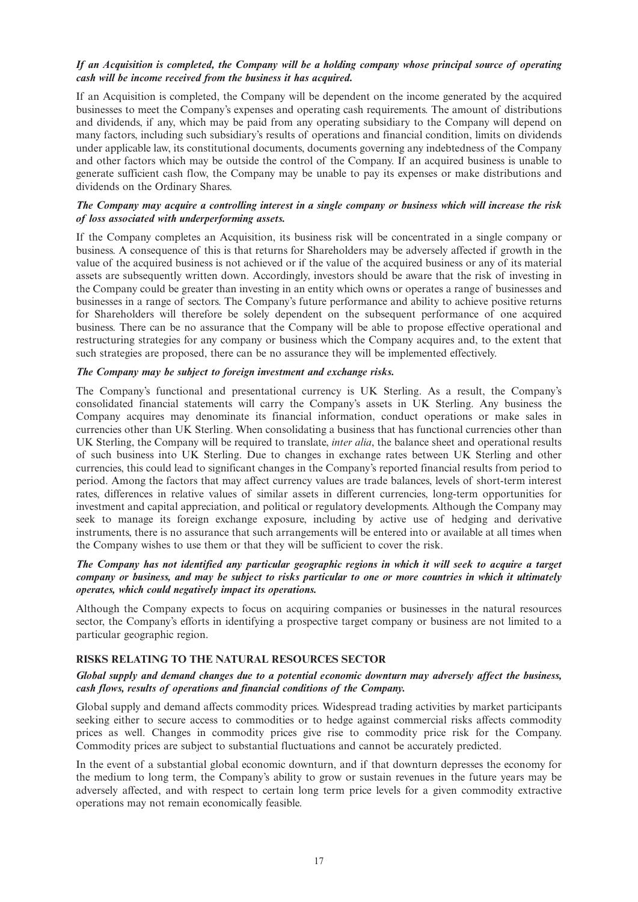***If an Acquisition is completed, the Company will be a holding company whose principal source of operating cash will be income received from the business it has acquired.***

If an Acquisition is completed, the Company will be dependent on the income generated by the acquired businesses to meet the Company's expenses and operating cash requirements. The amount of distributions and dividends, if any, which may be paid from any operating subsidiary to the Company will depend on many factors, including such subsidiary's results of operations and financial condition, limits on dividends under applicable law, its constitutional documents, documents governing any indebtedness of the Company and other factors which may be outside the control of the Company. If an acquired business is unable to generate sufficient cash flow, the Company may be unable to pay its expenses or make distributions and dividends on the Ordinary Shares.

***The Company may acquire a controlling interest in a single company or business which will increase the risk of loss associated with underperforming assets.***

If the Company completes an Acquisition, its business risk will be concentrated in a single company or business. A consequence of this is that returns for Shareholders may be adversely affected if growth in the value of the acquired business is not achieved or if the value of the acquired business or any of its material assets are subsequently written down. Accordingly, investors should be aware that the risk of investing in the Company could be greater than investing in an entity which owns or operates a range of businesses and businesses in a range of sectors. The Company's future performance and ability to achieve positive returns for Shareholders will therefore be solely dependent on the subsequent performance of one acquired business. There can be no assurance that the Company will be able to propose effective operational and restructuring strategies for any company or business which the Company acquires and, to the extent that such strategies are proposed, there can be no assurance they will be implemented effectively.

***The Company may be subject to foreign investment and exchange risks.***

The Company's functional and presentational currency is UK Sterling. As a result, the Company's consolidated financial statements will carry the Company's assets in UK Sterling. Any business the Company acquires may denominate its financial information, conduct operations or make sales in currencies other than UK Sterling. When consolidating a business that has functional currencies other than UK Sterling, the Company will be required to translate, *inter alia*, the balance sheet and operational results of such business into UK Sterling. Due to changes in exchange rates between UK Sterling and other currencies, this could lead to significant changes in the Company's reported financial results from period to period. Among the factors that may affect currency values are trade balances, levels of short-term interest rates, differences in relative values of similar assets in different currencies, long-term opportunities for investment and capital appreciation, and political or regulatory developments. Although the Company may seek to manage its foreign exchange exposure, including by active use of hedging and derivative instruments, there is no assurance that such arrangements will be entered into or available at all times when the Company wishes to use them or that they will be sufficient to cover the risk.

***The Company has not identified any particular geographic regions in which it will seek to acquire a target company or business, and may be subject to risks particular to one or more countries in which it ultimately operates, which could negatively impact its operations.***

Although the Company expects to focus on acquiring companies or businesses in the natural resources sector, the Company's efforts in identifying a prospective target company or business are not limited to a particular geographic region.

## RISKS RELATING TO THE NATURAL RESOURCES SECTOR

***Global supply and demand changes due to a potential economic downturn may adversely affect the business, cash flows, results of operations and financial conditions of the Company.***

Global supply and demand affects commodity prices. Widespread trading activities by market participants seeking either to secure access to commodities or to hedge against commercial risks affects commodity prices as well. Changes in commodity prices give rise to commodity price risk for the Company. Commodity prices are subject to substantial fluctuations and cannot be accurately predicted.

In the event of a substantial global economic downturn, and if that downturn depresses the economy for the medium to long term, the Company's ability to grow or sustain revenues in the future years may be adversely affected, and with respect to certain long term price levels for a given commodity extractive operations may not remain economically feasible.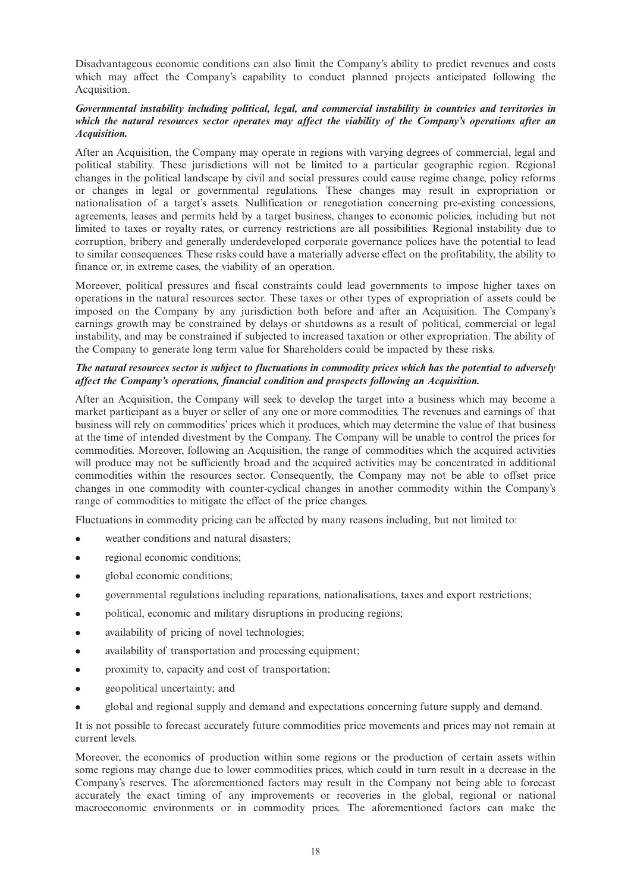Disadvantageous economic conditions can also limit the Company's ability to predict revenues and costs which may affect the Company's capability to conduct planned projects anticipated following the Acquisition.

***Governmental instability including political, legal, and commercial instability in countries and territories in which the natural resources sector operates may affect the viability of the Company's operations after an Acquisition.***

After an Acquisition, the Company may operate in regions with varying degrees of commercial, legal and political stability. These jurisdictions will not be limited to a particular geographic region. Regional changes in the political landscape by civil and social pressures could cause regime change, policy reforms or changes in legal or governmental regulations. These changes may result in expropriation or nationalisation of a target's assets. Nullification or renegotiation concerning pre-existing concessions, agreements, leases and permits held by a target business, changes to economic policies, including but not limited to taxes or royalty rates, or currency restrictions are all possibilities. Regional instability due to corruption, bribery and generally underdeveloped corporate governance polices have the potential to lead to similar consequences. These risks could have a materially adverse effect on the profitability, the ability to finance or, in extreme cases, the viability of an operation.

Moreover, political pressures and fiscal constraints could lead governments to impose higher taxes on operations in the natural resources sector. These taxes or other types of expropriation of assets could be imposed on the Company by any jurisdiction both before and after an Acquisition. The Company's earnings growth may be constrained by delays or shutdowns as a result of political, commercial or legal instability, and may be constrained if subjected to increased taxation or other expropriation. The ability of the Company to generate long term value for Shareholders could be impacted by these risks.

***The natural resources sector is subject to fluctuations in commodity prices which has the potential to adversely affect the Company's operations, financial condition and prospects following an Acquisition.***

After an Acquisition, the Company will seek to develop the target into a business which may become a market participant as a buyer or seller of any one or more commodities. The revenues and earnings of that business will rely on commodities' prices which it produces, which may determine the value of that business at the time of intended divestment by the Company. The Company will be unable to control the prices for commodities. Moreover, following an Acquisition, the range of commodities which the acquired activities will produce may not be sufficiently broad and the acquired activities may be concentrated in additional commodities within the resources sector. Consequently, the Company may not be able to offset price changes in one commodity with counter-cyclical changes in another commodity within the Company's range of commodities to mitigate the effect of the price changes.

Fluctuations in commodity pricing can be affected by many reasons including, but not limited to:

- weather conditions and natural disasters;
- regional economic conditions;
- global economic conditions;
- governmental regulations including reparations, nationalisations, taxes and export restrictions;
- political, economic and military disruptions in producing regions;
- availability of pricing of novel technologies;
- availability of transportation and processing equipment;
- proximity to, capacity and cost of transportation;
- geopolitical uncertainty; and
- global and regional supply and demand and expectations concerning future supply and demand.

It is not possible to forecast accurately future commodities price movements and prices may not remain at current levels.

Moreover, the economics of production within some regions or the production of certain assets within some regions may change due to lower commodities prices, which could in turn result in a decrease in the Company's reserves. The aforementioned factors may result in the Company not being able to forecast accurately the exact timing of any improvements or recoveries in the global, regional or national macroeconomic environments or in commodity prices. The aforementioned factors can make the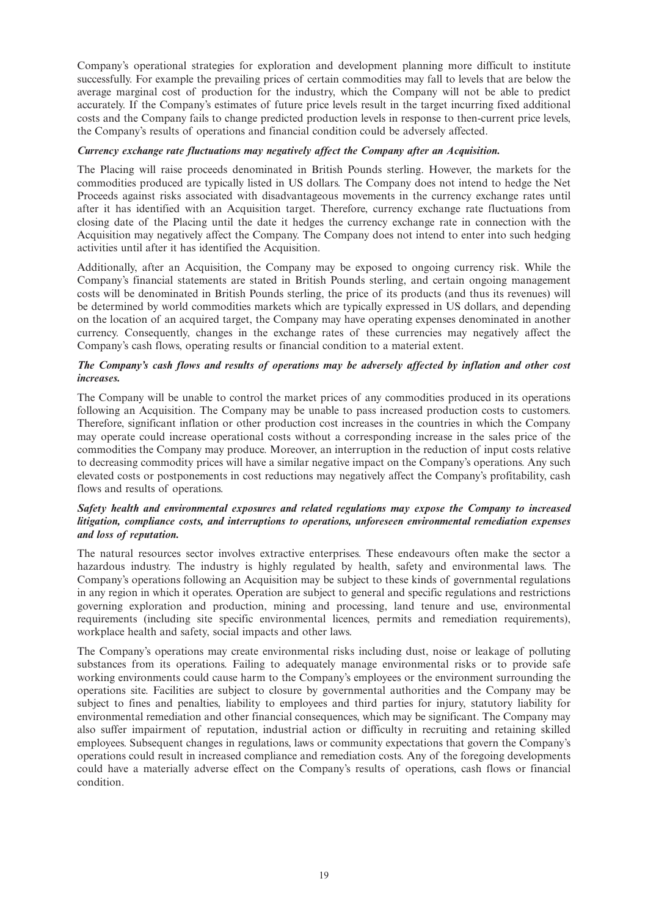Company's operational strategies for exploration and development planning more difficult to institute successfully. For example the prevailing prices of certain commodities may fall to levels that are below the average marginal cost of production for the industry, which the Company will not be able to predict accurately. If the Company's estimates of future price levels result in the target incurring fixed additional costs and the Company fails to change predicted production levels in response to then-current price levels, the Company's results of operations and financial condition could be adversely affected.

***Currency exchange rate fluctuations may negatively affect the Company after an Acquisition.***

The Placing will raise proceeds denominated in British Pounds sterling. However, the markets for the commodities produced are typically listed in US dollars. The Company does not intend to hedge the Net Proceeds against risks associated with disadvantageous movements in the currency exchange rates until after it has identified with an Acquisition target. Therefore, currency exchange rate fluctuations from closing date of the Placing until the date it hedges the currency exchange rate in connection with the Acquisition may negatively affect the Company. The Company does not intend to enter into such hedging activities until after it has identified the Acquisition.

Additionally, after an Acquisition, the Company may be exposed to ongoing currency risk. While the Company's financial statements are stated in British Pounds sterling, and certain ongoing management costs will be denominated in British Pounds sterling, the price of its products (and thus its revenues) will be determined by world commodities markets which are typically expressed in US dollars, and depending on the location of an acquired target, the Company may have operating expenses denominated in another currency. Consequently, changes in the exchange rates of these currencies may negatively affect the Company's cash flows, operating results or financial condition to a material extent.

***The Company's cash flows and results of operations may be adversely affected by inflation and other cost increases.***

The Company will be unable to control the market prices of any commodities produced in its operations following an Acquisition. The Company may be unable to pass increased production costs to customers. Therefore, significant inflation or other production cost increases in the countries in which the Company may operate could increase operational costs without a corresponding increase in the sales price of the commodities the Company may produce. Moreover, an interruption in the reduction of input costs relative to decreasing commodity prices will have a similar negative impact on the Company's operations. Any such elevated costs or postponements in cost reductions may negatively affect the Company's profitability, cash flows and results of operations.

***Safety health and environmental exposures and related regulations may expose the Company to increased litigation, compliance costs, and interruptions to operations, unforeseen environmental remediation expenses and loss of reputation.***

The natural resources sector involves extractive enterprises. These endeavours often make the sector a hazardous industry. The industry is highly regulated by health, safety and environmental laws. The Company's operations following an Acquisition may be subject to these kinds of governmental regulations in any region in which it operates. Operation are subject to general and specific regulations and restrictions governing exploration and production, mining and processing, land tenure and use, environmental requirements (including site specific environmental licences, permits and remediation requirements), workplace health and safety, social impacts and other laws.

The Company's operations may create environmental risks including dust, noise or leakage of polluting substances from its operations. Failing to adequately manage environmental risks or to provide safe working environments could cause harm to the Company's employees or the environment surrounding the operations site. Facilities are subject to closure by governmental authorities and the Company may be subject to fines and penalties, liability to employees and third parties for injury, statutory liability for environmental remediation and other financial consequences, which may be significant. The Company may also suffer impairment of reputation, industrial action or difficulty in recruiting and retaining skilled employees. Subsequent changes in regulations, laws or community expectations that govern the Company's operations could result in increased compliance and remediation costs. Any of the foregoing developments could have a materially adverse effect on the Company's results of operations, cash flows or financial condition.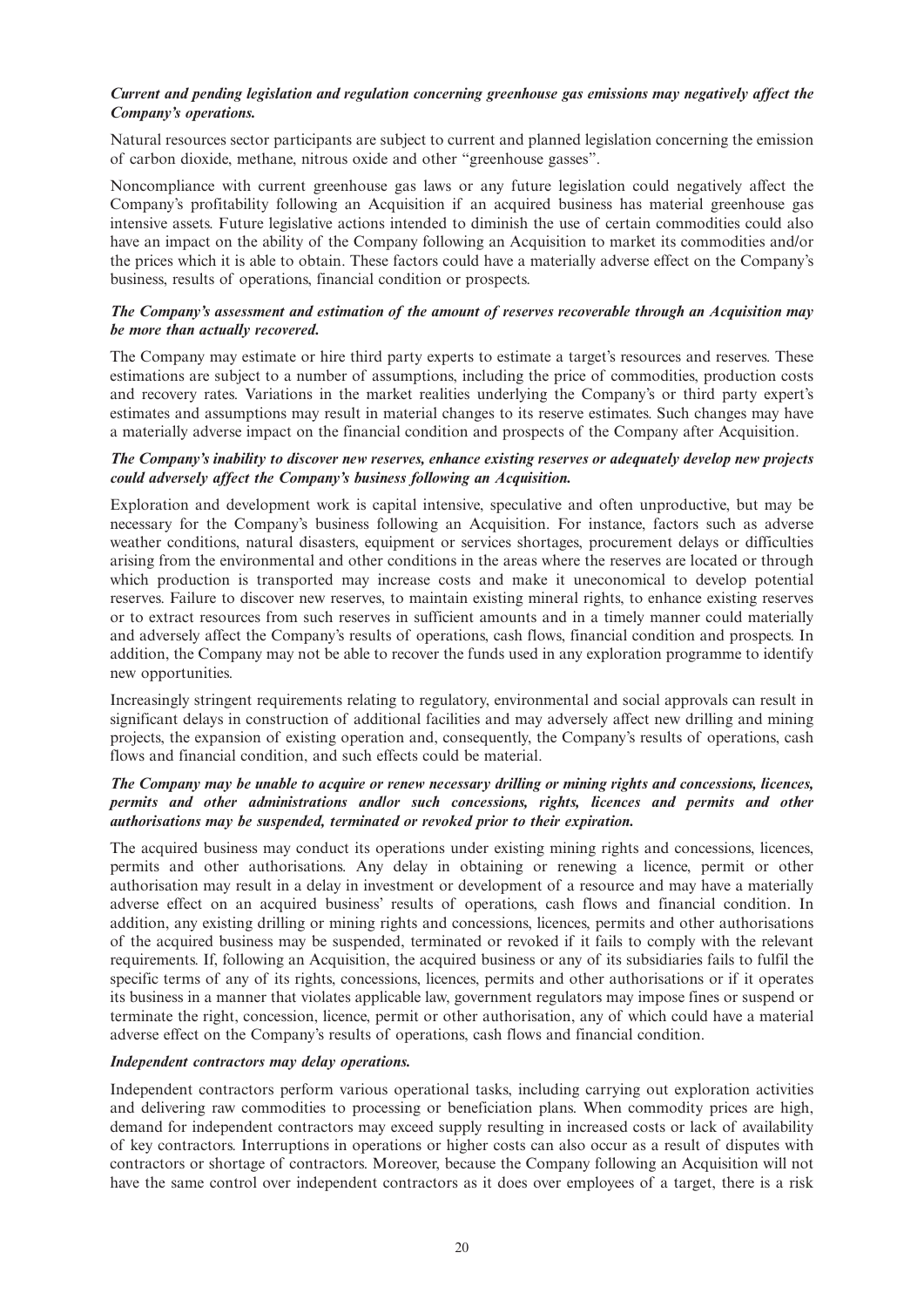***Current and pending legislation and regulation concerning greenhouse gas emissions may negatively affect the Company's operations.***

Natural resources sector participants are subject to current and planned legislation concerning the emission of carbon dioxide, methane, nitrous oxide and other "greenhouse gasses".

Noncompliance with current greenhouse gas laws or any future legislation could negatively affect the Company's profitability following an Acquisition if an acquired business has material greenhouse gas intensive assets. Future legislative actions intended to diminish the use of certain commodities could also have an impact on the ability of the Company following an Acquisition to market its commodities and/or the prices which it is able to obtain. These factors could have a materially adverse effect on the Company's business, results of operations, financial condition or prospects.

***The Company's assessment and estimation of the amount of reserves recoverable through an Acquisition may be more than actually recovered.***

The Company may estimate or hire third party experts to estimate a target's resources and reserves. These estimations are subject to a number of assumptions, including the price of commodities, production costs and recovery rates. Variations in the market realities underlying the Company's or third party expert's estimates and assumptions may result in material changes to its reserve estimates. Such changes may have a materially adverse impact on the financial condition and prospects of the Company after Acquisition.

***The Company's inability to discover new reserves, enhance existing reserves or adequately develop new projects could adversely affect the Company's business following an Acquisition.***

Exploration and development work is capital intensive, speculative and often unproductive, but may be necessary for the Company's business following an Acquisition. For instance, factors such as adverse weather conditions, natural disasters, equipment or services shortages, procurement delays or difficulties arising from the environmental and other conditions in the areas where the reserves are located or through which production is transported may increase costs and make it uneconomical to develop potential reserves. Failure to discover new reserves, to maintain existing mineral rights, to enhance existing reserves or to extract resources from such reserves in sufficient amounts and in a timely manner could materially and adversely affect the Company's results of operations, cash flows, financial condition and prospects. In addition, the Company may not be able to recover the funds used in any exploration programme to identify new opportunities.

Increasingly stringent requirements relating to regulatory, environmental and social approvals can result in significant delays in construction of additional facilities and may adversely affect new drilling and mining projects, the expansion of existing operation and, consequently, the Company's results of operations, cash flows and financial condition, and such effects could be material.

***The Company may be unable to acquire or renew necessary drilling or mining rights and concessions, licences, permits and other administrations and/or such concessions, rights, licences and permits and other authorisations may be suspended, terminated or revoked prior to their expiration.***

The acquired business may conduct its operations under existing mining rights and concessions, licences, permits and other authorisations. Any delay in obtaining or renewing a licence, permit or other authorisation may result in a delay in investment or development of a resource and may have a materially adverse effect on an acquired business' results of operations, cash flows and financial condition. In addition, any existing drilling or mining rights and concessions, licences, permits and other authorisations of the acquired business may be suspended, terminated or revoked if it fails to comply with the relevant requirements. If, following an Acquisition, the acquired business or any of its subsidiaries fails to fulfil the specific terms of any of its rights, concessions, licences, permits and other authorisations or if it operates its business in a manner that violates applicable law, government regulators may impose fines or suspend or terminate the right, concession, licence, permit or other authorisation, any of which could have a material adverse effect on the Company's results of operations, cash flows and financial condition.

***Independent contractors may delay operations.***

Independent contractors perform various operational tasks, including carrying out exploration activities and delivering raw commodities to processing or beneficiation plans. When commodity prices are high, demand for independent contractors may exceed supply resulting in increased costs or lack of availability of key contractors. Interruptions in operations or higher costs can also occur as a result of disputes with contractors or shortage of contractors. Moreover, because the Company following an Acquisition will not have the same control over independent contractors as it does over employees of a target, there is a risk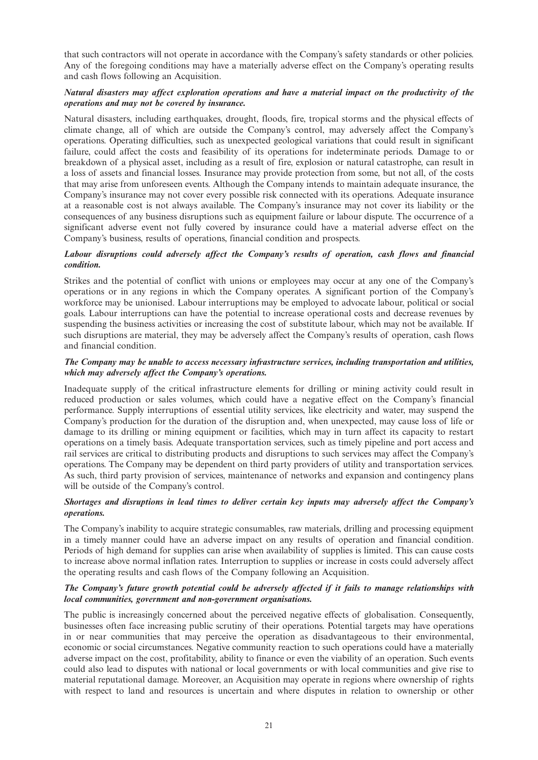that such contractors will not operate in accordance with the Company's safety standards or other policies. Any of the foregoing conditions may have a materially adverse effect on the Company's operating results and cash flows following an Acquisition.

***Natural disasters may affect exploration operations and have a material impact on the productivity of the operations and may not be covered by insurance.***

Natural disasters, including earthquakes, drought, floods, fire, tropical storms and the physical effects of climate change, all of which are outside the Company's control, may adversely affect the Company's operations. Operating difficulties, such as unexpected geological variations that could result in significant failure, could affect the costs and feasibility of its operations for indeterminate periods. Damage to or breakdown of a physical asset, including as a result of fire, explosion or natural catastrophe, can result in a loss of assets and financial losses. Insurance may provide protection from some, but not all, of the costs that may arise from unforeseen events. Although the Company intends to maintain adequate insurance, the Company's insurance may not cover every possible risk connected with its operations. Adequate insurance at a reasonable cost is not always available. The Company's insurance may not cover its liability or the consequences of any business disruptions such as equipment failure or labour dispute. The occurrence of a significant adverse event not fully covered by insurance could have a material adverse effect on the Company's business, results of operations, financial condition and prospects.

***Labour disruptions could adversely affect the Company's results of operation, cash flows and financial condition.***

Strikes and the potential of conflict with unions or employees may occur at any one of the Company's operations or in any regions in which the Company operates. A significant portion of the Company's workforce may be unionised. Labour interruptions may be employed to advocate labour, political or social goals. Labour interruptions can have the potential to increase operational costs and decrease revenues by suspending the business activities or increasing the cost of substitute labour, which may not be available. If such disruptions are material, they may be adversely affect the Company's results of operation, cash flows and financial condition.

***The Company may be unable to access necessary infrastructure services, including transportation and utilities, which may adversely affect the Company's operations.***

Inadequate supply of the critical infrastructure elements for drilling or mining activity could result in reduced production or sales volumes, which could have a negative effect on the Company's financial performance. Supply interruptions of essential utility services, like electricity and water, may suspend the Company's production for the duration of the disruption and, when unexpected, may cause loss of life or damage to its drilling or mining equipment or facilities, which may in turn affect its capacity to restart operations on a timely basis. Adequate transportation services, such as timely pipeline and port access and rail services are critical to distributing products and disruptions to such services may affect the Company's operations. The Company may be dependent on third party providers of utility and transportation services. As such, third party provision of services, maintenance of networks and expansion and contingency plans will be outside of the Company's control.

***Shortages and disruptions in lead times to deliver certain key inputs may adversely affect the Company's operations.***

The Company's inability to acquire strategic consumables, raw materials, drilling and processing equipment in a timely manner could have an adverse impact on any results of operation and financial condition. Periods of high demand for supplies can arise when availability of supplies is limited. This can cause costs to increase above normal inflation rates. Interruption to supplies or increase in costs could adversely affect the operating results and cash flows of the Company following an Acquisition.

***The Company's future growth potential could be adversely affected if it fails to manage relationships with local communities, government and non-government organisations.***

The public is increasingly concerned about the perceived negative effects of globalisation. Consequently, businesses often face increasing public scrutiny of their operations. Potential targets may have operations in or near communities that may perceive the operation as disadvantageous to their environmental, economic or social circumstances. Negative community reaction to such operations could have a materially adverse impact on the cost, profitability, ability to finance or even the viability of an operation. Such events could also lead to disputes with national or local governments or with local communities and give rise to material reputational damage. Moreover, an Acquisition may operate in regions where ownership of rights with respect to land and resources is uncertain and where disputes in relation to ownership or other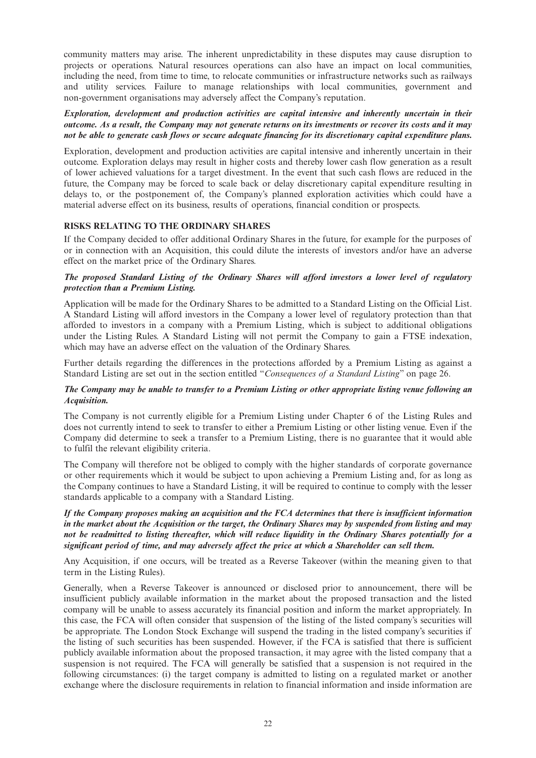community matters may arise. The inherent unpredictability in these disputes may cause disruption to projects or operations. Natural resources operations can also have an impact on local communities, including the need, from time to time, to relocate communities or infrastructure networks such as railways and utility services. Failure to manage relationships with local communities, government and non-government organisations may adversely affect the Company's reputation.

***Exploration, development and production activities are capital intensive and inherently uncertain in their outcome. As a result, the Company may not generate returns on its investments or recover its costs and it may not be able to generate cash flows or secure adequate financing for its discretionary capital expenditure plans.***

Exploration, development and production activities are capital intensive and inherently uncertain in their outcome. Exploration delays may result in higher costs and thereby lower cash flow generation as a result of lower achieved valuations for a target divestment. In the event that such cash flows are reduced in the future, the Company may be forced to scale back or delay discretionary capital expenditure resulting in delays to, or the postponement of, the Company's planned exploration activities which could have a material adverse effect on its business, results of operations, financial condition or prospects.

**RISKS RELATING TO THE ORDINARY SHARES**

If the Company decided to offer additional Ordinary Shares in the future, for example for the purposes of or in connection with an Acquisition, this could dilute the interests of investors and/or have an adverse effect on the market price of the Ordinary Shares.

***The proposed Standard Listing of the Ordinary Shares will afford investors a lower level of regulatory protection than a Premium Listing.***

Application will be made for the Ordinary Shares to be admitted to a Standard Listing on the Official List. A Standard Listing will afford investors in the Company a lower level of regulatory protection than that afforded to investors in a company with a Premium Listing, which is subject to additional obligations under the Listing Rules. A Standard Listing will not permit the Company to gain a FTSE indexation, which may have an adverse effect on the valuation of the Ordinary Shares.

Further details regarding the differences in the protections afforded by a Premium Listing as against a Standard Listing are set out in the section entitled "*Consequences of a Standard Listing*" on page 26.

***The Company may be unable to transfer to a Premium Listing or other appropriate listing venue following an Acquisition.***

The Company is not currently eligible for a Premium Listing under Chapter 6 of the Listing Rules and does not currently intend to seek to transfer to either a Premium Listing or other listing venue. Even if the Company did determine to seek a transfer to a Premium Listing, there is no guarantee that it would able to fulfil the relevant eligibility criteria.

The Company will therefore not be obliged to comply with the higher standards of corporate governance or other requirements which it would be subject to upon achieving a Premium Listing and, for as long as the Company continues to have a Standard Listing, it will be required to continue to comply with the lesser standards applicable to a company with a Standard Listing.

***If the Company proposes making an acquisition and the FCA determines that there is insufficient information in the market about the Acquisition or the target, the Ordinary Shares may by suspended from listing and may not be readmitted to listing thereafter, which will reduce liquidity in the Ordinary Shares potentially for a significant period of time, and may adversely affect the price at which a Shareholder can sell them.***

Any Acquisition, if one occurs, will be treated as a Reverse Takeover (within the meaning given to that term in the Listing Rules).

Generally, when a Reverse Takeover is announced or disclosed prior to announcement, there will be insufficient publicly available information in the market about the proposed transaction and the listed company will be unable to assess accurately its financial position and inform the market appropriately. In this case, the FCA will often consider that suspension of the listing of the listed company's securities will be appropriate. The London Stock Exchange will suspend the trading in the listed company's securities if the listing of such securities has been suspended. However, if the FCA is satisfied that there is sufficient publicly available information about the proposed transaction, it may agree with the listed company that a suspension is not required. The FCA will generally be satisfied that a suspension is not required in the following circumstances: (i) the target company is admitted to listing on a regulated market or another exchange where the disclosure requirements in relation to financial information and inside information are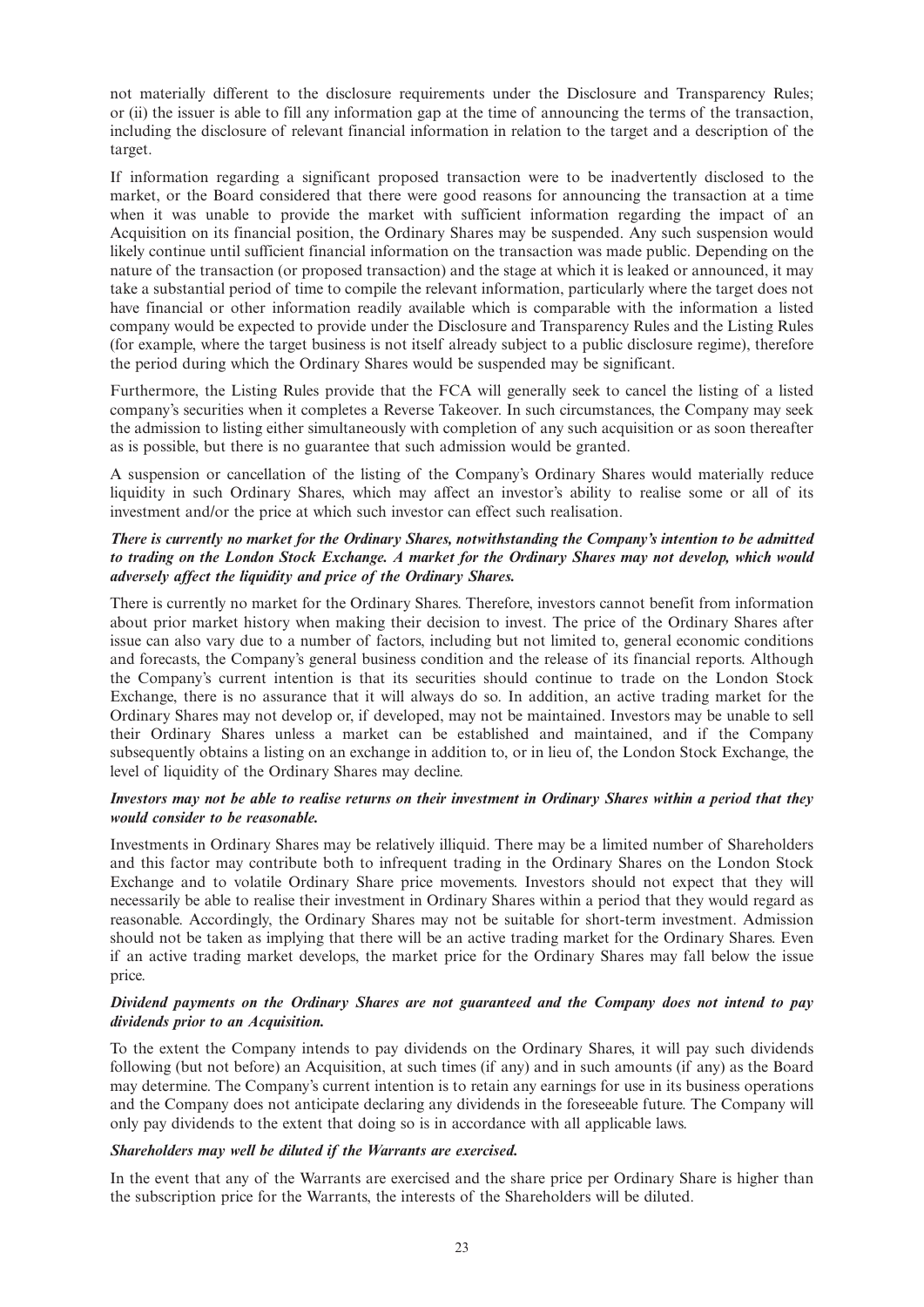not materially different to the disclosure requirements under the Disclosure and Transparency Rules; or (ii) the issuer is able to fill any information gap at the time of announcing the terms of the transaction, including the disclosure of relevant financial information in relation to the target and a description of the target.

If information regarding a significant proposed transaction were to be inadvertently disclosed to the market, or the Board considered that there were good reasons for announcing the transaction at a time when it was unable to provide the market with sufficient information regarding the impact of an Acquisition on its financial position, the Ordinary Shares may be suspended. Any such suspension would likely continue until sufficient financial information on the transaction was made public. Depending on the nature of the transaction (or proposed transaction) and the stage at which it is leaked or announced, it may take a substantial period of time to compile the relevant information, particularly where the target does not have financial or other information readily available which is comparable with the information a listed company would be expected to provide under the Disclosure and Transparency Rules and the Listing Rules (for example, where the target business is not itself already subject to a public disclosure regime), therefore the period during which the Ordinary Shares would be suspended may be significant.

Furthermore, the Listing Rules provide that the FCA will generally seek to cancel the listing of a listed company's securities when it completes a Reverse Takeover. In such circumstances, the Company may seek the admission to listing either simultaneously with completion of any such acquisition or as soon thereafter as is possible, but there is no guarantee that such admission would be granted.

A suspension or cancellation of the listing of the Company's Ordinary Shares would materially reduce liquidity in such Ordinary Shares, which may affect an investor's ability to realise some or all of its investment and/or the price at which such investor can effect such realisation.

***There is currently no market for the Ordinary Shares, notwithstanding the Company's intention to be admitted to trading on the London Stock Exchange. A market for the Ordinary Shares may not develop, which would adversely affect the liquidity and price of the Ordinary Shares.***

There is currently no market for the Ordinary Shares. Therefore, investors cannot benefit from information about prior market history when making their decision to invest. The price of the Ordinary Shares after issue can also vary due to a number of factors, including but not limited to, general economic conditions and forecasts, the Company's general business condition and the release of its financial reports. Although the Company's current intention is that its securities should continue to trade on the London Stock Exchange, there is no assurance that it will always do so. In addition, an active trading market for the Ordinary Shares may not develop or, if developed, may not be maintained. Investors may be unable to sell their Ordinary Shares unless a market can be established and maintained, and if the Company subsequently obtains a listing on an exchange in addition to, or in lieu of, the London Stock Exchange, the level of liquidity of the Ordinary Shares may decline.

***Investors may not be able to realise returns on their investment in Ordinary Shares within a period that they would consider to be reasonable.***

Investments in Ordinary Shares may be relatively illiquid. There may be a limited number of Shareholders and this factor may contribute both to infrequent trading in the Ordinary Shares on the London Stock Exchange and to volatile Ordinary Share price movements. Investors should not expect that they will necessarily be able to realise their investment in Ordinary Shares within a period that they would regard as reasonable. Accordingly, the Ordinary Shares may not be suitable for short-term investment. Admission should not be taken as implying that there will be an active trading market for the Ordinary Shares. Even if an active trading market develops, the market price for the Ordinary Shares may fall below the issue price.

***Dividend payments on the Ordinary Shares are not guaranteed and the Company does not intend to pay dividends prior to an Acquisition.***

To the extent the Company intends to pay dividends on the Ordinary Shares, it will pay such dividends following (but not before) an Acquisition, at such times (if any) and in such amounts (if any) as the Board may determine. The Company's current intention is to retain any earnings for use in its business operations and the Company does not anticipate declaring any dividends in the foreseeable future. The Company will only pay dividends to the extent that doing so is in accordance with all applicable laws.

***Shareholders may well be diluted if the Warrants are exercised.***

In the event that any of the Warrants are exercised and the share price per Ordinary Share is higher than the subscription price for the Warrants, the interests of the Shareholders will be diluted.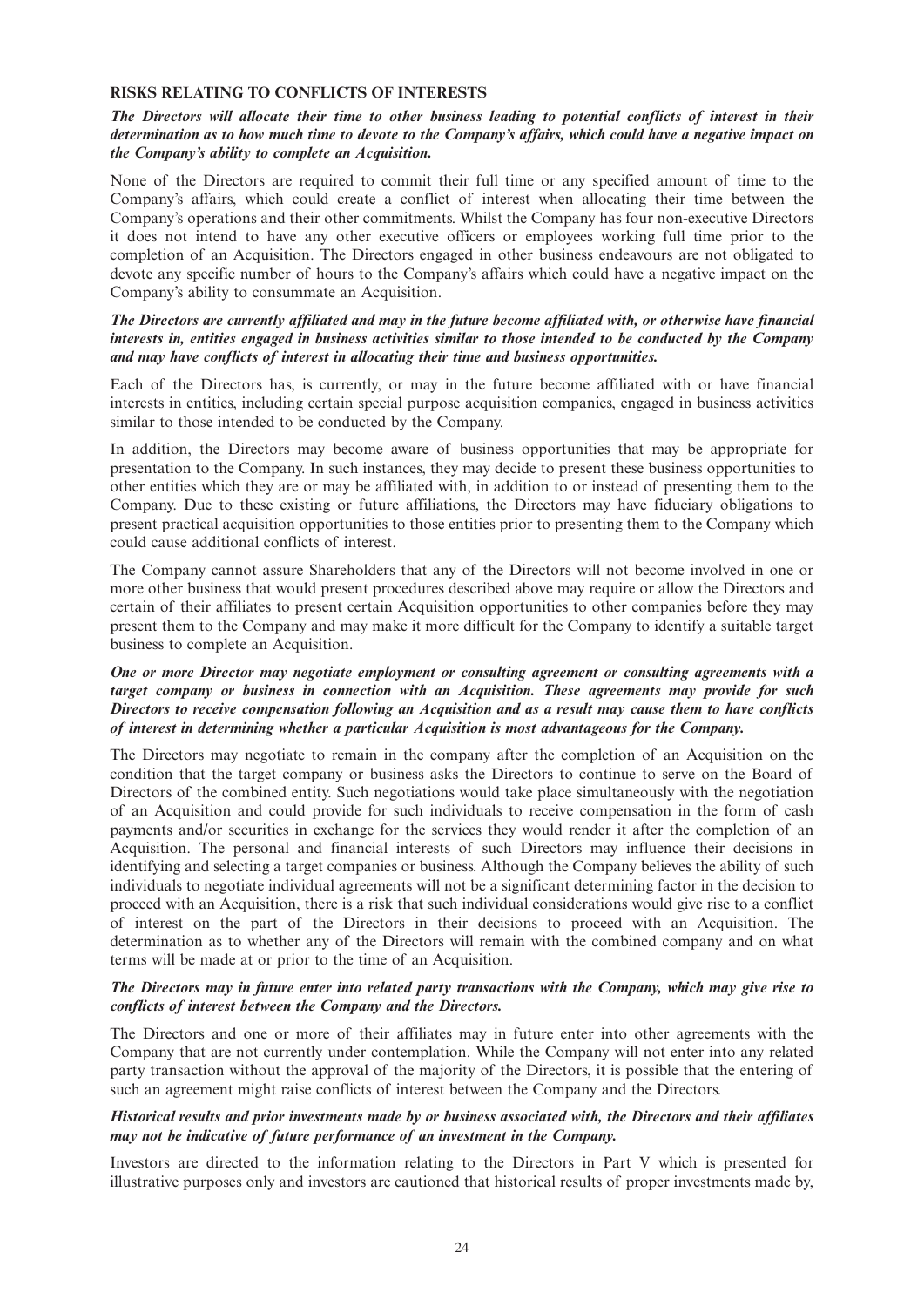**RISKS RELATING TO CONFLICTS OF INTERESTS**

***The Directors will allocate their time to other business leading to potential conflicts of interest in their determination as to how much time to devote to the Company's affairs, which could have a negative impact on the Company's ability to complete an Acquisition.***

None of the Directors are required to commit their full time or any specified amount of time to the Company's affairs, which could create a conflict of interest when allocating their time between the Company's operations and their other commitments. Whilst the Company has four non-executive Directors it does not intend to have any other executive officers or employees working full time prior to the completion of an Acquisition. The Directors engaged in other business endeavours are not obligated to devote any specific number of hours to the Company's affairs which could have a negative impact on the Company's ability to consummate an Acquisition.

***The Directors are currently affiliated and may in the future become affiliated with, or otherwise have financial interests in, entities engaged in business activities similar to those intended to be conducted by the Company and may have conflicts of interest in allocating their time and business opportunities.***

Each of the Directors has, is currently, or may in the future become affiliated with or have financial interests in entities, including certain special purpose acquisition companies, engaged in business activities similar to those intended to be conducted by the Company.

In addition, the Directors may become aware of business opportunities that may be appropriate for presentation to the Company. In such instances, they may decide to present these business opportunities to other entities which they are or may be affiliated with, in addition to or instead of presenting them to the Company. Due to these existing or future affiliations, the Directors may have fiduciary obligations to present practical acquisition opportunities to those entities prior to presenting them to the Company which could cause additional conflicts of interest.

The Company cannot assure Shareholders that any of the Directors will not become involved in one or more other business that would present procedures described above may require or allow the Directors and certain of their affiliates to present certain Acquisition opportunities to other companies before they may present them to the Company and may make it more difficult for the Company to identify a suitable target business to complete an Acquisition.

***One or more Director may negotiate employment or consulting agreement or consulting agreements with a target company or business in connection with an Acquisition. These agreements may provide for such Directors to receive compensation following an Acquisition and as a result may cause them to have conflicts of interest in determining whether a particular Acquisition is most advantageous for the Company.***

The Directors may negotiate to remain in the company after the completion of an Acquisition on the condition that the target company or business asks the Directors to continue to serve on the Board of Directors of the combined entity. Such negotiations would take place simultaneously with the negotiation of an Acquisition and could provide for such individuals to receive compensation in the form of cash payments and/or securities in exchange for the services they would render it after the completion of an Acquisition. The personal and financial interests of such Directors may influence their decisions in identifying and selecting a target companies or business. Although the Company believes the ability of such individuals to negotiate individual agreements will not be a significant determining factor in the decision to proceed with an Acquisition, there is a risk that such individual considerations would give rise to a conflict of interest on the part of the Directors in their decisions to proceed with an Acquisition. The determination as to whether any of the Directors will remain with the combined company and on what terms will be made at or prior to the time of an Acquisition.

***The Directors may in future enter into related party transactions with the Company, which may give rise to conflicts of interest between the Company and the Directors.***

The Directors and one or more of their affiliates may in future enter into other agreements with the Company that are not currently under contemplation. While the Company will not enter into any related party transaction without the approval of the majority of the Directors, it is possible that the entering of such an agreement might raise conflicts of interest between the Company and the Directors.

***Historical results and prior investments made by or business associated with, the Directors and their affiliates may not be indicative of future performance of an investment in the Company.***

Investors are directed to the information relating to the Directors in Part V which is presented for illustrative purposes only and investors are cautioned that historical results of proper investments made by,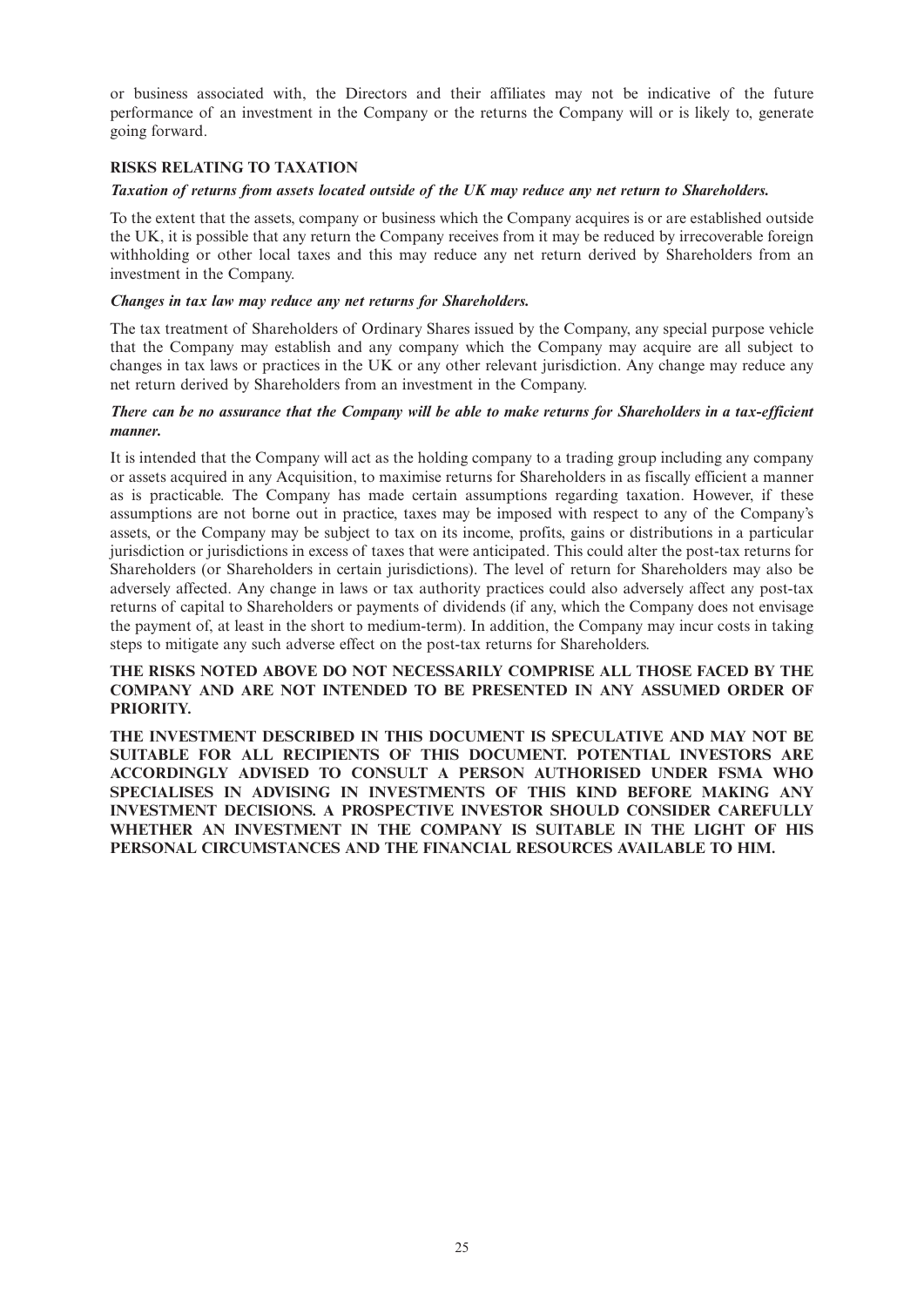or business associated with, the Directors and their affiliates may not be indicative of the future performance of an investment in the Company or the returns the Company will or is likely to, generate going forward.

## RISKS RELATING TO TAXATION

***Taxation of returns from assets located outside of the UK may reduce any net return to Shareholders.***

To the extent that the assets, company or business which the Company acquires is or are established outside the UK, it is possible that any return the Company receives from it may be reduced by irrecoverable foreign withholding or other local taxes and this may reduce any net return derived by Shareholders from an investment in the Company.

***Changes in tax law may reduce any net returns for Shareholders.***

The tax treatment of Shareholders of Ordinary Shares issued by the Company, any special purpose vehicle that the Company may establish and any company which the Company may acquire are all subject to changes in tax laws or practices in the UK or any other relevant jurisdiction. Any change may reduce any net return derived by Shareholders from an investment in the Company.

***There can be no assurance that the Company will be able to make returns for Shareholders in a tax-efficient manner.***

It is intended that the Company will act as the holding company to a trading group including any company or assets acquired in any Acquisition, to maximise returns for Shareholders in as fiscally efficient a manner as is practicable. The Company has made certain assumptions regarding taxation. However, if these assumptions are not borne out in practice, taxes may be imposed with respect to any of the Company's assets, or the Company may be subject to tax on its income, profits, gains or distributions in a particular jurisdiction or jurisdictions in excess of taxes that were anticipated. This could alter the post-tax returns for Shareholders (or Shareholders in certain jurisdictions). The level of return for Shareholders may also be adversely affected. Any change in laws or tax authority practices could also adversely affect any post-tax returns of capital to Shareholders or payments of dividends (if any, which the Company does not envisage the payment of, at least in the short to medium-term). In addition, the Company may incur costs in taking steps to mitigate any such adverse effect on the post-tax returns for Shareholders.

**THE RISKS NOTED ABOVE DO NOT NECESSARILY COMPRISE ALL THOSE FACED BY THE COMPANY AND ARE NOT INTENDED TO BE PRESENTED IN ANY ASSUMED ORDER OF PRIORITY.**

**THE INVESTMENT DESCRIBED IN THIS DOCUMENT IS SPECULATIVE AND MAY NOT BE SUITABLE FOR ALL RECIPIENTS OF THIS DOCUMENT. POTENTIAL INVESTORS ARE ACCORDINGLY ADVISED TO CONSULT A PERSON AUTHORISED UNDER FSMA WHO SPECIALISES IN ADVISING IN INVESTMENTS OF THIS KIND BEFORE MAKING ANY INVESTMENT DECISIONS. A PROSPECTIVE INVESTOR SHOULD CONSIDER CAREFULLY WHETHER AN INVESTMENT IN THE COMPANY IS SUITABLE IN THE LIGHT OF HIS PERSONAL CIRCUMSTANCES AND THE FINANCIAL RESOURCES AVAILABLE TO HIM.**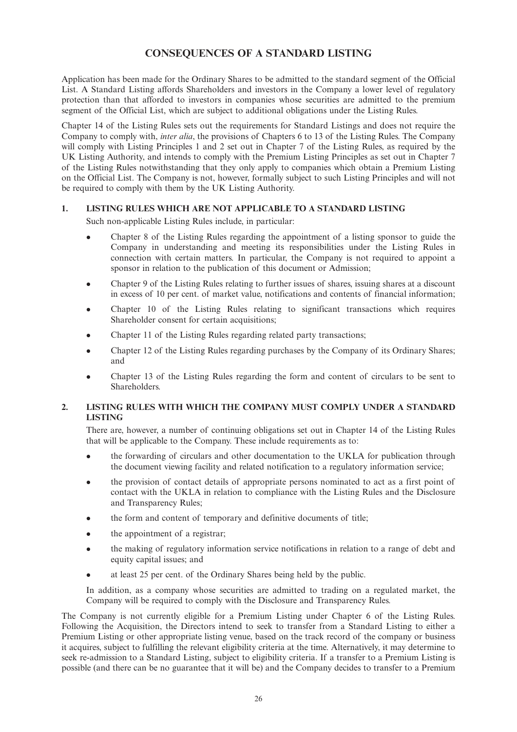# CONSEQUENCES OF A STANDARD LISTING

Application has been made for the Ordinary Shares to be admitted to the standard segment of the Official List. A Standard Listing affords Shareholders and investors in the Company a lower level of regulatory protection than that afforded to investors in companies whose securities are admitted to the premium segment of the Official List, which are subject to additional obligations under the Listing Rules.

Chapter 14 of the Listing Rules sets out the requirements for Standard Listings and does not require the Company to comply with, *inter alia*, the provisions of Chapters 6 to 13 of the Listing Rules. The Company will comply with Listing Principles 1 and 2 set out in Chapter 7 of the Listing Rules, as required by the UK Listing Authority, and intends to comply with the Premium Listing Principles as set out in Chapter 7 of the Listing Rules notwithstanding that they only apply to companies which obtain a Premium Listing on the Official List. The Company is not, however, formally subject to such Listing Principles and will not be required to comply with them by the UK Listing Authority.

## 1. LISTING RULES WHICH ARE NOT APPLICABLE TO A STANDARD LISTING

Such non-applicable Listing Rules include, in particular:

- Chapter 8 of the Listing Rules regarding the appointment of a listing sponsor to guide the Company in understanding and meeting its responsibilities under the Listing Rules in connection with certain matters. In particular, the Company is not required to appoint a sponsor in relation to the publication of this document or Admission;
- Chapter 9 of the Listing Rules relating to further issues of shares, issuing shares at a discount in excess of 10 per cent. of market value, notifications and contents of financial information;
- Chapter 10 of the Listing Rules relating to significant transactions which requires Shareholder consent for certain acquisitions;
- Chapter 11 of the Listing Rules regarding related party transactions;
- Chapter 12 of the Listing Rules regarding purchases by the Company of its Ordinary Shares; and
- Chapter 13 of the Listing Rules regarding the form and content of circulars to be sent to Shareholders.

## 2. LISTING RULES WITH WHICH THE COMPANY MUST COMPLY UNDER A STANDARD LISTING

There are, however, a number of continuing obligations set out in Chapter 14 of the Listing Rules that will be applicable to the Company. These include requirements as to:

- the forwarding of circulars and other documentation to the UKLA for publication through the document viewing facility and related notification to a regulatory information service;
- the provision of contact details of appropriate persons nominated to act as a first point of contact with the UKLA in relation to compliance with the Listing Rules and the Disclosure and Transparency Rules;
- the form and content of temporary and definitive documents of title;
- the appointment of a registrar;
- the making of regulatory information service notifications in relation to a range of debt and equity capital issues; and
- at least 25 per cent. of the Ordinary Shares being held by the public.

In addition, as a company whose securities are admitted to trading on a regulated market, the Company will be required to comply with the Disclosure and Transparency Rules.

The Company is not currently eligible for a Premium Listing under Chapter 6 of the Listing Rules. Following the Acquisition, the Directors intend to seek to transfer from a Standard Listing to either a Premium Listing or other appropriate listing venue, based on the track record of the company or business it acquires, subject to fulfilling the relevant eligibility criteria at the time. Alternatively, it may determine to seek re-admission to a Standard Listing, subject to eligibility criteria. If a transfer to a Premium Listing is possible (and there can be no guarantee that it will be) and the Company decides to transfer to a Premium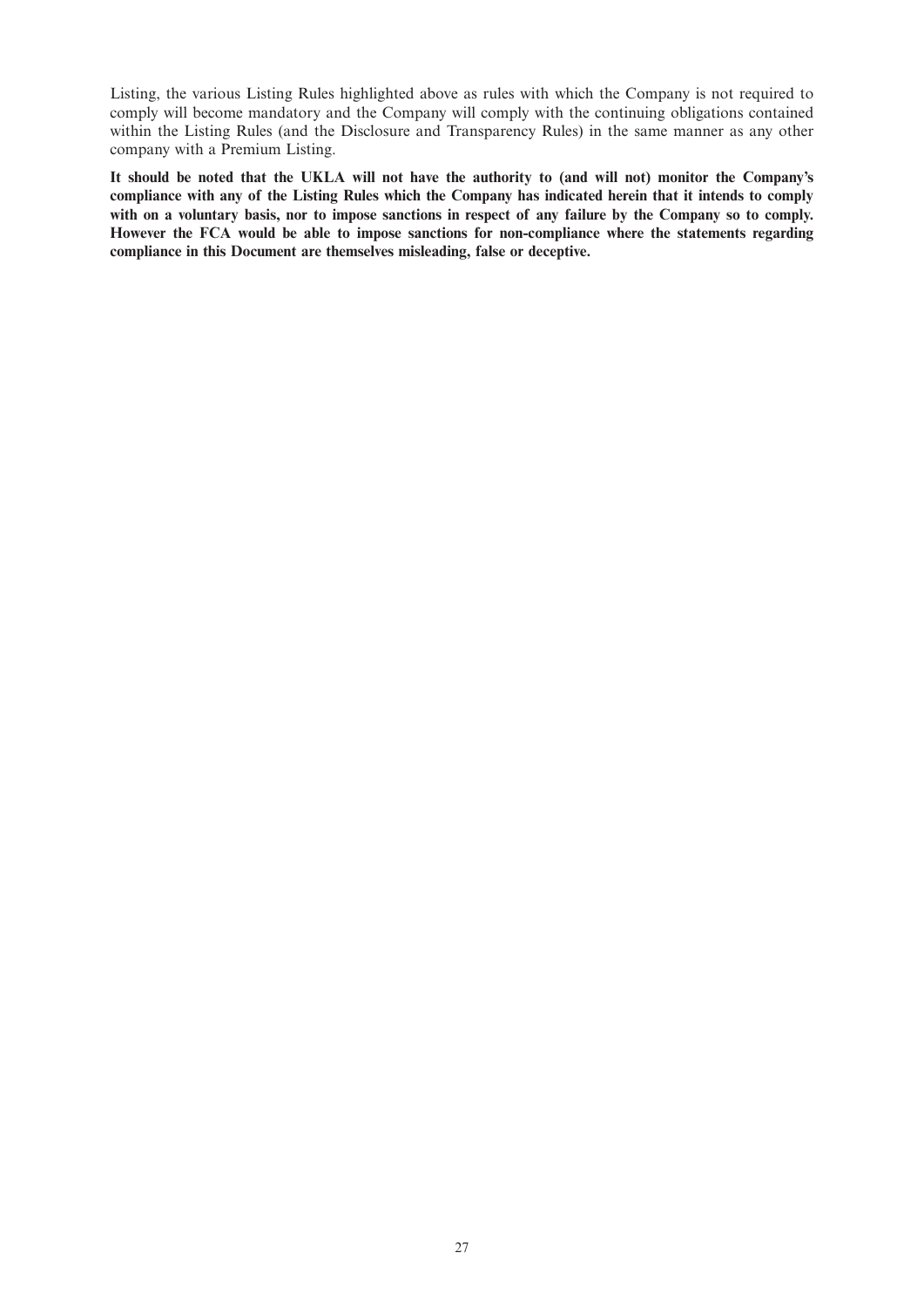Listing, the various Listing Rules highlighted above as rules with which the Company is not required to comply will become mandatory and the Company will comply with the continuing obligations contained within the Listing Rules (and the Disclosure and Transparency Rules) in the same manner as any other company with a Premium Listing.

**It should be noted that the UKLA will not have the authority to (and will not) monitor the Company's compliance with any of the Listing Rules which the Company has indicated herein that it intends to comply with on a voluntary basis, nor to impose sanctions in respect of any failure by the Company so to comply. However the FCA would be able to impose sanctions for non-compliance where the statements regarding compliance in this Document are themselves misleading, false or deceptive.**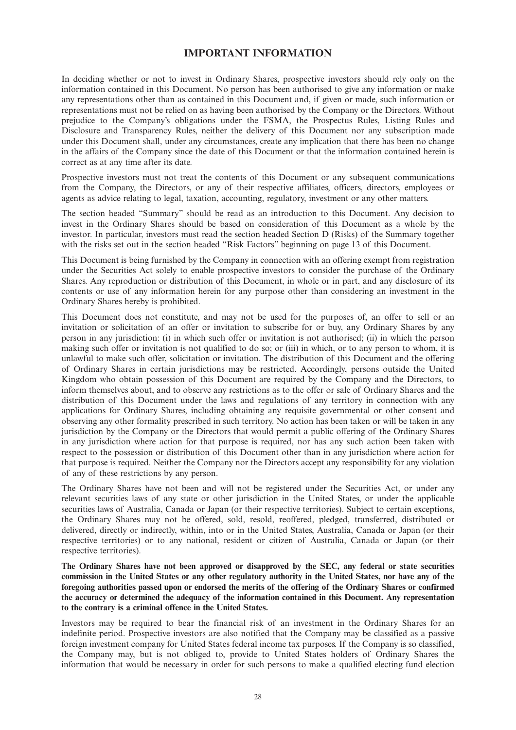# IMPORTANT INFORMATION

In deciding whether or not to invest in Ordinary Shares, prospective investors should rely only on the information contained in this Document. No person has been authorised to give any information or make any representations other than as contained in this Document and, if given or made, such information or representations must not be relied on as having been authorised by the Company or the Directors. Without prejudice to the Company's obligations under the FSMA, the Prospectus Rules, Listing Rules and Disclosure and Transparency Rules, neither the delivery of this Document nor any subscription made under this Document shall, under any circumstances, create any implication that there has been no change in the affairs of the Company since the date of this Document or that the information contained herein is correct as at any time after its date.

Prospective investors must not treat the contents of this Document or any subsequent communications from the Company, the Directors, or any of their respective affiliates, officers, directors, employees or agents as advice relating to legal, taxation, accounting, regulatory, investment or any other matters.

The section headed "Summary" should be read as an introduction to this Document. Any decision to invest in the Ordinary Shares should be based on consideration of this Document as a whole by the investor. In particular, investors must read the section headed Section D (Risks) of the Summary together with the risks set out in the section headed "Risk Factors" beginning on page 13 of this Document.

This Document is being furnished by the Company in connection with an offering exempt from registration under the Securities Act solely to enable prospective investors to consider the purchase of the Ordinary Shares. Any reproduction or distribution of this Document, in whole or in part, and any disclosure of its contents or use of any information herein for any purpose other than considering an investment in the Ordinary Shares hereby is prohibited.

This Document does not constitute, and may not be used for the purposes of, an offer to sell or an invitation or solicitation of an offer or invitation to subscribe for or buy, any Ordinary Shares by any person in any jurisdiction: (i) in which such offer or invitation is not authorised; (ii) in which the person making such offer or invitation is not qualified to do so; or (iii) in which, or to any person to whom, it is unlawful to make such offer, solicitation or invitation. The distribution of this Document and the offering of Ordinary Shares in certain jurisdictions may be restricted. Accordingly, persons outside the United Kingdom who obtain possession of this Document are required by the Company and the Directors, to inform themselves about, and to observe any restrictions as to the offer or sale of Ordinary Shares and the distribution of this Document under the laws and regulations of any territory in connection with any applications for Ordinary Shares, including obtaining any requisite governmental or other consent and observing any other formality prescribed in such territory. No action has been taken or will be taken in any jurisdiction by the Company or the Directors that would permit a public offering of the Ordinary Shares in any jurisdiction where action for that purpose is required, nor has any such action been taken with respect to the possession or distribution of this Document other than in any jurisdiction where action for that purpose is required. Neither the Company nor the Directors accept any responsibility for any violation of any of these restrictions by any person.

The Ordinary Shares have not been and will not be registered under the Securities Act, or under any relevant securities laws of any state or other jurisdiction in the United States, or under the applicable securities laws of Australia, Canada or Japan (or their respective territories). Subject to certain exceptions, the Ordinary Shares may not be offered, sold, resold, reoffered, pledged, transferred, distributed or delivered, directly or indirectly, within, into or in the United States, Australia, Canada or Japan (or their respective territories) or to any national, resident or citizen of Australia, Canada or Japan (or their respective territories).

**The Ordinary Shares have not been approved or disapproved by the SEC, any federal or state securities commission in the United States or any other regulatory authority in the United States, nor have any of the foregoing authorities passed upon or endorsed the merits of the offering of the Ordinary Shares or confirmed the accuracy or determined the adequacy of the information contained in this Document. Any representation to the contrary is a criminal offence in the United States.**

Investors may be required to bear the financial risk of an investment in the Ordinary Shares for an indefinite period. Prospective investors are also notified that the Company may be classified as a passive foreign investment company for United States federal income tax purposes. If the Company is so classified, the Company may, but is not obliged to, provide to United States holders of Ordinary Shares the information that would be necessary in order for such persons to make a qualified electing fund election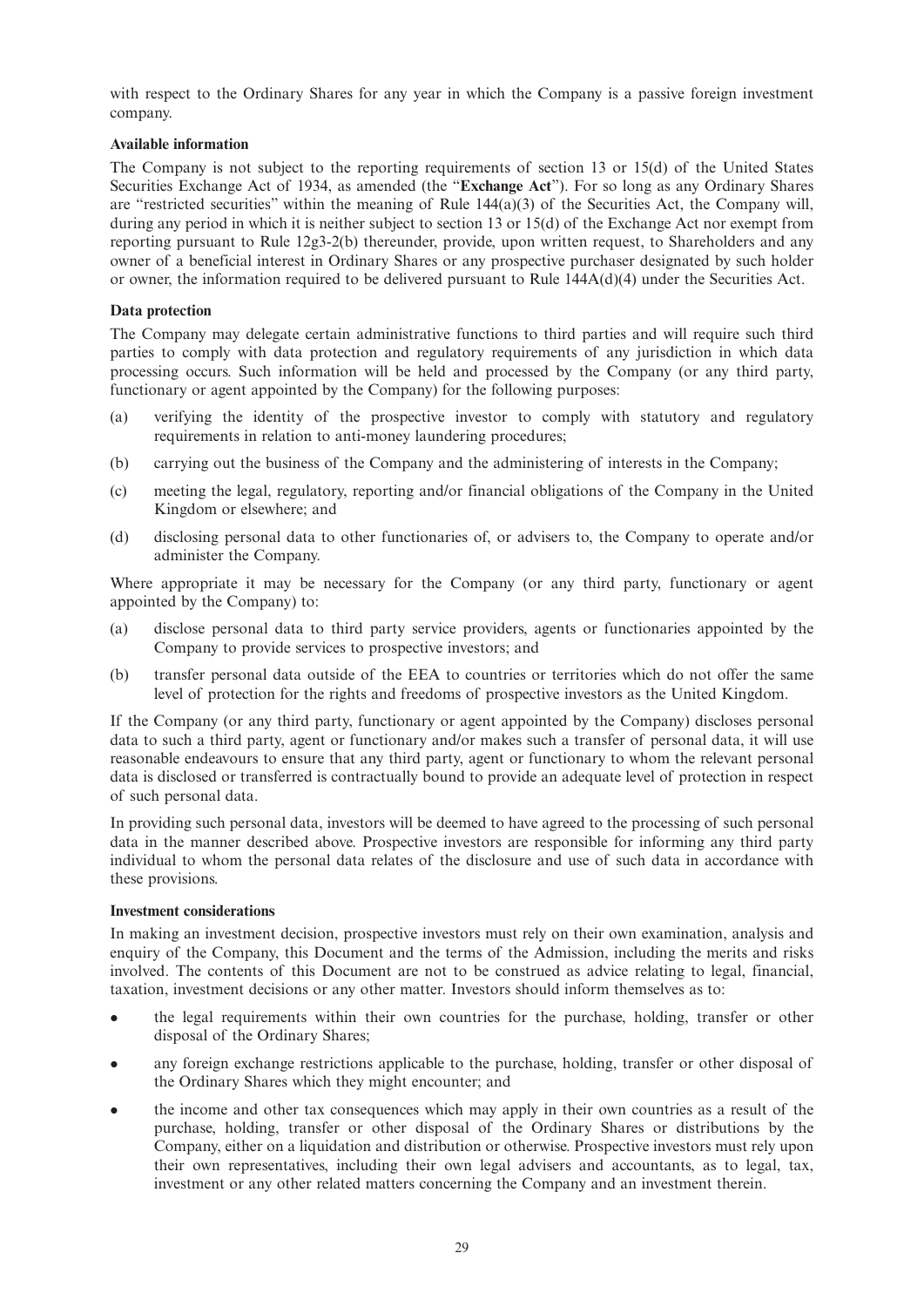with respect to the Ordinary Shares for any year in which the Company is a passive foreign investment company.

**Available information**

The Company is not subject to the reporting requirements of section 13 or 15(d) of the United States Securities Exchange Act of 1934, as amended (the "**Exchange Act**"). For so long as any Ordinary Shares are "restricted securities" within the meaning of Rule 144(a)(3) of the Securities Act, the Company will, during any period in which it is neither subject to section 13 or 15(d) of the Exchange Act nor exempt from reporting pursuant to Rule 12g3-2(b) thereunder, provide, upon written request, to Shareholders and any owner of a beneficial interest in Ordinary Shares or any prospective purchaser designated by such holder or owner, the information required to be delivered pursuant to Rule 144A(d)(4) under the Securities Act.

**Data protection**

The Company may delegate certain administrative functions to third parties and will require such third parties to comply with data protection and regulatory requirements of any jurisdiction in which data processing occurs. Such information will be held and processed by the Company (or any third party, functionary or agent appointed by the Company) for the following purposes:

(a) verifying the identity of the prospective investor to comply with statutory and regulatory requirements in relation to anti-money laundering procedures;

(b) carrying out the business of the Company and the administering of interests in the Company;

(c) meeting the legal, regulatory, reporting and/or financial obligations of the Company in the United Kingdom or elsewhere; and

(d) disclosing personal data to other functionaries of, or advisers to, the Company to operate and/or administer the Company.

Where appropriate it may be necessary for the Company (or any third party, functionary or agent appointed by the Company) to:

(a) disclose personal data to third party service providers, agents or functionaries appointed by the Company to provide services to prospective investors; and

(b) transfer personal data outside of the EEA to countries or territories which do not offer the same level of protection for the rights and freedoms of prospective investors as the United Kingdom.

If the Company (or any third party, functionary or agent appointed by the Company) discloses personal data to such a third party, agent or functionary and/or makes such a transfer of personal data, it will use reasonable endeavours to ensure that any third party, agent or functionary to whom the relevant personal data is disclosed or transferred is contractually bound to provide an adequate level of protection in respect of such personal data.

In providing such personal data, investors will be deemed to have agreed to the processing of such personal data in the manner described above. Prospective investors are responsible for informing any third party individual to whom the personal data relates of the disclosure and use of such data in accordance with these provisions.

**Investment considerations**

In making an investment decision, prospective investors must rely on their own examination, analysis and enquiry of the Company, this Document and the terms of the Admission, including the merits and risks involved. The contents of this Document are not to be construed as advice relating to legal, financial, taxation, investment decisions or any other matter. Investors should inform themselves as to:

- the legal requirements within their own countries for the purchase, holding, transfer or other disposal of the Ordinary Shares;
- any foreign exchange restrictions applicable to the purchase, holding, transfer or other disposal of the Ordinary Shares which they might encounter; and
- the income and other tax consequences which may apply in their own countries as a result of the purchase, holding, transfer or other disposal of the Ordinary Shares or distributions by the Company, either on a liquidation and distribution or otherwise. Prospective investors must rely upon their own representatives, including their own legal advisers and accountants, as to legal, tax, investment or any other related matters concerning the Company and an investment therein.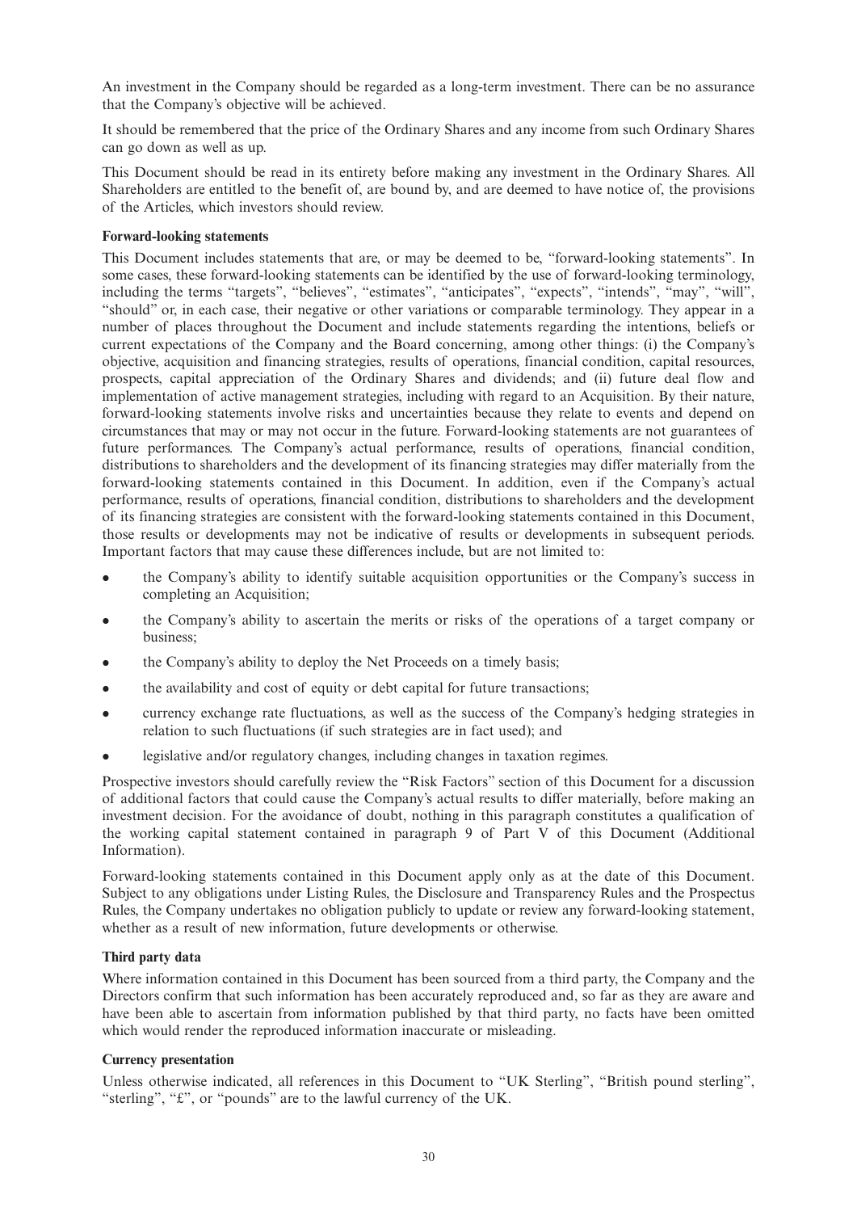An investment in the Company should be regarded as a long-term investment. There can be no assurance that the Company's objective will be achieved.

It should be remembered that the price of the Ordinary Shares and any income from such Ordinary Shares can go down as well as up.

This Document should be read in its entirety before making any investment in the Ordinary Shares. All Shareholders are entitled to the benefit of, are bound by, and are deemed to have notice of, the provisions of the Articles, which investors should review.

**Forward-looking statements**

This Document includes statements that are, or may be deemed to be, "forward-looking statements". In some cases, these forward-looking statements can be identified by the use of forward-looking terminology, including the terms "targets", "believes", "estimates", "anticipates", "expects", "intends", "may", "will", "should" or, in each case, their negative or other variations or comparable terminology. They appear in a number of places throughout the Document and include statements regarding the intentions, beliefs or current expectations of the Company and the Board concerning, among other things: (i) the Company's objective, acquisition and financing strategies, results of operations, financial condition, capital resources, prospects, capital appreciation of the Ordinary Shares and dividends; and (ii) future deal flow and implementation of active management strategies, including with regard to an Acquisition. By their nature, forward-looking statements involve risks and uncertainties because they relate to events and depend on circumstances that may or may not occur in the future. Forward-looking statements are not guarantees of future performances. The Company's actual performance, results of operations, financial condition, distributions to shareholders and the development of its financing strategies may differ materially from the forward-looking statements contained in this Document. In addition, even if the Company's actual performance, results of operations, financial condition, distributions to shareholders and the development of its financing strategies are consistent with the forward-looking statements contained in this Document, those results or developments may not be indicative of results or developments in subsequent periods. Important factors that may cause these differences include, but are not limited to:

- the Company's ability to identify suitable acquisition opportunities or the Company's success in completing an Acquisition;
- the Company's ability to ascertain the merits or risks of the operations of a target company or business;
- the Company's ability to deploy the Net Proceeds on a timely basis;
- the availability and cost of equity or debt capital for future transactions;
- currency exchange rate fluctuations, as well as the success of the Company's hedging strategies in relation to such fluctuations (if such strategies are in fact used); and
- legislative and/or regulatory changes, including changes in taxation regimes.

Prospective investors should carefully review the "Risk Factors" section of this Document for a discussion of additional factors that could cause the Company's actual results to differ materially, before making an investment decision. For the avoidance of doubt, nothing in this paragraph constitutes a qualification of the working capital statement contained in paragraph 9 of Part V of this Document (Additional Information).

Forward-looking statements contained in this Document apply only as at the date of this Document. Subject to any obligations under Listing Rules, the Disclosure and Transparency Rules and the Prospectus Rules, the Company undertakes no obligation publicly to update or review any forward-looking statement, whether as a result of new information, future developments or otherwise.

**Third party data**

Where information contained in this Document has been sourced from a third party, the Company and the Directors confirm that such information has been accurately reproduced and, so far as they are aware and have been able to ascertain from information published by that third party, no facts have been omitted which would render the reproduced information inaccurate or misleading.

**Currency presentation**

Unless otherwise indicated, all references in this Document to "UK Sterling", "British pound sterling", "sterling", "£", or "pounds" are to the lawful currency of the UK.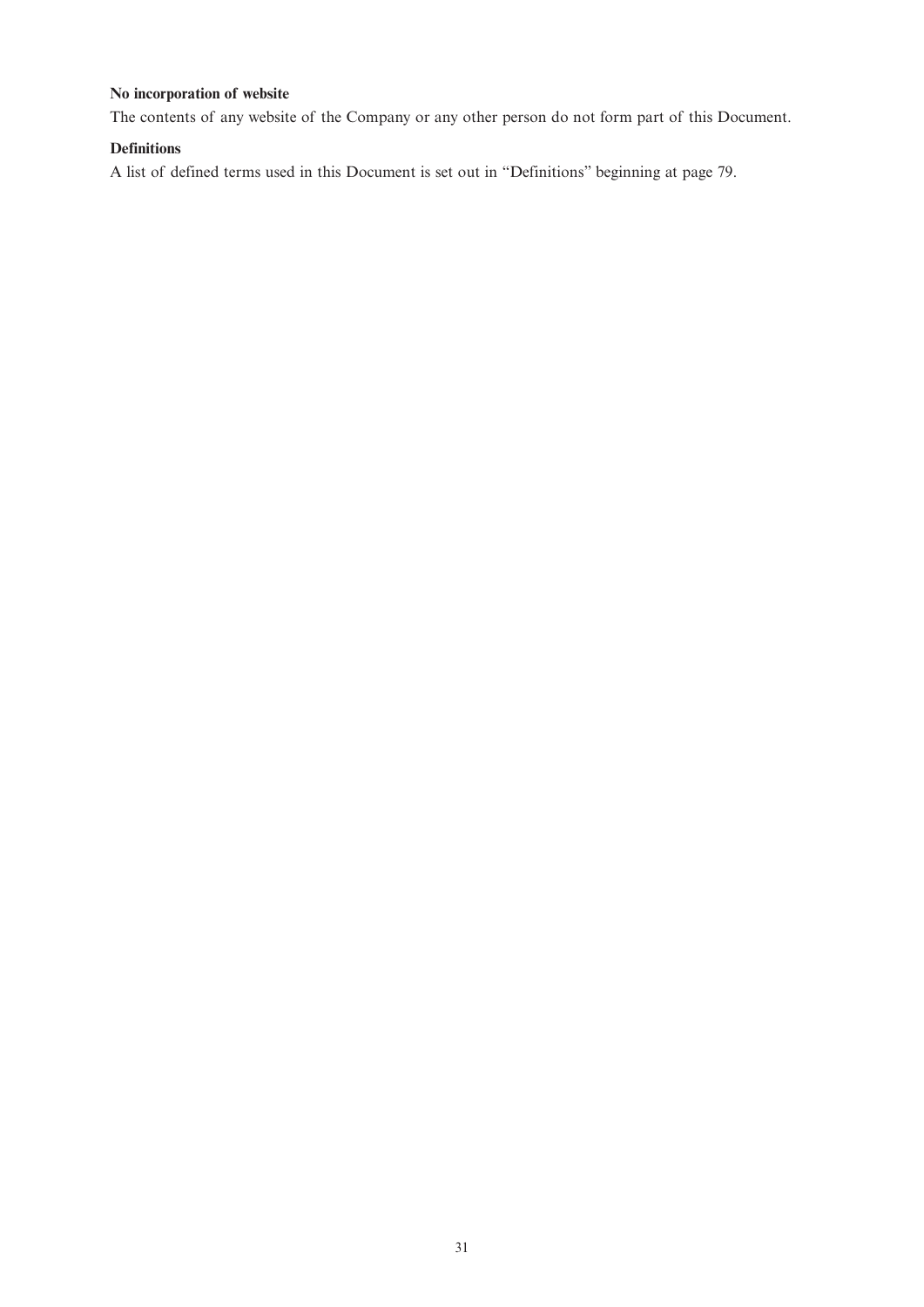**No incorporation of website**

The contents of any website of the Company or any other person do not form part of this Document.

**Definitions**

A list of defined terms used in this Document is set out in "Definitions" beginning at page 79.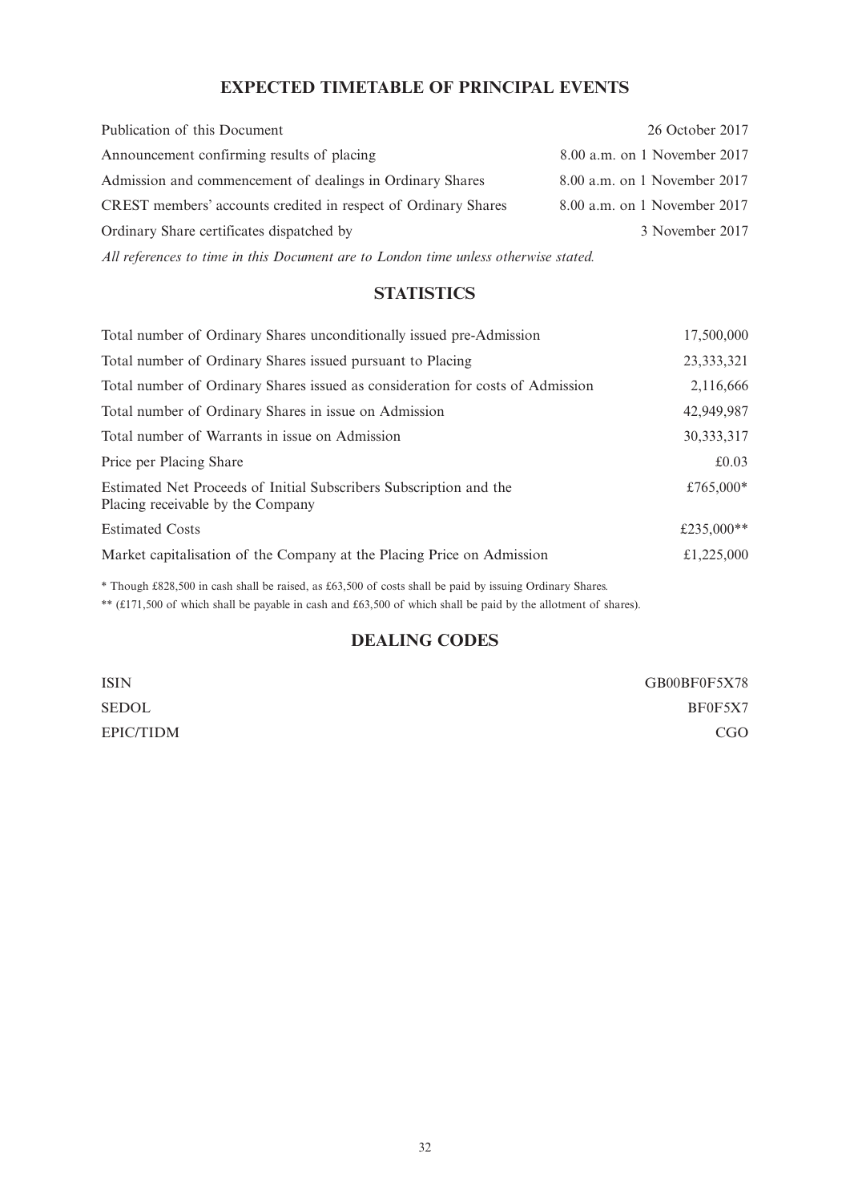## EXPECTED TIMETABLE OF PRINCIPAL EVENTS

| | |
|---|---|
| Publication of this Document | 26 October 2017 |
| Announcement confirming results of placing | 8.00 a.m. on 1 November 2017 |
| Admission and commencement of dealings in Ordinary Shares | 8.00 a.m. on 1 November 2017 |
| CREST members' accounts credited in respect of Ordinary Shares | 8.00 a.m. on 1 November 2017 |
| Ordinary Share certificates dispatched by | 3 November 2017 |

*All references to time in this Document are to London time unless otherwise stated.*

## STATISTICS

| | |
|---|---|
| Total number of Ordinary Shares unconditionally issued pre-Admission | 17,500,000 |
| Total number of Ordinary Shares issued pursuant to Placing | 23,333,321 |
| Total number of Ordinary Shares issued as consideration for costs of Admission | 2,116,666 |
| Total number of Ordinary Shares in issue on Admission | 42,949,987 |
| Total number of Warrants in issue on Admission | 30,333,317 |
| Price per Placing Share | £0.03 |
| Estimated Net Proceeds of Initial Subscribers Subscription and the Placing receivable by the Company | £765,000* |
| Estimated Costs | £235,000** |
| Market capitalisation of the Company at the Placing Price on Admission | £1,225,000 |

* Though £828,500 in cash shall be raised, as £63,500 of costs shall be paid by issuing Ordinary Shares.

** (£171,500 of which shall be payable in cash and £63,500 of which shall be paid by the allotment of shares).

## DEALING CODES

| | |
|---|---|
| ISIN | GB00BF0F5X78 |
| SEDOL | BF0F5X7 |
| EPIC/TIDM | CGO |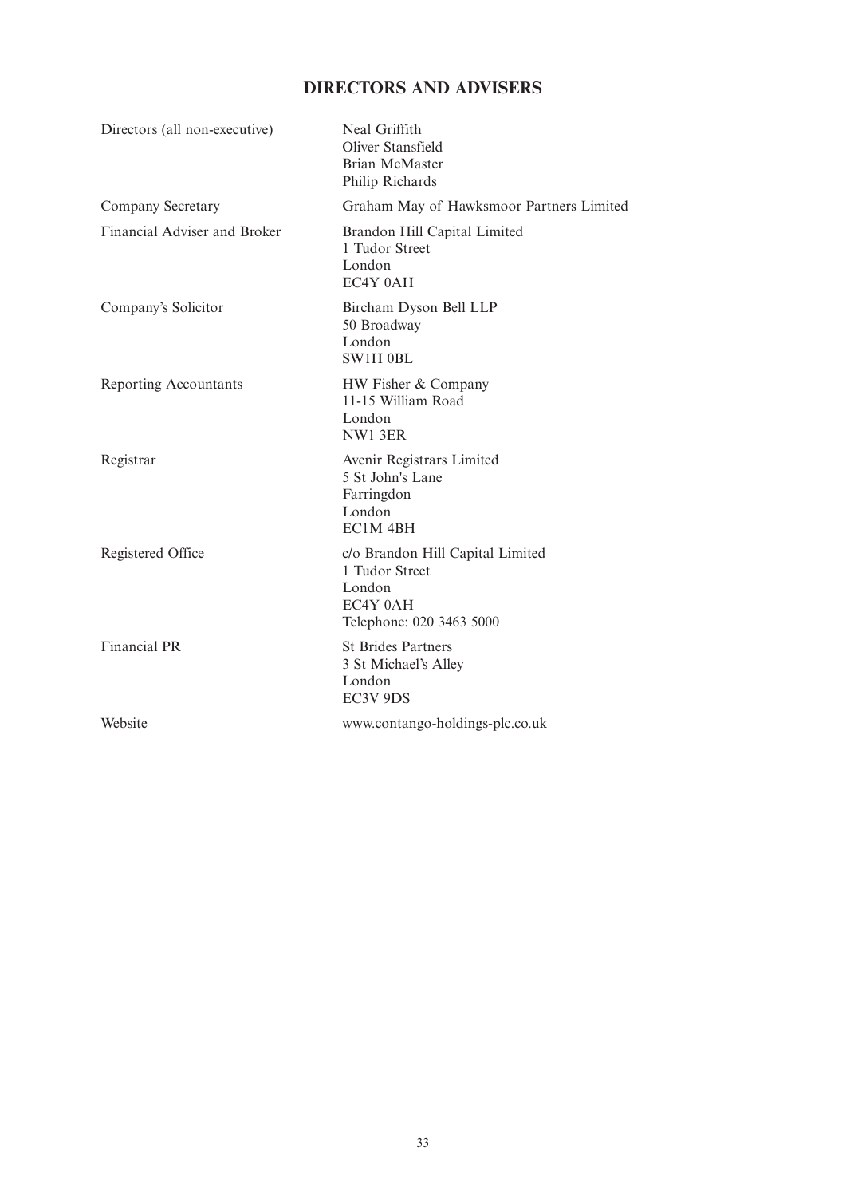# DIRECTORS AND ADVISERS

| | |
|---|---|
| Directors (all non-executive) | Neal Griffith<br>Oliver Stansfield<br>Brian McMaster<br>Philip Richards |
| Company Secretary | Graham May of Hawksmoor Partners Limited |
| Financial Adviser and Broker | Brandon Hill Capital Limited<br>1 Tudor Street<br>London<br>EC4Y 0AH |
| Company's Solicitor | Bircham Dyson Bell LLP<br>50 Broadway<br>London<br>SW1H 0BL |
| Reporting Accountants | HW Fisher & Company<br>11-15 William Road<br>London<br>NW1 3ER |
| Registrar | Avenir Registrars Limited<br>5 St John's Lane<br>Farringdon<br>London<br>EC1M 4BH |
| Registered Office | c/o Brandon Hill Capital Limited<br>1 Tudor Street<br>London<br>EC4Y 0AH<br>Telephone: 020 3463 5000 |
| Financial PR | St Brides Partners<br>3 St Michael's Alley<br>London<br>EC3V 9DS |
| Website | www.contango-holdings-plc.co.uk |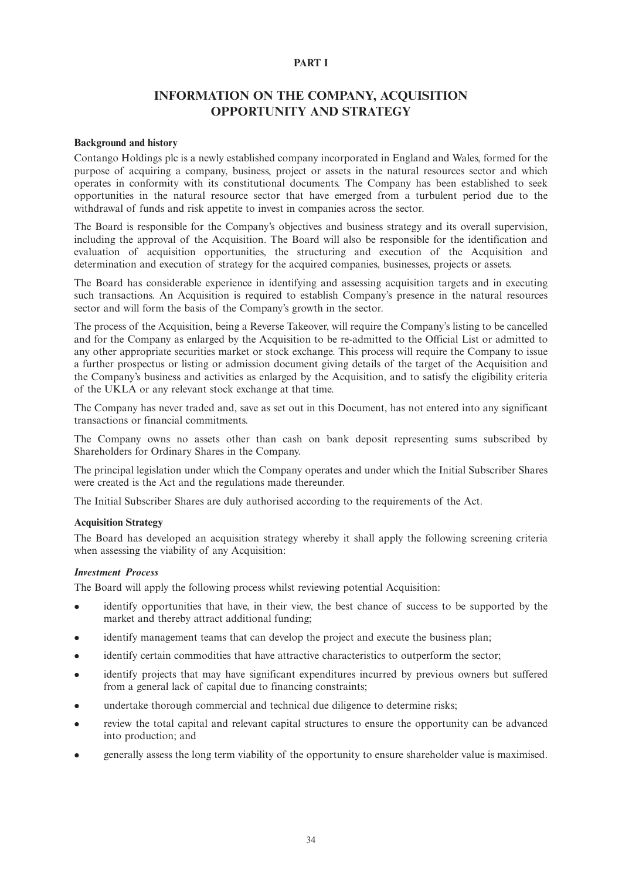**PART I**

# INFORMATION ON THE COMPANY, ACQUISITION OPPORTUNITY AND STRATEGY

**Background and history**

Contango Holdings plc is a newly established company incorporated in England and Wales, formed for the purpose of acquiring a company, business, project or assets in the natural resources sector and which operates in conformity with its constitutional documents. The Company has been established to seek opportunities in the natural resource sector that have emerged from a turbulent period due to the withdrawal of funds and risk appetite to invest in companies across the sector.

The Board is responsible for the Company's objectives and business strategy and its overall supervision, including the approval of the Acquisition. The Board will also be responsible for the identification and evaluation of acquisition opportunities, the structuring and execution of the Acquisition and determination and execution of strategy for the acquired companies, businesses, projects or assets.

The Board has considerable experience in identifying and assessing acquisition targets and in executing such transactions. An Acquisition is required to establish Company's presence in the natural resources sector and will form the basis of the Company's growth in the sector.

The process of the Acquisition, being a Reverse Takeover, will require the Company's listing to be cancelled and for the Company as enlarged by the Acquisition to be re-admitted to the Official List or admitted to any other appropriate securities market or stock exchange. This process will require the Company to issue a further prospectus or listing or admission document giving details of the target of the Acquisition and the Company's business and activities as enlarged by the Acquisition, and to satisfy the eligibility criteria of the UKLA or any relevant stock exchange at that time.

The Company has never traded and, save as set out in this Document, has not entered into any significant transactions or financial commitments.

The Company owns no assets other than cash on bank deposit representing sums subscribed by Shareholders for Ordinary Shares in the Company.

The principal legislation under which the Company operates and under which the Initial Subscriber Shares were created is the Act and the regulations made thereunder.

The Initial Subscriber Shares are duly authorised according to the requirements of the Act.

**Acquisition Strategy**

The Board has developed an acquisition strategy whereby it shall apply the following screening criteria when assessing the viability of any Acquisition:

***Investment Process***

The Board will apply the following process whilst reviewing potential Acquisition:

- identify opportunities that have, in their view, the best chance of success to be supported by the market and thereby attract additional funding;
- identify management teams that can develop the project and execute the business plan;
- identify certain commodities that have attractive characteristics to outperform the sector;
- identify projects that may have significant expenditures incurred by previous owners but suffered from a general lack of capital due to financing constraints;
- undertake thorough commercial and technical due diligence to determine risks;
- review the total capital and relevant capital structures to ensure the opportunity can be advanced into production; and
- generally assess the long term viability of the opportunity to ensure shareholder value is maximised.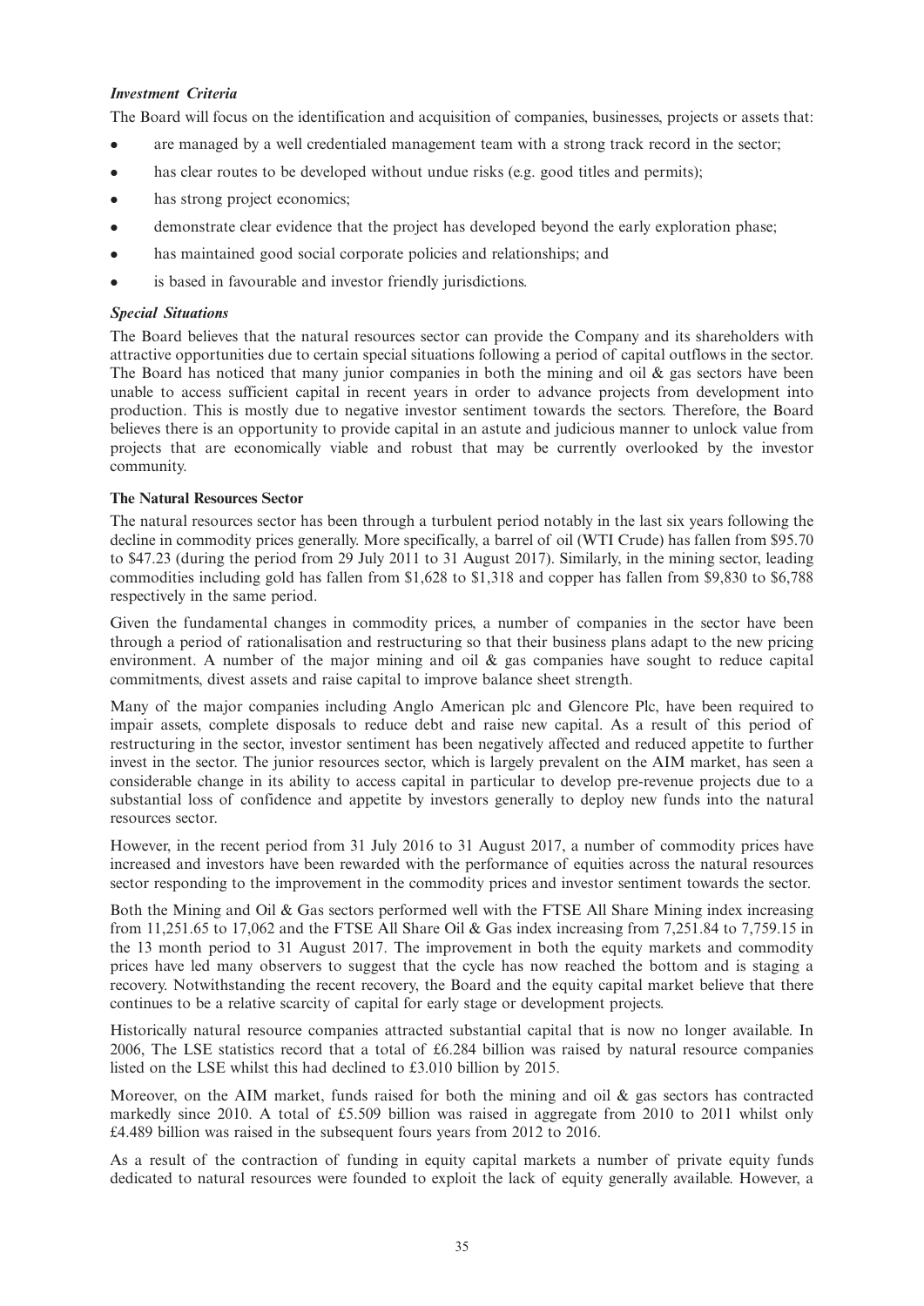***Investment Criteria***

The Board will focus on the identification and acquisition of companies, businesses, projects or assets that:

- are managed by a well credentialed management team with a strong track record in the sector;
- has clear routes to be developed without undue risks (e.g. good titles and permits);
- has strong project economics;
- demonstrate clear evidence that the project has developed beyond the early exploration phase;
- has maintained good social corporate policies and relationships; and
- is based in favourable and investor friendly jurisdictions.

***Special Situations***

The Board believes that the natural resources sector can provide the Company and its shareholders with attractive opportunities due to certain special situations following a period of capital outflows in the sector. The Board has noticed that many junior companies in both the mining and oil & gas sectors have been unable to access sufficient capital in recent years in order to advance projects from development into production. This is mostly due to negative investor sentiment towards the sectors. Therefore, the Board believes there is an opportunity to provide capital in an astute and judicious manner to unlock value from projects that are economically viable and robust that may be currently overlooked by the investor community.

**The Natural Resources Sector**

The natural resources sector has been through a turbulent period notably in the last six years following the decline in commodity prices generally. More specifically, a barrel of oil (WTI Crude) has fallen from $95.70 to $47.23 (during the period from 29 July 2011 to 31 August 2017). Similarly, in the mining sector, leading commodities including gold has fallen from $1,628 to $1,318 and copper has fallen from $9,830 to $6,788 respectively in the same period.

Given the fundamental changes in commodity prices, a number of companies in the sector have been through a period of rationalisation and restructuring so that their business plans adapt to the new pricing environment. A number of the major mining and oil & gas companies have sought to reduce capital commitments, divest assets and raise capital to improve balance sheet strength.

Many of the major companies including Anglo American plc and Glencore Plc, have been required to impair assets, complete disposals to reduce debt and raise new capital. As a result of this period of restructuring in the sector, investor sentiment has been negatively affected and reduced appetite to further invest in the sector. The junior resources sector, which is largely prevalent on the AIM market, has seen a considerable change in its ability to access capital in particular to develop pre-revenue projects due to a substantial loss of confidence and appetite by investors generally to deploy new funds into the natural resources sector.

However, in the recent period from 31 July 2016 to 31 August 2017, a number of commodity prices have increased and investors have been rewarded with the performance of equities across the natural resources sector responding to the improvement in the commodity prices and investor sentiment towards the sector.

Both the Mining and Oil & Gas sectors performed well with the FTSE All Share Mining index increasing from 11,251.65 to 17,062 and the FTSE All Share Oil & Gas index increasing from 7,251.84 to 7,759.15 in the 13 month period to 31 August 2017. The improvement in both the equity markets and commodity prices have led many observers to suggest that the cycle has now reached the bottom and is staging a recovery. Notwithstanding the recent recovery, the Board and the equity capital market believe that there continues to be a relative scarcity of capital for early stage or development projects.

Historically natural resource companies attracted substantial capital that is now no longer available. In 2006, The LSE statistics record that a total of £6.284 billion was raised by natural resource companies listed on the LSE whilst this had declined to £3.010 billion by 2015.

Moreover, on the AIM market, funds raised for both the mining and oil & gas sectors has contracted markedly since 2010. A total of £5.509 billion was raised in aggregate from 2010 to 2011 whilst only £4.489 billion was raised in the subsequent fours years from 2012 to 2016.

As a result of the contraction of funding in equity capital markets a number of private equity funds dedicated to natural resources were founded to exploit the lack of equity generally available. However, a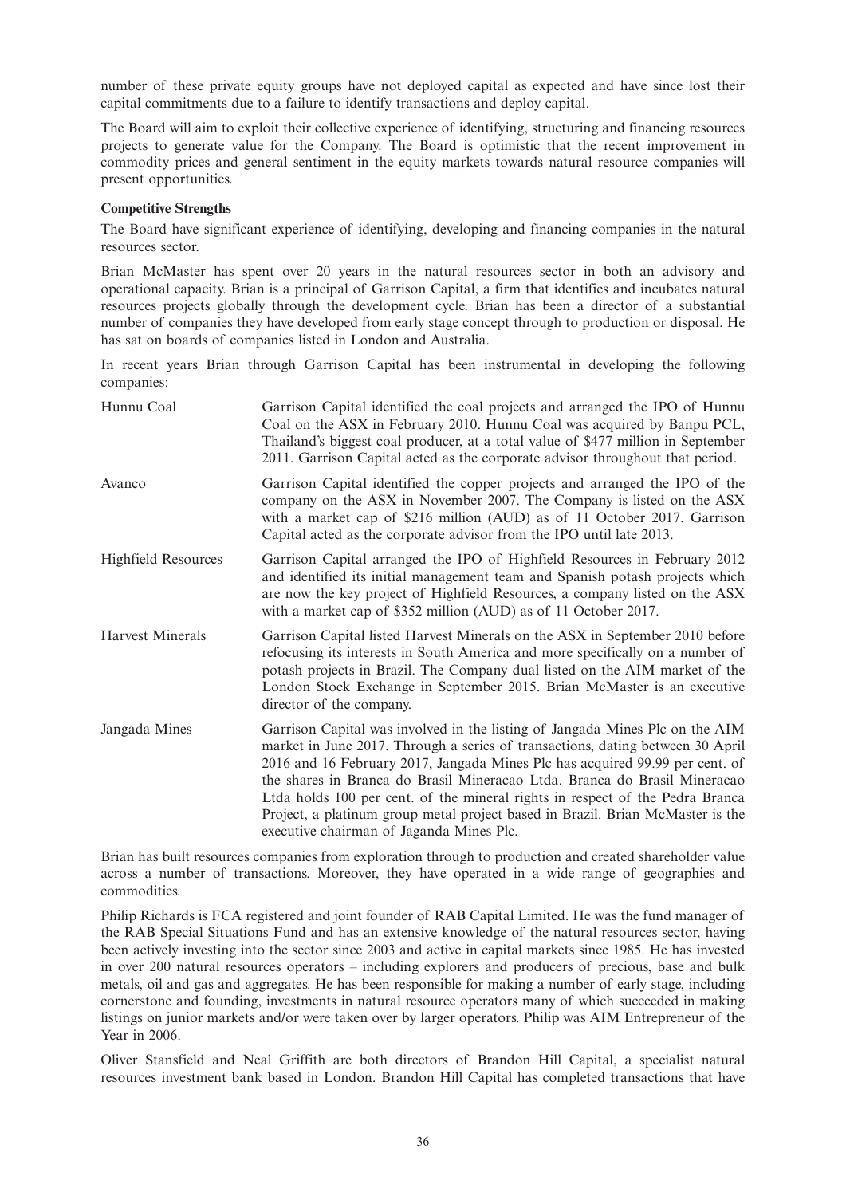number of these private equity groups have not deployed capital as expected and have since lost their capital commitments due to a failure to identify transactions and deploy capital.

The Board will aim to exploit their collective experience of identifying, structuring and financing resources projects to generate value for the Company. The Board is optimistic that the recent improvement in commodity prices and general sentiment in the equity markets towards natural resource companies will present opportunities.

**Competitive Strengths**

The Board have significant experience of identifying, developing and financing companies in the natural resources sector.

Brian McMaster has spent over 20 years in the natural resources sector in both an advisory and operational capacity. Brian is a principal of Garrison Capital, a firm that identifies and incubates natural resources projects globally through the development cycle. Brian has been a director of a substantial number of companies they have developed from early stage concept through to production or disposal. He has sat on boards of companies listed in London and Australia.

In recent years Brian through Garrison Capital has been instrumental in developing the following companies:

| | |
|---|---|
| Hunnu Coal | Garrison Capital identified the coal projects and arranged the IPO of Hunnu Coal on the ASX in February 2010. Hunnu Coal was acquired by Banpu PCL, Thailand's biggest coal producer, at a total value of $477 million in September 2011. Garrison Capital acted as the corporate advisor throughout that period. |
| Avanco | Garrison Capital identified the copper projects and arranged the IPO of the company on the ASX in November 2007. The Company is listed on the ASX with a market cap of $216 million (AUD) as of 11 October 2017. Garrison Capital acted as the corporate advisor from the IPO until late 2013. |
| Highfield Resources | Garrison Capital arranged the IPO of Highfield Resources in February 2012 and identified its initial management team and Spanish potash projects which are now the key project of Highfield Resources, a company listed on the ASX with a market cap of $352 million (AUD) as of 11 October 2017. |
| Harvest Minerals | Garrison Capital listed Harvest Minerals on the ASX in September 2010 before refocusing its interests in South America and more specifically on a number of potash projects in Brazil. The Company dual listed on the AIM market of the London Stock Exchange in September 2015. Brian McMaster is an executive director of the company. |
| Jangada Mines | Garrison Capital was involved in the listing of Jangada Mines Plc on the AIM market in June 2017. Through a series of transactions, dating between 30 April 2016 and 16 February 2017, Jangada Mines Plc has acquired 99.99 per cent. of the shares in Branca do Brasil Mineracao Ltda. Branca do Brasil Mineracao Ltda holds 100 per cent. of the mineral rights in respect of the Pedra Branca Project, a platinum group metal project based in Brazil. Brian McMaster is the executive chairman of Jaganda Mines Plc. |

Brian has built resources companies from exploration through to production and created shareholder value across a number of transactions. Moreover, they have operated in a wide range of geographies and commodities.

Philip Richards is FCA registered and joint founder of RAB Capital Limited. He was the fund manager of the RAB Special Situations Fund and has an extensive knowledge of the natural resources sector, having been actively investing into the sector since 2003 and active in capital markets since 1985. He has invested in over 200 natural resources operators – including explorers and producers of precious, base and bulk metals, oil and gas and aggregates. He has been responsible for making a number of early stage, including cornerstone and founding, investments in natural resource operators many of which succeeded in making listings on junior markets and/or were taken over by larger operators. Philip was AIM Entrepreneur of the Year in 2006.

Oliver Stansfield and Neal Griffith are both directors of Brandon Hill Capital, a specialist natural resources investment bank based in London. Brandon Hill Capital has completed transactions that have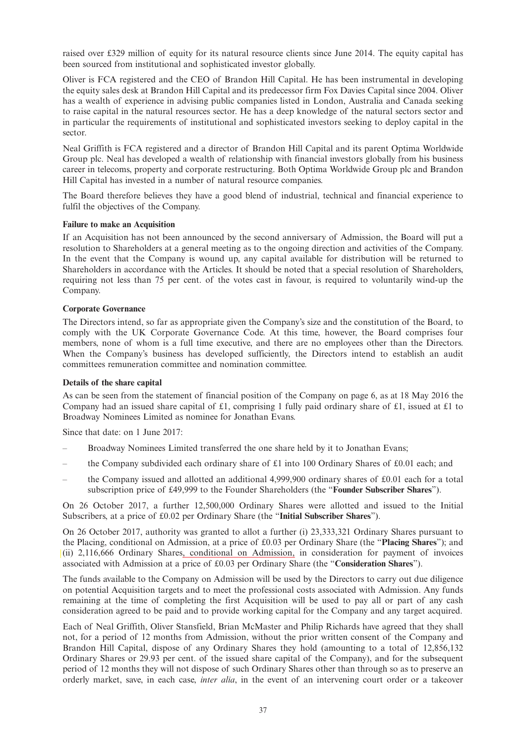raised over £329 million of equity for its natural resource clients since June 2014. The equity capital has been sourced from institutional and sophisticated investor globally.

Oliver is FCA registered and the CEO of Brandon Hill Capital. He has been instrumental in developing the equity sales desk at Brandon Hill Capital and its predecessor firm Fox Davies Capital since 2004. Oliver has a wealth of experience in advising public companies listed in London, Australia and Canada seeking to raise capital in the natural resources sector. He has a deep knowledge of the natural sectors sector and in particular the requirements of institutional and sophisticated investors seeking to deploy capital in the sector.

Neal Griffith is FCA registered and a director of Brandon Hill Capital and its parent Optima Worldwide Group plc. Neal has developed a wealth of relationship with financial investors globally from his business career in telecoms, property and corporate restructuring. Both Optima Worldwide Group plc and Brandon Hill Capital has invested in a number of natural resource companies.

The Board therefore believes they have a good blend of industrial, technical and financial experience to fulfil the objectives of the Company.

**Failure to make an Acquisition**

If an Acquisition has not been announced by the second anniversary of Admission, the Board will put a resolution to Shareholders at a general meeting as to the ongoing direction and activities of the Company. In the event that the Company is wound up, any capital available for distribution will be returned to Shareholders in accordance with the Articles. It should be noted that a special resolution of Shareholders, requiring not less than 75 per cent. of the votes cast in favour, is required to voluntarily wind-up the Company.

**Corporate Governance**

The Directors intend, so far as appropriate given the Company's size and the constitution of the Board, to comply with the UK Corporate Governance Code. At this time, however, the Board comprises four members, none of whom is a full time executive, and there are no employees other than the Directors. When the Company's business has developed sufficiently, the Directors intend to establish an audit committees remuneration committee and nomination committee.

**Details of the share capital**

As can be seen from the statement of financial position of the Company on page 6, as at 18 May 2016 the Company had an issued share capital of £1, comprising 1 fully paid ordinary share of £1, issued at £1 to Broadway Nominees Limited as nominee for Jonathan Evans.

Since that date: on 1 June 2017:

- Broadway Nominees Limited transferred the one share held by it to Jonathan Evans;
- the Company subdivided each ordinary share of £1 into 100 Ordinary Shares of £0.01 each; and
- the Company issued and allotted an additional 4,999,900 ordinary shares of £0.01 each for a total subscription price of £49,999 to the Founder Shareholders (the "**Founder Subscriber Shares**").

On 26 October 2017, a further 12,500,000 Ordinary Shares were allotted and issued to the Initial Subscribers, at a price of £0.02 per Ordinary Share (the "**Initial Subscriber Shares**").

On 26 October 2017, authority was granted to allot a further (i) 23,333,321 Ordinary Shares pursuant to the Placing, conditional on Admission, at a price of £0.03 per Ordinary Share (the "**Placing Shares**"); and (ii) 2,116,666 Ordinary Shares, conditional on Admission, in consideration for payment of invoices associated with Admission at a price of £0.03 per Ordinary Share (the "**Consideration Shares**").

The funds available to the Company on Admission will be used by the Directors to carry out due diligence on potential Acquisition targets and to meet the professional costs associated with Admission. Any funds remaining at the time of completing the first Acquisition will be used to pay all or part of any cash consideration agreed to be paid and to provide working capital for the Company and any target acquired.

Each of Neal Griffith, Oliver Stansfield, Brian McMaster and Philip Richards have agreed that they shall not, for a period of 12 months from Admission, without the prior written consent of the Company and Brandon Hill Capital, dispose of any Ordinary Shares they hold (amounting to a total of 12,856,132 Ordinary Shares or 29.93 per cent. of the issued share capital of the Company), and for the subsequent period of 12 months they will not dispose of such Ordinary Shares other than through so as to preserve an orderly market, save, in each case, *inter alia*, in the event of an intervening court order or a takeover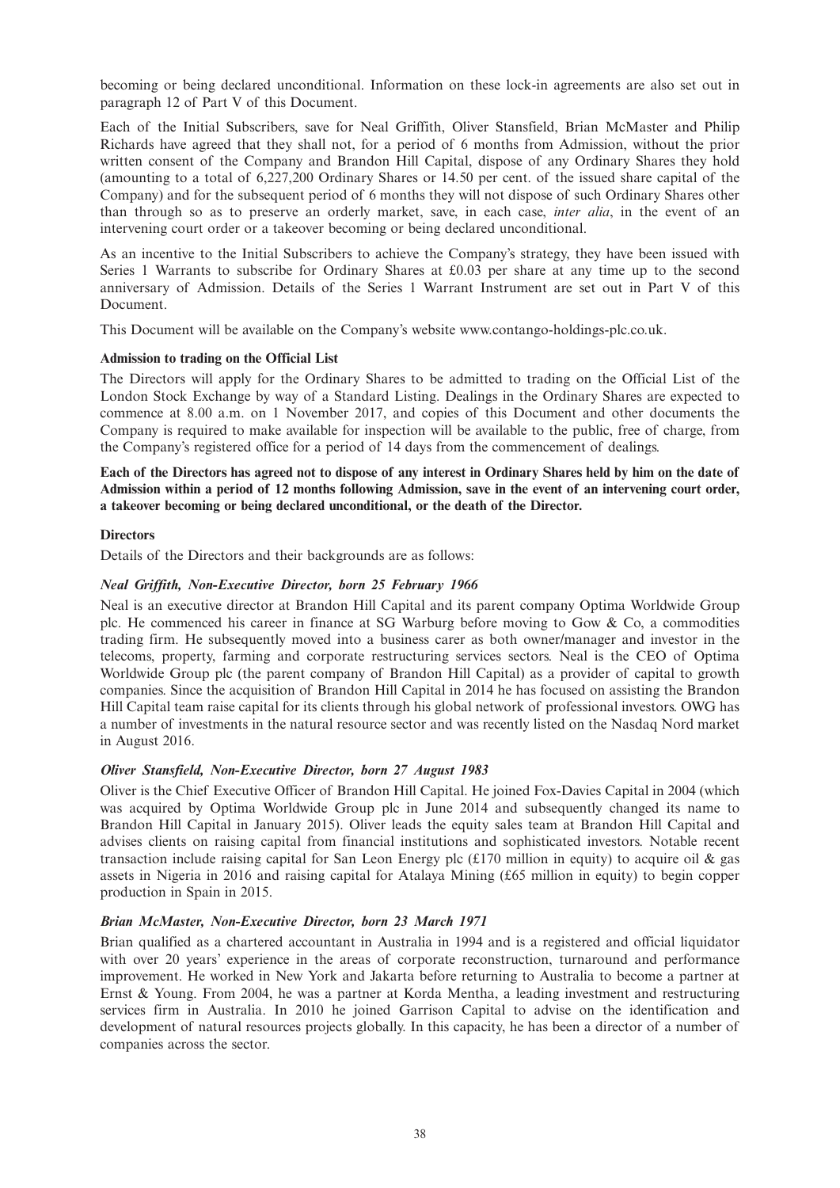becoming or being declared unconditional. Information on these lock-in agreements are also set out in paragraph 12 of Part V of this Document.

Each of the Initial Subscribers, save for Neal Griffith, Oliver Stansfield, Brian McMaster and Philip Richards have agreed that they shall not, for a period of 6 months from Admission, without the prior written consent of the Company and Brandon Hill Capital, dispose of any Ordinary Shares they hold (amounting to a total of 6,227,200 Ordinary Shares or 14.50 per cent. of the issued share capital of the Company) and for the subsequent period of 6 months they will not dispose of such Ordinary Shares other than through so as to preserve an orderly market, save, in each case, *inter alia*, in the event of an intervening court order or a takeover becoming or being declared unconditional.

As an incentive to the Initial Subscribers to achieve the Company's strategy, they have been issued with Series 1 Warrants to subscribe for Ordinary Shares at £0.03 per share at any time up to the second anniversary of Admission. Details of the Series 1 Warrant Instrument are set out in Part V of this Document.

This Document will be available on the Company's website www.contango-holdings-plc.co.uk.

**Admission to trading on the Official List**

The Directors will apply for the Ordinary Shares to be admitted to trading on the Official List of the London Stock Exchange by way of a Standard Listing. Dealings in the Ordinary Shares are expected to commence at 8.00 a.m. on 1 November 2017, and copies of this Document and other documents the Company is required to make available for inspection will be available to the public, free of charge, from the Company's registered office for a period of 14 days from the commencement of dealings.

**Each of the Directors has agreed not to dispose of any interest in Ordinary Shares held by him on the date of Admission within a period of 12 months following Admission, save in the event of an intervening court order, a takeover becoming or being declared unconditional, or the death of the Director.**

**Directors**

Details of the Directors and their backgrounds are as follows:

***Neal Griffith, Non-Executive Director, born 25 February 1966***

Neal is an executive director at Brandon Hill Capital and its parent company Optima Worldwide Group plc. He commenced his career in finance at SG Warburg before moving to Gow & Co, a commodities trading firm. He subsequently moved into a business carer as both owner/manager and investor in the telecoms, property, farming and corporate restructuring services sectors. Neal is the CEO of Optima Worldwide Group plc (the parent company of Brandon Hill Capital) as a provider of capital to growth companies. Since the acquisition of Brandon Hill Capital in 2014 he has focused on assisting the Brandon Hill Capital team raise capital for its clients through his global network of professional investors. OWG has a number of investments in the natural resource sector and was recently listed on the Nasdaq Nord market in August 2016.

***Oliver Stansfield, Non-Executive Director, born 27 August 1983***

Oliver is the Chief Executive Officer of Brandon Hill Capital. He joined Fox-Davies Capital in 2004 (which was acquired by Optima Worldwide Group plc in June 2014 and subsequently changed its name to Brandon Hill Capital in January 2015). Oliver leads the equity sales team at Brandon Hill Capital and advises clients on raising capital from financial institutions and sophisticated investors. Notable recent transaction include raising capital for San Leon Energy plc (£170 million in equity) to acquire oil & gas assets in Nigeria in 2016 and raising capital for Atalaya Mining (£65 million in equity) to begin copper production in Spain in 2015.

***Brian McMaster, Non-Executive Director, born 23 March 1971***

Brian qualified as a chartered accountant in Australia in 1994 and is a registered and official liquidator with over 20 years' experience in the areas of corporate reconstruction, turnaround and performance improvement. He worked in New York and Jakarta before returning to Australia to become a partner at Ernst & Young. From 2004, he was a partner at Korda Mentha, a leading investment and restructuring services firm in Australia. In 2010 he joined Garrison Capital to advise on the identification and development of natural resources projects globally. In this capacity, he has been a director of a number of companies across the sector.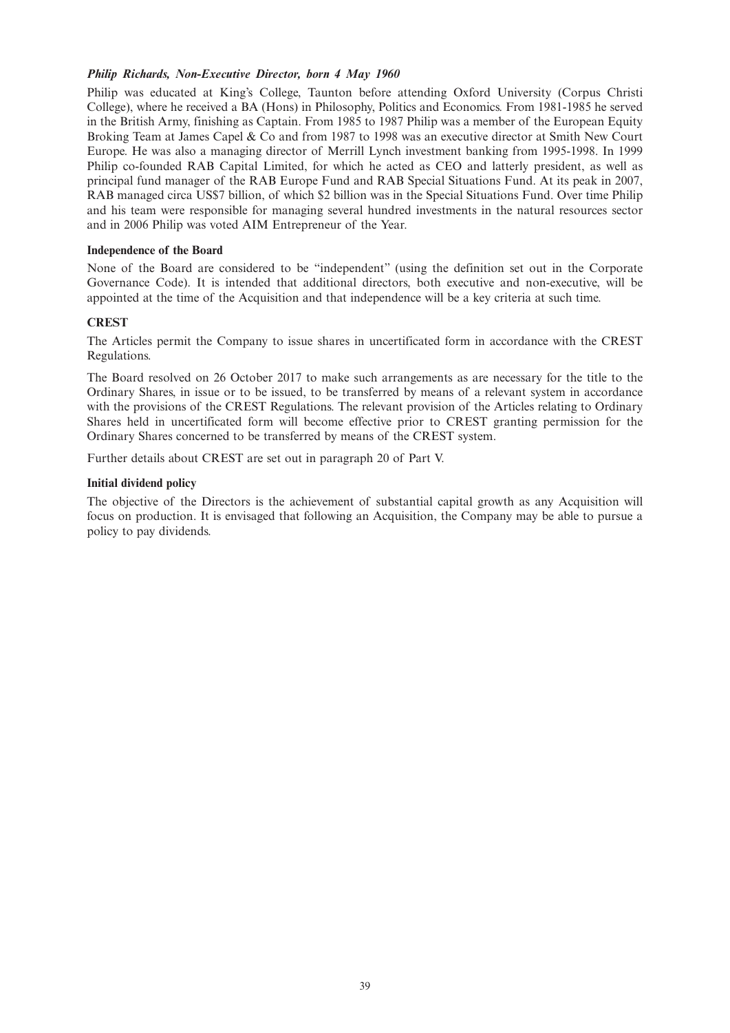***Philip Richards, Non-Executive Director, born 4 May 1960***

Philip was educated at King's College, Taunton before attending Oxford University (Corpus Christi College), where he received a BA (Hons) in Philosophy, Politics and Economics. From 1981-1985 he served in the British Army, finishing as Captain. From 1985 to 1987 Philip was a member of the European Equity Broking Team at James Capel & Co and from 1987 to 1998 was an executive director at Smith New Court Europe. He was also a managing director of Merrill Lynch investment banking from 1995-1998. In 1999 Philip co-founded RAB Capital Limited, for which he acted as CEO and latterly president, as well as principal fund manager of the RAB Europe Fund and RAB Special Situations Fund. At its peak in 2007, RAB managed circa US$7 billion, of which $2 billion was in the Special Situations Fund. Over time Philip and his team were responsible for managing several hundred investments in the natural resources sector and in 2006 Philip was voted AIM Entrepreneur of the Year.

**Independence of the Board**

None of the Board are considered to be "independent" (using the definition set out in the Corporate Governance Code). It is intended that additional directors, both executive and non-executive, will be appointed at the time of the Acquisition and that independence will be a key criteria at such time.

**CREST**

The Articles permit the Company to issue shares in uncertificated form in accordance with the CREST Regulations.

The Board resolved on 26 October 2017 to make such arrangements as are necessary for the title to the Ordinary Shares, in issue or to be issued, to be transferred by means of a relevant system in accordance with the provisions of the CREST Regulations. The relevant provision of the Articles relating to Ordinary Shares held in uncertificated form will become effective prior to CREST granting permission for the Ordinary Shares concerned to be transferred by means of the CREST system.

Further details about CREST are set out in paragraph 20 of Part V.

**Initial dividend policy**

The objective of the Directors is the achievement of substantial capital growth as any Acquisition will focus on production. It is envisaged that following an Acquisition, the Company may be able to pursue a policy to pay dividends.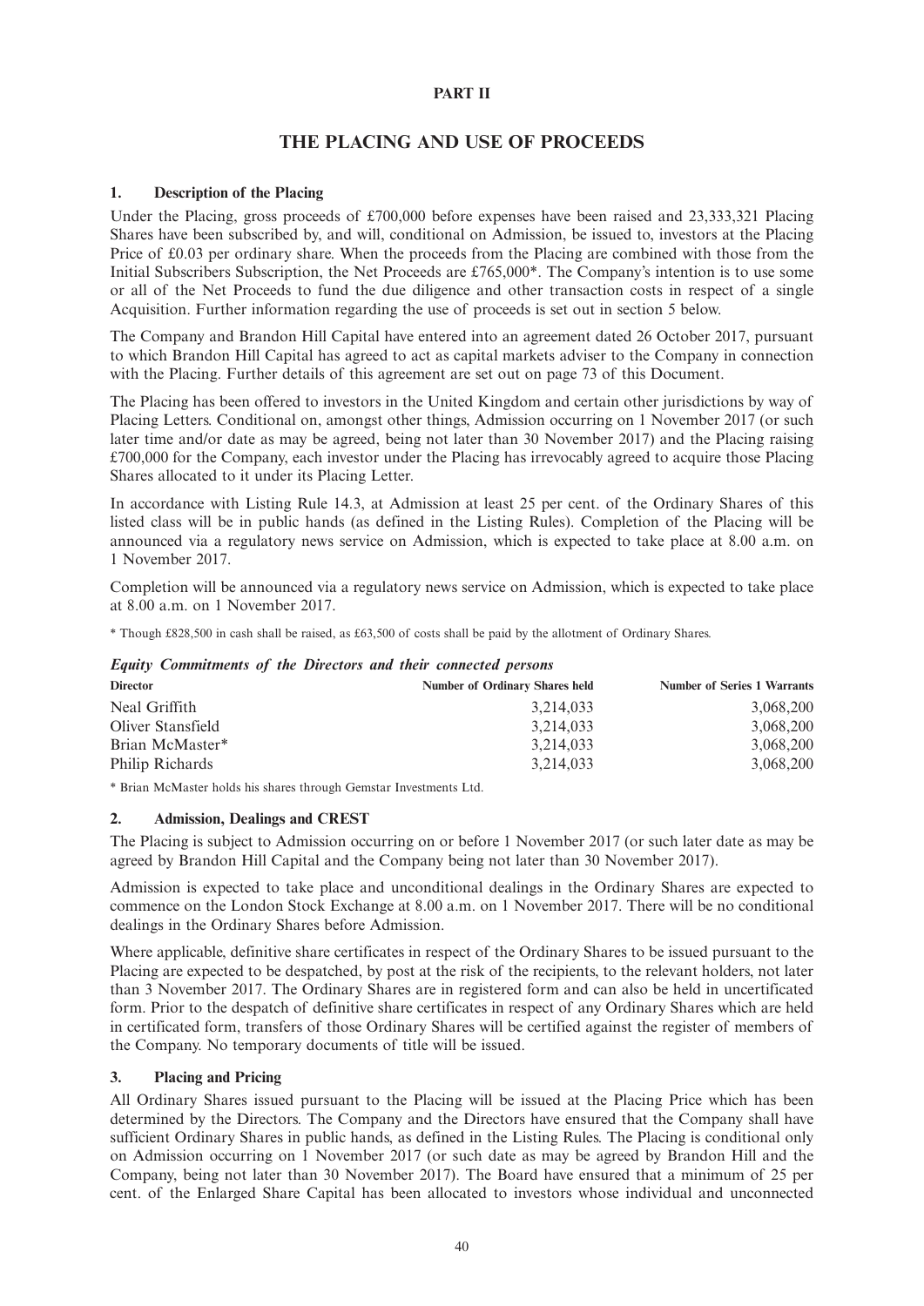# PART II

## THE PLACING AND USE OF PROCEEDS

### 1. Description of the Placing

Under the Placing, gross proceeds of £700,000 before expenses have been raised and 23,333,321 Placing Shares have been subscribed by, and will, conditional on Admission, be issued to, investors at the Placing Price of £0.03 per ordinary share. When the proceeds from the Placing are combined with those from the Initial Subscribers Subscription, the Net Proceeds are £765,000*. The Company's intention is to use some or all of the Net Proceeds to fund the due diligence and other transaction costs in respect of a single Acquisition. Further information regarding the use of proceeds is set out in section 5 below.

The Company and Brandon Hill Capital have entered into an agreement dated 26 October 2017, pursuant to which Brandon Hill Capital has agreed to act as capital markets adviser to the Company in connection with the Placing. Further details of this agreement are set out on page 73 of this Document.

The Placing has been offered to investors in the United Kingdom and certain other jurisdictions by way of Placing Letters. Conditional on, amongst other things, Admission occurring on 1 November 2017 (or such later time and/or date as may be agreed, being not later than 30 November 2017) and the Placing raising £700,000 for the Company, each investor under the Placing has irrevocably agreed to acquire those Placing Shares allocated to it under its Placing Letter.

In accordance with Listing Rule 14.3, at Admission at least 25 per cent. of the Ordinary Shares of this listed class will be in public hands (as defined in the Listing Rules). Completion of the Placing will be announced via a regulatory news service on Admission, which is expected to take place at 8.00 a.m. on 1 November 2017.

Completion will be announced via a regulatory news service on Admission, which is expected to take place at 8.00 a.m. on 1 November 2017.

\* Though £828,500 in cash shall be raised, as £63,500 of costs shall be paid by the allotment of Ordinary Shares.

***Equity Commitments of the Directors and their connected persons***

| Director | Number of Ordinary Shares held | Number of Series 1 Warrants |
|---|---|---|
| Neal Griffith | 3,214,033 | 3,068,200 |
| Oliver Stansfield | 3,214,033 | 3,068,200 |
| Brian McMaster* | 3,214,033 | 3,068,200 |
| Philip Richards | 3,214,033 | 3,068,200 |

\* Brian McMaster holds his shares through Gemstar Investments Ltd.

### 2. Admission, Dealings and CREST

The Placing is subject to Admission occurring on or before 1 November 2017 (or such later date as may be agreed by Brandon Hill Capital and the Company being not later than 30 November 2017).

Admission is expected to take place and unconditional dealings in the Ordinary Shares are expected to commence on the London Stock Exchange at 8.00 a.m. on 1 November 2017. There will be no conditional dealings in the Ordinary Shares before Admission.

Where applicable, definitive share certificates in respect of the Ordinary Shares to be issued pursuant to the Placing are expected to be despatched, by post at the risk of the recipients, to the relevant holders, not later than 3 November 2017. The Ordinary Shares are in registered form and can also be held in uncertificated form. Prior to the despatch of definitive share certificates in respect of any Ordinary Shares which are held in certificated form, transfers of those Ordinary Shares will be certified against the register of members of the Company. No temporary documents of title will be issued.

### 3. Placing and Pricing

All Ordinary Shares issued pursuant to the Placing will be issued at the Placing Price which has been determined by the Directors. The Company and the Directors have ensured that the Company shall have sufficient Ordinary Shares in public hands, as defined in the Listing Rules. The Placing is conditional only on Admission occurring on 1 November 2017 (or such date as may be agreed by Brandon Hill and the Company, being not later than 30 November 2017). The Board have ensured that a minimum of 25 per cent. of the Enlarged Share Capital has been allocated to investors whose individual and unconnected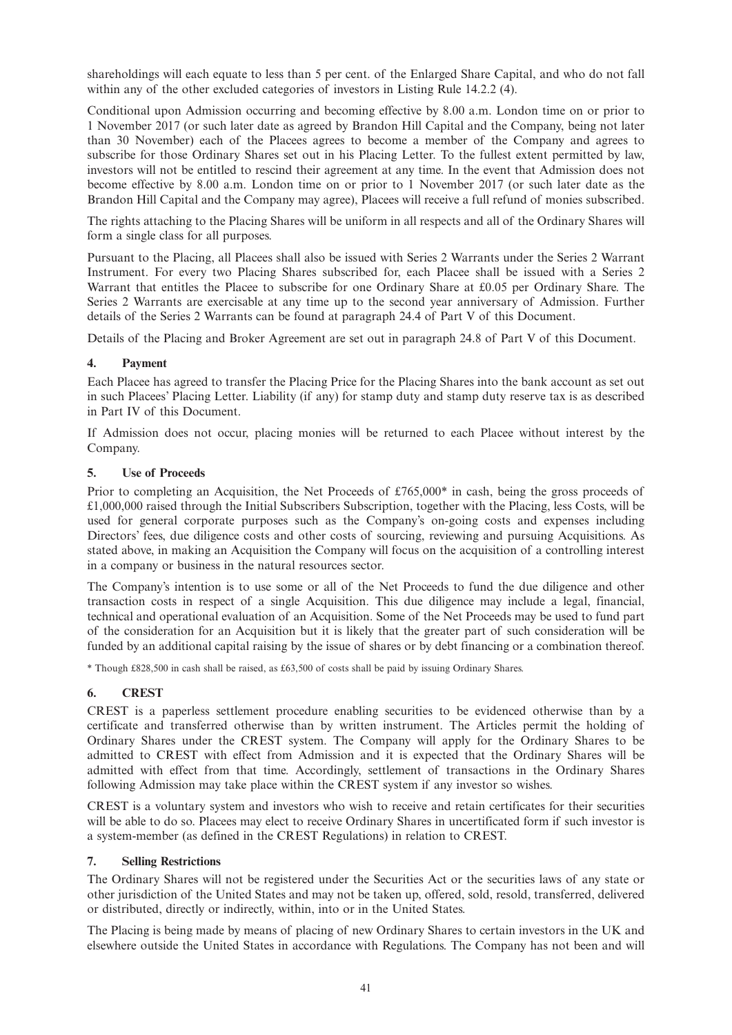shareholdings will each equate to less than 5 per cent. of the Enlarged Share Capital, and who do not fall within any of the other excluded categories of investors in Listing Rule 14.2.2 (4).

Conditional upon Admission occurring and becoming effective by 8.00 a.m. London time on or prior to 1 November 2017 (or such later date as agreed by Brandon Hill Capital and the Company, being not later than 30 November) each of the Placees agrees to become a member of the Company and agrees to subscribe for those Ordinary Shares set out in his Placing Letter. To the fullest extent permitted by law, investors will not be entitled to rescind their agreement at any time. In the event that Admission does not become effective by 8.00 a.m. London time on or prior to 1 November 2017 (or such later date as the Brandon Hill Capital and the Company may agree), Placees will receive a full refund of monies subscribed.

The rights attaching to the Placing Shares will be uniform in all respects and all of the Ordinary Shares will form a single class for all purposes.

Pursuant to the Placing, all Placees shall also be issued with Series 2 Warrants under the Series 2 Warrant Instrument. For every two Placing Shares subscribed for, each Placee shall be issued with a Series 2 Warrant that entitles the Placee to subscribe for one Ordinary Share at £0.05 per Ordinary Share. The Series 2 Warrants are exercisable at any time up to the second year anniversary of Admission. Further details of the Series 2 Warrants can be found at paragraph 24.4 of Part V of this Document.

Details of the Placing and Broker Agreement are set out in paragraph 24.8 of Part V of this Document.

## 4. Payment

Each Placee has agreed to transfer the Placing Price for the Placing Shares into the bank account as set out in such Placees' Placing Letter. Liability (if any) for stamp duty and stamp duty reserve tax is as described in Part IV of this Document.

If Admission does not occur, placing monies will be returned to each Placee without interest by the Company.

## 5. Use of Proceeds

Prior to completing an Acquisition, the Net Proceeds of £765,000* in cash, being the gross proceeds of £1,000,000 raised through the Initial Subscribers Subscription, together with the Placing, less Costs, will be used for general corporate purposes such as the Company's on-going costs and expenses including Directors' fees, due diligence costs and other costs of sourcing, reviewing and pursuing Acquisitions. As stated above, in making an Acquisition the Company will focus on the acquisition of a controlling interest in a company or business in the natural resources sector.

The Company's intention is to use some or all of the Net Proceeds to fund the due diligence and other transaction costs in respect of a single Acquisition. This due diligence may include a legal, financial, technical and operational evaluation of an Acquisition. Some of the Net Proceeds may be used to fund part of the consideration for an Acquisition but it is likely that the greater part of such consideration will be funded by an additional capital raising by the issue of shares or by debt financing or a combination thereof.

\* Though £828,500 in cash shall be raised, as £63,500 of costs shall be paid by issuing Ordinary Shares.

## 6. CREST

CREST is a paperless settlement procedure enabling securities to be evidenced otherwise than by a certificate and transferred otherwise than by written instrument. The Articles permit the holding of Ordinary Shares under the CREST system. The Company will apply for the Ordinary Shares to be admitted to CREST with effect from Admission and it is expected that the Ordinary Shares will be admitted with effect from that time. Accordingly, settlement of transactions in the Ordinary Shares following Admission may take place within the CREST system if any investor so wishes.

CREST is a voluntary system and investors who wish to receive and retain certificates for their securities will be able to do so. Placees may elect to receive Ordinary Shares in uncertificated form if such investor is a system-member (as defined in the CREST Regulations) in relation to CREST.

## 7. Selling Restrictions

The Ordinary Shares will not be registered under the Securities Act or the securities laws of any state or other jurisdiction of the United States and may not be taken up, offered, sold, resold, transferred, delivered or distributed, directly or indirectly, within, into or in the United States.

The Placing is being made by means of placing of new Ordinary Shares to certain investors in the UK and elsewhere outside the United States in accordance with Regulations. The Company has not been and will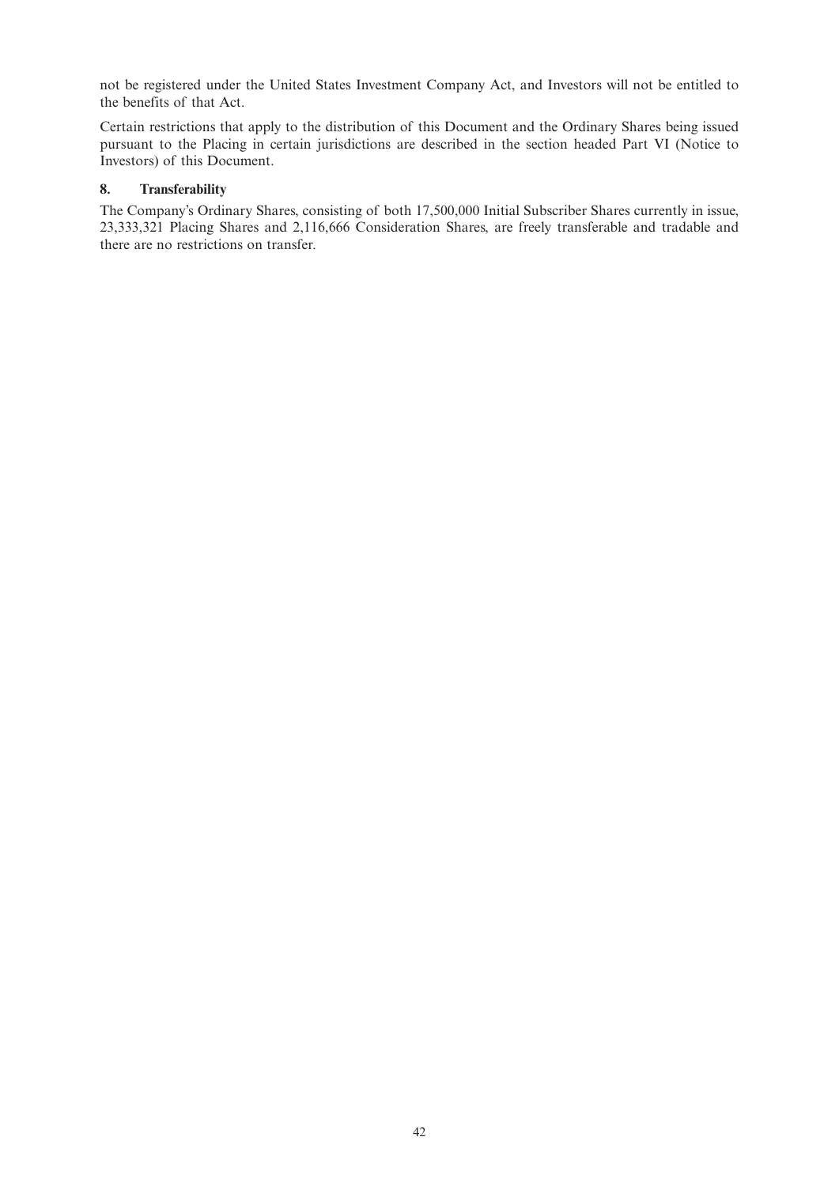not be registered under the United States Investment Company Act, and Investors will not be entitled to the benefits of that Act.

Certain restrictions that apply to the distribution of this Document and the Ordinary Shares being issued pursuant to the Placing in certain jurisdictions are described in the section headed Part VI (Notice to Investors) of this Document.

## 8. Transferability

The Company's Ordinary Shares, consisting of both 17,500,000 Initial Subscriber Shares currently in issue, 23,333,321 Placing Shares and 2,116,666 Consideration Shares, are freely transferable and tradable and there are no restrictions on transfer.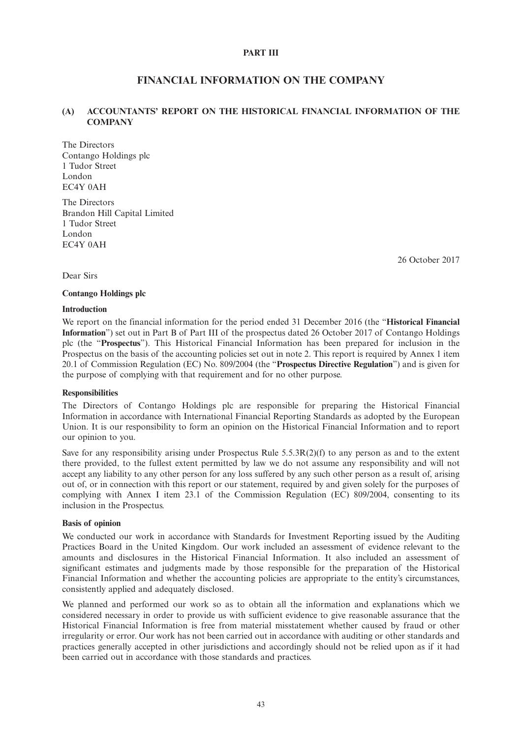**PART III**

# FINANCIAL INFORMATION ON THE COMPANY

## (A) ACCOUNTANTS' REPORT ON THE HISTORICAL FINANCIAL INFORMATION OF THE COMPANY

The Directors
Contango Holdings plc
1 Tudor Street
London
EC4Y 0AH

The Directors
Brandon Hill Capital Limited
1 Tudor Street
London
EC4Y 0AH

26 October 2017

Dear Sirs

**Contango Holdings plc**

**Introduction**

We report on the financial information for the period ended 31 December 2016 (the "**Historical Financial Information**") set out in Part B of Part III of the prospectus dated 26 October 2017 of Contango Holdings plc (the "**Prospectus**"). This Historical Financial Information has been prepared for inclusion in the Prospectus on the basis of the accounting policies set out in note 2. This report is required by Annex 1 item 20.1 of Commission Regulation (EC) No. 809/2004 (the "**Prospectus Directive Regulation**") and is given for the purpose of complying with that requirement and for no other purpose.

**Responsibilities**

The Directors of Contango Holdings plc are responsible for preparing the Historical Financial Information in accordance with International Financial Reporting Standards as adopted by the European Union. It is our responsibility to form an opinion on the Historical Financial Information and to report our opinion to you.

Save for any responsibility arising under Prospectus Rule 5.5.3R(2)(f) to any person as and to the extent there provided, to the fullest extent permitted by law we do not assume any responsibility and will not accept any liability to any other person for any loss suffered by any such other person as a result of, arising out of, or in connection with this report or our statement, required by and given solely for the purposes of complying with Annex I item 23.1 of the Commission Regulation (EC) 809/2004, consenting to its inclusion in the Prospectus.

**Basis of opinion**

We conducted our work in accordance with Standards for Investment Reporting issued by the Auditing Practices Board in the United Kingdom. Our work included an assessment of evidence relevant to the amounts and disclosures in the Historical Financial Information. It also included an assessment of significant estimates and judgments made by those responsible for the preparation of the Historical Financial Information and whether the accounting policies are appropriate to the entity's circumstances, consistently applied and adequately disclosed.

We planned and performed our work so as to obtain all the information and explanations which we considered necessary in order to provide us with sufficient evidence to give reasonable assurance that the Historical Financial Information is free from material misstatement whether caused by fraud or other irregularity or error. Our work has not been carried out in accordance with auditing or other standards and practices generally accepted in other jurisdictions and accordingly should not be relied upon as if it had been carried out in accordance with those standards and practices.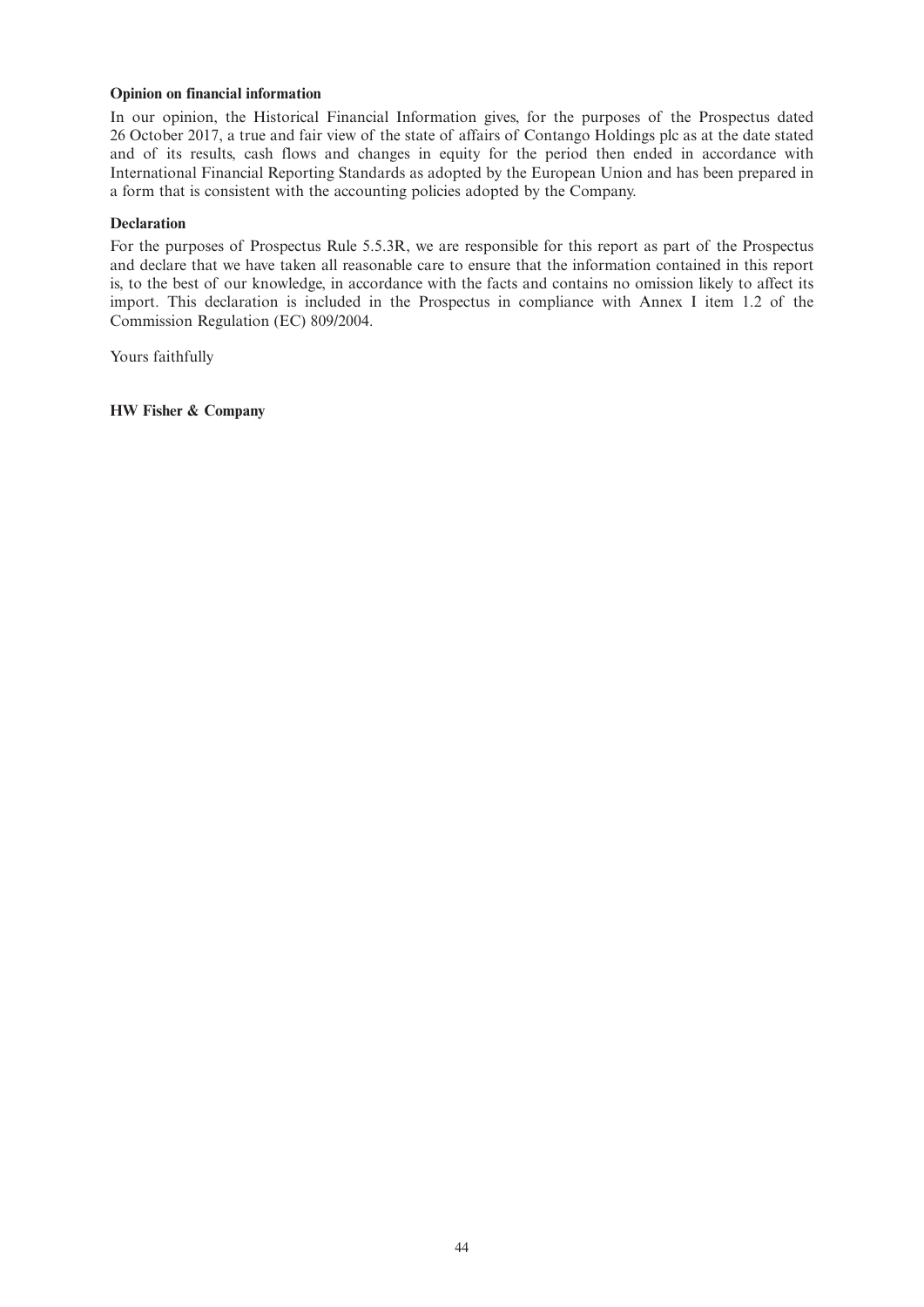**Opinion on financial information**

In our opinion, the Historical Financial Information gives, for the purposes of the Prospectus dated 26 October 2017, a true and fair view of the state of affairs of Contango Holdings plc as at the date stated and of its results, cash flows and changes in equity for the period then ended in accordance with International Financial Reporting Standards as adopted by the European Union and has been prepared in a form that is consistent with the accounting policies adopted by the Company.

**Declaration**

For the purposes of Prospectus Rule 5.5.3R, we are responsible for this report as part of the Prospectus and declare that we have taken all reasonable care to ensure that the information contained in this report is, to the best of our knowledge, in accordance with the facts and contains no omission likely to affect its import. This declaration is included in the Prospectus in compliance with Annex I item 1.2 of the Commission Regulation (EC) 809/2004.

Yours faithfully

**HW Fisher & Company**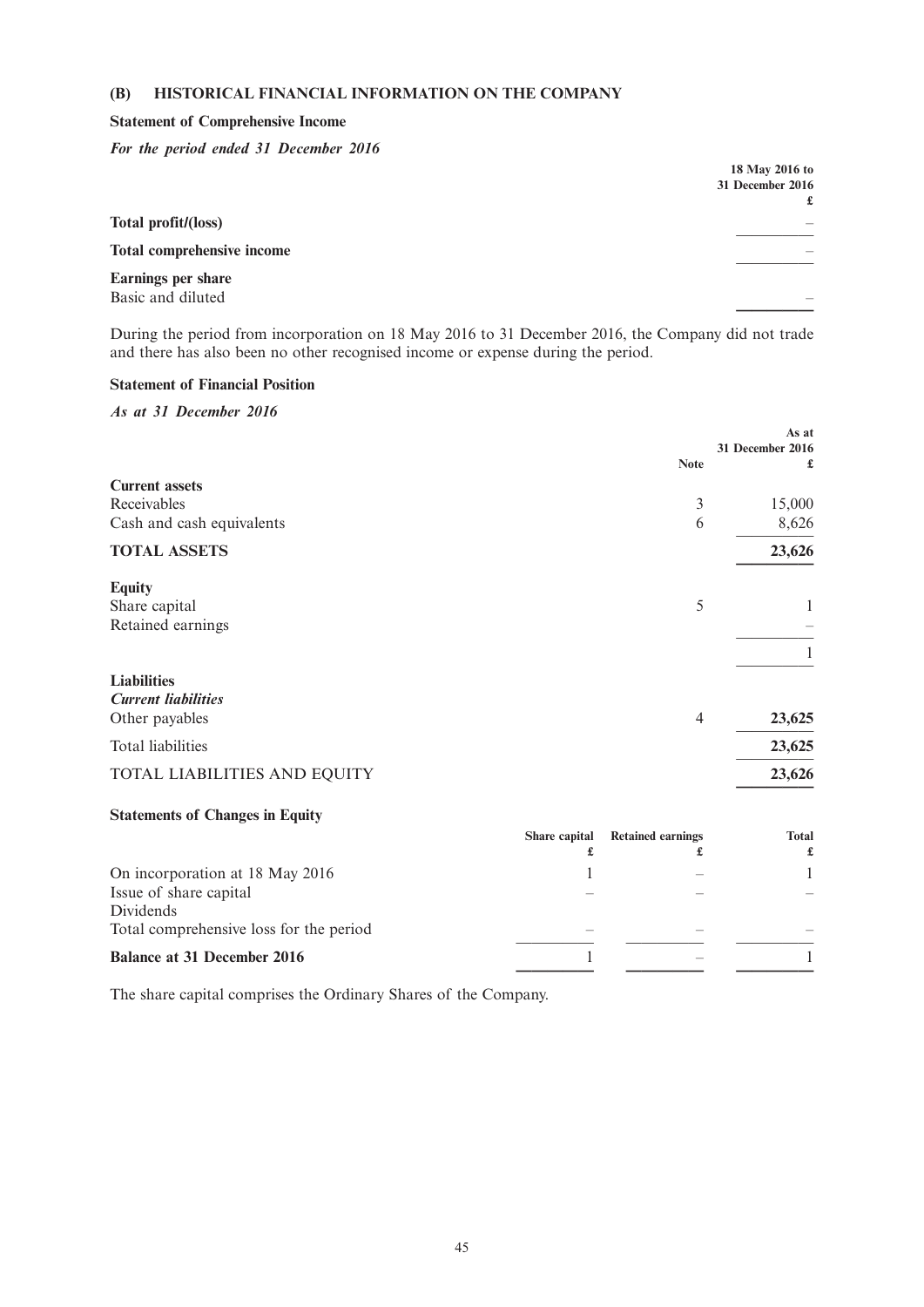## (B) HISTORICAL FINANCIAL INFORMATION ON THE COMPANY

### Statement of Comprehensive Income

***For the period ended 31 December 2016***

| | 18 May 2016 to 31 December 2016 £ |
|---|---|
| **Total profit/(loss)** | – |
| **Total comprehensive income** | – |
| **Earnings per share** | |
| Basic and diluted | – |

During the period from incorporation on 18 May 2016 to 31 December 2016, the Company did not trade and there has also been no other recognised income or expense during the period.

### Statement of Financial Position

***As at 31 December 2016***

| | Note | As at 31 December 2016 £ |
|---|---|---|
| **Current assets** | | |
| Receivables | 3 | 15,000 |
| Cash and cash equivalents | 6 | 8,626 |
| **TOTAL ASSETS** | | **23,626** |
| **Equity** | | |
| Share capital | 5 | 1 |
| Retained earnings | | – |
| | | 1 |
| **Liabilities** | | |
| ***Current liabilities*** | | |
| Other payables | 4 | **23,625** |
| Total liabilities | | **23,625** |
| TOTAL LIABILITIES AND EQUITY | | **23,626** |

### Statements of Changes in Equity

| | Share capital £ | Retained earnings £ | Total £ |
|---|---|---|---|
| On incorporation at 18 May 2016 | 1 | – | 1 |
| Issue of share capital | – | – | – |
| Dividends | | | |
| Total comprehensive loss for the period | – | – | – |
| **Balance at 31 December 2016** | 1 | – | 1 |

The share capital comprises the Ordinary Shares of the Company.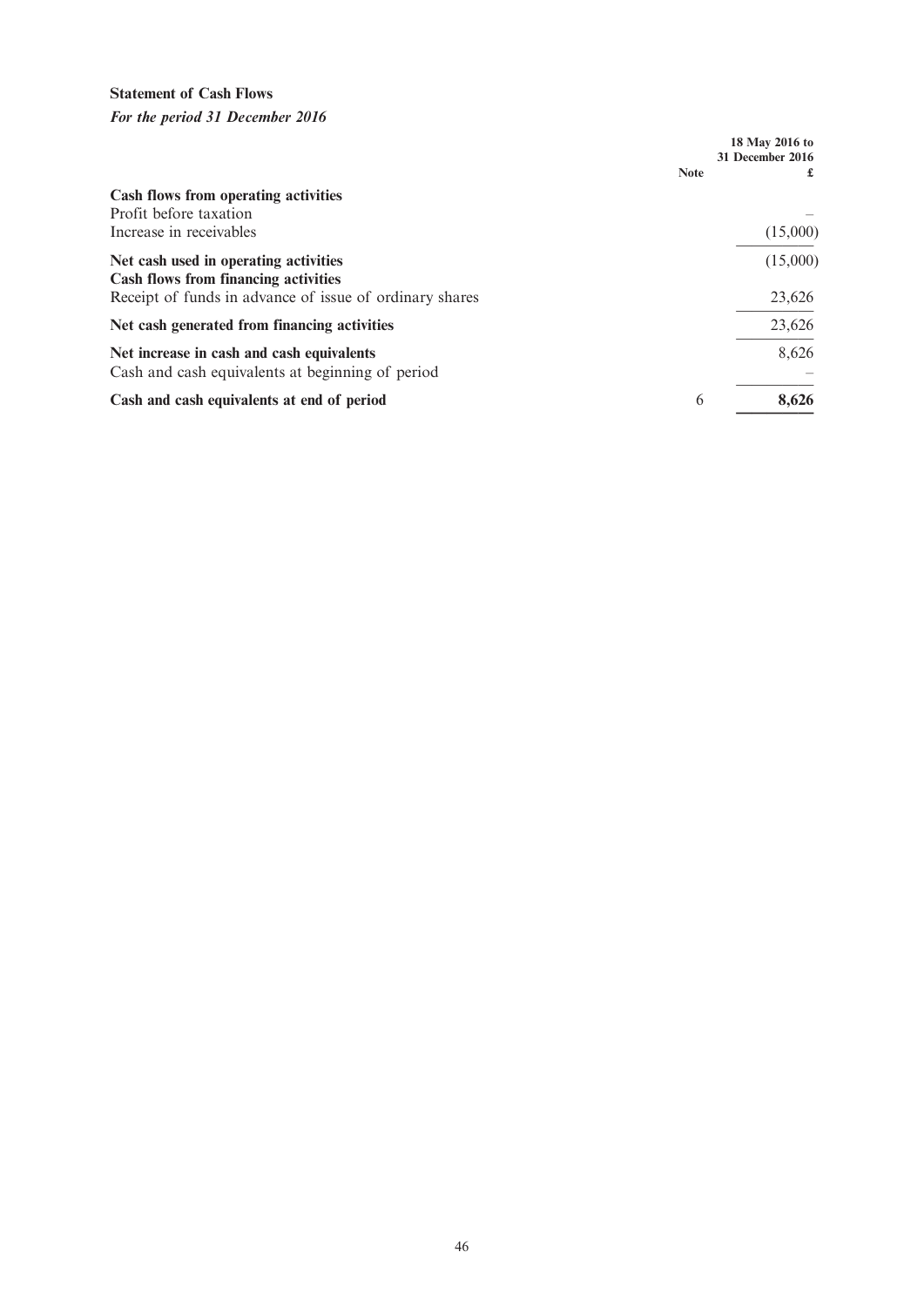**Statement of Cash Flows**

***For the period 31 December 2016***

| | Note | 18 May 2016 to 31 December 2016 £ |
|---|---|---|
| **Cash flows from operating activities** | | |
| Profit before taxation | | – |
| Increase in receivables | | (15,000) |
| **Net cash used in operating activities** | | (15,000) |
| **Cash flows from financing activities** | | |
| Receipt of funds in advance of issue of ordinary shares | | 23,626 |
| **Net cash generated from financing activities** | | 23,626 |
| **Net increase in cash and cash equivalents** | | 8,626 |
| Cash and cash equivalents at beginning of period | | – |
| **Cash and cash equivalents at end of period** | 6 | **8,626** |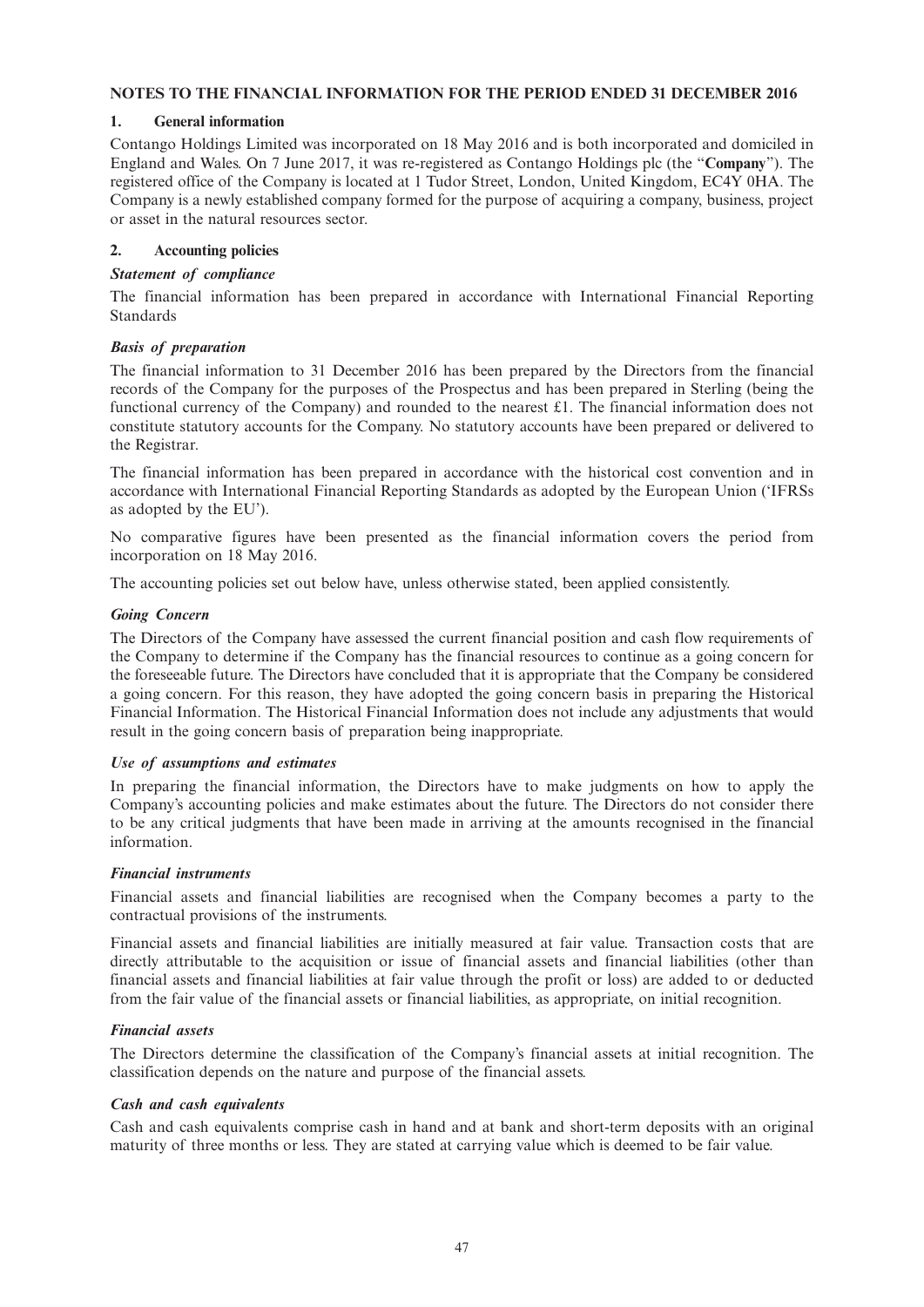## NOTES TO THE FINANCIAL INFORMATION FOR THE PERIOD ENDED 31 DECEMBER 2016

### 1. General information

Contango Holdings Limited was incorporated on 18 May 2016 and is both incorporated and domiciled in England and Wales. On 7 June 2017, it was re-registered as Contango Holdings plc (the "**Company**"). The registered office of the Company is located at 1 Tudor Street, London, United Kingdom, EC4Y 0HA. The Company is a newly established company formed for the purpose of acquiring a company, business, project or asset in the natural resources sector.

### 2. Accounting policies

***Statement of compliance***

The financial information has been prepared in accordance with International Financial Reporting Standards

***Basis of preparation***

The financial information to 31 December 2016 has been prepared by the Directors from the financial records of the Company for the purposes of the Prospectus and has been prepared in Sterling (being the functional currency of the Company) and rounded to the nearest £1. The financial information does not constitute statutory accounts for the Company. No statutory accounts have been prepared or delivered to the Registrar.

The financial information has been prepared in accordance with the historical cost convention and in accordance with International Financial Reporting Standards as adopted by the European Union ('IFRSs as adopted by the EU').

No comparative figures have been presented as the financial information covers the period from incorporation on 18 May 2016.

The accounting policies set out below have, unless otherwise stated, been applied consistently.

***Going Concern***

The Directors of the Company have assessed the current financial position and cash flow requirements of the Company to determine if the Company has the financial resources to continue as a going concern for the foreseeable future. The Directors have concluded that it is appropriate that the Company be considered a going concern. For this reason, they have adopted the going concern basis in preparing the Historical Financial Information. The Historical Financial Information does not include any adjustments that would result in the going concern basis of preparation being inappropriate.

***Use of assumptions and estimates***

In preparing the financial information, the Directors have to make judgments on how to apply the Company's accounting policies and make estimates about the future. The Directors do not consider there to be any critical judgments that have been made in arriving at the amounts recognised in the financial information.

***Financial instruments***

Financial assets and financial liabilities are recognised when the Company becomes a party to the contractual provisions of the instruments.

Financial assets and financial liabilities are initially measured at fair value. Transaction costs that are directly attributable to the acquisition or issue of financial assets and financial liabilities (other than financial assets and financial liabilities at fair value through the profit or loss) are added to or deducted from the fair value of the financial assets or financial liabilities, as appropriate, on initial recognition.

***Financial assets***

The Directors determine the classification of the Company's financial assets at initial recognition. The classification depends on the nature and purpose of the financial assets.

***Cash and cash equivalents***

Cash and cash equivalents comprise cash in hand and at bank and short-term deposits with an original maturity of three months or less. They are stated at carrying value which is deemed to be fair value.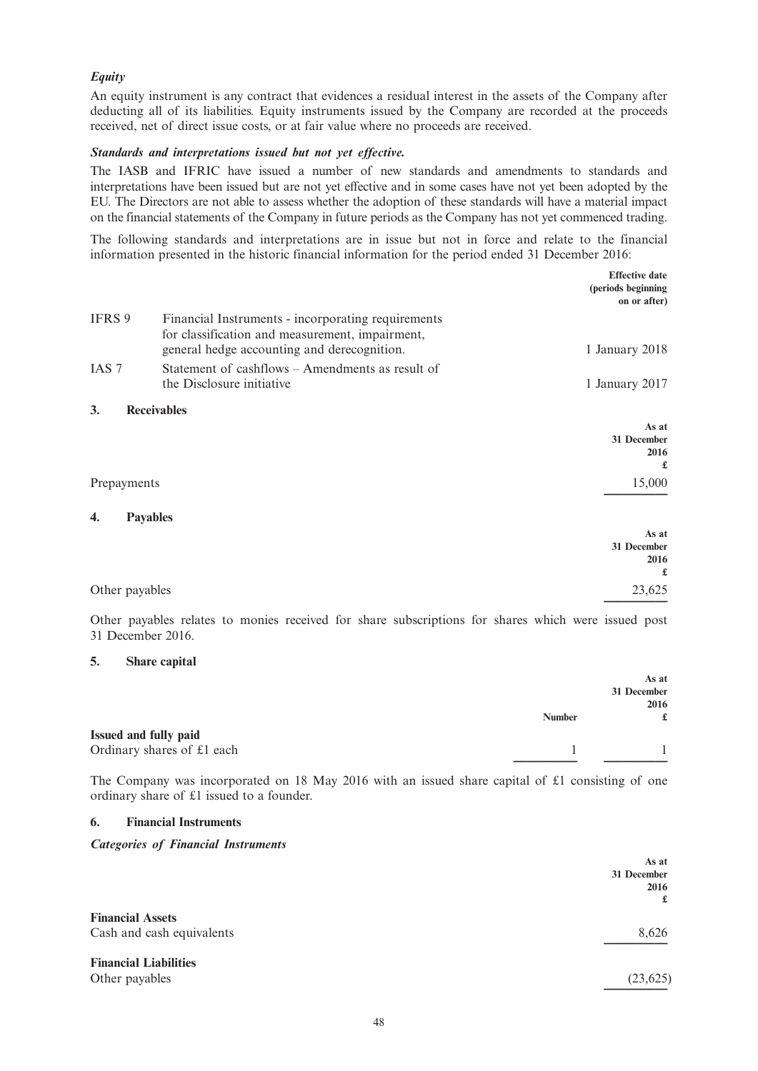***Equity***

An equity instrument is any contract that evidences a residual interest in the assets of the Company after deducting all of its liabilities. Equity instruments issued by the Company are recorded at the proceeds received, net of direct issue costs, or at fair value where no proceeds are received.

***Standards and interpretations issued but not yet effective.***

The IASB and IFRIC have issued a number of new standards and amendments to standards and interpretations have been issued but are not yet effective and in some cases have not yet been adopted by the EU. The Directors are not able to assess whether the adoption of these standards will have a material impact on the financial statements of the Company in future periods as the Company has not yet commenced trading.

The following standards and interpretations are in issue but not in force and relate to the financial information presented in the historic financial information for the period ended 31 December 2016:

| | | **Effective date (periods beginning on or after)** |
|---|---|---|
| IFRS 9 | Financial Instruments - incorporating requirements for classification and measurement, impairment, general hedge accounting and derecognition. | 1 January 2018 |
| IAS 7 | Statement of cashflows – Amendments as result of the Disclosure initiative | 1 January 2017 |

**3. Receivables**

| | **As at 31 December 2016 £** |
|---|---|
| Prepayments | 15,000 |

**4. Payables**

| | **As at 31 December 2016 £** |
|---|---|
| Other payables | 23,625 |

Other payables relates to monies received for share subscriptions for shares which were issued post 31 December 2016.

**5. Share capital**

| | **Number** | **As at 31 December 2016 £** |
|---|---|---|
| **Issued and fully paid** | | |
| Ordinary shares of £1 each | 1 | 1 |

The Company was incorporated on 18 May 2016 with an issued share capital of £1 consisting of one ordinary share of £1 issued to a founder.

**6. Financial Instruments**

***Categories of Financial Instruments***

| | **As at 31 December 2016 £** |
|---|---|
| **Financial Assets** | |
| Cash and cash equivalents | 8,626 |
| **Financial Liabilities** | |
| Other payables | (23,625) |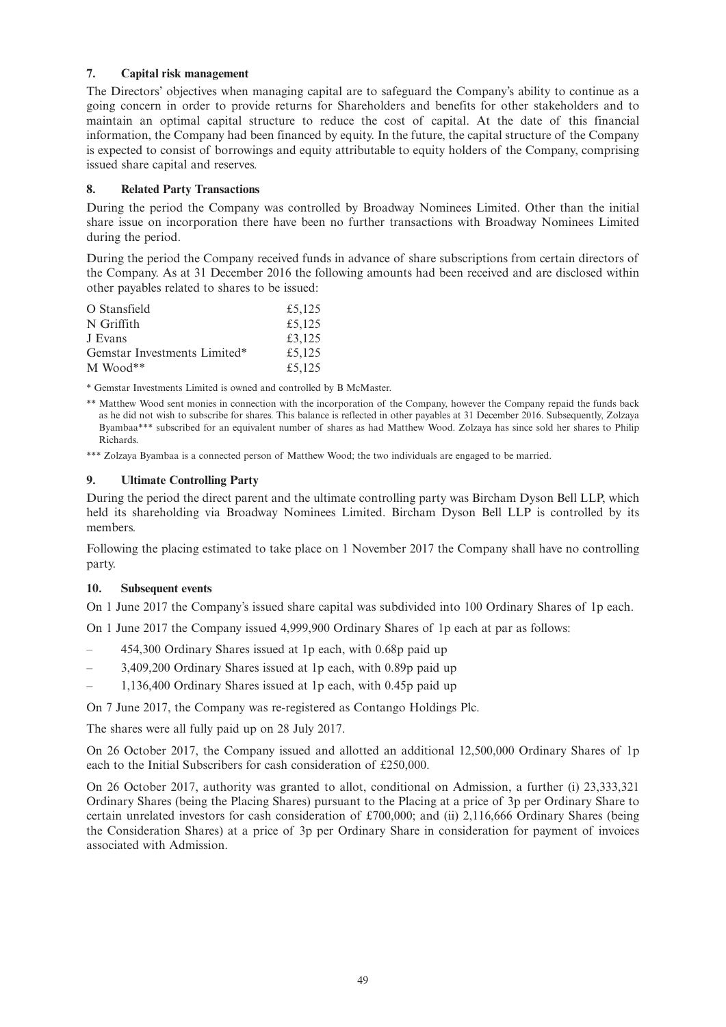### 7. Capital risk management

The Directors' objectives when managing capital are to safeguard the Company's ability to continue as a going concern in order to provide returns for Shareholders and benefits for other stakeholders and to maintain an optimal capital structure to reduce the cost of capital. At the date of this financial information, the Company had been financed by equity. In the future, the capital structure of the Company is expected to consist of borrowings and equity attributable to equity holders of the Company, comprising issued share capital and reserves.

### 8. Related Party Transactions

During the period the Company was controlled by Broadway Nominees Limited. Other than the initial share issue on incorporation there have been no further transactions with Broadway Nominees Limited during the period.

During the period the Company received funds in advance of share subscriptions from certain directors of the Company. As at 31 December 2016 the following amounts had been received and are disclosed within other payables related to shares to be issued:

| | |
|---|---|
| O Stansfield | £5,125 |
| N Griffith | £5,125 |
| J Evans | £3,125 |
| Gemstar Investments Limited* | £5,125 |
| M Wood** | £5,125 |

\* Gemstar Investments Limited is owned and controlled by B McMaster.

** Matthew Wood sent monies in connection with the incorporation of the Company, however the Company repaid the funds back as he did not wish to subscribe for shares. This balance is reflected in other payables at 31 December 2016. Subsequently, Zolzaya Byambaa*** subscribed for an equivalent number of shares as had Matthew Wood. Zolzaya has since sold her shares to Philip Richards.

*** Zolzaya Byambaa is a connected person of Matthew Wood; the two individuals are engaged to be married.

### 9. Ultimate Controlling Party

During the period the direct parent and the ultimate controlling party was Bircham Dyson Bell LLP, which held its shareholding via Broadway Nominees Limited. Bircham Dyson Bell LLP is controlled by its members.

Following the placing estimated to take place on 1 November 2017 the Company shall have no controlling party.

### 10. Subsequent events

On 1 June 2017 the Company's issued share capital was subdivided into 100 Ordinary Shares of 1p each.

On 1 June 2017 the Company issued 4,999,900 Ordinary Shares of 1p each at par as follows:

- 454,300 Ordinary Shares issued at 1p each, with 0.68p paid up
- 3,409,200 Ordinary Shares issued at 1p each, with 0.89p paid up
- 1,136,400 Ordinary Shares issued at 1p each, with 0.45p paid up

On 7 June 2017, the Company was re-registered as Contango Holdings Plc.

The shares were all fully paid up on 28 July 2017.

On 26 October 2017, the Company issued and allotted an additional 12,500,000 Ordinary Shares of 1p each to the Initial Subscribers for cash consideration of £250,000.

On 26 October 2017, authority was granted to allot, conditional on Admission, a further (i) 23,333,321 Ordinary Shares (being the Placing Shares) pursuant to the Placing at a price of 3p per Ordinary Share to certain unrelated investors for cash consideration of £700,000; and (ii) 2,116,666 Ordinary Shares (being the Consideration Shares) at a price of 3p per Ordinary Share in consideration for payment of invoices associated with Admission.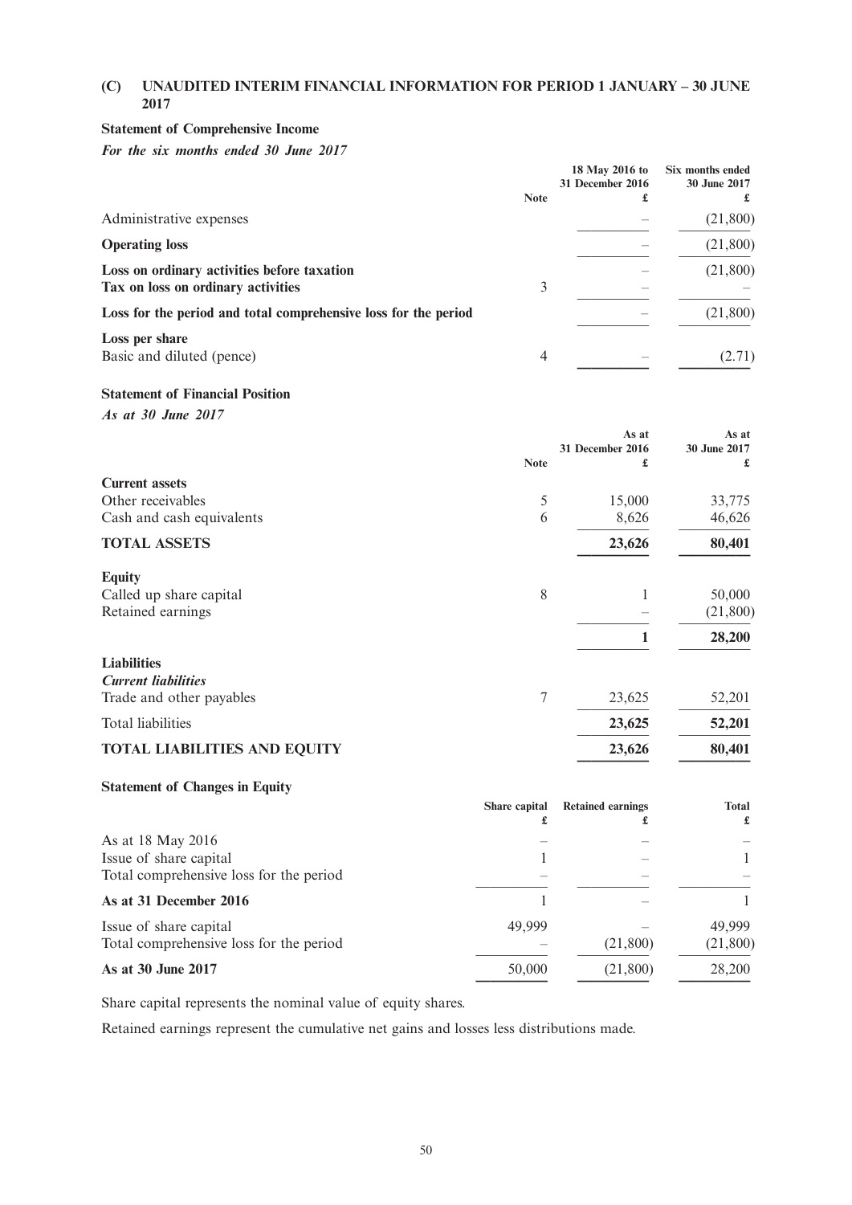## (C) UNAUDITED INTERIM FINANCIAL INFORMATION FOR PERIOD 1 JANUARY – 30 JUNE 2017

### Statement of Comprehensive Income

***For the six months ended 30 June 2017***

| | Note | 18 May 2016 to 31 December 2016 £ | Six months ended 30 June 2017 £ |
|---|---|---|---|
| Administrative expenses | | – | (21,800) |
| **Operating loss** | | – | (21,800) |
| **Loss on ordinary activities before taxation** | | – | (21,800) |
| **Tax on loss on ordinary activities** | 3 | – | – |
| **Loss for the period and total comprehensive loss for the period** | | – | (21,800) |
| **Loss per share** | | | |
| Basic and diluted (pence) | 4 | – | (2.71) |

### Statement of Financial Position

***As at 30 June 2017***

| | Note | As at 31 December 2016 £ | As at 30 June 2017 £ |
|---|---|---|---|
| **Current assets** | | | |
| Other receivables | 5 | 15,000 | 33,775 |
| Cash and cash equivalents | 6 | 8,626 | 46,626 |
| **TOTAL ASSETS** | | **23,626** | **80,401** |
| **Equity** | | | |
| Called up share capital | 8 | 1 | 50,000 |
| Retained earnings | | – | (21,800) |
| | | **1** | **28,200** |
| **Liabilities** | | | |
| ***Current liabilities*** | | | |
| Trade and other payables | 7 | 23,625 | 52,201 |
| Total liabilities | | **23,625** | **52,201** |
| **TOTAL LIABILITIES AND EQUITY** | | **23,626** | **80,401** |

### Statement of Changes in Equity

| | Share capital £ | Retained earnings £ | Total £ |
|---|---|---|---|
| As at 18 May 2016 | – | – | – |
| Issue of share capital | 1 | – | 1 |
| Total comprehensive loss for the period | – | – | – |
| **As at 31 December 2016** | 1 | – | 1 |
| Issue of share capital | 49,999 | – | 49,999 |
| Total comprehensive loss for the period | – | (21,800) | (21,800) |
| **As at 30 June 2017** | 50,000 | (21,800) | 28,200 |

Share capital represents the nominal value of equity shares.

Retained earnings represent the cumulative net gains and losses less distributions made.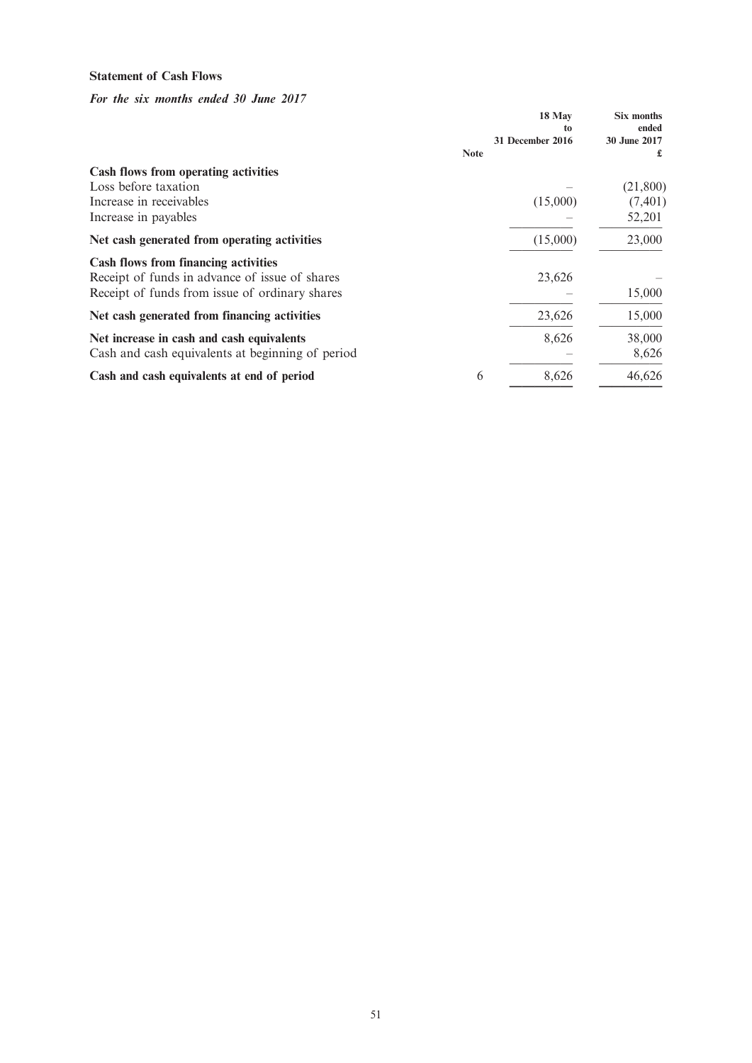**Statement of Cash Flows**

***For the six months ended 30 June 2017***

| | Note | 18 May to 31 December 2016 | Six months ended 30 June 2017 £ |
|---|---|---|---|
| **Cash flows from operating activities** | | | |
| Loss before taxation | | – | (21,800) |
| Increase in receivables | | (15,000) | (7,401) |
| Increase in payables | | – | 52,201 |
| **Net cash generated from operating activities** | | (15,000) | 23,000 |
| **Cash flows from financing activities** | | | |
| Receipt of funds in advance of issue of shares | | 23,626 | – |
| Receipt of funds from issue of ordinary shares | | – | 15,000 |
| **Net cash generated from financing activities** | | 23,626 | 15,000 |
| **Net increase in cash and cash equivalents** | | 8,626 | 38,000 |
| Cash and cash equivalents at beginning of period | | – | 8,626 |
| **Cash and cash equivalents at end of period** | 6 | 8,626 | 46,626 |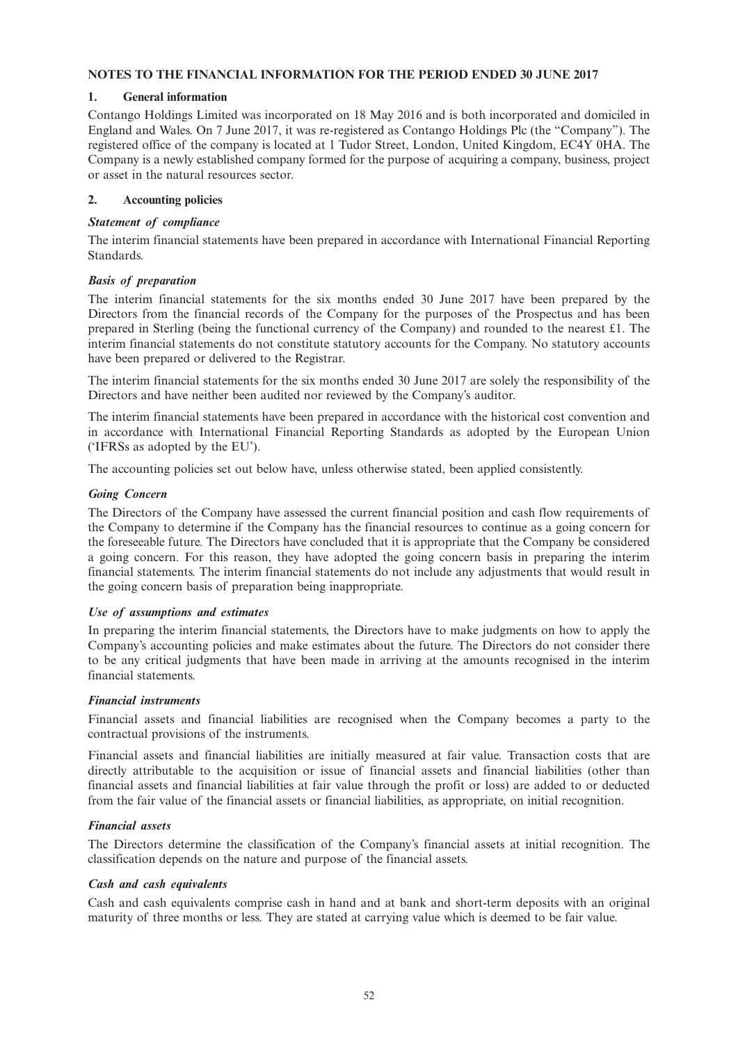## NOTES TO THE FINANCIAL INFORMATION FOR THE PERIOD ENDED 30 JUNE 2017

### 1. General information

Contango Holdings Limited was incorporated on 18 May 2016 and is both incorporated and domiciled in England and Wales. On 7 June 2017, it was re-registered as Contango Holdings Plc (the "Company"). The registered office of the company is located at 1 Tudor Street, London, United Kingdom, EC4Y 0HA. The Company is a newly established company formed for the purpose of acquiring a company, business, project or asset in the natural resources sector.

### 2. Accounting policies

***Statement of compliance***

The interim financial statements have been prepared in accordance with International Financial Reporting Standards.

***Basis of preparation***

The interim financial statements for the six months ended 30 June 2017 have been prepared by the Directors from the financial records of the Company for the purposes of the Prospectus and has been prepared in Sterling (being the functional currency of the Company) and rounded to the nearest £1. The interim financial statements do not constitute statutory accounts for the Company. No statutory accounts have been prepared or delivered to the Registrar.

The interim financial statements for the six months ended 30 June 2017 are solely the responsibility of the Directors and have neither been audited nor reviewed by the Company's auditor.

The interim financial statements have been prepared in accordance with the historical cost convention and in accordance with International Financial Reporting Standards as adopted by the European Union ('IFRSs as adopted by the EU').

The accounting policies set out below have, unless otherwise stated, been applied consistently.

***Going Concern***

The Directors of the Company have assessed the current financial position and cash flow requirements of the Company to determine if the Company has the financial resources to continue as a going concern for the foreseeable future. The Directors have concluded that it is appropriate that the Company be considered a going concern. For this reason, they have adopted the going concern basis in preparing the interim financial statements. The interim financial statements do not include any adjustments that would result in the going concern basis of preparation being inappropriate.

***Use of assumptions and estimates***

In preparing the interim financial statements, the Directors have to make judgments on how to apply the Company's accounting policies and make estimates about the future. The Directors do not consider there to be any critical judgments that have been made in arriving at the amounts recognised in the interim financial statements.

***Financial instruments***

Financial assets and financial liabilities are recognised when the Company becomes a party to the contractual provisions of the instruments.

Financial assets and financial liabilities are initially measured at fair value. Transaction costs that are directly attributable to the acquisition or issue of financial assets and financial liabilities (other than financial assets and financial liabilities at fair value through the profit or loss) are added to or deducted from the fair value of the financial assets or financial liabilities, as appropriate, on initial recognition.

***Financial assets***

The Directors determine the classification of the Company's financial assets at initial recognition. The classification depends on the nature and purpose of the financial assets.

***Cash and cash equivalents***

Cash and cash equivalents comprise cash in hand and at bank and short-term deposits with an original maturity of three months or less. They are stated at carrying value which is deemed to be fair value.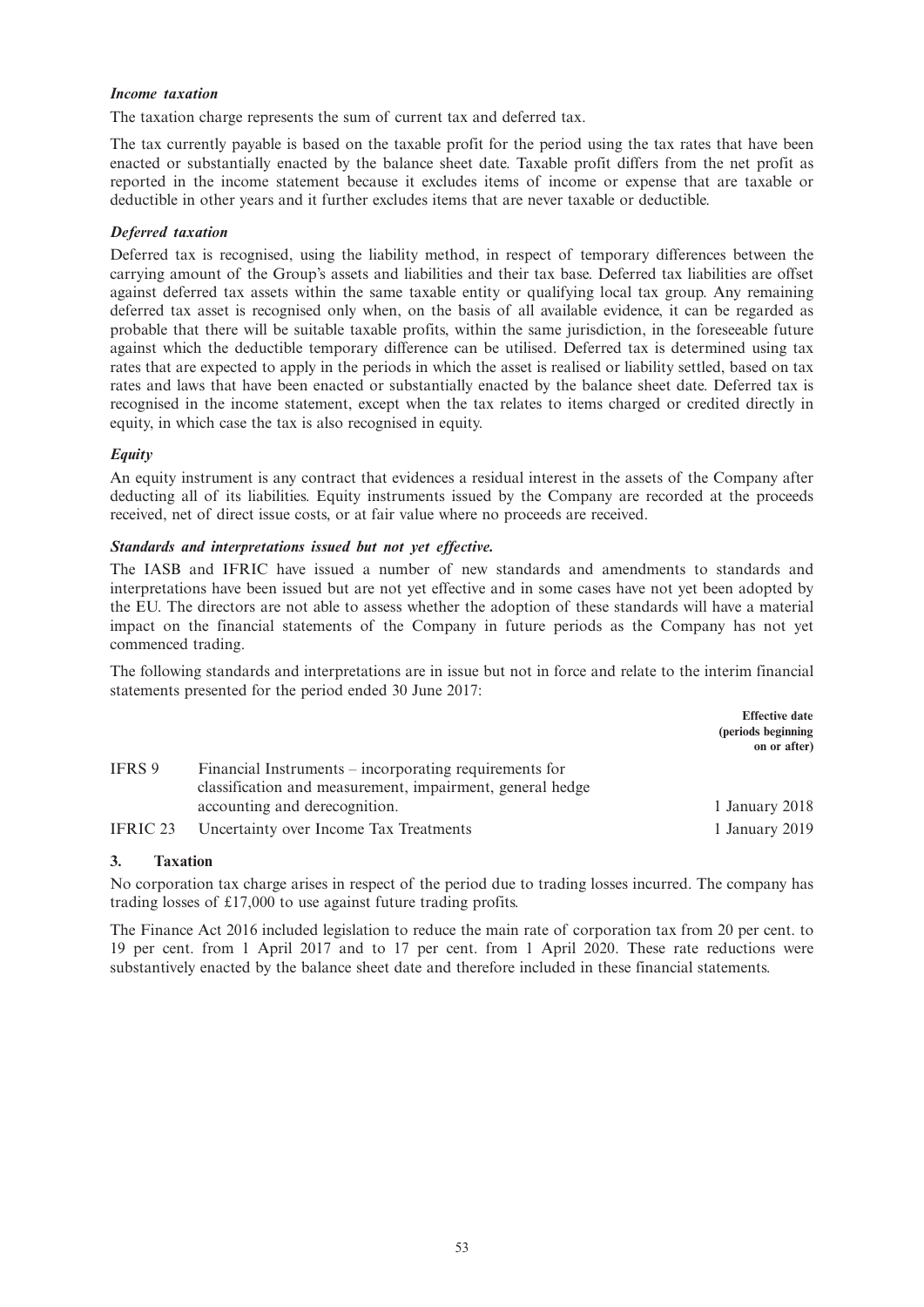***Income taxation***

The taxation charge represents the sum of current tax and deferred tax.

The tax currently payable is based on the taxable profit for the period using the tax rates that have been enacted or substantially enacted by the balance sheet date. Taxable profit differs from the net profit as reported in the income statement because it excludes items of income or expense that are taxable or deductible in other years and it further excludes items that are never taxable or deductible.

***Deferred taxation***

Deferred tax is recognised, using the liability method, in respect of temporary differences between the carrying amount of the Group's assets and liabilities and their tax base. Deferred tax liabilities are offset against deferred tax assets within the same taxable entity or qualifying local tax group. Any remaining deferred tax asset is recognised only when, on the basis of all available evidence, it can be regarded as probable that there will be suitable taxable profits, within the same jurisdiction, in the foreseeable future against which the deductible temporary difference can be utilised. Deferred tax is determined using tax rates that are expected to apply in the periods in which the asset is realised or liability settled, based on tax rates and laws that have been enacted or substantially enacted by the balance sheet date. Deferred tax is recognised in the income statement, except when the tax relates to items charged or credited directly in equity, in which case the tax is also recognised in equity.

***Equity***

An equity instrument is any contract that evidences a residual interest in the assets of the Company after deducting all of its liabilities. Equity instruments issued by the Company are recorded at the proceeds received, net of direct issue costs, or at fair value where no proceeds are received.

***Standards and interpretations issued but not yet effective.***

The IASB and IFRIC have issued a number of new standards and amendments to standards and interpretations have been issued but are not yet effective and in some cases have not yet been adopted by the EU. The directors are not able to assess whether the adoption of these standards will have a material impact on the financial statements of the Company in future periods as the Company has not yet commenced trading.

The following standards and interpretations are in issue but not in force and relate to the interim financial statements presented for the period ended 30 June 2017:

| | | **Effective date (periods beginning on or after)** |
|---|---|---|
| IFRS 9 | Financial Instruments – incorporating requirements for classification and measurement, impairment, general hedge accounting and derecognition. | 1 January 2018 |
| IFRIC 23 | Uncertainty over Income Tax Treatments | 1 January 2019 |

## 3. Taxation

No corporation tax charge arises in respect of the period due to trading losses incurred. The company has trading losses of £17,000 to use against future trading profits.

The Finance Act 2016 included legislation to reduce the main rate of corporation tax from 20 per cent. to 19 per cent. from 1 April 2017 and to 17 per cent. from 1 April 2020. These rate reductions were substantively enacted by the balance sheet date and therefore included in these financial statements.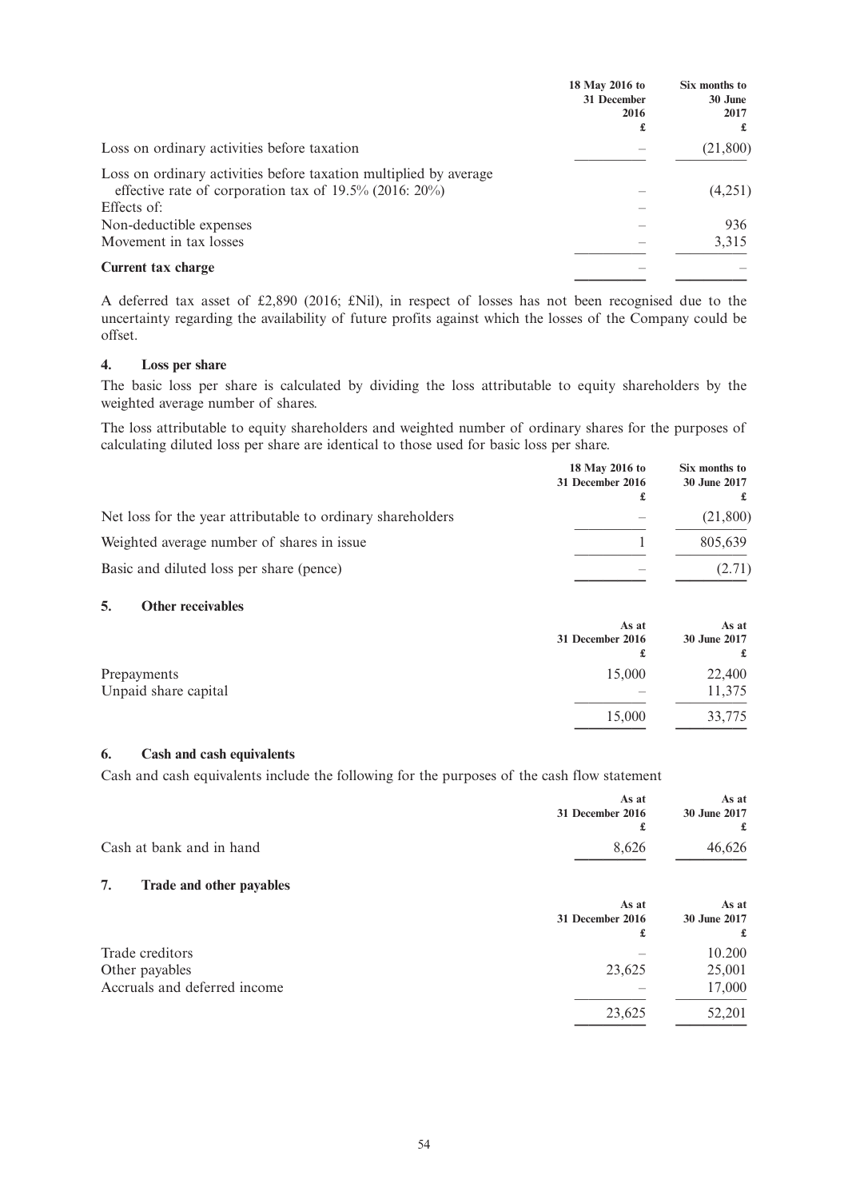| | 18 May 2016 to 31 December 2016 £ | Six months to 30 June 2017 £ |
|---|---|---|
| Loss on ordinary activities before taxation | – | (21,800) |
| Loss on ordinary activities before taxation multiplied by average effective rate of corporation tax of 19.5% (2016: 20%) | – | (4,251) |
| Effects of: | – | |
| Non-deductible expenses | – | 936 |
| Movement in tax losses | – | 3,315 |
| **Current tax charge** | – | – |

A deferred tax asset of £2,890 (2016; £Nil), in respect of losses has not been recognised due to the uncertainty regarding the availability of future profits against which the losses of the Company could be offset.

## 4. Loss per share

The basic loss per share is calculated by dividing the loss attributable to equity shareholders by the weighted average number of shares.

The loss attributable to equity shareholders and weighted number of ordinary shares for the purposes of calculating diluted loss per share are identical to those used for basic loss per share.

| | 18 May 2016 to 31 December 2016 £ | Six months to 30 June 2017 £ |
|---|---|---|
| Net loss for the year attributable to ordinary shareholders | – | (21,800) |
| Weighted average number of shares in issue | 1 | 805,639 |
| Basic and diluted loss per share (pence) | – | (2.71) |

## 5. Other receivables

| | As at 31 December 2016 £ | As at 30 June 2017 £ |
|---|---|---|
| Prepayments | 15,000 | 22,400 |
| Unpaid share capital | – | 11,375 |
| | 15,000 | 33,775 |

## 6. Cash and cash equivalents

Cash and cash equivalents include the following for the purposes of the cash flow statement

| | As at 31 December 2016 £ | As at 30 June 2017 £ |
|---|---|---|
| Cash at bank and in hand | 8,626 | 46,626 |

## 7. Trade and other payables

| | As at 31 December 2016 £ | As at 30 June 2017 £ |
|---|---|---|
| Trade creditors | – | 10.200 |
| Other payables | 23,625 | 25,001 |
| Accruals and deferred income | – | 17,000 |
| | 23,625 | 52,201 |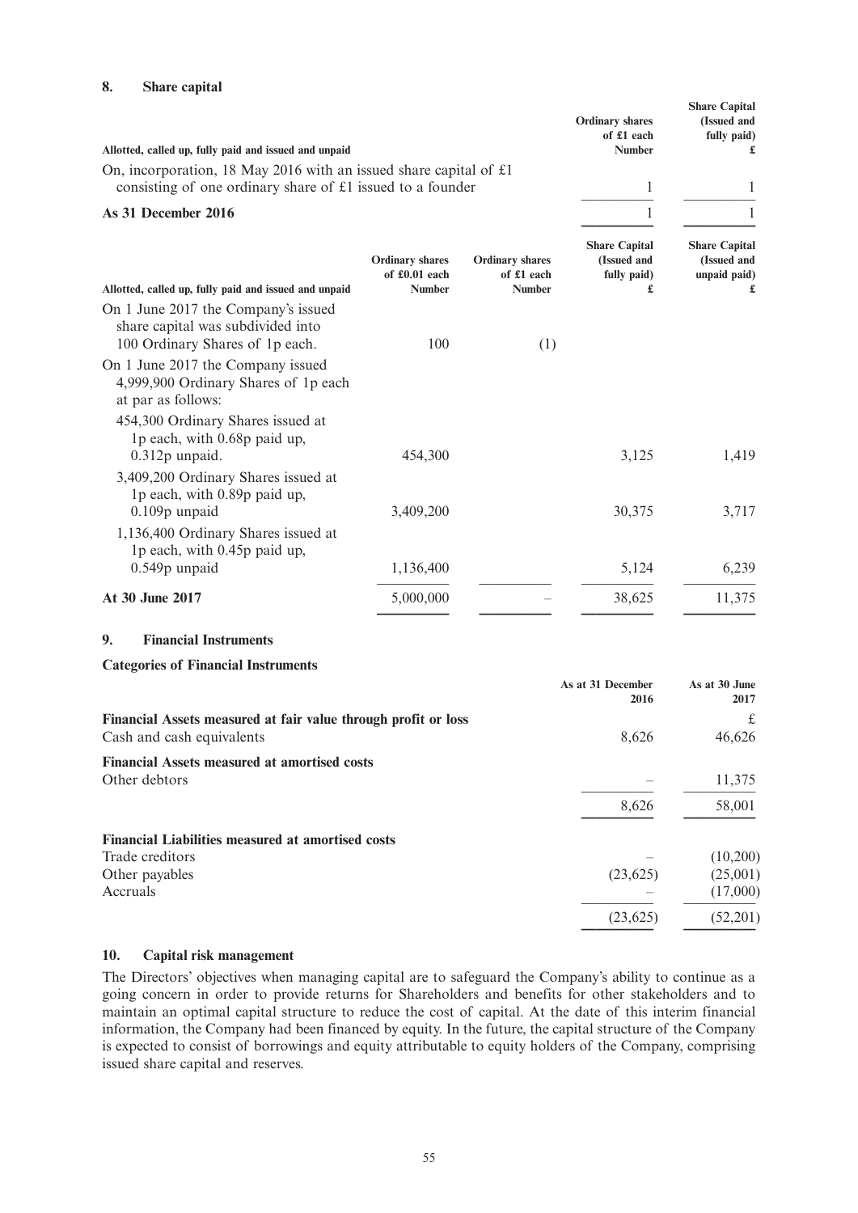## 8. Share capital

| Allotted, called up, fully paid and issued and unpaid | Ordinary shares of £1 each Number | Share Capital (Issued and fully paid) £ |
|---|---|---|
| On, incorporation, 18 May 2016 with an issued share capital of £1 consisting of one ordinary share of £1 issued to a founder | 1 | 1 |
| **As 31 December 2016** | 1 | 1 |

| Allotted, called up, fully paid and issued and unpaid | Ordinary shares of £0.01 each Number | Ordinary shares of £1 each Number | Share Capital (Issued and fully paid) £ | Share Capital (Issued and unpaid paid) £ |
|---|---|---|---|---|
| On 1 June 2017 the Company's issued share capital was subdivided into 100 Ordinary Shares of 1p each. | 100 | (1) | | |
| On 1 June 2017 the Company issued 4,999,900 Ordinary Shares of 1p each at par as follows: | | | | |
| 454,300 Ordinary Shares issued at 1p each, with 0.68p paid up, 0.312p unpaid. | 454,300 | | 3,125 | 1,419 |
| 3,409,200 Ordinary Shares issued at 1p each, with 0.89p paid up, 0.109p unpaid | 3,409,200 | | 30,375 | 3,717 |
| 1,136,400 Ordinary Shares issued at 1p each, with 0.45p paid up, 0.549p unpaid | 1,136,400 | | 5,124 | 6,239 |
| **At 30 June 2017** | 5,000,000 | – | 38,625 | 11,375 |

## 9. Financial Instruments

**Categories of Financial Instruments**

| | As at 31 December 2016 | As at 30 June 2017 |
|---|---|---|
| **Financial Assets measured at fair value through profit or loss** | | £ |
| Cash and cash equivalents | 8,626 | 46,626 |
| **Financial Assets measured at amortised costs** | | |
| Other debtors | – | 11,375 |
| | 8,626 | 58,001 |
| **Financial Liabilities measured at amortised costs** | | |
| Trade creditors | – | (10,200) |
| Other payables | (23,625) | (25,001) |
| Accruals | – | (17,000) |
| | (23,625) | (52,201) |

## 10. Capital risk management

The Directors' objectives when managing capital are to safeguard the Company's ability to continue as a going concern in order to provide returns for Shareholders and benefits for other stakeholders and to maintain an optimal capital structure to reduce the cost of capital. At the date of this interim financial information, the Company had been financed by equity. In the future, the capital structure of the Company is expected to consist of borrowings and equity attributable to equity holders of the Company, comprising issued share capital and reserves.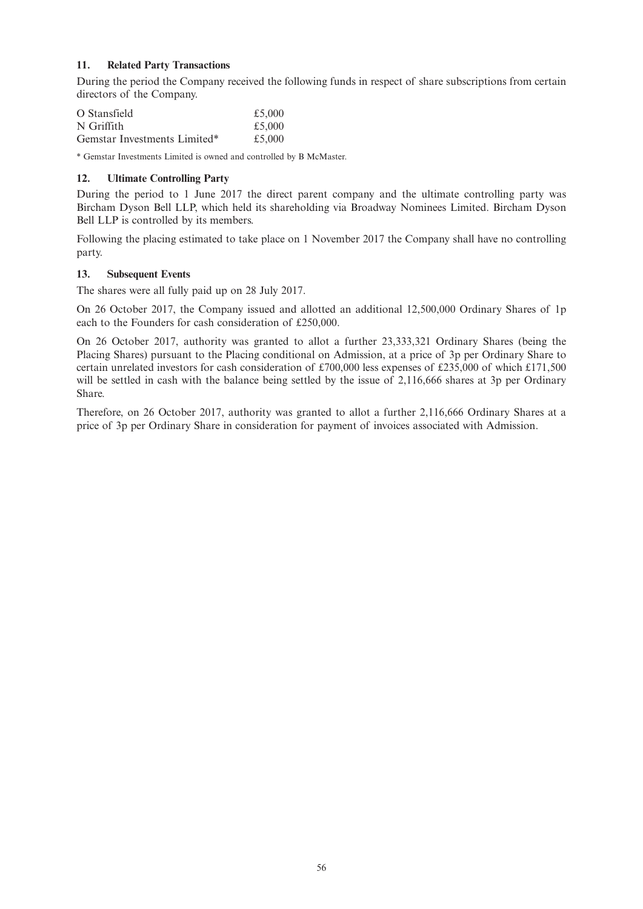### 11. Related Party Transactions

During the period the Company received the following funds in respect of share subscriptions from certain directors of the Company.

| | |
|---|---|
| O Stansfield | £5,000 |
| N Griffith | £5,000 |
| Gemstar Investments Limited* | £5,000 |

* Gemstar Investments Limited is owned and controlled by B McMaster.

### 12. Ultimate Controlling Party

During the period to 1 June 2017 the direct parent company and the ultimate controlling party was Bircham Dyson Bell LLP, which held its shareholding via Broadway Nominees Limited. Bircham Dyson Bell LLP is controlled by its members.

Following the placing estimated to take place on 1 November 2017 the Company shall have no controlling party.

### 13. Subsequent Events

The shares were all fully paid up on 28 July 2017.

On 26 October 2017, the Company issued and allotted an additional 12,500,000 Ordinary Shares of 1p each to the Founders for cash consideration of £250,000.

On 26 October 2017, authority was granted to allot a further 23,333,321 Ordinary Shares (being the Placing Shares) pursuant to the Placing conditional on Admission, at a price of 3p per Ordinary Share to certain unrelated investors for cash consideration of £700,000 less expenses of £235,000 of which £171,500 will be settled in cash with the balance being settled by the issue of 2,116,666 shares at 3p per Ordinary Share.

Therefore, on 26 October 2017, authority was granted to allot a further 2,116,666 Ordinary Shares at a price of 3p per Ordinary Share in consideration for payment of invoices associated with Admission.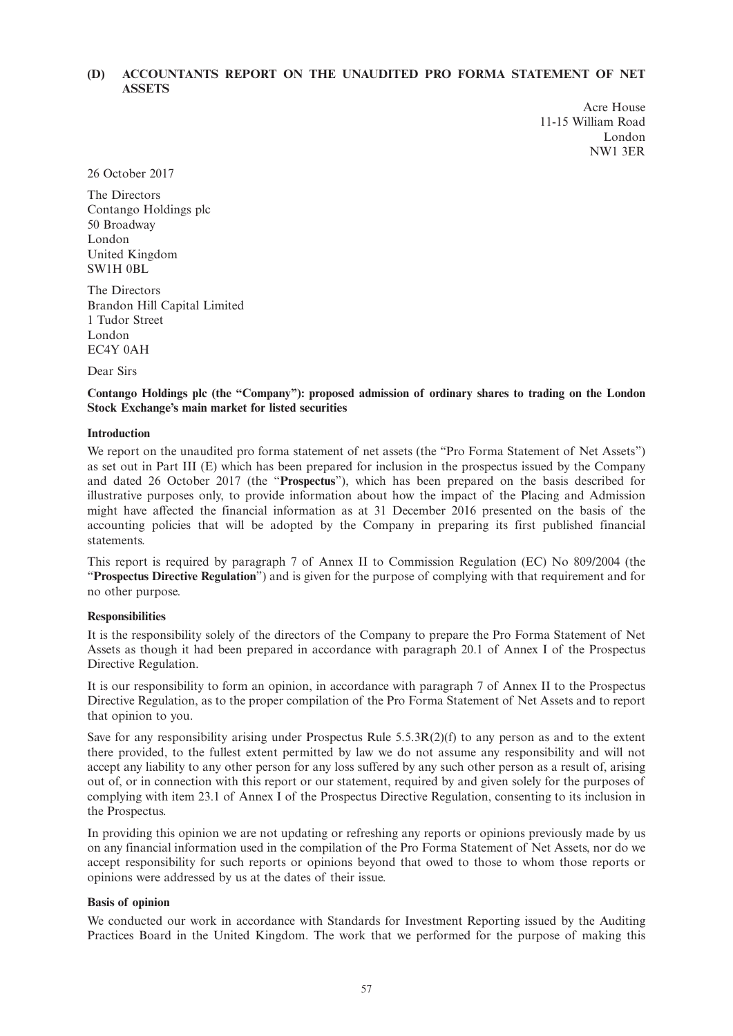## (D) ACCOUNTANTS REPORT ON THE UNAUDITED PRO FORMA STATEMENT OF NET ASSETS

Acre House
11-15 William Road
London
NW1 3ER

26 October 2017

The Directors
Contango Holdings plc
50 Broadway
London
United Kingdom
SW1H 0BL

The Directors
Brandon Hill Capital Limited
1 Tudor Street
London
EC4Y 0AH

Dear Sirs

**Contango Holdings plc (the "Company"): proposed admission of ordinary shares to trading on the London Stock Exchange's main market for listed securities**

**Introduction**

We report on the unaudited pro forma statement of net assets (the "Pro Forma Statement of Net Assets") as set out in Part III (E) which has been prepared for inclusion in the prospectus issued by the Company and dated 26 October 2017 (the "**Prospectus**"), which has been prepared on the basis described for illustrative purposes only, to provide information about how the impact of the Placing and Admission might have affected the financial information as at 31 December 2016 presented on the basis of the accounting policies that will be adopted by the Company in preparing its first published financial statements.

This report is required by paragraph 7 of Annex II to Commission Regulation (EC) No 809/2004 (the "**Prospectus Directive Regulation**") and is given for the purpose of complying with that requirement and for no other purpose.

**Responsibilities**

It is the responsibility solely of the directors of the Company to prepare the Pro Forma Statement of Net Assets as though it had been prepared in accordance with paragraph 20.1 of Annex I of the Prospectus Directive Regulation.

It is our responsibility to form an opinion, in accordance with paragraph 7 of Annex II to the Prospectus Directive Regulation, as to the proper compilation of the Pro Forma Statement of Net Assets and to report that opinion to you.

Save for any responsibility arising under Prospectus Rule 5.5.3R(2)(f) to any person as and to the extent there provided, to the fullest extent permitted by law we do not assume any responsibility and will not accept any liability to any other person for any loss suffered by any such other person as a result of, arising out of, or in connection with this report or our statement, required by and given solely for the purposes of complying with item 23.1 of Annex I of the Prospectus Directive Regulation, consenting to its inclusion in the Prospectus.

In providing this opinion we are not updating or refreshing any reports or opinions previously made by us on any financial information used in the compilation of the Pro Forma Statement of Net Assets, nor do we accept responsibility for such reports or opinions beyond that owed to those to whom those reports or opinions were addressed by us at the dates of their issue.

**Basis of opinion**

We conducted our work in accordance with Standards for Investment Reporting issued by the Auditing Practices Board in the United Kingdom. The work that we performed for the purpose of making this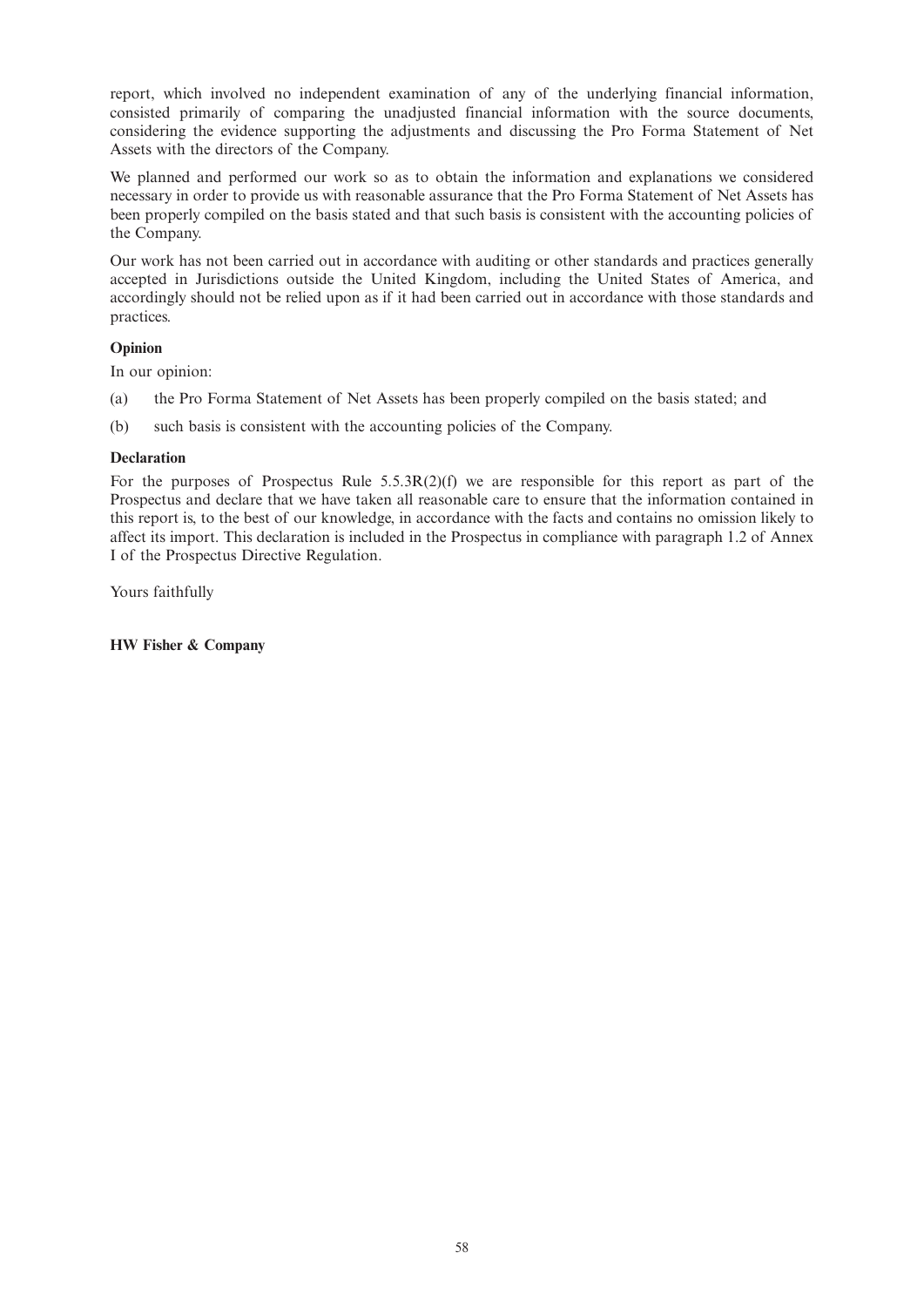report, which involved no independent examination of any of the underlying financial information, consisted primarily of comparing the unadjusted financial information with the source documents, considering the evidence supporting the adjustments and discussing the Pro Forma Statement of Net Assets with the directors of the Company.

We planned and performed our work so as to obtain the information and explanations we considered necessary in order to provide us with reasonable assurance that the Pro Forma Statement of Net Assets has been properly compiled on the basis stated and that such basis is consistent with the accounting policies of the Company.

Our work has not been carried out in accordance with auditing or other standards and practices generally accepted in Jurisdictions outside the United Kingdom, including the United States of America, and accordingly should not be relied upon as if it had been carried out in accordance with those standards and practices.

**Opinion**

In our opinion:

(a) the Pro Forma Statement of Net Assets has been properly compiled on the basis stated; and

(b) such basis is consistent with the accounting policies of the Company.

**Declaration**

For the purposes of Prospectus Rule 5.5.3R(2)(f) we are responsible for this report as part of the Prospectus and declare that we have taken all reasonable care to ensure that the information contained in this report is, to the best of our knowledge, in accordance with the facts and contains no omission likely to affect its import. This declaration is included in the Prospectus in compliance with paragraph 1.2 of Annex I of the Prospectus Directive Regulation.

Yours faithfully

**HW Fisher & Company**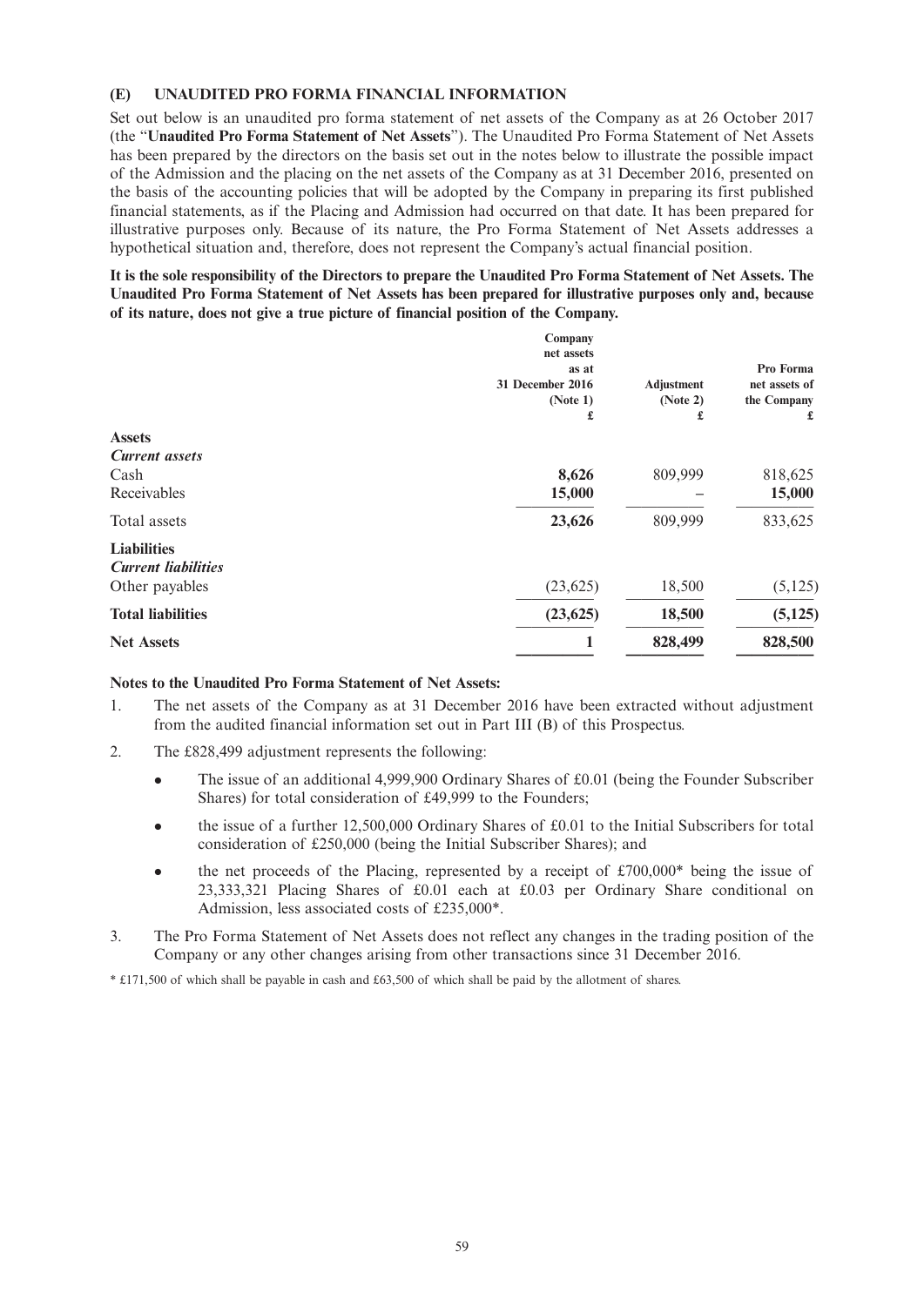## (E) UNAUDITED PRO FORMA FINANCIAL INFORMATION

Set out below is an unaudited pro forma statement of net assets of the Company as at 26 October 2017 (the "**Unaudited Pro Forma Statement of Net Assets**"). The Unaudited Pro Forma Statement of Net Assets has been prepared by the directors on the basis set out in the notes below to illustrate the possible impact of the Admission and the placing on the net assets of the Company as at 31 December 2016, presented on the basis of the accounting policies that will be adopted by the Company in preparing its first published financial statements, as if the Placing and Admission had occurred on that date. It has been prepared for illustrative purposes only. Because of its nature, the Pro Forma Statement of Net Assets addresses a hypothetical situation and, therefore, does not represent the Company's actual financial position.

**It is the sole responsibility of the Directors to prepare the Unaudited Pro Forma Statement of Net Assets. The Unaudited Pro Forma Statement of Net Assets has been prepared for illustrative purposes only and, because of its nature, does not give a true picture of financial position of the Company.**

| | Company net assets as at 31 December 2016 (Note 1) £ | Adjustment (Note 2) £ | Pro Forma net assets of the Company £ |
|---|---|---|---|
| **Assets** | | | |
| ***Current assets*** | | | |
| Cash | **8,626** | 809,999 | 818,625 |
| Receivables | **15,000** | – | **15,000** |
| Total assets | **23,626** | 809,999 | 833,625 |
| **Liabilities** | | | |
| ***Current liabilities*** | | | |
| Other payables | (23,625) | 18,500 | (5,125) |
| **Total liabilities** | **(23,625)** | **18,500** | **(5,125)** |
| **Net Assets** | **1** | **828,499** | **828,500** |

**Notes to the Unaudited Pro Forma Statement of Net Assets:**

1. The net assets of the Company as at 31 December 2016 have been extracted without adjustment from the audited financial information set out in Part III (B) of this Prospectus.
2. The £828,499 adjustment represents the following:
   - The issue of an additional 4,999,900 Ordinary Shares of £0.01 (being the Founder Subscriber Shares) for total consideration of £49,999 to the Founders;
   - the issue of a further 12,500,000 Ordinary Shares of £0.01 to the Initial Subscribers for total consideration of £250,000 (being the Initial Subscriber Shares); and
   - the net proceeds of the Placing, represented by a receipt of £700,000* being the issue of 23,333,321 Placing Shares of £0.01 each at £0.03 per Ordinary Share conditional on Admission, less associated costs of £235,000*.
3. The Pro Forma Statement of Net Assets does not reflect any changes in the trading position of the Company or any other changes arising from other transactions since 31 December 2016.

\* £171,500 of which shall be payable in cash and £63,500 of which shall be paid by the allotment of shares.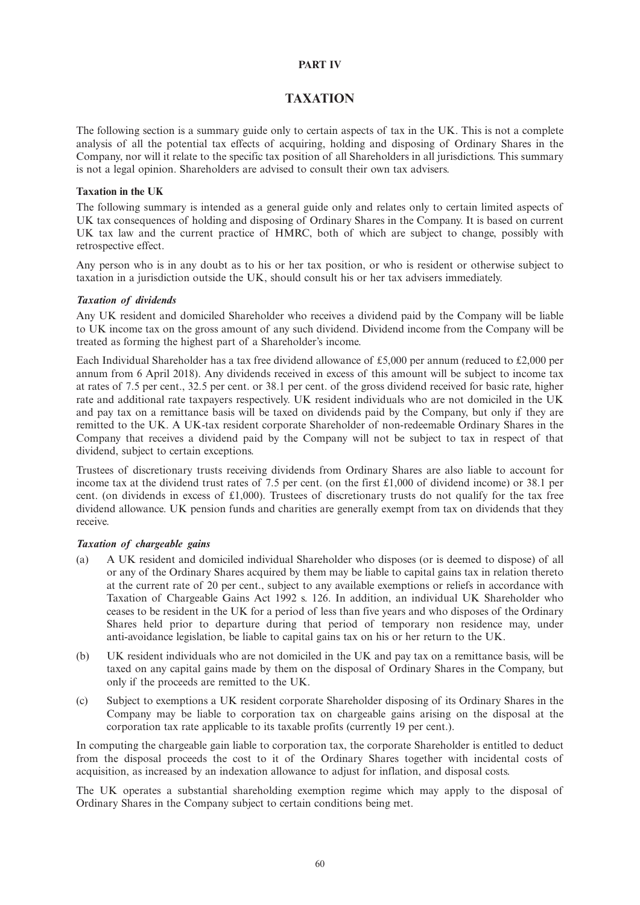# PART IV

## TAXATION

The following section is a summary guide only to certain aspects of tax in the UK. This is not a complete analysis of all the potential tax effects of acquiring, holding and disposing of Ordinary Shares in the Company, nor will it relate to the specific tax position of all Shareholders in all jurisdictions. This summary is not a legal opinion. Shareholders are advised to consult their own tax advisers.

### Taxation in the UK

The following summary is intended as a general guide only and relates only to certain limited aspects of UK tax consequences of holding and disposing of Ordinary Shares in the Company. It is based on current UK tax law and the current practice of HMRC, both of which are subject to change, possibly with retrospective effect.

Any person who is in any doubt as to his or her tax position, or who is resident or otherwise subject to taxation in a jurisdiction outside the UK, should consult his or her tax advisers immediately.

***Taxation of dividends***

Any UK resident and domiciled Shareholder who receives a dividend paid by the Company will be liable to UK income tax on the gross amount of any such dividend. Dividend income from the Company will be treated as forming the highest part of a Shareholder's income.

Each Individual Shareholder has a tax free dividend allowance of £5,000 per annum (reduced to £2,000 per annum from 6 April 2018). Any dividends received in excess of this amount will be subject to income tax at rates of 7.5 per cent., 32.5 per cent. or 38.1 per cent. of the gross dividend received for basic rate, higher rate and additional rate taxpayers respectively. UK resident individuals who are not domiciled in the UK and pay tax on a remittance basis will be taxed on dividends paid by the Company, but only if they are remitted to the UK. A UK-tax resident corporate Shareholder of non-redeemable Ordinary Shares in the Company that receives a dividend paid by the Company will not be subject to tax in respect of that dividend, subject to certain exceptions.

Trustees of discretionary trusts receiving dividends from Ordinary Shares are also liable to account for income tax at the dividend trust rates of 7.5 per cent. (on the first £1,000 of dividend income) or 38.1 per cent. (on dividends in excess of £1,000). Trustees of discretionary trusts do not qualify for the tax free dividend allowance. UK pension funds and charities are generally exempt from tax on dividends that they receive.

***Taxation of chargeable gains***

(a) A UK resident and domiciled individual Shareholder who disposes (or is deemed to dispose) of all or any of the Ordinary Shares acquired by them may be liable to capital gains tax in relation thereto at the current rate of 20 per cent., subject to any available exemptions or reliefs in accordance with Taxation of Chargeable Gains Act 1992 s. 126. In addition, an individual UK Shareholder who ceases to be resident in the UK for a period of less than five years and who disposes of the Ordinary Shares held prior to departure during that period of temporary non residence may, under anti-avoidance legislation, be liable to capital gains tax on his or her return to the UK.

(b) UK resident individuals who are not domiciled in the UK and pay tax on a remittance basis, will be taxed on any capital gains made by them on the disposal of Ordinary Shares in the Company, but only if the proceeds are remitted to the UK.

(c) Subject to exemptions a UK resident corporate Shareholder disposing of its Ordinary Shares in the Company may be liable to corporation tax on chargeable gains arising on the disposal at the corporation tax rate applicable to its taxable profits (currently 19 per cent.).

In computing the chargeable gain liable to corporation tax, the corporate Shareholder is entitled to deduct from the disposal proceeds the cost to it of the Ordinary Shares together with incidental costs of acquisition, as increased by an indexation allowance to adjust for inflation, and disposal costs.

The UK operates a substantial shareholding exemption regime which may apply to the disposal of Ordinary Shares in the Company subject to certain conditions being met.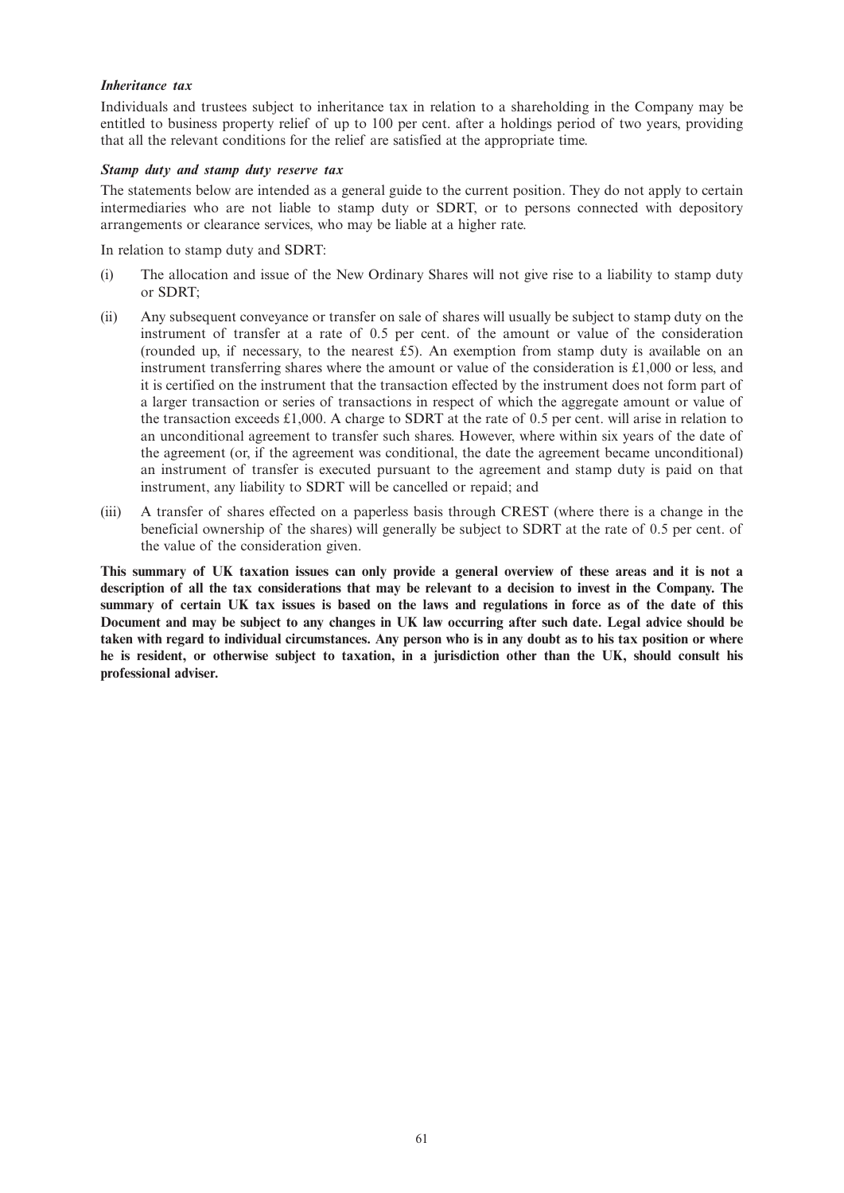***Inheritance tax***

Individuals and trustees subject to inheritance tax in relation to a shareholding in the Company may be entitled to business property relief of up to 100 per cent. after a holdings period of two years, providing that all the relevant conditions for the relief are satisfied at the appropriate time.

***Stamp duty and stamp duty reserve tax***

The statements below are intended as a general guide to the current position. They do not apply to certain intermediaries who are not liable to stamp duty or SDRT, or to persons connected with depository arrangements or clearance services, who may be liable at a higher rate.

In relation to stamp duty and SDRT:

(i) The allocation and issue of the New Ordinary Shares will not give rise to a liability to stamp duty or SDRT;

(ii) Any subsequent conveyance or transfer on sale of shares will usually be subject to stamp duty on the instrument of transfer at a rate of 0.5 per cent. of the amount or value of the consideration (rounded up, if necessary, to the nearest £5). An exemption from stamp duty is available on an instrument transferring shares where the amount or value of the consideration is £1,000 or less, and it is certified on the instrument that the transaction effected by the instrument does not form part of a larger transaction or series of transactions in respect of which the aggregate amount or value of the transaction exceeds £1,000. A charge to SDRT at the rate of 0.5 per cent. will arise in relation to an unconditional agreement to transfer such shares. However, where within six years of the date of the agreement (or, if the agreement was conditional, the date the agreement became unconditional) an instrument of transfer is executed pursuant to the agreement and stamp duty is paid on that instrument, any liability to SDRT will be cancelled or repaid; and

(iii) A transfer of shares effected on a paperless basis through CREST (where there is a change in the beneficial ownership of the shares) will generally be subject to SDRT at the rate of 0.5 per cent. of the value of the consideration given.

**This summary of UK taxation issues can only provide a general overview of these areas and it is not a description of all the tax considerations that may be relevant to a decision to invest in the Company. The summary of certain UK tax issues is based on the laws and regulations in force as of the date of this Document and may be subject to any changes in UK law occurring after such date. Legal advice should be taken with regard to individual circumstances. Any person who is in any doubt as to his tax position or where he is resident, or otherwise subject to taxation, in a jurisdiction other than the UK, should consult his professional adviser.**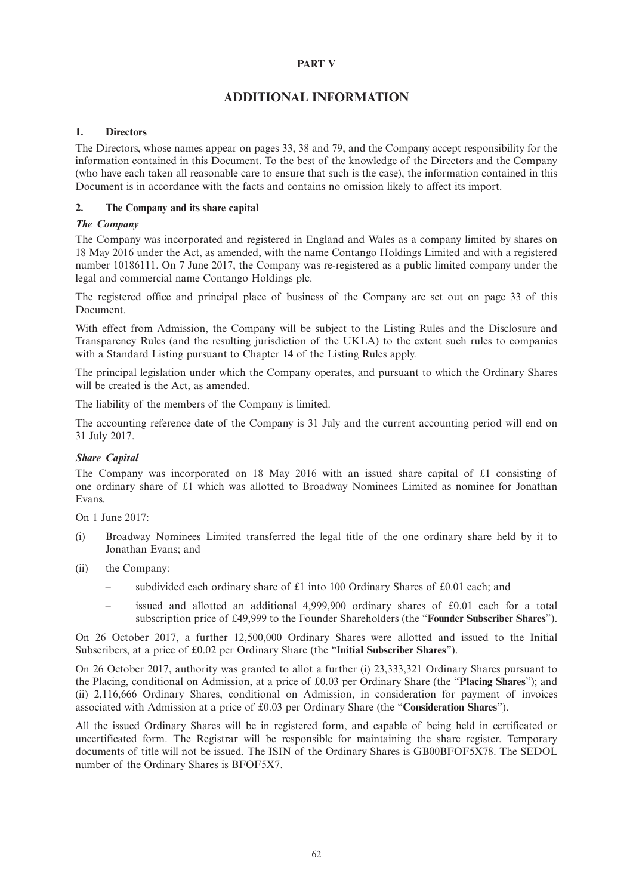**PART V**

# ADDITIONAL INFORMATION

## 1. Directors

The Directors, whose names appear on pages 33, 38 and 79, and the Company accept responsibility for the information contained in this Document. To the best of the knowledge of the Directors and the Company (who have each taken all reasonable care to ensure that such is the case), the information contained in this Document is in accordance with the facts and contains no omission likely to affect its import.

## 2. The Company and its share capital

***The Company***

The Company was incorporated and registered in England and Wales as a company limited by shares on 18 May 2016 under the Act, as amended, with the name Contango Holdings Limited and with a registered number 10186111. On 7 June 2017, the Company was re-registered as a public limited company under the legal and commercial name Contango Holdings plc.

The registered office and principal place of business of the Company are set out on page 33 of this Document.

With effect from Admission, the Company will be subject to the Listing Rules and the Disclosure and Transparency Rules (and the resulting jurisdiction of the UKLA) to the extent such rules to companies with a Standard Listing pursuant to Chapter 14 of the Listing Rules apply.

The principal legislation under which the Company operates, and pursuant to which the Ordinary Shares will be created is the Act, as amended.

The liability of the members of the Company is limited.

The accounting reference date of the Company is 31 July and the current accounting period will end on 31 July 2017.

***Share Capital***

The Company was incorporated on 18 May 2016 with an issued share capital of £1 consisting of one ordinary share of £1 which was allotted to Broadway Nominees Limited as nominee for Jonathan Evans.

On 1 June 2017:

(i) Broadway Nominees Limited transferred the legal title of the one ordinary share held by it to Jonathan Evans; and

(ii) the Company:

– subdivided each ordinary share of £1 into 100 Ordinary Shares of £0.01 each; and

– issued and allotted an additional 4,999,900 ordinary shares of £0.01 each for a total subscription price of £49,999 to the Founder Shareholders (the "**Founder Subscriber Shares**").

On 26 October 2017, a further 12,500,000 Ordinary Shares were allotted and issued to the Initial Subscribers, at a price of £0.02 per Ordinary Share (the "**Initial Subscriber Shares**").

On 26 October 2017, authority was granted to allot a further (i) 23,333,321 Ordinary Shares pursuant to the Placing, conditional on Admission, at a price of £0.03 per Ordinary Share (the "**Placing Shares**"); and (ii) 2,116,666 Ordinary Shares, conditional on Admission, in consideration for payment of invoices associated with Admission at a price of £0.03 per Ordinary Share (the "**Consideration Shares**").

All the issued Ordinary Shares will be in registered form, and capable of being held in certificated or uncertificated form. The Registrar will be responsible for maintaining the share register. Temporary documents of title will not be issued. The ISIN of the Ordinary Shares is GB00BFOF5X78. The SEDOL number of the Ordinary Shares is BFOF5X7.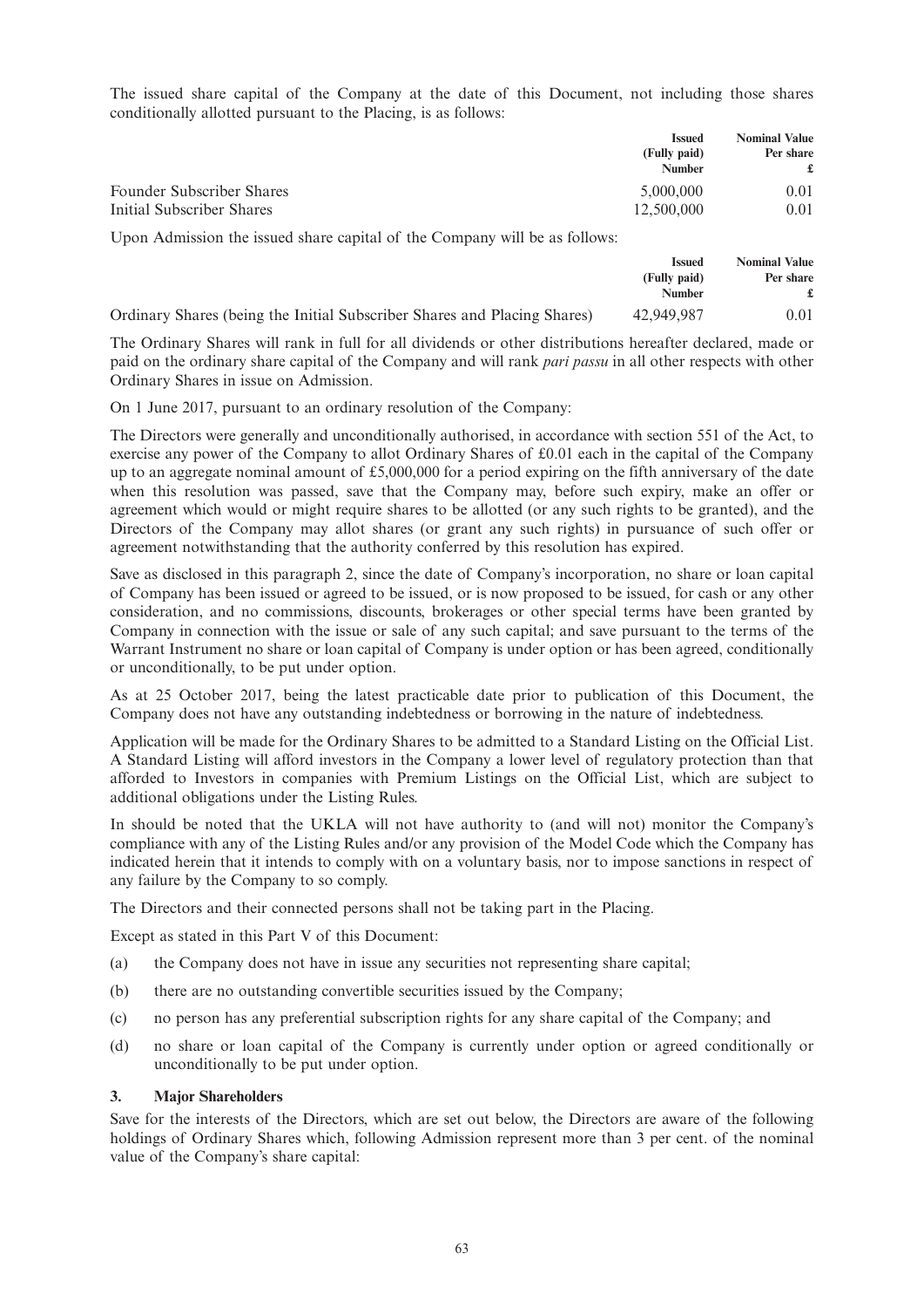The issued share capital of the Company at the date of this Document, not including those shares conditionally allotted pursuant to the Placing, is as follows:

| | Issued (Fully paid) Number | Nominal Value Per share £ |
|---|---|---|
| Founder Subscriber Shares | 5,000,000 | 0.01 |
| Initial Subscriber Shares | 12,500,000 | 0.01 |

Upon Admission the issued share capital of the Company will be as follows:

| | Issued (Fully paid) Number | Nominal Value Per share £ |
|---|---|---|
| Ordinary Shares (being the Initial Subscriber Shares and Placing Shares) | 42,949,987 | 0.01 |

The Ordinary Shares will rank in full for all dividends or other distributions hereafter declared, made or paid on the ordinary share capital of the Company and will rank *pari passu* in all other respects with other Ordinary Shares in issue on Admission.

On 1 June 2017, pursuant to an ordinary resolution of the Company:

The Directors were generally and unconditionally authorised, in accordance with section 551 of the Act, to exercise any power of the Company to allot Ordinary Shares of £0.01 each in the capital of the Company up to an aggregate nominal amount of £5,000,000 for a period expiring on the fifth anniversary of the date when this resolution was passed, save that the Company may, before such expiry, make an offer or agreement which would or might require shares to be allotted (or any such rights to be granted), and the Directors of the Company may allot shares (or grant any such rights) in pursuance of such offer or agreement notwithstanding that the authority conferred by this resolution has expired.

Save as disclosed in this paragraph 2, since the date of Company's incorporation, no share or loan capital of Company has been issued or agreed to be issued, or is now proposed to be issued, for cash or any other consideration, and no commissions, discounts, brokerages or other special terms have been granted by Company in connection with the issue or sale of any such capital; and save pursuant to the terms of the Warrant Instrument no share or loan capital of Company is under option or has been agreed, conditionally or unconditionally, to be put under option.

As at 25 October 2017, being the latest practicable date prior to publication of this Document, the Company does not have any outstanding indebtedness or borrowing in the nature of indebtedness.

Application will be made for the Ordinary Shares to be admitted to a Standard Listing on the Official List. A Standard Listing will afford investors in the Company a lower level of regulatory protection than that afforded to Investors in companies with Premium Listings on the Official List, which are subject to additional obligations under the Listing Rules.

In should be noted that the UKLA will not have authority to (and will not) monitor the Company's compliance with any of the Listing Rules and/or any provision of the Model Code which the Company has indicated herein that it intends to comply with on a voluntary basis, nor to impose sanctions in respect of any failure by the Company to so comply.

The Directors and their connected persons shall not be taking part in the Placing.

Except as stated in this Part V of this Document:

(a) the Company does not have in issue any securities not representing share capital;

(b) there are no outstanding convertible securities issued by the Company;

(c) no person has any preferential subscription rights for any share capital of the Company; and

(d) no share or loan capital of the Company is currently under option or agreed conditionally or unconditionally to be put under option.

## 3. Major Shareholders

Save for the interests of the Directors, which are set out below, the Directors are aware of the following holdings of Ordinary Shares which, following Admission represent more than 3 per cent. of the nominal value of the Company's share capital: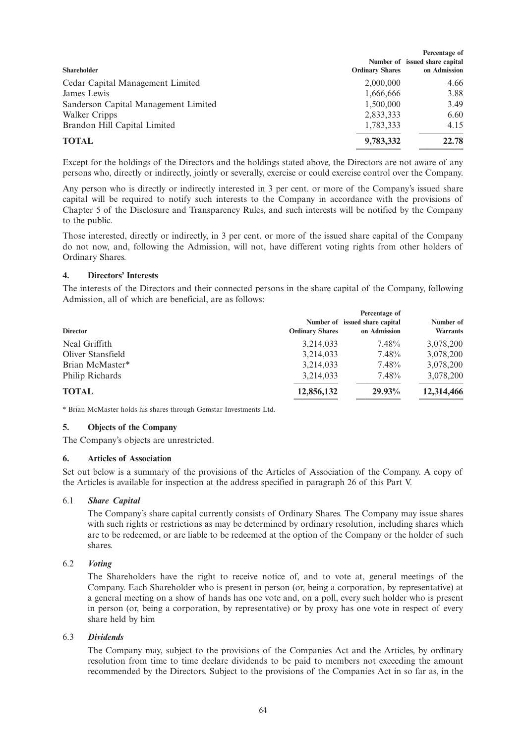| Shareholder | Number of Ordinary Shares | Percentage of issued share capital on Admission |
|---|---|---|
| Cedar Capital Management Limited | 2,000,000 | 4.66 |
| James Lewis | 1,666,666 | 3.88 |
| Sanderson Capital Management Limited | 1,500,000 | 3.49 |
| Walker Cripps | 2,833,333 | 6.60 |
| Brandon Hill Capital Limited | 1,783,333 | 4.15 |
| **TOTAL** | **9,783,332** | **22.78** |

Except for the holdings of the Directors and the holdings stated above, the Directors are not aware of any persons who, directly or indirectly, jointly or severally, exercise or could exercise control over the Company.

Any person who is directly or indirectly interested in 3 per cent. or more of the Company's issued share capital will be required to notify such interests to the Company in accordance with the provisions of Chapter 5 of the Disclosure and Transparency Rules, and such interests will be notified by the Company to the public.

Those interested, directly or indirectly, in 3 per cent. or more of the issued share capital of the Company do not now, and, following the Admission, will not, have different voting rights from other holders of Ordinary Shares.

## 4. Directors' Interests

The interests of the Directors and their connected persons in the share capital of the Company, following Admission, all of which are beneficial, are as follows:

| Director | Number of Ordinary Shares | Percentage of issued share capital on Admission | Number of Warrants |
|---|---|---|---|
| Neal Griffith | 3,214,033 | 7.48% | 3,078,200 |
| Oliver Stansfield | 3,214,033 | 7.48% | 3,078,200 |
| Brian McMaster* | 3,214,033 | 7.48% | 3,078,200 |
| Philip Richards | 3,214,033 | 7.48% | 3,078,200 |
| **TOTAL** | **12,856,132** | **29.93%** | **12,314,466** |

\* Brian McMaster holds his shares through Gemstar Investments Ltd.

## 5. Objects of the Company

The Company's objects are unrestricted.

## 6. Articles of Association

Set out below is a summary of the provisions of the Articles of Association of the Company. A copy of the Articles is available for inspection at the address specified in paragraph 26 of this Part V.

6.1 ***Share Capital***

The Company's share capital currently consists of Ordinary Shares. The Company may issue shares with such rights or restrictions as may be determined by ordinary resolution, including shares which are to be redeemed, or are liable to be redeemed at the option of the Company or the holder of such shares.

6.2 ***Voting***

The Shareholders have the right to receive notice of, and to vote at, general meetings of the Company. Each Shareholder who is present in person (or, being a corporation, by representative) at a general meeting on a show of hands has one vote and, on a poll, every such holder who is present in person (or, being a corporation, by representative) or by proxy has one vote in respect of every share held by him

6.3 ***Dividends***

The Company may, subject to the provisions of the Companies Act and the Articles, by ordinary resolution from time to time declare dividends to be paid to members not exceeding the amount recommended by the Directors. Subject to the provisions of the Companies Act in so far as, in the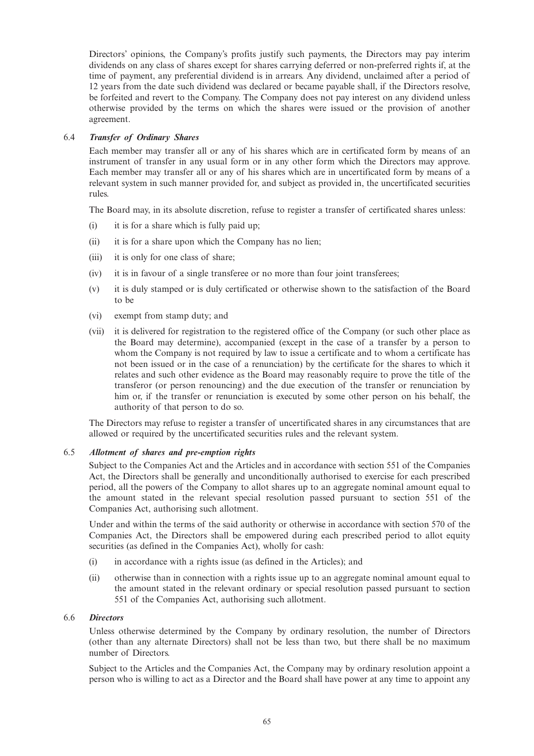Directors' opinions, the Company's profits justify such payments, the Directors may pay interim dividends on any class of shares except for shares carrying deferred or non-preferred rights if, at the time of payment, any preferential dividend is in arrears. Any dividend, unclaimed after a period of 12 years from the date such dividend was declared or became payable shall, if the Directors resolve, be forfeited and revert to the Company. The Company does not pay interest on any dividend unless otherwise provided by the terms on which the shares were issued or the provision of another agreement.

### 6.4 *Transfer of Ordinary Shares*

Each member may transfer all or any of his shares which are in certificated form by means of an instrument of transfer in any usual form or in any other form which the Directors may approve. Each member may transfer all or any of his shares which are in uncertificated form by means of a relevant system in such manner provided for, and subject as provided in, the uncertificated securities rules.

The Board may, in its absolute discretion, refuse to register a transfer of certificated shares unless:

(i) it is for a share which is fully paid up;

(ii) it is for a share upon which the Company has no lien;

(iii) it is only for one class of share;

(iv) it is in favour of a single transferee or no more than four joint transferees;

(v) it is duly stamped or is duly certificated or otherwise shown to the satisfaction of the Board to be

(vi) exempt from stamp duty; and

(vii) it is delivered for registration to the registered office of the Company (or such other place as the Board may determine), accompanied (except in the case of a transfer by a person to whom the Company is not required by law to issue a certificate and to whom a certificate has not been issued or in the case of a renunciation) by the certificate for the shares to which it relates and such other evidence as the Board may reasonably require to prove the title of the transferor (or person renouncing) and the due execution of the transfer or renunciation by him or, if the transfer or renunciation is executed by some other person on his behalf, the authority of that person to do so.

The Directors may refuse to register a transfer of uncertificated shares in any circumstances that are allowed or required by the uncertificated securities rules and the relevant system.

### 6.5 *Allotment of shares and pre-emption rights*

Subject to the Companies Act and the Articles and in accordance with section 551 of the Companies Act, the Directors shall be generally and unconditionally authorised to exercise for each prescribed period, all the powers of the Company to allot shares up to an aggregate nominal amount equal to the amount stated in the relevant special resolution passed pursuant to section 551 of the Companies Act, authorising such allotment.

Under and within the terms of the said authority or otherwise in accordance with section 570 of the Companies Act, the Directors shall be empowered during each prescribed period to allot equity securities (as defined in the Companies Act), wholly for cash:

(i) in accordance with a rights issue (as defined in the Articles); and

(ii) otherwise than in connection with a rights issue up to an aggregate nominal amount equal to the amount stated in the relevant ordinary or special resolution passed pursuant to section 551 of the Companies Act, authorising such allotment.

### 6.6 *Directors*

Unless otherwise determined by the Company by ordinary resolution, the number of Directors (other than any alternate Directors) shall not be less than two, but there shall be no maximum number of Directors.

Subject to the Articles and the Companies Act, the Company may by ordinary resolution appoint a person who is willing to act as a Director and the Board shall have power at any time to appoint any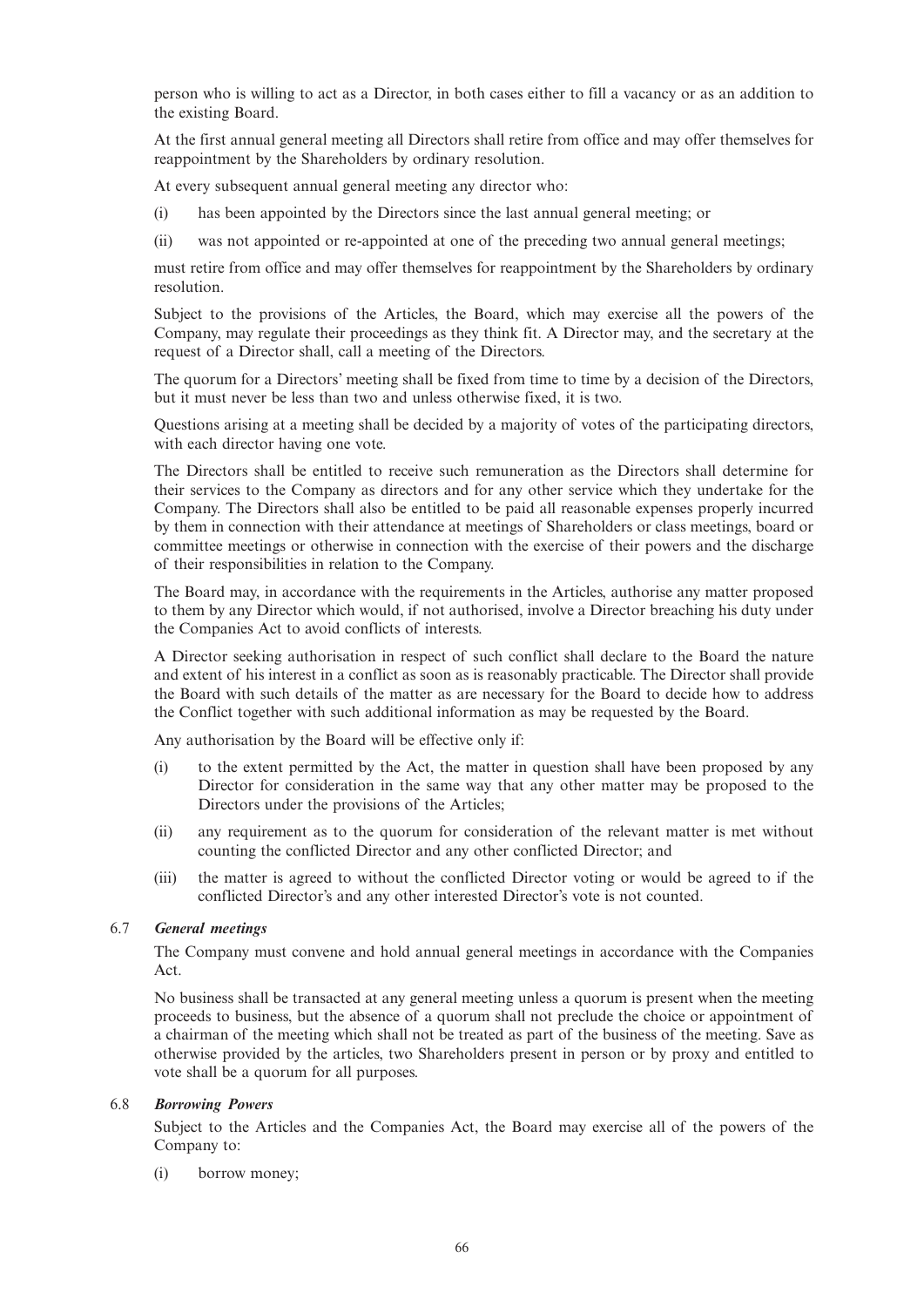person who is willing to act as a Director, in both cases either to fill a vacancy or as an addition to the existing Board.

At the first annual general meeting all Directors shall retire from office and may offer themselves for reappointment by the Shareholders by ordinary resolution.

At every subsequent annual general meeting any director who:

(i) has been appointed by the Directors since the last annual general meeting; or

(ii) was not appointed or re-appointed at one of the preceding two annual general meetings;

must retire from office and may offer themselves for reappointment by the Shareholders by ordinary resolution.

Subject to the provisions of the Articles, the Board, which may exercise all the powers of the Company, may regulate their proceedings as they think fit. A Director may, and the secretary at the request of a Director shall, call a meeting of the Directors.

The quorum for a Directors' meeting shall be fixed from time to time by a decision of the Directors, but it must never be less than two and unless otherwise fixed, it is two.

Questions arising at a meeting shall be decided by a majority of votes of the participating directors, with each director having one vote.

The Directors shall be entitled to receive such remuneration as the Directors shall determine for their services to the Company as directors and for any other service which they undertake for the Company. The Directors shall also be entitled to be paid all reasonable expenses properly incurred by them in connection with their attendance at meetings of Shareholders or class meetings, board or committee meetings or otherwise in connection with the exercise of their powers and the discharge of their responsibilities in relation to the Company.

The Board may, in accordance with the requirements in the Articles, authorise any matter proposed to them by any Director which would, if not authorised, involve a Director breaching his duty under the Companies Act to avoid conflicts of interests.

A Director seeking authorisation in respect of such conflict shall declare to the Board the nature and extent of his interest in a conflict as soon as is reasonably practicable. The Director shall provide the Board with such details of the matter as are necessary for the Board to decide how to address the Conflict together with such additional information as may be requested by the Board.

Any authorisation by the Board will be effective only if:

(i) to the extent permitted by the Act, the matter in question shall have been proposed by any Director for consideration in the same way that any other matter may be proposed to the Directors under the provisions of the Articles;

(ii) any requirement as to the quorum for consideration of the relevant matter is met without counting the conflicted Director and any other conflicted Director; and

(iii) the matter is agreed to without the conflicted Director voting or would be agreed to if the conflicted Director's and any other interested Director's vote is not counted.

### 6.7 *General meetings*

The Company must convene and hold annual general meetings in accordance with the Companies Act.

No business shall be transacted at any general meeting unless a quorum is present when the meeting proceeds to business, but the absence of a quorum shall not preclude the choice or appointment of a chairman of the meeting which shall not be treated as part of the business of the meeting. Save as otherwise provided by the articles, two Shareholders present in person or by proxy and entitled to vote shall be a quorum for all purposes.

### 6.8 *Borrowing Powers*

Subject to the Articles and the Companies Act, the Board may exercise all of the powers of the Company to:

(i) borrow money;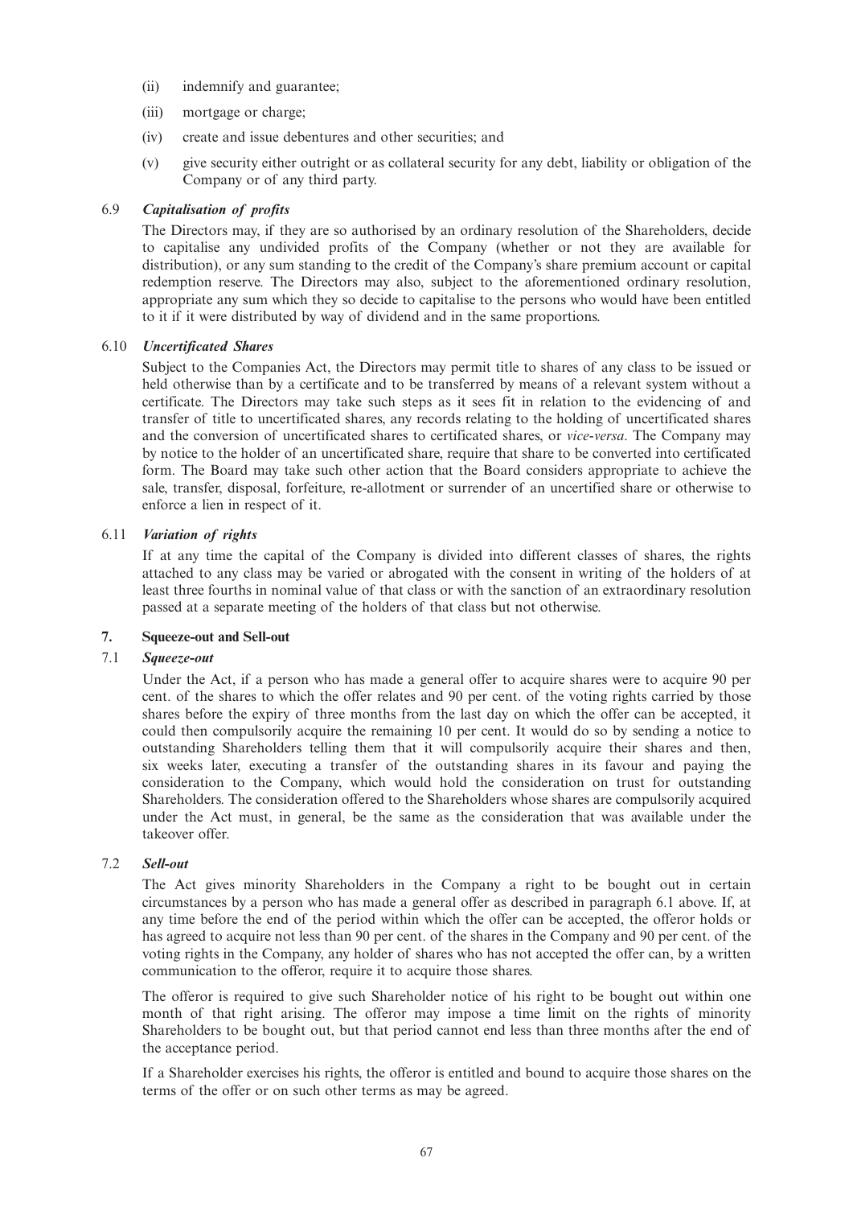(ii) indemnify and guarantee;

(iii) mortgage or charge;

(iv) create and issue debentures and other securities; and

(v) give security either outright or as collateral security for any debt, liability or obligation of the Company or of any third party.

6.9 ***Capitalisation of profits***

The Directors may, if they are so authorised by an ordinary resolution of the Shareholders, decide to capitalise any undivided profits of the Company (whether or not they are available for distribution), or any sum standing to the credit of the Company's share premium account or capital redemption reserve. The Directors may also, subject to the aforementioned ordinary resolution, appropriate any sum which they so decide to capitalise to the persons who would have been entitled to it if it were distributed by way of dividend and in the same proportions.

6.10 ***Uncertificated Shares***

Subject to the Companies Act, the Directors may permit title to shares of any class to be issued or held otherwise than by a certificate and to be transferred by means of a relevant system without a certificate. The Directors may take such steps as it sees fit in relation to the evidencing of and transfer of title to uncertificated shares, any records relating to the holding of uncertificated shares and the conversion of uncertificated shares to certificated shares, or *vice-versa*. The Company may by notice to the holder of an uncertificated share, require that share to be converted into certificated form. The Board may take such other action that the Board considers appropriate to achieve the sale, transfer, disposal, forfeiture, re-allotment or surrender of an uncertified share or otherwise to enforce a lien in respect of it.

6.11 ***Variation of rights***

If at any time the capital of the Company is divided into different classes of shares, the rights attached to any class may be varied or abrogated with the consent in writing of the holders of at least three fourths in nominal value of that class or with the sanction of an extraordinary resolution passed at a separate meeting of the holders of that class but not otherwise.

## 7. Squeeze-out and Sell-out

7.1 ***Squeeze-out***

Under the Act, if a person who has made a general offer to acquire shares were to acquire 90 per cent. of the shares to which the offer relates and 90 per cent. of the voting rights carried by those shares before the expiry of three months from the last day on which the offer can be accepted, it could then compulsorily acquire the remaining 10 per cent. It would do so by sending a notice to outstanding Shareholders telling them that it will compulsorily acquire their shares and then, six weeks later, executing a transfer of the outstanding shares in its favour and paying the consideration to the Company, which would hold the consideration on trust for outstanding Shareholders. The consideration offered to the Shareholders whose shares are compulsorily acquired under the Act must, in general, be the same as the consideration that was available under the takeover offer.

7.2 ***Sell-out***

The Act gives minority Shareholders in the Company a right to be bought out in certain circumstances by a person who has made a general offer as described in paragraph 6.1 above. If, at any time before the end of the period within which the offer can be accepted, the offeror holds or has agreed to acquire not less than 90 per cent. of the shares in the Company and 90 per cent. of the voting rights in the Company, any holder of shares who has not accepted the offer can, by a written communication to the offeror, require it to acquire those shares.

The offeror is required to give such Shareholder notice of his right to be bought out within one month of that right arising. The offeror may impose a time limit on the rights of minority Shareholders to be bought out, but that period cannot end less than three months after the end of the acceptance period.

If a Shareholder exercises his rights, the offeror is entitled and bound to acquire those shares on the terms of the offer or on such other terms as may be agreed.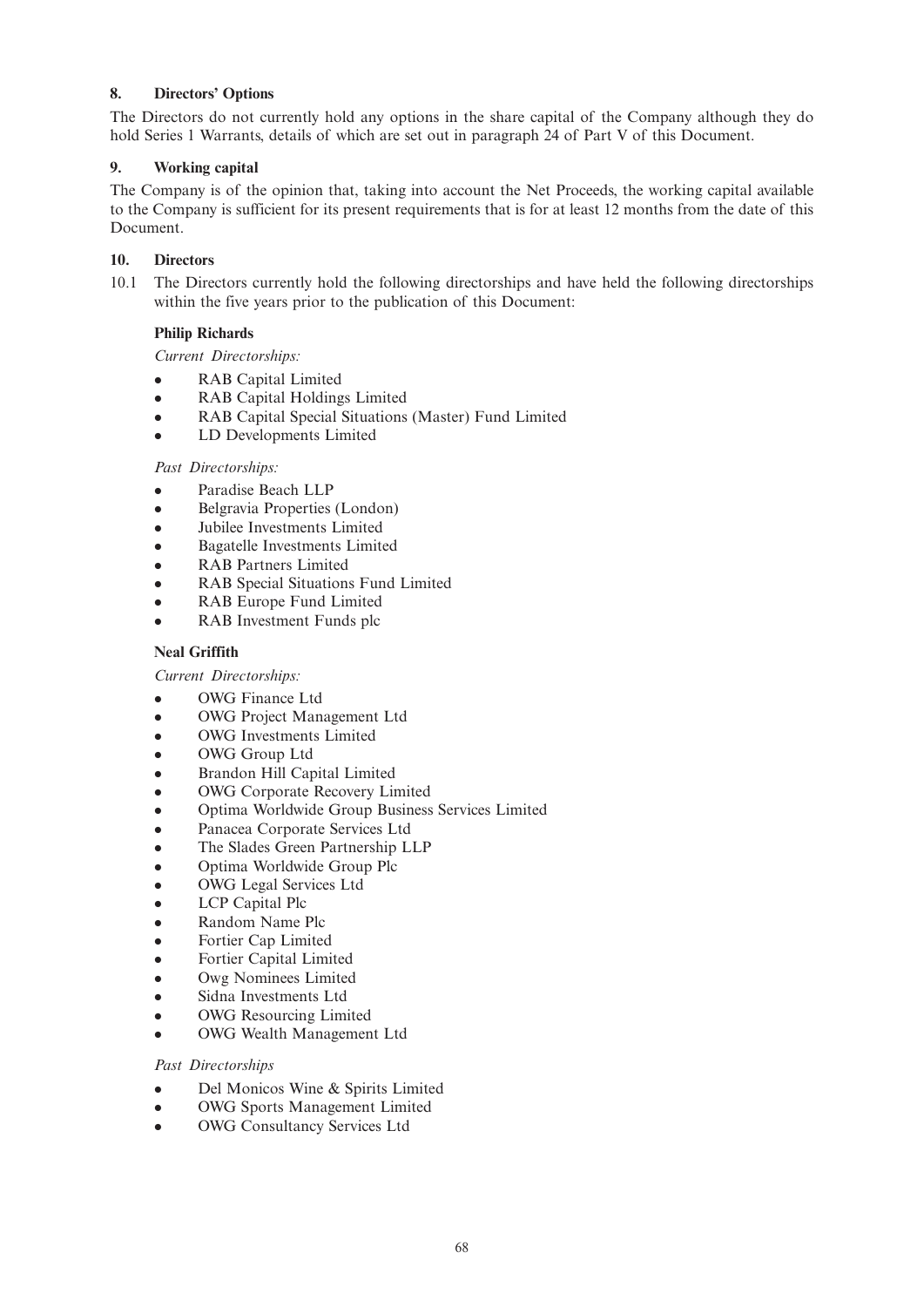## 8. Directors' Options

The Directors do not currently hold any options in the share capital of the Company although they do hold Series 1 Warrants, details of which are set out in paragraph 24 of Part V of this Document.

## 9. Working capital

The Company is of the opinion that, taking into account the Net Proceeds, the working capital available to the Company is sufficient for its present requirements that is for at least 12 months from the date of this Document.

## 10. Directors

10.1 The Directors currently hold the following directorships and have held the following directorships within the five years prior to the publication of this Document:

**Philip Richards**

*Current Directorships:*

- RAB Capital Limited
- RAB Capital Holdings Limited
- RAB Capital Special Situations (Master) Fund Limited
- LD Developments Limited

*Past Directorships:*

- Paradise Beach LLP
- Belgravia Properties (London)
- Jubilee Investments Limited
- Bagatelle Investments Limited
- RAB Partners Limited
- RAB Special Situations Fund Limited
- RAB Europe Fund Limited
- RAB Investment Funds plc

**Neal Griffith**

*Current Directorships:*

- OWG Finance Ltd
- OWG Project Management Ltd
- OWG Investments Limited
- OWG Group Ltd
- Brandon Hill Capital Limited
- OWG Corporate Recovery Limited
- Optima Worldwide Group Business Services Limited
- Panacea Corporate Services Ltd
- The Slades Green Partnership LLP
- Optima Worldwide Group Plc
- OWG Legal Services Ltd
- LCP Capital Plc
- Random Name Plc
- Fortier Cap Limited
- Fortier Capital Limited
- Owg Nominees Limited
- Sidna Investments Ltd
- OWG Resourcing Limited
- OWG Wealth Management Ltd

*Past Directorships*

- Del Monicos Wine & Spirits Limited
- OWG Sports Management Limited
- OWG Consultancy Services Ltd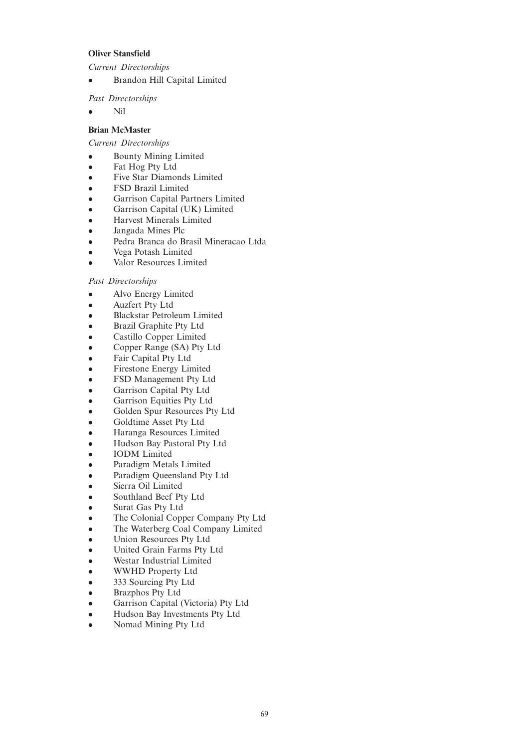**Oliver Stansfield**

*Current Directorships*

- Brandon Hill Capital Limited

*Past Directorships*

- Nil

**Brian McMaster**

*Current Directorships*

- Bounty Mining Limited
- Fat Hog Pty Ltd
- Five Star Diamonds Limited
- FSD Brazil Limited
- Garrison Capital Partners Limited
- Garrison Capital (UK) Limited
- Harvest Minerals Limited
- Jangada Mines Plc
- Pedra Branca do Brasil Mineracao Ltda
- Vega Potash Limited
- Valor Resources Limited

*Past Directorships*

- Alvo Energy Limited
- Auzfert Pty Ltd
- Blackstar Petroleum Limited
- Brazil Graphite Pty Ltd
- Castillo Copper Limited
- Copper Range (SA) Pty Ltd
- Fair Capital Pty Ltd
- Firestone Energy Limited
- FSD Management Pty Ltd
- Garrison Capital Pty Ltd
- Garrison Equities Pty Ltd
- Golden Spur Resources Pty Ltd
- Goldtime Asset Pty Ltd
- Haranga Resources Limited
- Hudson Bay Pastoral Pty Ltd
- IODM Limited
- Paradigm Metals Limited
- Paradigm Queensland Pty Ltd
- Sierra Oil Limited
- Southland Beef Pty Ltd
- Surat Gas Pty Ltd
- The Colonial Copper Company Pty Ltd
- The Waterberg Coal Company Limited
- Union Resources Pty Ltd
- United Grain Farms Pty Ltd
- Westar Industrial Limited
- WWHD Property Ltd
- 333 Sourcing Pty Ltd
- Brazphos Pty Ltd
- Garrison Capital (Victoria) Pty Ltd
- Hudson Bay Investments Pty Ltd
- Nomad Mining Pty Ltd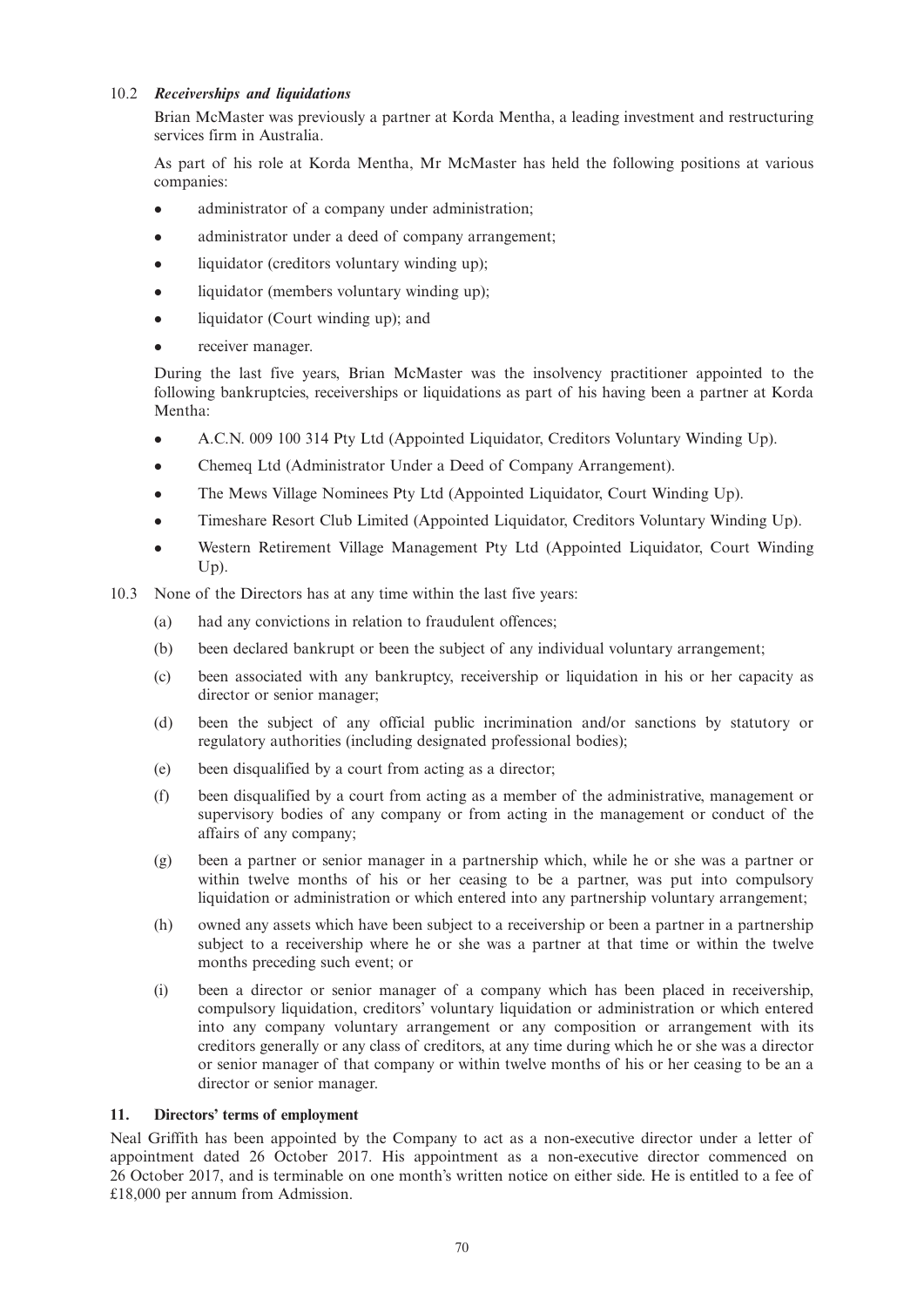### 10.2 *Receiverships and liquidations*

Brian McMaster was previously a partner at Korda Mentha, a leading investment and restructuring services firm in Australia.

As part of his role at Korda Mentha, Mr McMaster has held the following positions at various companies:

- administrator of a company under administration;
- administrator under a deed of company arrangement;
- liquidator (creditors voluntary winding up);
- liquidator (members voluntary winding up);
- liquidator (Court winding up); and
- receiver manager.

During the last five years, Brian McMaster was the insolvency practitioner appointed to the following bankruptcies, receiverships or liquidations as part of his having been a partner at Korda Mentha:

- A.C.N. 009 100 314 Pty Ltd (Appointed Liquidator, Creditors Voluntary Winding Up).
- Chemeq Ltd (Administrator Under a Deed of Company Arrangement).
- The Mews Village Nominees Pty Ltd (Appointed Liquidator, Court Winding Up).
- Timeshare Resort Club Limited (Appointed Liquidator, Creditors Voluntary Winding Up).
- Western Retirement Village Management Pty Ltd (Appointed Liquidator, Court Winding Up).

10.3 None of the Directors has at any time within the last five years:

(a) had any convictions in relation to fraudulent offences;

(b) been declared bankrupt or been the subject of any individual voluntary arrangement;

(c) been associated with any bankruptcy, receivership or liquidation in his or her capacity as director or senior manager;

(d) been the subject of any official public incrimination and/or sanctions by statutory or regulatory authorities (including designated professional bodies);

(e) been disqualified by a court from acting as a director;

(f) been disqualified by a court from acting as a member of the administrative, management or supervisory bodies of any company or from acting in the management or conduct of the affairs of any company;

(g) been a partner or senior manager in a partnership which, while he or she was a partner or within twelve months of his or her ceasing to be a partner, was put into compulsory liquidation or administration or which entered into any partnership voluntary arrangement;

(h) owned any assets which have been subject to a receivership or been a partner in a partnership subject to a receivership where he or she was a partner at that time or within the twelve months preceding such event; or

(i) been a director or senior manager of a company which has been placed in receivership, compulsory liquidation, creditors' voluntary liquidation or administration or which entered into any company voluntary arrangement or any composition or arrangement with its creditors generally or any class of creditors, at any time during which he or she was a director or senior manager of that company or within twelve months of his or her ceasing to be an a director or senior manager.

## 11. Directors' terms of employment

Neal Griffith has been appointed by the Company to act as a non-executive director under a letter of appointment dated 26 October 2017. His appointment as a non-executive director commenced on 26 October 2017, and is terminable on one month's written notice on either side. He is entitled to a fee of £18,000 per annum from Admission.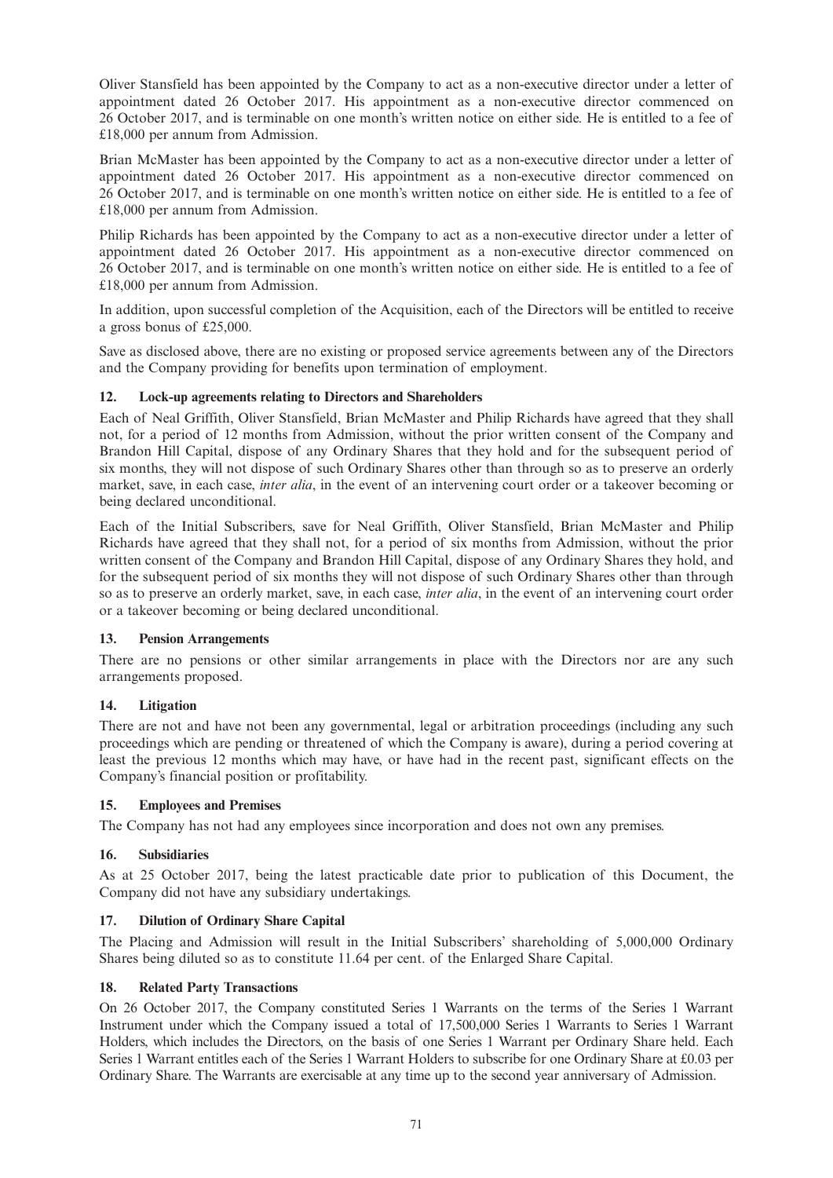Oliver Stansfield has been appointed by the Company to act as a non-executive director under a letter of appointment dated 26 October 2017. His appointment as a non-executive director commenced on 26 October 2017, and is terminable on one month's written notice on either side. He is entitled to a fee of £18,000 per annum from Admission.

Brian McMaster has been appointed by the Company to act as a non-executive director under a letter of appointment dated 26 October 2017. His appointment as a non-executive director commenced on 26 October 2017, and is terminable on one month's written notice on either side. He is entitled to a fee of £18,000 per annum from Admission.

Philip Richards has been appointed by the Company to act as a non-executive director under a letter of appointment dated 26 October 2017. His appointment as a non-executive director commenced on 26 October 2017, and is terminable on one month's written notice on either side. He is entitled to a fee of £18,000 per annum from Admission.

In addition, upon successful completion of the Acquisition, each of the Directors will be entitled to receive a gross bonus of £25,000.

Save as disclosed above, there are no existing or proposed service agreements between any of the Directors and the Company providing for benefits upon termination of employment.

### 12. Lock-up agreements relating to Directors and Shareholders

Each of Neal Griffith, Oliver Stansfield, Brian McMaster and Philip Richards have agreed that they shall not, for a period of 12 months from Admission, without the prior written consent of the Company and Brandon Hill Capital, dispose of any Ordinary Shares that they hold and for the subsequent period of six months, they will not dispose of such Ordinary Shares other than through so as to preserve an orderly market, save, in each case, *inter alia*, in the event of an intervening court order or a takeover becoming or being declared unconditional.

Each of the Initial Subscribers, save for Neal Griffith, Oliver Stansfield, Brian McMaster and Philip Richards have agreed that they shall not, for a period of six months from Admission, without the prior written consent of the Company and Brandon Hill Capital, dispose of any Ordinary Shares they hold, and for the subsequent period of six months they will not dispose of such Ordinary Shares other than through so as to preserve an orderly market, save, in each case, *inter alia*, in the event of an intervening court order or a takeover becoming or being declared unconditional.

### 13. Pension Arrangements

There are no pensions or other similar arrangements in place with the Directors nor are any such arrangements proposed.

### 14. Litigation

There are not and have not been any governmental, legal or arbitration proceedings (including any such proceedings which are pending or threatened of which the Company is aware), during a period covering at least the previous 12 months which may have, or have had in the recent past, significant effects on the Company's financial position or profitability.

### 15. Employees and Premises

The Company has not had any employees since incorporation and does not own any premises.

### 16. Subsidiaries

As at 25 October 2017, being the latest practicable date prior to publication of this Document, the Company did not have any subsidiary undertakings.

### 17. Dilution of Ordinary Share Capital

The Placing and Admission will result in the Initial Subscribers' shareholding of 5,000,000 Ordinary Shares being diluted so as to constitute 11.64 per cent. of the Enlarged Share Capital.

### 18. Related Party Transactions

On 26 October 2017, the Company constituted Series 1 Warrants on the terms of the Series 1 Warrant Instrument under which the Company issued a total of 17,500,000 Series 1 Warrants to Series 1 Warrant Holders, which includes the Directors, on the basis of one Series 1 Warrant per Ordinary Share held. Each Series 1 Warrant entitles each of the Series 1 Warrant Holders to subscribe for one Ordinary Share at £0.03 per Ordinary Share. The Warrants are exercisable at any time up to the second year anniversary of Admission.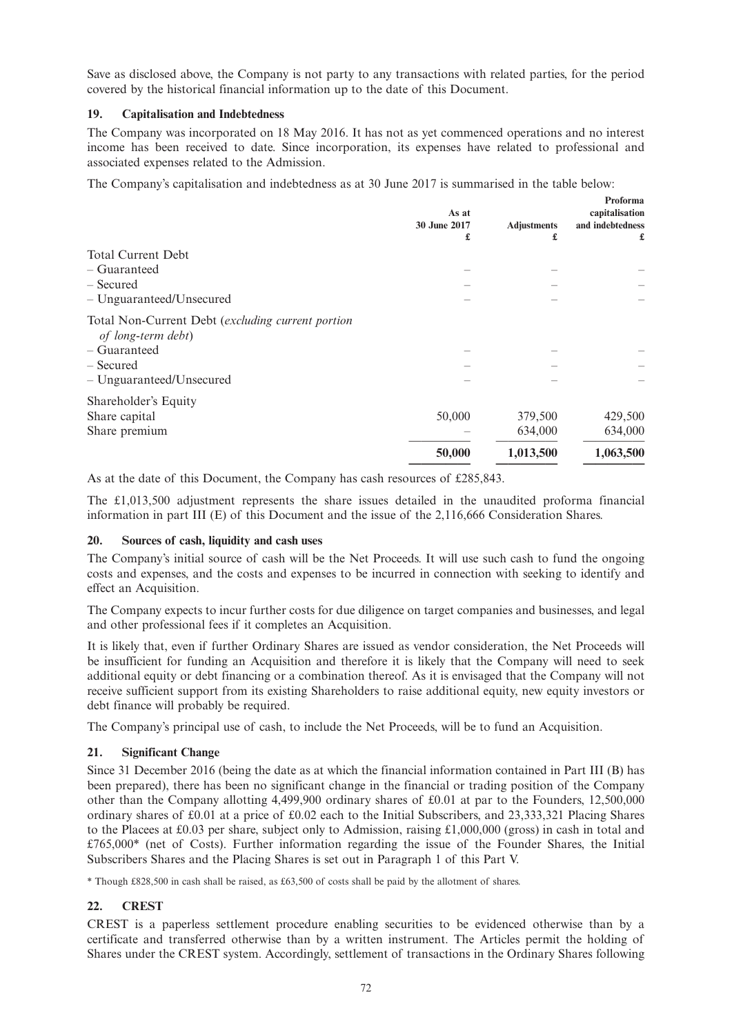Save as disclosed above, the Company is not party to any transactions with related parties, for the period covered by the historical financial information up to the date of this Document.

## 19. Capitalisation and Indebtedness

The Company was incorporated on 18 May 2016. It has not as yet commenced operations and no interest income has been received to date. Since incorporation, its expenses have related to professional and associated expenses related to the Admission.

The Company's capitalisation and indebtedness as at 30 June 2017 is summarised in the table below:

| | As at 30 June 2017 £ | Adjustments £ | Proforma capitalisation and indebtedness £ |
|---|---|---|---|
| Total Current Debt | | | |
| – Guaranteed | – | – | – |
| – Secured | – | – | – |
| – Unguaranteed/Unsecured | – | – | – |
| Total Non-Current Debt (*excluding current portion of long-term debt*) | | | |
| – Guaranteed | – | – | – |
| – Secured | – | – | – |
| – Unguaranteed/Unsecured | – | – | – |
| Shareholder's Equity | | | |
| Share capital | 50,000 | 379,500 | 429,500 |
| Share premium | – | 634,000 | 634,000 |
| | **50,000** | **1,013,500** | **1,063,500** |

As at the date of this Document, the Company has cash resources of £285,843.

The £1,013,500 adjustment represents the share issues detailed in the unaudited proforma financial information in part III (E) of this Document and the issue of the 2,116,666 Consideration Shares.

## 20. Sources of cash, liquidity and cash uses

The Company's initial source of cash will be the Net Proceeds. It will use such cash to fund the ongoing costs and expenses, and the costs and expenses to be incurred in connection with seeking to identify and effect an Acquisition.

The Company expects to incur further costs for due diligence on target companies and businesses, and legal and other professional fees if it completes an Acquisition.

It is likely that, even if further Ordinary Shares are issued as vendor consideration, the Net Proceeds will be insufficient for funding an Acquisition and therefore it is likely that the Company will need to seek additional equity or debt financing or a combination thereof. As it is envisaged that the Company will not receive sufficient support from its existing Shareholders to raise additional equity, new equity investors or debt finance will probably be required.

The Company's principal use of cash, to include the Net Proceeds, will be to fund an Acquisition.

## 21. Significant Change

Since 31 December 2016 (being the date as at which the financial information contained in Part III (B) has been prepared), there has been no significant change in the financial or trading position of the Company other than the Company allotting 4,499,900 ordinary shares of £0.01 at par to the Founders, 12,500,000 ordinary shares of £0.01 at a price of £0.02 each to the Initial Subscribers, and 23,333,321 Placing Shares to the Placees at £0.03 per share, subject only to Admission, raising £1,000,000 (gross) in cash in total and £765,000* (net of Costs). Further information regarding the issue of the Founder Shares, the Initial Subscribers Shares and the Placing Shares is set out in Paragraph 1 of this Part V.

* Though £828,500 in cash shall be raised, as £63,500 of costs shall be paid by the allotment of shares.

## 22. CREST

CREST is a paperless settlement procedure enabling securities to be evidenced otherwise than by a certificate and transferred otherwise than by a written instrument. The Articles permit the holding of Shares under the CREST system. Accordingly, settlement of transactions in the Ordinary Shares following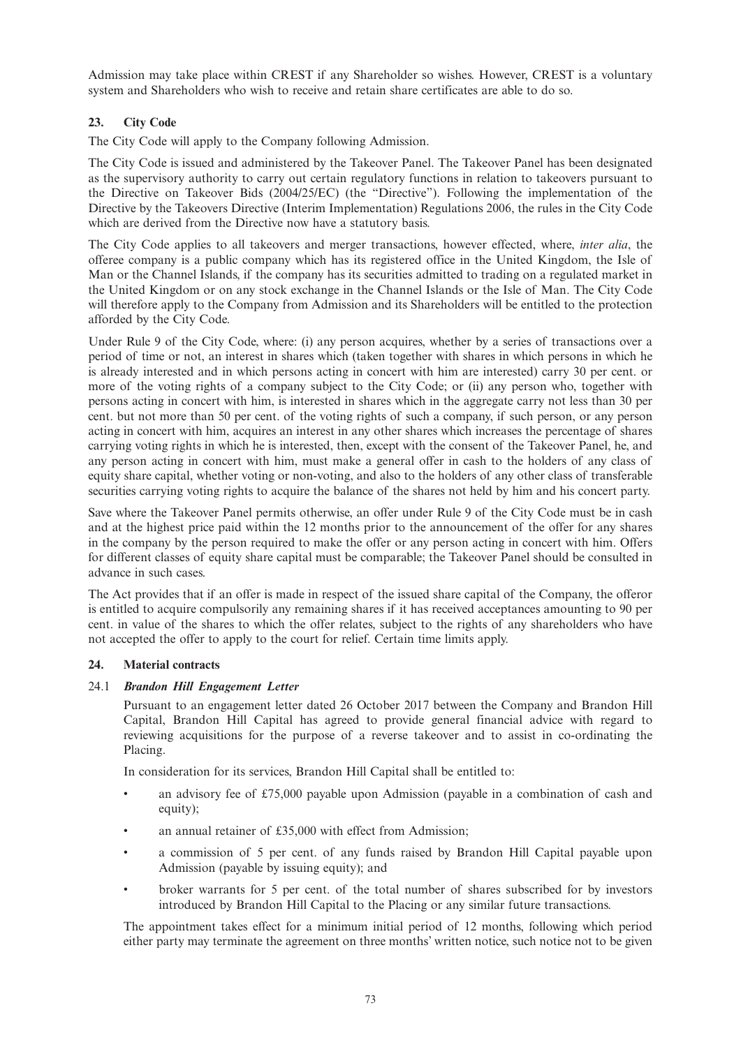Admission may take place within CREST if any Shareholder so wishes. However, CREST is a voluntary system and Shareholders who wish to receive and retain share certificates are able to do so.

## 23. City Code

The City Code will apply to the Company following Admission.

The City Code is issued and administered by the Takeover Panel. The Takeover Panel has been designated as the supervisory authority to carry out certain regulatory functions in relation to takeovers pursuant to the Directive on Takeover Bids (2004/25/EC) (the "Directive"). Following the implementation of the Directive by the Takeovers Directive (Interim Implementation) Regulations 2006, the rules in the City Code which are derived from the Directive now have a statutory basis.

The City Code applies to all takeovers and merger transactions, however effected, where, *inter alia*, the offeree company is a public company which has its registered office in the United Kingdom, the Isle of Man or the Channel Islands, if the company has its securities admitted to trading on a regulated market in the United Kingdom or on any stock exchange in the Channel Islands or the Isle of Man. The City Code will therefore apply to the Company from Admission and its Shareholders will be entitled to the protection afforded by the City Code.

Under Rule 9 of the City Code, where: (i) any person acquires, whether by a series of transactions over a period of time or not, an interest in shares which (taken together with shares in which persons in which he is already interested and in which persons acting in concert with him are interested) carry 30 per cent. or more of the voting rights of a company subject to the City Code; or (ii) any person who, together with persons acting in concert with him, is interested in shares which in the aggregate carry not less than 30 per cent. but not more than 50 per cent. of the voting rights of such a company, if such person, or any person acting in concert with him, acquires an interest in any other shares which increases the percentage of shares carrying voting rights in which he is interested, then, except with the consent of the Takeover Panel, he, and any person acting in concert with him, must make a general offer in cash to the holders of any class of equity share capital, whether voting or non-voting, and also to the holders of any other class of transferable securities carrying voting rights to acquire the balance of the shares not held by him and his concert party.

Save where the Takeover Panel permits otherwise, an offer under Rule 9 of the City Code must be in cash and at the highest price paid within the 12 months prior to the announcement of the offer for any shares in the company by the person required to make the offer or any person acting in concert with him. Offers for different classes of equity share capital must be comparable; the Takeover Panel should be consulted in advance in such cases.

The Act provides that if an offer is made in respect of the issued share capital of the Company, the offeror is entitled to acquire compulsorily any remaining shares if it has received acceptances amounting to 90 per cent. in value of the shares to which the offer relates, subject to the rights of any shareholders who have not accepted the offer to apply to the court for relief. Certain time limits apply.

## 24. Material contracts

### 24.1 *Brandon Hill Engagement Letter*

Pursuant to an engagement letter dated 26 October 2017 between the Company and Brandon Hill Capital, Brandon Hill Capital has agreed to provide general financial advice with regard to reviewing acquisitions for the purpose of a reverse takeover and to assist in co-ordinating the Placing.

In consideration for its services, Brandon Hill Capital shall be entitled to:

- an advisory fee of £75,000 payable upon Admission (payable in a combination of cash and equity);
- an annual retainer of £35,000 with effect from Admission;
- a commission of 5 per cent. of any funds raised by Brandon Hill Capital payable upon Admission (payable by issuing equity); and
- broker warrants for 5 per cent. of the total number of shares subscribed for by investors introduced by Brandon Hill Capital to the Placing or any similar future transactions.

The appointment takes effect for a minimum initial period of 12 months, following which period either party may terminate the agreement on three months' written notice, such notice not to be given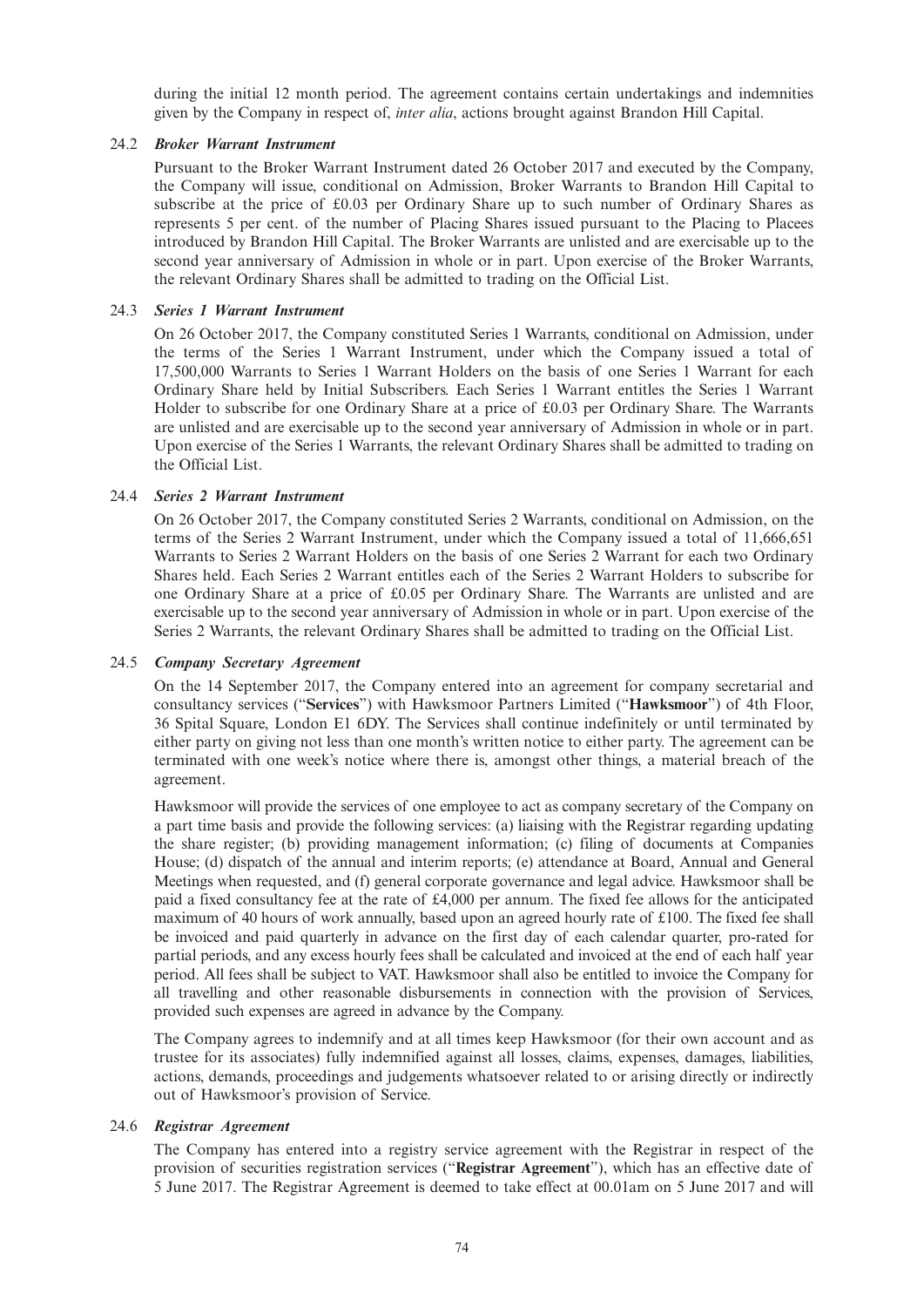during the initial 12 month period. The agreement contains certain undertakings and indemnities given by the Company in respect of, *inter alia*, actions brought against Brandon Hill Capital.

24.2 ***Broker Warrant Instrument***

Pursuant to the Broker Warrant Instrument dated 26 October 2017 and executed by the Company, the Company will issue, conditional on Admission, Broker Warrants to Brandon Hill Capital to subscribe at the price of £0.03 per Ordinary Share up to such number of Ordinary Shares as represents 5 per cent. of the number of Placing Shares issued pursuant to the Placing to Placees introduced by Brandon Hill Capital. The Broker Warrants are unlisted and are exercisable up to the second year anniversary of Admission in whole or in part. Upon exercise of the Broker Warrants, the relevant Ordinary Shares shall be admitted to trading on the Official List.

24.3 ***Series 1 Warrant Instrument***

On 26 October 2017, the Company constituted Series 1 Warrants, conditional on Admission, under the terms of the Series 1 Warrant Instrument, under which the Company issued a total of 17,500,000 Warrants to Series 1 Warrant Holders on the basis of one Series 1 Warrant for each Ordinary Share held by Initial Subscribers. Each Series 1 Warrant entitles the Series 1 Warrant Holder to subscribe for one Ordinary Share at a price of £0.03 per Ordinary Share. The Warrants are unlisted and are exercisable up to the second year anniversary of Admission in whole or in part. Upon exercise of the Series 1 Warrants, the relevant Ordinary Shares shall be admitted to trading on the Official List.

24.4 ***Series 2 Warrant Instrument***

On 26 October 2017, the Company constituted Series 2 Warrants, conditional on Admission, on the terms of the Series 2 Warrant Instrument, under which the Company issued a total of 11,666,651 Warrants to Series 2 Warrant Holders on the basis of one Series 2 Warrant for each two Ordinary Shares held. Each Series 2 Warrant entitles each of the Series 2 Warrant Holders to subscribe for one Ordinary Share at a price of £0.05 per Ordinary Share. The Warrants are unlisted and are exercisable up to the second year anniversary of Admission in whole or in part. Upon exercise of the Series 2 Warrants, the relevant Ordinary Shares shall be admitted to trading on the Official List.

24.5 ***Company Secretary Agreement***

On the 14 September 2017, the Company entered into an agreement for company secretarial and consultancy services ("**Services**") with Hawksmoor Partners Limited ("**Hawksmoor**") of 4th Floor, 36 Spital Square, London E1 6DY. The Services shall continue indefinitely or until terminated by either party on giving not less than one month's written notice to either party. The agreement can be terminated with one week's notice where there is, amongst other things, a material breach of the agreement.

Hawksmoor will provide the services of one employee to act as company secretary of the Company on a part time basis and provide the following services: (a) liaising with the Registrar regarding updating the share register; (b) providing management information; (c) filing of documents at Companies House; (d) dispatch of the annual and interim reports; (e) attendance at Board, Annual and General Meetings when requested, and (f) general corporate governance and legal advice. Hawksmoor shall be paid a fixed consultancy fee at the rate of £4,000 per annum. The fixed fee allows for the anticipated maximum of 40 hours of work annually, based upon an agreed hourly rate of £100. The fixed fee shall be invoiced and paid quarterly in advance on the first day of each calendar quarter, pro-rated for partial periods, and any excess hourly fees shall be calculated and invoiced at the end of each half year period. All fees shall be subject to VAT. Hawksmoor shall also be entitled to invoice the Company for all travelling and other reasonable disbursements in connection with the provision of Services, provided such expenses are agreed in advance by the Company.

The Company agrees to indemnify and at all times keep Hawksmoor (for their own account and as trustee for its associates) fully indemnified against all losses, claims, expenses, damages, liabilities, actions, demands, proceedings and judgements whatsoever related to or arising directly or indirectly out of Hawksmoor's provision of Service.

24.6 ***Registrar Agreement***

The Company has entered into a registry service agreement with the Registrar in respect of the provision of securities registration services ("**Registrar Agreement**"), which has an effective date of 5 June 2017. The Registrar Agreement is deemed to take effect at 00.01am on 5 June 2017 and will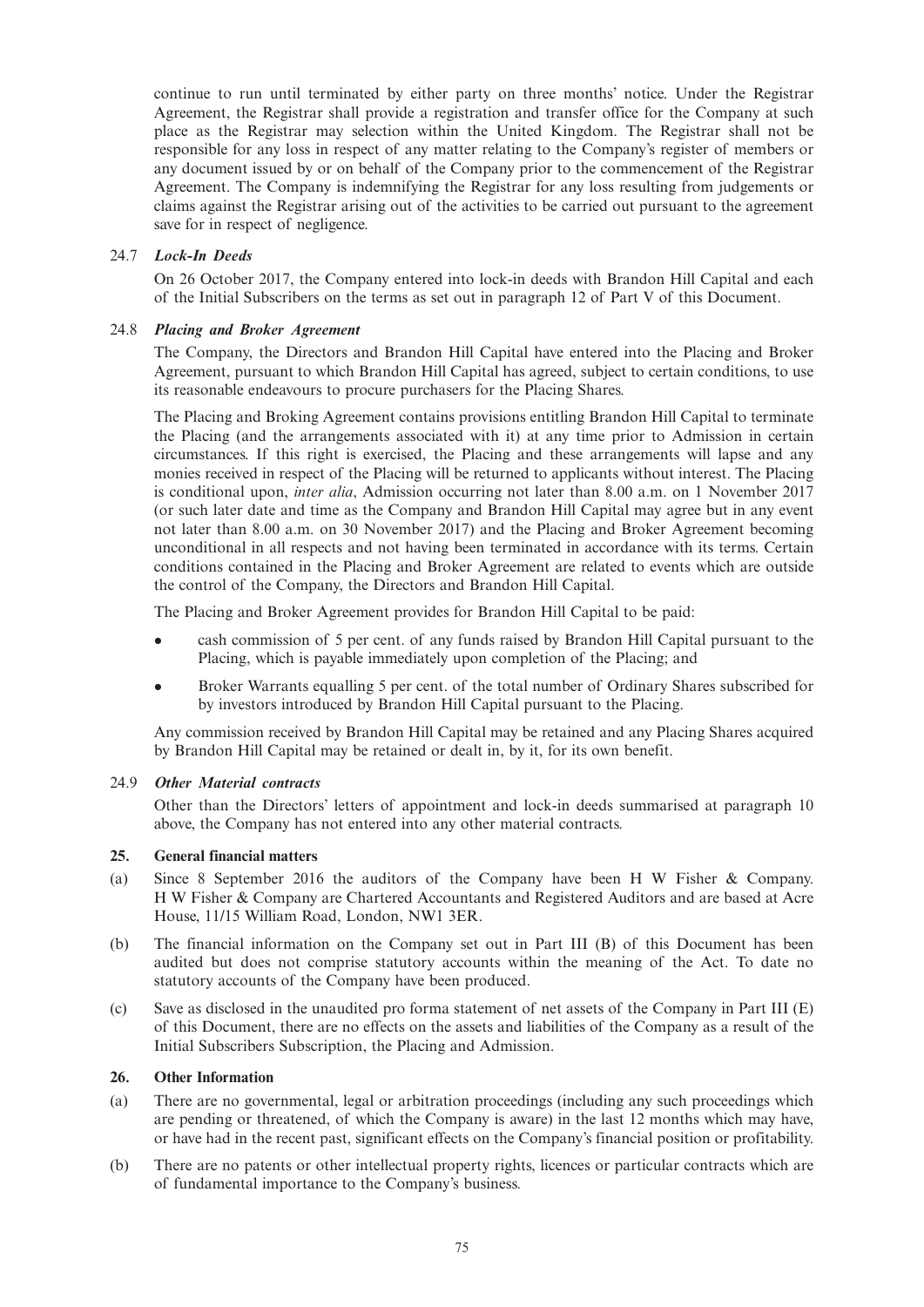continue to run until terminated by either party on three months' notice. Under the Registrar Agreement, the Registrar shall provide a registration and transfer office for the Company at such place as the Registrar may selection within the United Kingdom. The Registrar shall not be responsible for any loss in respect of any matter relating to the Company's register of members or any document issued by or on behalf of the Company prior to the commencement of the Registrar Agreement. The Company is indemnifying the Registrar for any loss resulting from judgements or claims against the Registrar arising out of the activities to be carried out pursuant to the agreement save for in respect of negligence.

### 24.7 *Lock-In Deeds*

On 26 October 2017, the Company entered into lock-in deeds with Brandon Hill Capital and each of the Initial Subscribers on the terms as set out in paragraph 12 of Part V of this Document.

### 24.8 *Placing and Broker Agreement*

The Company, the Directors and Brandon Hill Capital have entered into the Placing and Broker Agreement, pursuant to which Brandon Hill Capital has agreed, subject to certain conditions, to use its reasonable endeavours to procure purchasers for the Placing Shares.

The Placing and Broking Agreement contains provisions entitling Brandon Hill Capital to terminate the Placing (and the arrangements associated with it) at any time prior to Admission in certain circumstances. If this right is exercised, the Placing and these arrangements will lapse and any monies received in respect of the Placing will be returned to applicants without interest. The Placing is conditional upon, *inter alia*, Admission occurring not later than 8.00 a.m. on 1 November 2017 (or such later date and time as the Company and Brandon Hill Capital may agree but in any event not later than 8.00 a.m. on 30 November 2017) and the Placing and Broker Agreement becoming unconditional in all respects and not having been terminated in accordance with its terms. Certain conditions contained in the Placing and Broker Agreement are related to events which are outside the control of the Company, the Directors and Brandon Hill Capital.

The Placing and Broker Agreement provides for Brandon Hill Capital to be paid:

- cash commission of 5 per cent. of any funds raised by Brandon Hill Capital pursuant to the Placing, which is payable immediately upon completion of the Placing; and
- Broker Warrants equalling 5 per cent. of the total number of Ordinary Shares subscribed for by investors introduced by Brandon Hill Capital pursuant to the Placing.

Any commission received by Brandon Hill Capital may be retained and any Placing Shares acquired by Brandon Hill Capital may be retained or dealt in, by it, for its own benefit.

### 24.9 *Other Material contracts*

Other than the Directors' letters of appointment and lock-in deeds summarised at paragraph 10 above, the Company has not entered into any other material contracts.

## 25. General financial matters

(a) Since 8 September 2016 the auditors of the Company have been H W Fisher & Company. H W Fisher & Company are Chartered Accountants and Registered Auditors and are based at Acre House, 11/15 William Road, London, NW1 3ER.

(b) The financial information on the Company set out in Part III (B) of this Document has been audited but does not comprise statutory accounts within the meaning of the Act. To date no statutory accounts of the Company have been produced.

(c) Save as disclosed in the unaudited pro forma statement of net assets of the Company in Part III (E) of this Document, there are no effects on the assets and liabilities of the Company as a result of the Initial Subscribers Subscription, the Placing and Admission.

## 26. Other Information

(a) There are no governmental, legal or arbitration proceedings (including any such proceedings which are pending or threatened, of which the Company is aware) in the last 12 months which may have, or have had in the recent past, significant effects on the Company's financial position or profitability.

(b) There are no patents or other intellectual property rights, licences or particular contracts which are of fundamental importance to the Company's business.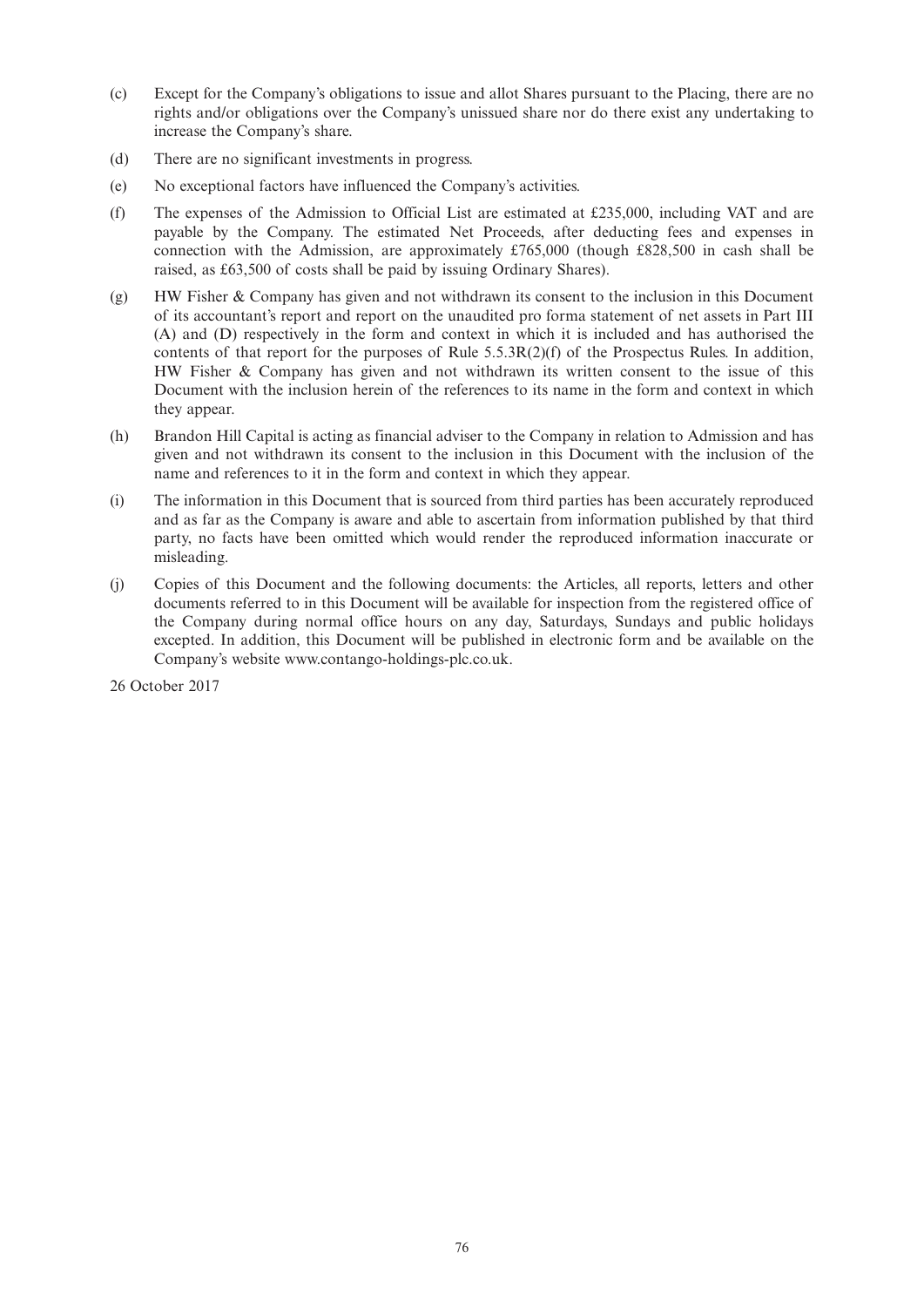(c) Except for the Company's obligations to issue and allot Shares pursuant to the Placing, there are no rights and/or obligations over the Company's unissued share nor do there exist any undertaking to increase the Company's share.

(d) There are no significant investments in progress.

(e) No exceptional factors have influenced the Company's activities.

(f) The expenses of the Admission to Official List are estimated at £235,000, including VAT and are payable by the Company. The estimated Net Proceeds, after deducting fees and expenses in connection with the Admission, are approximately £765,000 (though £828,500 in cash shall be raised, as £63,500 of costs shall be paid by issuing Ordinary Shares).

(g) HW Fisher & Company has given and not withdrawn its consent to the inclusion in this Document of its accountant's report and report on the unaudited pro forma statement of net assets in Part III (A) and (D) respectively in the form and context in which it is included and has authorised the contents of that report for the purposes of Rule 5.5.3R(2)(f) of the Prospectus Rules. In addition, HW Fisher & Company has given and not withdrawn its written consent to the issue of this Document with the inclusion herein of the references to its name in the form and context in which they appear.

(h) Brandon Hill Capital is acting as financial adviser to the Company in relation to Admission and has given and not withdrawn its consent to the inclusion in this Document with the inclusion of the name and references to it in the form and context in which they appear.

(i) The information in this Document that is sourced from third parties has been accurately reproduced and as far as the Company is aware and able to ascertain from information published by that third party, no facts have been omitted which would render the reproduced information inaccurate or misleading.

(j) Copies of this Document and the following documents: the Articles, all reports, letters and other documents referred to in this Document will be available for inspection from the registered office of the Company during normal office hours on any day, Saturdays, Sundays and public holidays excepted. In addition, this Document will be published in electronic form and be available on the Company's website www.contango-holdings-plc.co.uk.

26 October 2017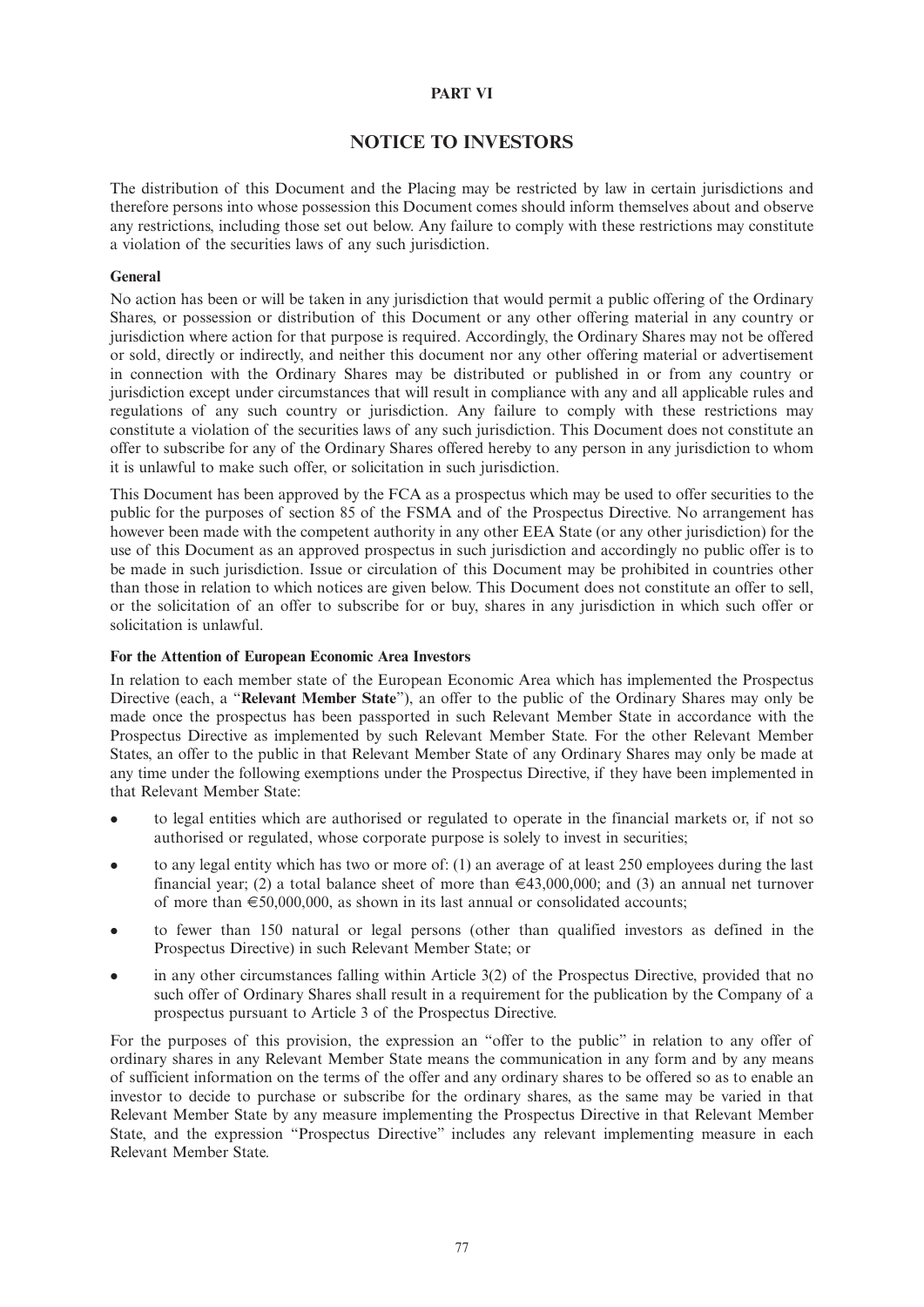**PART VI**

# NOTICE TO INVESTORS

The distribution of this Document and the Placing may be restricted by law in certain jurisdictions and therefore persons into whose possession this Document comes should inform themselves about and observe any restrictions, including those set out below. Any failure to comply with these restrictions may constitute a violation of the securities laws of any such jurisdiction.

**General**

No action has been or will be taken in any jurisdiction that would permit a public offering of the Ordinary Shares, or possession or distribution of this Document or any other offering material in any country or jurisdiction where action for that purpose is required. Accordingly, the Ordinary Shares may not be offered or sold, directly or indirectly, and neither this document nor any other offering material or advertisement in connection with the Ordinary Shares may be distributed or published in or from any country or jurisdiction except under circumstances that will result in compliance with any and all applicable rules and regulations of any such country or jurisdiction. Any failure to comply with these restrictions may constitute a violation of the securities laws of any such jurisdiction. This Document does not constitute an offer to subscribe for any of the Ordinary Shares offered hereby to any person in any jurisdiction to whom it is unlawful to make such offer, or solicitation in such jurisdiction.

This Document has been approved by the FCA as a prospectus which may be used to offer securities to the public for the purposes of section 85 of the FSMA and of the Prospectus Directive. No arrangement has however been made with the competent authority in any other EEA State (or any other jurisdiction) for the use of this Document as an approved prospectus in such jurisdiction and accordingly no public offer is to be made in such jurisdiction. Issue or circulation of this Document may be prohibited in countries other than those in relation to which notices are given below. This Document does not constitute an offer to sell, or the solicitation of an offer to subscribe for or buy, shares in any jurisdiction in which such offer or solicitation is unlawful.

**For the Attention of European Economic Area Investors**

In relation to each member state of the European Economic Area which has implemented the Prospectus Directive (each, a "**Relevant Member State**"), an offer to the public of the Ordinary Shares may only be made once the prospectus has been passported in such Relevant Member State in accordance with the Prospectus Directive as implemented by such Relevant Member State. For the other Relevant Member States, an offer to the public in that Relevant Member State of any Ordinary Shares may only be made at any time under the following exemptions under the Prospectus Directive, if they have been implemented in that Relevant Member State:

- to legal entities which are authorised or regulated to operate in the financial markets or, if not so authorised or regulated, whose corporate purpose is solely to invest in securities;
- to any legal entity which has two or more of: (1) an average of at least 250 employees during the last financial year; (2) a total balance sheet of more than €43,000,000; and (3) an annual net turnover of more than €50,000,000, as shown in its last annual or consolidated accounts;
- to fewer than 150 natural or legal persons (other than qualified investors as defined in the Prospectus Directive) in such Relevant Member State; or
- in any other circumstances falling within Article 3(2) of the Prospectus Directive, provided that no such offer of Ordinary Shares shall result in a requirement for the publication by the Company of a prospectus pursuant to Article 3 of the Prospectus Directive.

For the purposes of this provision, the expression an "offer to the public" in relation to any offer of ordinary shares in any Relevant Member State means the communication in any form and by any means of sufficient information on the terms of the offer and any ordinary shares to be offered so as to enable an investor to decide to purchase or subscribe for the ordinary shares, as the same may be varied in that Relevant Member State by any measure implementing the Prospectus Directive in that Relevant Member State, and the expression "Prospectus Directive" includes any relevant implementing measure in each Relevant Member State.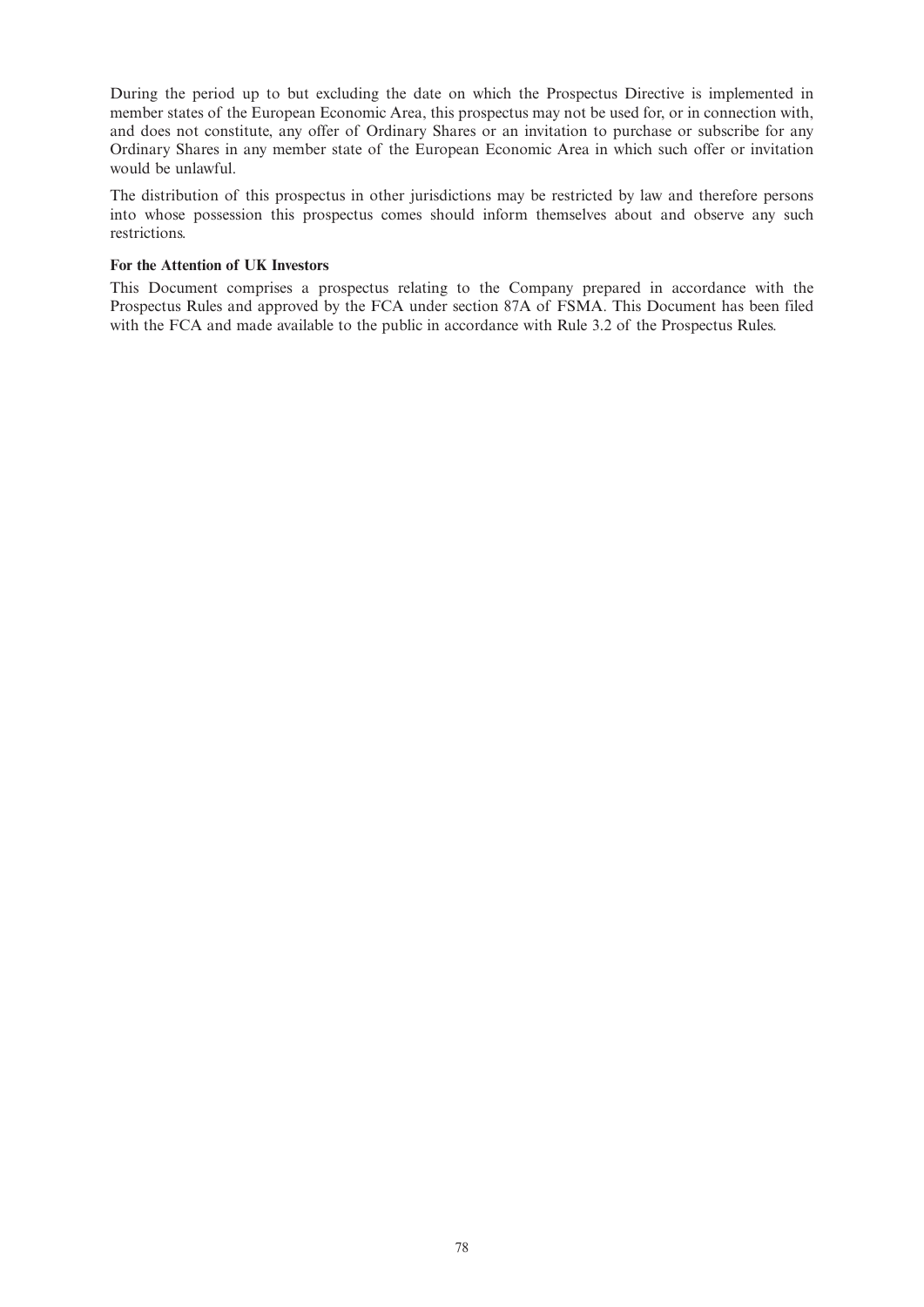During the period up to but excluding the date on which the Prospectus Directive is implemented in member states of the European Economic Area, this prospectus may not be used for, or in connection with, and does not constitute, any offer of Ordinary Shares or an invitation to purchase or subscribe for any Ordinary Shares in any member state of the European Economic Area in which such offer or invitation would be unlawful.

The distribution of this prospectus in other jurisdictions may be restricted by law and therefore persons into whose possession this prospectus comes should inform themselves about and observe any such restrictions.

**For the Attention of UK Investors**

This Document comprises a prospectus relating to the Company prepared in accordance with the Prospectus Rules and approved by the FCA under section 87A of FSMA. This Document has been filed with the FCA and made available to the public in accordance with Rule 3.2 of the Prospectus Rules.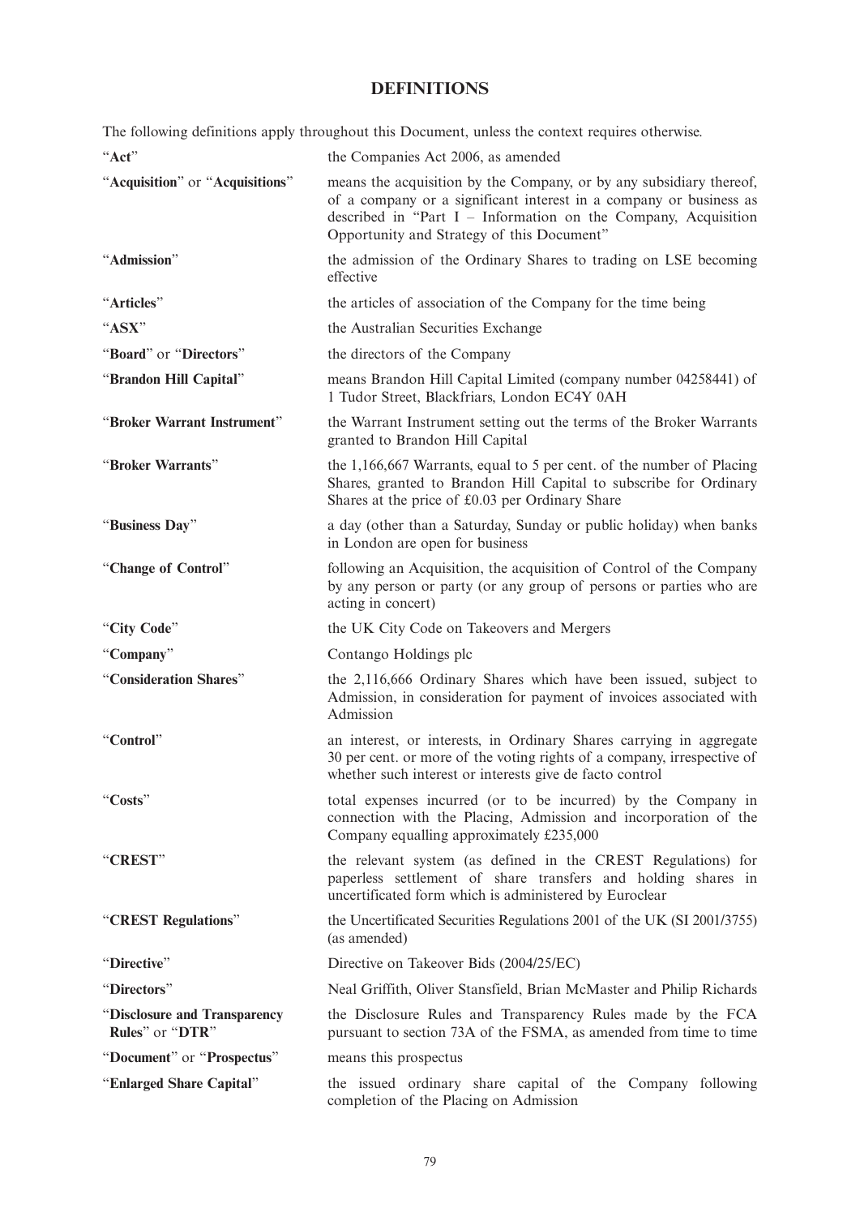# DEFINITIONS

The following definitions apply throughout this Document, unless the context requires otherwise.

| | |
|---|---|
| "**Act**" | the Companies Act 2006, as amended |
| "**Acquisition**" or "**Acquisitions**" | means the acquisition by the Company, or by any subsidiary thereof, of a company or a significant interest in a company or business as described in "Part I – Information on the Company, Acquisition Opportunity and Strategy of this Document" |
| "**Admission**" | the admission of the Ordinary Shares to trading on LSE becoming effective |
| "**Articles**" | the articles of association of the Company for the time being |
| "**ASX**" | the Australian Securities Exchange |
| "**Board**" or "**Directors**" | the directors of the Company |
| "**Brandon Hill Capital**" | means Brandon Hill Capital Limited (company number 04258441) of 1 Tudor Street, Blackfriars, London EC4Y 0AH |
| "**Broker Warrant Instrument**" | the Warrant Instrument setting out the terms of the Broker Warrants granted to Brandon Hill Capital |
| "**Broker Warrants**" | the 1,166,667 Warrants, equal to 5 per cent. of the number of Placing Shares, granted to Brandon Hill Capital to subscribe for Ordinary Shares at the price of £0.03 per Ordinary Share |
| "**Business Day**" | a day (other than a Saturday, Sunday or public holiday) when banks in London are open for business |
| "**Change of Control**" | following an Acquisition, the acquisition of Control of the Company by any person or party (or any group of persons or parties who are acting in concert) |
| "**City Code**" | the UK City Code on Takeovers and Mergers |
| "**Company**" | Contango Holdings plc |
| "**Consideration Shares**" | the 2,116,666 Ordinary Shares which have been issued, subject to Admission, in consideration for payment of invoices associated with Admission |
| "**Control**" | an interest, or interests, in Ordinary Shares carrying in aggregate 30 per cent. or more of the voting rights of a company, irrespective of whether such interest or interests give de facto control |
| "**Costs**" | total expenses incurred (or to be incurred) by the Company in connection with the Placing, Admission and incorporation of the Company equalling approximately £235,000 |
| "**CREST**" | the relevant system (as defined in the CREST Regulations) for paperless settlement of share transfers and holding shares in uncertificated form which is administered by Euroclear |
| "**CREST Regulations**" | the Uncertificated Securities Regulations 2001 of the UK (SI 2001/3755) (as amended) |
| "**Directive**" | Directive on Takeover Bids (2004/25/EC) |
| "**Directors**" | Neal Griffith, Oliver Stansfield, Brian McMaster and Philip Richards |
| "**Disclosure and Transparency Rules**" or "**DTR**" | the Disclosure Rules and Transparency Rules made by the FCA pursuant to section 73A of the FSMA, as amended from time to time |
| "**Document**" or "**Prospectus**" | means this prospectus |
| "**Enlarged Share Capital**" | the issued ordinary share capital of the Company following completion of the Placing on Admission |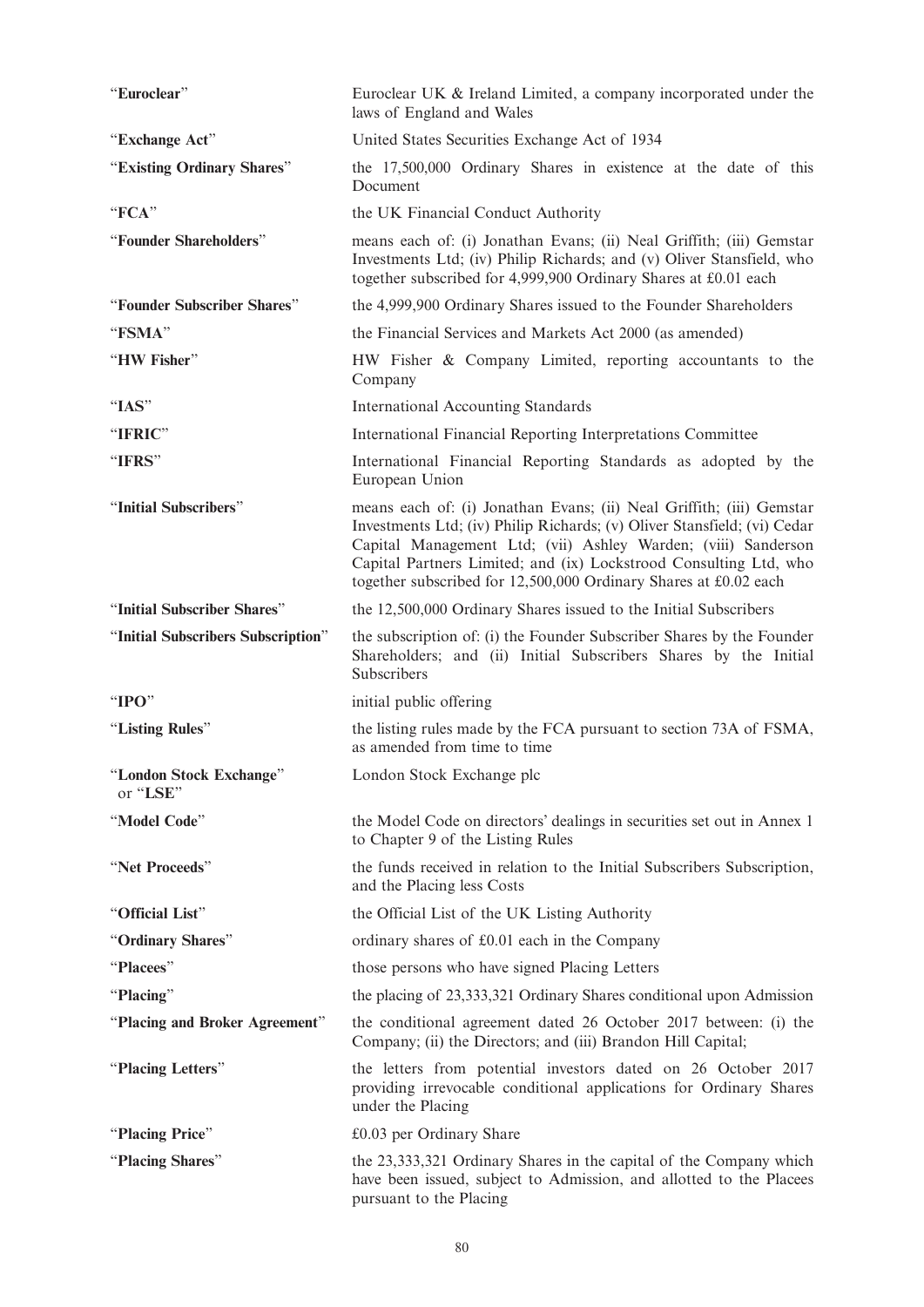| | |
|---|---|
| "**Euroclear**" | Euroclear UK & Ireland Limited, a company incorporated under the laws of England and Wales |
| "**Exchange Act**" | United States Securities Exchange Act of 1934 |
| "**Existing Ordinary Shares**" | the 17,500,000 Ordinary Shares in existence at the date of this Document |
| "**FCA**" | the UK Financial Conduct Authority |
| "**Founder Shareholders**" | means each of: (i) Jonathan Evans; (ii) Neal Griffith; (iii) Gemstar Investments Ltd; (iv) Philip Richards; and (v) Oliver Stansfield, who together subscribed for 4,999,900 Ordinary Shares at £0.01 each |
| "**Founder Subscriber Shares**" | the 4,999,900 Ordinary Shares issued to the Founder Shareholders |
| "**FSMA**" | the Financial Services and Markets Act 2000 (as amended) |
| "**HW Fisher**" | HW Fisher & Company Limited, reporting accountants to the Company |
| "**IAS**" | International Accounting Standards |
| "**IFRIC**" | International Financial Reporting Interpretations Committee |
| "**IFRS**" | International Financial Reporting Standards as adopted by the European Union |
| "**Initial Subscribers**" | means each of: (i) Jonathan Evans; (ii) Neal Griffith; (iii) Gemstar Investments Ltd; (iv) Philip Richards; (v) Oliver Stansfield; (vi) Cedar Capital Management Ltd; (vii) Ashley Warden; (viii) Sanderson Capital Partners Limited; and (ix) Lockstrood Consulting Ltd, who together subscribed for 12,500,000 Ordinary Shares at £0.02 each |
| "**Initial Subscriber Shares**" | the 12,500,000 Ordinary Shares issued to the Initial Subscribers |
| "**Initial Subscribers Subscription**" | the subscription of: (i) the Founder Subscriber Shares by the Founder Shareholders; and (ii) Initial Subscribers Shares by the Initial Subscribers |
| "**IPO**" | initial public offering |
| "**Listing Rules**" | the listing rules made by the FCA pursuant to section 73A of FSMA, as amended from time to time |
| "**London Stock Exchange**" or "**LSE**" | London Stock Exchange plc |
| "**Model Code**" | the Model Code on directors' dealings in securities set out in Annex 1 to Chapter 9 of the Listing Rules |
| "**Net Proceeds**" | the funds received in relation to the Initial Subscribers Subscription, and the Placing less Costs |
| "**Official List**" | the Official List of the UK Listing Authority |
| "**Ordinary Shares**" | ordinary shares of £0.01 each in the Company |
| "**Placees**" | those persons who have signed Placing Letters |
| "**Placing**" | the placing of 23,333,321 Ordinary Shares conditional upon Admission |
| "**Placing and Broker Agreement**" | the conditional agreement dated 26 October 2017 between: (i) the Company; (ii) the Directors; and (iii) Brandon Hill Capital; |
| "**Placing Letters**" | the letters from potential investors dated on 26 October 2017 providing irrevocable conditional applications for Ordinary Shares under the Placing |
| "**Placing Price**" | £0.03 per Ordinary Share |
| "**Placing Shares**" | the 23,333,321 Ordinary Shares in the capital of the Company which have been issued, subject to Admission, and allotted to the Placees pursuant to the Placing |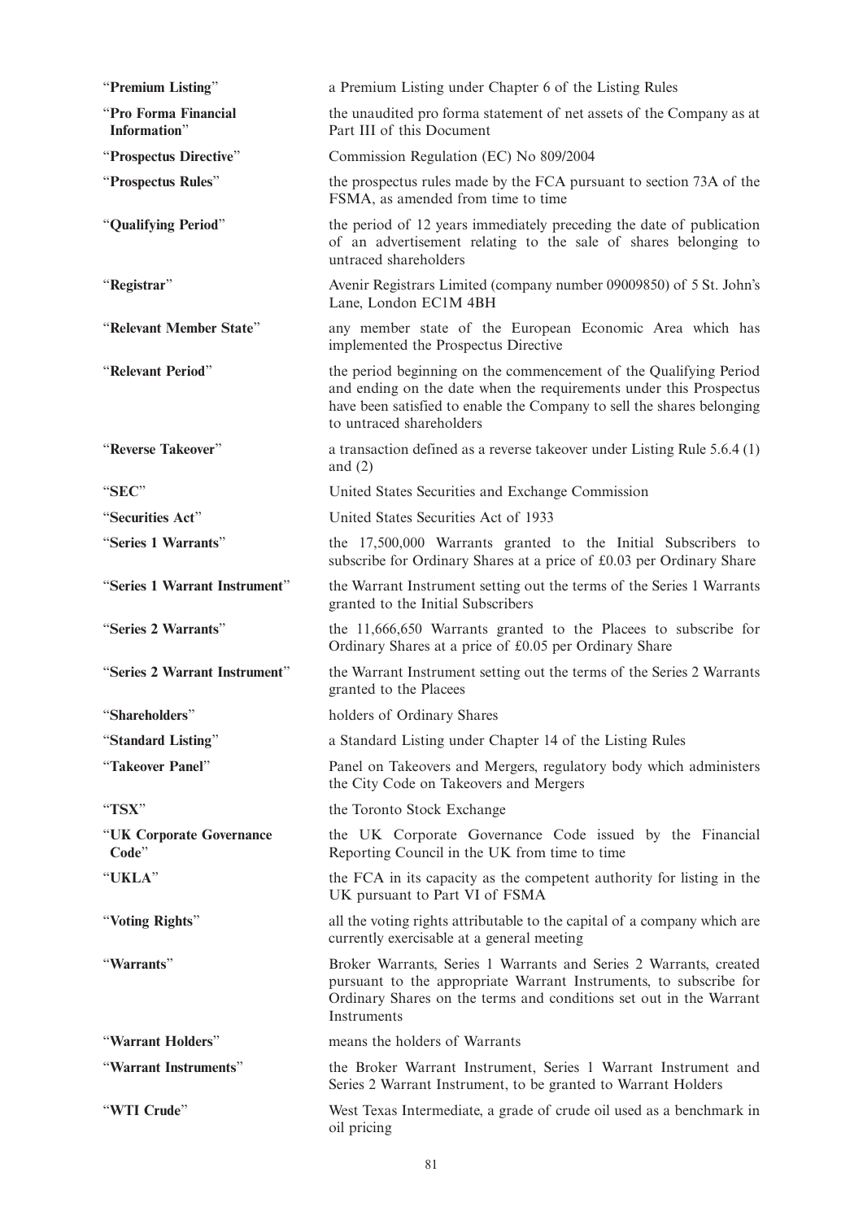| | |
|---|---|
| "**Premium Listing**" | a Premium Listing under Chapter 6 of the Listing Rules |
| "**Pro Forma Financial Information**" | the unaudited pro forma statement of net assets of the Company as at Part III of this Document |
| "**Prospectus Directive**" | Commission Regulation (EC) No 809/2004 |
| "**Prospectus Rules**" | the prospectus rules made by the FCA pursuant to section 73A of the FSMA, as amended from time to time |
| "**Qualifying Period**" | the period of 12 years immediately preceding the date of publication of an advertisement relating to the sale of shares belonging to untraced shareholders |
| "**Registrar**" | Avenir Registrars Limited (company number 09009850) of 5 St. John's Lane, London EC1M 4BH |
| "**Relevant Member State**" | any member state of the European Economic Area which has implemented the Prospectus Directive |
| "**Relevant Period**" | the period beginning on the commencement of the Qualifying Period and ending on the date when the requirements under this Prospectus have been satisfied to enable the Company to sell the shares belonging to untraced shareholders |
| "**Reverse Takeover**" | a transaction defined as a reverse takeover under Listing Rule 5.6.4 (1) and (2) |
| "**SEC**" | United States Securities and Exchange Commission |
| "**Securities Act**" | United States Securities Act of 1933 |
| "**Series 1 Warrants**" | the 17,500,000 Warrants granted to the Initial Subscribers to subscribe for Ordinary Shares at a price of £0.03 per Ordinary Share |
| "**Series 1 Warrant Instrument**" | the Warrant Instrument setting out the terms of the Series 1 Warrants granted to the Initial Subscribers |
| "**Series 2 Warrants**" | the 11,666,650 Warrants granted to the Placees to subscribe for Ordinary Shares at a price of £0.05 per Ordinary Share |
| "**Series 2 Warrant Instrument**" | the Warrant Instrument setting out the terms of the Series 2 Warrants granted to the Placees |
| "**Shareholders**" | holders of Ordinary Shares |
| "**Standard Listing**" | a Standard Listing under Chapter 14 of the Listing Rules |
| "**Takeover Panel**" | Panel on Takeovers and Mergers, regulatory body which administers the City Code on Takeovers and Mergers |
| "**TSX**" | the Toronto Stock Exchange |
| "**UK Corporate Governance Code**" | the UK Corporate Governance Code issued by the Financial Reporting Council in the UK from time to time |
| "**UKLA**" | the FCA in its capacity as the competent authority for listing in the UK pursuant to Part VI of FSMA |
| "**Voting Rights**" | all the voting rights attributable to the capital of a company which are currently exercisable at a general meeting |
| "**Warrants**" | Broker Warrants, Series 1 Warrants and Series 2 Warrants, created pursuant to the appropriate Warrant Instruments, to subscribe for Ordinary Shares on the terms and conditions set out in the Warrant Instruments |
| "**Warrant Holders**" | means the holders of Warrants |
| "**Warrant Instruments**" | the Broker Warrant Instrument, Series 1 Warrant Instrument and Series 2 Warrant Instrument, to be granted to Warrant Holders |
| "**WTI Crude**" | West Texas Intermediate, a grade of crude oil used as a benchmark in oil pricing |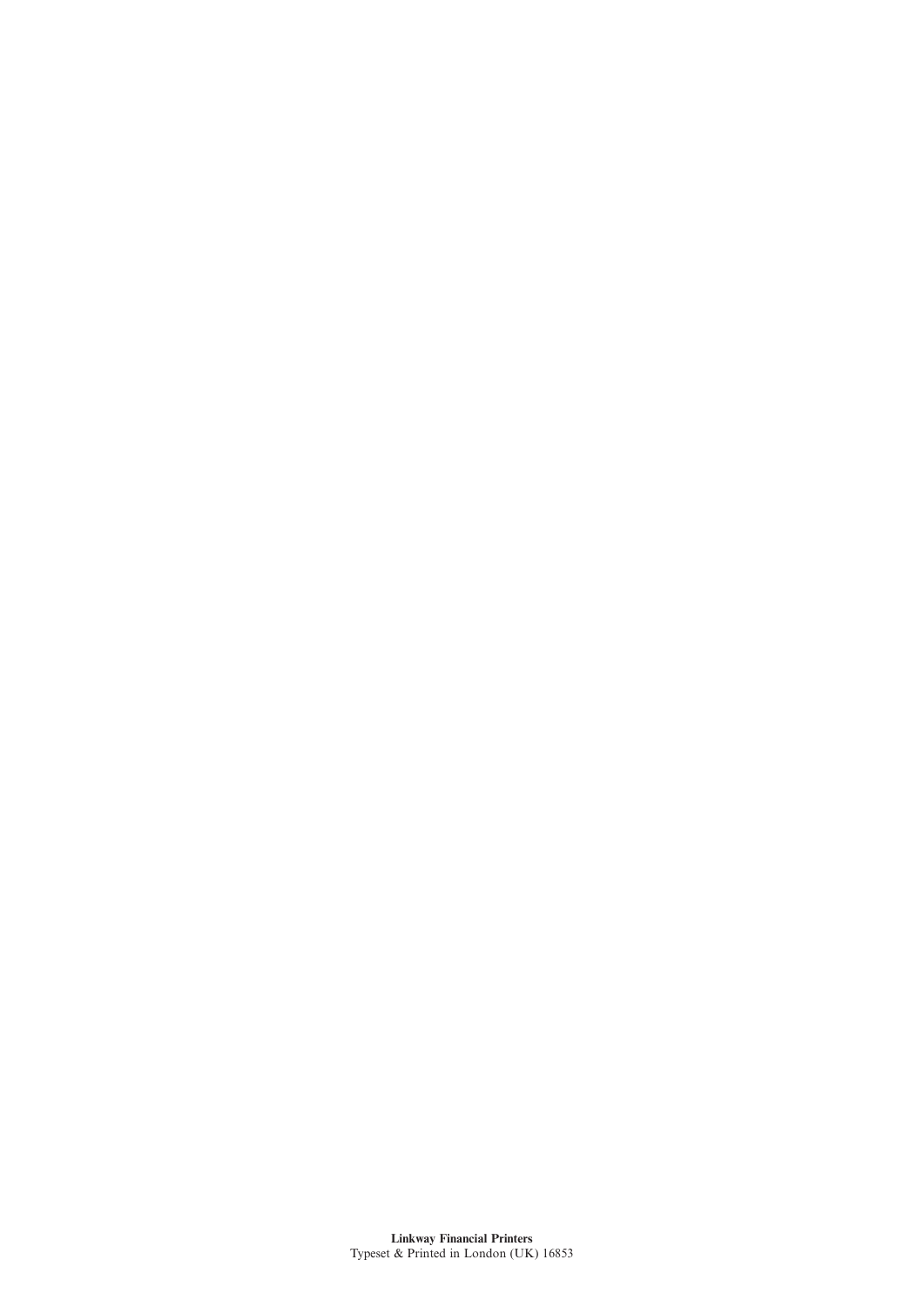**Linkway Financial Printers**
Typeset & Printed in London (UK) 16853